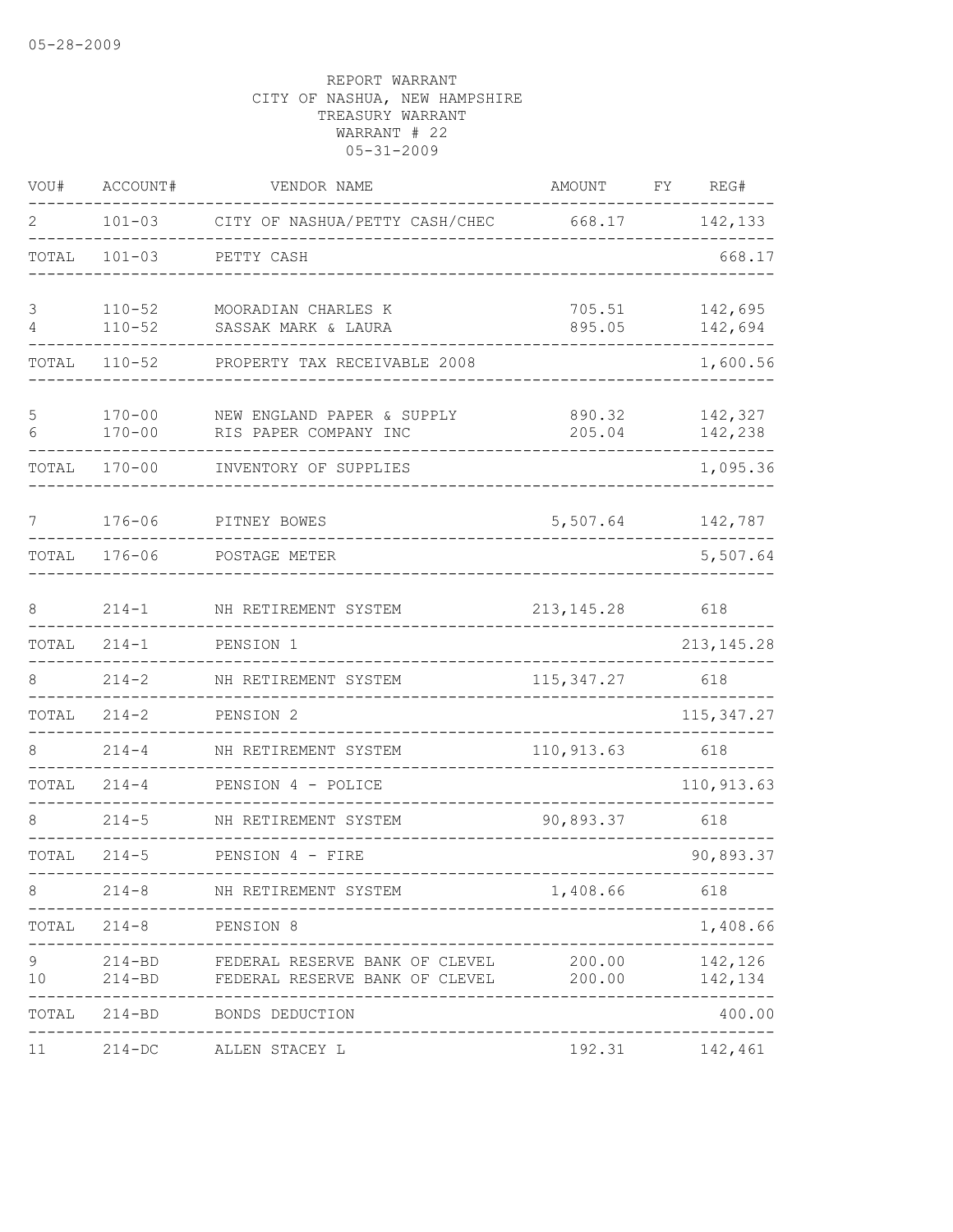05-28-2009

REPORT WARRANT
CITY OF NASHUA, NEW HAMPSHIRE
TREASURY WARRANT
WARRANT # 22
05-31-2009

| VOU# | ACCOUNT# | VENDOR NAME | AMOUNT | FY | REG# |
|---|---|---|---|---|---|
| 2 | 101-03 | CITY OF NASHUA/PETTY CASH/CHEC | 668.17 | | 142,133 |
| TOTAL | 101-03 | PETTY CASH | | | 668.17 |
| 3 | 110-52 | MOORADIAN CHARLES K | 705.51 | | 142,695 |
| 4 | 110-52 | SASSAK MARK & LAURA | 895.05 | | 142,694 |
| TOTAL | 110-52 | PROPERTY TAX RECEIVABLE 2008 | | | 1,600.56 |
| 5 | 170-00 | NEW ENGLAND PAPER & SUPPLY | 890.32 | | 142,327 |
| 6 | 170-00 | RIS PAPER COMPANY INC | 205.04 | | 142,238 |
| TOTAL | 170-00 | INVENTORY OF SUPPLIES | | | 1,095.36 |
| 7 | 176-06 | PITNEY BOWES | 5,507.64 | | 142,787 |
| TOTAL | 176-06 | POSTAGE METER | | | 5,507.64 |
| 8 | 214-1 | NH RETIREMENT SYSTEM | 213,145.28 | | 618 |
| TOTAL | 214-1 | PENSION 1 | | | 213,145.28 |
| 8 | 214-2 | NH RETIREMENT SYSTEM | 115,347.27 | | 618 |
| TOTAL | 214-2 | PENSION 2 | | | 115,347.27 |
| 8 | 214-4 | NH RETIREMENT SYSTEM | 110,913.63 | | 618 |
| TOTAL | 214-4 | PENSION 4 - POLICE | | | 110,913.63 |
| 8 | 214-5 | NH RETIREMENT SYSTEM | 90,893.37 | | 618 |
| TOTAL | 214-5 | PENSION 4 - FIRE | | | 90,893.37 |
| 8 | 214-8 | NH RETIREMENT SYSTEM | 1,408.66 | | 618 |
| TOTAL | 214-8 | PENSION 8 | | | 1,408.66 |
| 9 | 214-BD | FEDERAL RESERVE BANK OF CLEVEL | 200.00 | | 142,126 |
| 10 | 214-BD | FEDERAL RESERVE BANK OF CLEVEL | 200.00 | | 142,134 |
| TOTAL | 214-BD | BONDS DEDUCTION | | | 400.00 |
| 11 | 214-DC | ALLEN STACEY L | 192.31 | | 142,461 |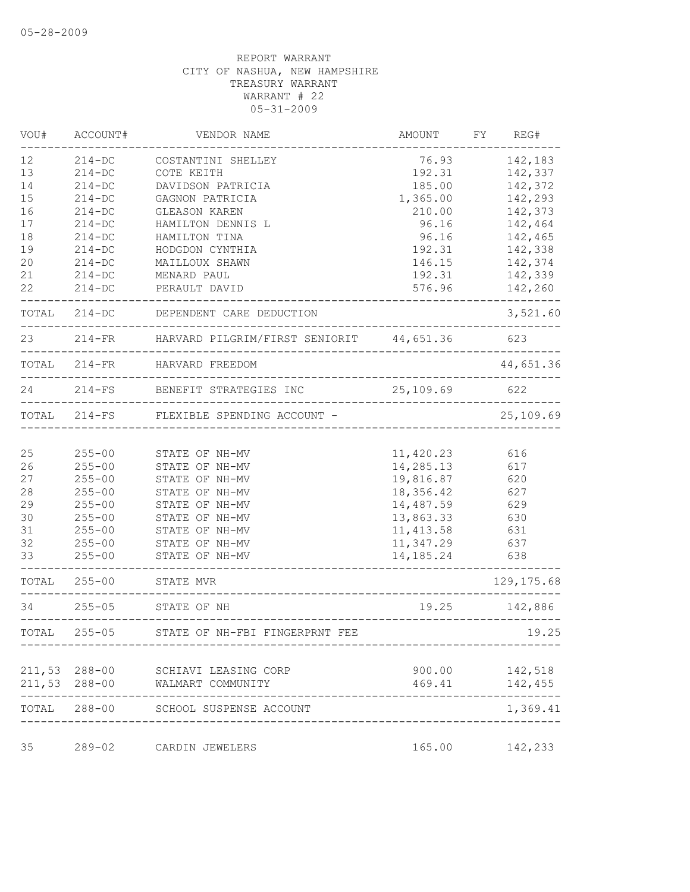05-28-2009

REPORT WARRANT
CITY OF NASHUA, NEW HAMPSHIRE
TREASURY WARRANT
WARRANT # 22
05-31-2009

| VOU# | ACCOUNT# | VENDOR NAME | AMOUNT | FY | REG# |
|---|---|---|---|---|---|
| 12 | 214-DC | COSTANTINI SHELLEY | 76.93 | | 142,183 |
| 13 | 214-DC | COTE KEITH | 192.31 | | 142,337 |
| 14 | 214-DC | DAVIDSON PATRICIA | 185.00 | | 142,372 |
| 15 | 214-DC | GAGNON PATRICIA | 1,365.00 | | 142,293 |
| 16 | 214-DC | GLEASON KAREN | 210.00 | | 142,373 |
| 17 | 214-DC | HAMILTON DENNIS L | 96.16 | | 142,464 |
| 18 | 214-DC | HAMILTON TINA | 96.16 | | 142,465 |
| 19 | 214-DC | HODGDON CYNTHIA | 192.31 | | 142,338 |
| 20 | 214-DC | MAILLOUX SHAWN | 146.15 | | 142,374 |
| 21 | 214-DC | MENARD PAUL | 192.31 | | 142,339 |
| 22 | 214-DC | PERAULT DAVID | 576.96 | | 142,260 |
| TOTAL | 214-DC | DEPENDENT CARE DEDUCTION | | | 3,521.60 |
| 23 | 214-FR | HARVARD PILGRIM/FIRST SENIORIT | 44,651.36 | | 623 |
| TOTAL | 214-FR | HARVARD FREEDOM | | | 44,651.36 |
| 24 | 214-FS | BENEFIT STRATEGIES INC | 25,109.69 | | 622 |
| TOTAL | 214-FS | FLEXIBLE SPENDING ACCOUNT - | | | 25,109.69 |
| 25 | 255-00 | STATE OF NH-MV | 11,420.23 | | 616 |
| 26 | 255-00 | STATE OF NH-MV | 14,285.13 | | 617 |
| 27 | 255-00 | STATE OF NH-MV | 19,816.87 | | 620 |
| 28 | 255-00 | STATE OF NH-MV | 18,356.42 | | 627 |
| 29 | 255-00 | STATE OF NH-MV | 14,487.59 | | 629 |
| 30 | 255-00 | STATE OF NH-MV | 13,863.33 | | 630 |
| 31 | 255-00 | STATE OF NH-MV | 11,413.58 | | 631 |
| 32 | 255-00 | STATE OF NH-MV | 11,347.29 | | 637 |
| 33 | 255-00 | STATE OF NH-MV | 14,185.24 | | 638 |
| TOTAL | 255-00 | STATE MVR | | | 129,175.68 |
| 34 | 255-05 | STATE OF NH | 19.25 | | 142,886 |
| TOTAL | 255-05 | STATE OF NH-FBI FINGERPRNT FEE | | | 19.25 |
| 211,53 | 288-00 | SCHIAVI LEASING CORP | 900.00 | | 142,518 |
| 211,53 | 288-00 | WALMART COMMUNITY | 469.41 | | 142,455 |
| TOTAL | 288-00 | SCHOOL SUSPENSE ACCOUNT | | | 1,369.41 |
| 35 | 289-02 | CARDIN JEWELERS | 165.00 | | 142,233 |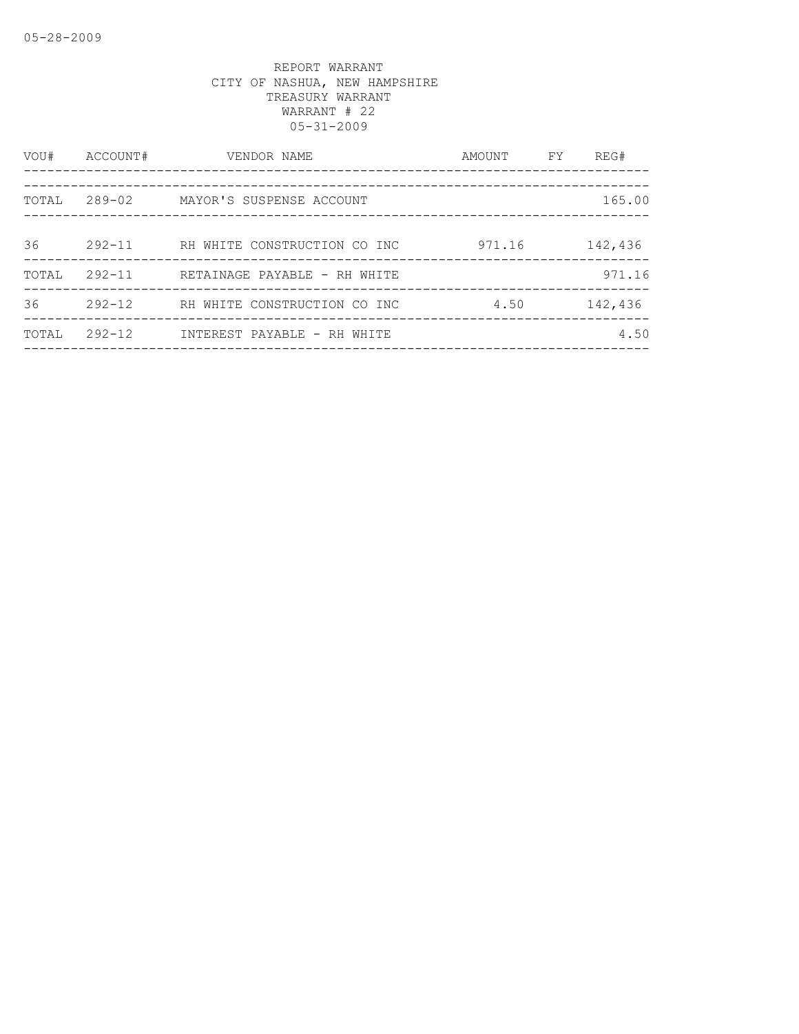REPORT WARRANT
CITY OF NASHUA, NEW HAMPSHIRE
TREASURY WARRANT
WARRANT # 22
05-31-2009

| VOU# | ACCOUNT# | VENDOR NAME | AMOUNT | FY | REG# |
|---|---|---|---|---|---|
| TOTAL | 289-02 | MAYOR'S SUSPENSE ACCOUNT | | | 165.00 |
| 36 | 292-11 | RH WHITE CONSTRUCTION CO INC | 971.16 | | 142,436 |
| TOTAL | 292-11 | RETAINAGE PAYABLE - RH WHITE | | | 971.16 |
| 36 | 292-12 | RH WHITE CONSTRUCTION CO INC | 4.50 | | 142,436 |
| TOTAL | 292-12 | INTEREST PAYABLE - RH WHITE | | | 4.50 |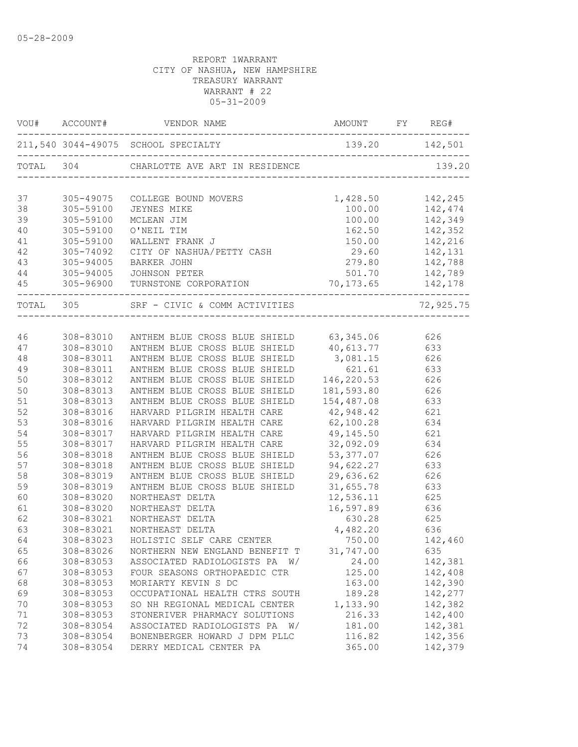05-28-2009

REPORT 1WARRANT
CITY OF NASHUA, NEW HAMPSHIRE
TREASURY WARRANT
WARRANT # 22
05-31-2009

| VOU# | ACCOUNT# | VENDOR NAME | AMOUNT | FY | REG# |
|---|---|---|---|---|---|
| 211,540 | 3044-49075 | SCHOOL SPECIALTY | 139.20 | | 142,501 |
| TOTAL | 304 | CHARLOTTE AVE ART IN RESIDENCE | | | 139.20 |
| 37 | 305-49075 | COLLEGE BOUND MOVERS | 1,428.50 | | 142,245 |
| 38 | 305-59100 | JEYNES MIKE | 100.00 | | 142,474 |
| 39 | 305-59100 | MCLEAN JIM | 100.00 | | 142,349 |
| 40 | 305-59100 | O'NEIL TIM | 162.50 | | 142,352 |
| 41 | 305-59100 | WALLENT FRANK J | 150.00 | | 142,216 |
| 42 | 305-74092 | CITY OF NASHUA/PETTY CASH | 29.60 | | 142,131 |
| 43 | 305-94005 | BARKER JOHN | 279.80 | | 142,788 |
| 44 | 305-94005 | JOHNSON PETER | 501.70 | | 142,789 |
| 45 | 305-96900 | TURNSTONE CORPORATION | 70,173.65 | | 142,178 |
| TOTAL | 305 | SRF - CIVIC & COMM ACTIVITIES | | | 72,925.75 |
| 46 | 308-83010 | ANTHEM BLUE CROSS BLUE SHIELD | 63,345.06 | | 626 |
| 47 | 308-83010 | ANTHEM BLUE CROSS BLUE SHIELD | 40,613.77 | | 633 |
| 48 | 308-83011 | ANTHEM BLUE CROSS BLUE SHIELD | 3,081.15 | | 626 |
| 49 | 308-83011 | ANTHEM BLUE CROSS BLUE SHIELD | 621.61 | | 633 |
| 50 | 308-83012 | ANTHEM BLUE CROSS BLUE SHIELD | 146,220.53 | | 626 |
| 50 | 308-83013 | ANTHEM BLUE CROSS BLUE SHIELD | 181,593.80 | | 626 |
| 51 | 308-83013 | ANTHEM BLUE CROSS BLUE SHIELD | 154,487.08 | | 633 |
| 52 | 308-83016 | HARVARD PILGRIM HEALTH CARE | 42,948.42 | | 621 |
| 53 | 308-83016 | HARVARD PILGRIM HEALTH CARE | 62,100.28 | | 634 |
| 54 | 308-83017 | HARVARD PILGRIM HEALTH CARE | 49,145.50 | | 621 |
| 55 | 308-83017 | HARVARD PILGRIM HEALTH CARE | 32,092.09 | | 634 |
| 56 | 308-83018 | ANTHEM BLUE CROSS BLUE SHIELD | 53,377.07 | | 626 |
| 57 | 308-83018 | ANTHEM BLUE CROSS BLUE SHIELD | 94,622.27 | | 633 |
| 58 | 308-83019 | ANTHEM BLUE CROSS BLUE SHIELD | 29,636.62 | | 626 |
| 59 | 308-83019 | ANTHEM BLUE CROSS BLUE SHIELD | 31,655.78 | | 633 |
| 60 | 308-83020 | NORTHEAST DELTA | 12,536.11 | | 625 |
| 61 | 308-83020 | NORTHEAST DELTA | 16,597.89 | | 636 |
| 62 | 308-83021 | NORTHEAST DELTA | 630.28 | | 625 |
| 63 | 308-83021 | NORTHEAST DELTA | 4,482.20 | | 636 |
| 64 | 308-83023 | HOLISTIC SELF CARE CENTER | 750.00 | | 142,460 |
| 65 | 308-83026 | NORTHERN NEW ENGLAND BENEFIT T | 31,747.00 | | 635 |
| 66 | 308-83053 | ASSOCIATED RADIOLOGISTS PA W/ | 24.00 | | 142,381 |
| 67 | 308-83053 | FOUR SEASONS ORTHOPAEDIC CTR | 125.00 | | 142,408 |
| 68 | 308-83053 | MORIARTY KEVIN S DC | 163.00 | | 142,390 |
| 69 | 308-83053 | OCCUPATIONAL HEALTH CTRS SOUTH | 189.28 | | 142,277 |
| 70 | 308-83053 | SO NH REGIONAL MEDICAL CENTER | 1,133.90 | | 142,382 |
| 71 | 308-83053 | STONERIVER PHARMACY SOLUTIONS | 216.33 | | 142,400 |
| 72 | 308-83054 | ASSOCIATED RADIOLOGISTS PA W/ | 181.00 | | 142,381 |
| 73 | 308-83054 | BONENBERGER HOWARD J DPM PLLC | 116.82 | | 142,356 |
| 74 | 308-83054 | DERRY MEDICAL CENTER PA | 365.00 | | 142,379 |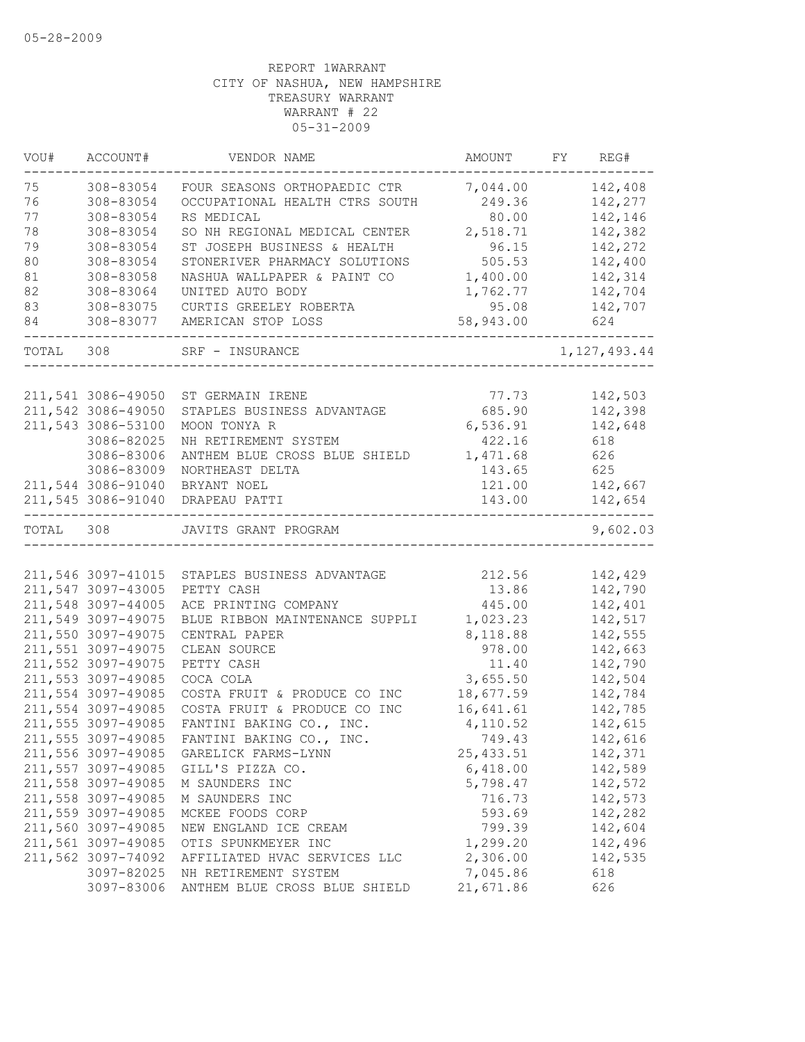05-28-2009

REPORT 1WARRANT
CITY OF NASHUA, NEW HAMPSHIRE
TREASURY WARRANT
WARRANT # 22
05-31-2009

| VOU# | ACCOUNT# | VENDOR NAME | AMOUNT | FY | REG# |
|---|---|---|---|---|---|
| 75 | 308-83054 | FOUR SEASONS ORTHOPAEDIC CTR | 7,044.00 | | 142,408 |
| 76 | 308-83054 | OCCUPATIONAL HEALTH CTRS SOUTH | 249.36 | | 142,277 |
| 77 | 308-83054 | RS MEDICAL | 80.00 | | 142,146 |
| 78 | 308-83054 | SO NH REGIONAL MEDICAL CENTER | 2,518.71 | | 142,382 |
| 79 | 308-83054 | ST JOSEPH BUSINESS & HEALTH | 96.15 | | 142,272 |
| 80 | 308-83054 | STONERIVER PHARMACY SOLUTIONS | 505.53 | | 142,400 |
| 81 | 308-83058 | NASHUA WALLPAPER & PAINT CO | 1,400.00 | | 142,314 |
| 82 | 308-83064 | UNITED AUTO BODY | 1,762.77 | | 142,704 |
| 83 | 308-83075 | CURTIS GREELEY ROBERTA | 95.08 | | 142,707 |
| 84 | 308-83077 | AMERICAN STOP LOSS | 58,943.00 | | 624 |
| TOTAL | 308 | SRF - INSURANCE | | | 1,127,493.44 |
| 211,541 | 3086-49050 | ST GERMAIN IRENE | 77.73 | | 142,503 |
| 211,542 | 3086-49050 | STAPLES BUSINESS ADVANTAGE | 685.90 | | 142,398 |
| 211,543 | 3086-53100 | MOON TONYA R | 6,536.91 | | 142,648 |
| | 3086-82025 | NH RETIREMENT SYSTEM | 422.16 | | 618 |
| | 3086-83006 | ANTHEM BLUE CROSS BLUE SHIELD | 1,471.68 | | 626 |
| | 3086-83009 | NORTHEAST DELTA | 143.65 | | 625 |
| 211,544 | 3086-91040 | BRYANT NOEL | 121.00 | | 142,667 |
| 211,545 | 3086-91040 | DRAPEAU PATTI | 143.00 | | 142,654 |
| TOTAL | 308 | JAVITS GRANT PROGRAM | | | 9,602.03 |
| 211,546 | 3097-41015 | STAPLES BUSINESS ADVANTAGE | 212.56 | | 142,429 |
| 211,547 | 3097-43005 | PETTY CASH | 13.86 | | 142,790 |
| 211,548 | 3097-44005 | ACE PRINTING COMPANY | 445.00 | | 142,401 |
| 211,549 | 3097-49075 | BLUE RIBBON MAINTENANCE SUPPLI | 1,023.23 | | 142,517 |
| 211,550 | 3097-49075 | CENTRAL PAPER | 8,118.88 | | 142,555 |
| 211,551 | 3097-49075 | CLEAN SOURCE | 978.00 | | 142,663 |
| 211,552 | 3097-49075 | PETTY CASH | 11.40 | | 142,790 |
| 211,553 | 3097-49085 | COCA COLA | 3,655.50 | | 142,504 |
| 211,554 | 3097-49085 | COSTA FRUIT & PRODUCE CO INC | 18,677.59 | | 142,784 |
| 211,554 | 3097-49085 | COSTA FRUIT & PRODUCE CO INC | 16,641.61 | | 142,785 |
| 211,555 | 3097-49085 | FANTINI BAKING CO., INC. | 4,110.52 | | 142,615 |
| 211,555 | 3097-49085 | FANTINI BAKING CO., INC. | 749.43 | | 142,616 |
| 211,556 | 3097-49085 | GARELICK FARMS-LYNN | 25,433.51 | | 142,371 |
| 211,557 | 3097-49085 | GILL'S PIZZA CO. | 6,418.00 | | 142,589 |
| 211,558 | 3097-49085 | M SAUNDERS INC | 5,798.47 | | 142,572 |
| 211,558 | 3097-49085 | M SAUNDERS INC | 716.73 | | 142,573 |
| 211,559 | 3097-49085 | MCKEE FOODS CORP | 593.69 | | 142,282 |
| 211,560 | 3097-49085 | NEW ENGLAND ICE CREAM | 799.39 | | 142,604 |
| 211,561 | 3097-49085 | OTIS SPUNKMEYER INC | 1,299.20 | | 142,496 |
| 211,562 | 3097-74092 | AFFILIATED HVAC SERVICES LLC | 2,306.00 | | 142,535 |
| | 3097-82025 | NH RETIREMENT SYSTEM | 7,045.86 | | 618 |
| | 3097-83006 | ANTHEM BLUE CROSS BLUE SHIELD | 21,671.86 | | 626 |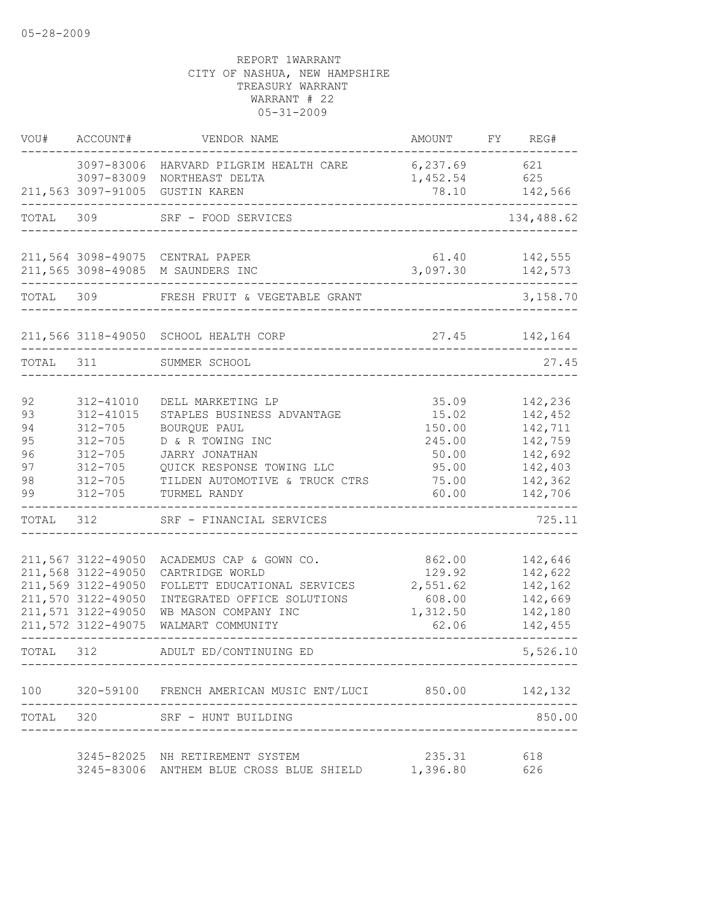05-28-2009

REPORT 1WARRANT
CITY OF NASHUA, NEW HAMPSHIRE
TREASURY WARRANT
WARRANT # 22
05-31-2009

| VOU# | ACCOUNT# | VENDOR NAME | AMOUNT | FY | REG# |
|---|---|---|---|---|---|
| | 3097-83006 | HARVARD PILGRIM HEALTH CARE | 6,237.69 | | 621 |
| | 3097-83009 | NORTHEAST DELTA | 1,452.54 | | 625 |
| 211,563 | 3097-91005 | GUSTIN KAREN | 78.10 | | 142,566 |
| TOTAL | 309 | SRF - FOOD SERVICES | | | 134,488.62 |
| 211,564 | 3098-49075 | CENTRAL PAPER | 61.40 | | 142,555 |
| 211,565 | 3098-49085 | M SAUNDERS INC | 3,097.30 | | 142,573 |
| TOTAL | 309 | FRESH FRUIT & VEGETABLE GRANT | | | 3,158.70 |
| 211,566 | 3118-49050 | SCHOOL HEALTH CORP | 27.45 | | 142,164 |
| TOTAL | 311 | SUMMER SCHOOL | | | 27.45 |
| 92 | 312-41010 | DELL MARKETING LP | 35.09 | | 142,236 |
| 93 | 312-41015 | STAPLES BUSINESS ADVANTAGE | 15.02 | | 142,452 |
| 94 | 312-705 | BOURQUE PAUL | 150.00 | | 142,711 |
| 95 | 312-705 | D & R TOWING INC | 245.00 | | 142,759 |
| 96 | 312-705 | JARRY JONATHAN | 50.00 | | 142,692 |
| 97 | 312-705 | QUICK RESPONSE TOWING LLC | 95.00 | | 142,403 |
| 98 | 312-705 | TILDEN AUTOMOTIVE & TRUCK CTRS | 75.00 | | 142,362 |
| 99 | 312-705 | TURMEL RANDY | 60.00 | | 142,706 |
| TOTAL | 312 | SRF - FINANCIAL SERVICES | | | 725.11 |
| 211,567 | 3122-49050 | ACADEMUS CAP & GOWN CO. | 862.00 | | 142,646 |
| 211,568 | 3122-49050 | CARTRIDGE WORLD | 129.92 | | 142,622 |
| 211,569 | 3122-49050 | FOLLETT EDUCATIONAL SERVICES | 2,551.62 | | 142,162 |
| 211,570 | 3122-49050 | INTEGRATED OFFICE SOLUTIONS | 608.00 | | 142,669 |
| 211,571 | 3122-49050 | WB MASON COMPANY INC | 1,312.50 | | 142,180 |
| 211,572 | 3122-49075 | WALMART COMMUNITY | 62.06 | | 142,455 |
| TOTAL | 312 | ADULT ED/CONTINUING ED | | | 5,526.10 |
| 100 | 320-59100 | FRENCH AMERICAN MUSIC ENT/LUCI | 850.00 | | 142,132 |
| TOTAL | 320 | SRF - HUNT BUILDING | | | 850.00 |
| | 3245-82025 | NH RETIREMENT SYSTEM | 235.31 | | 618 |
| | 3245-83006 | ANTHEM BLUE CROSS BLUE SHIELD | 1,396.80 | | 626 |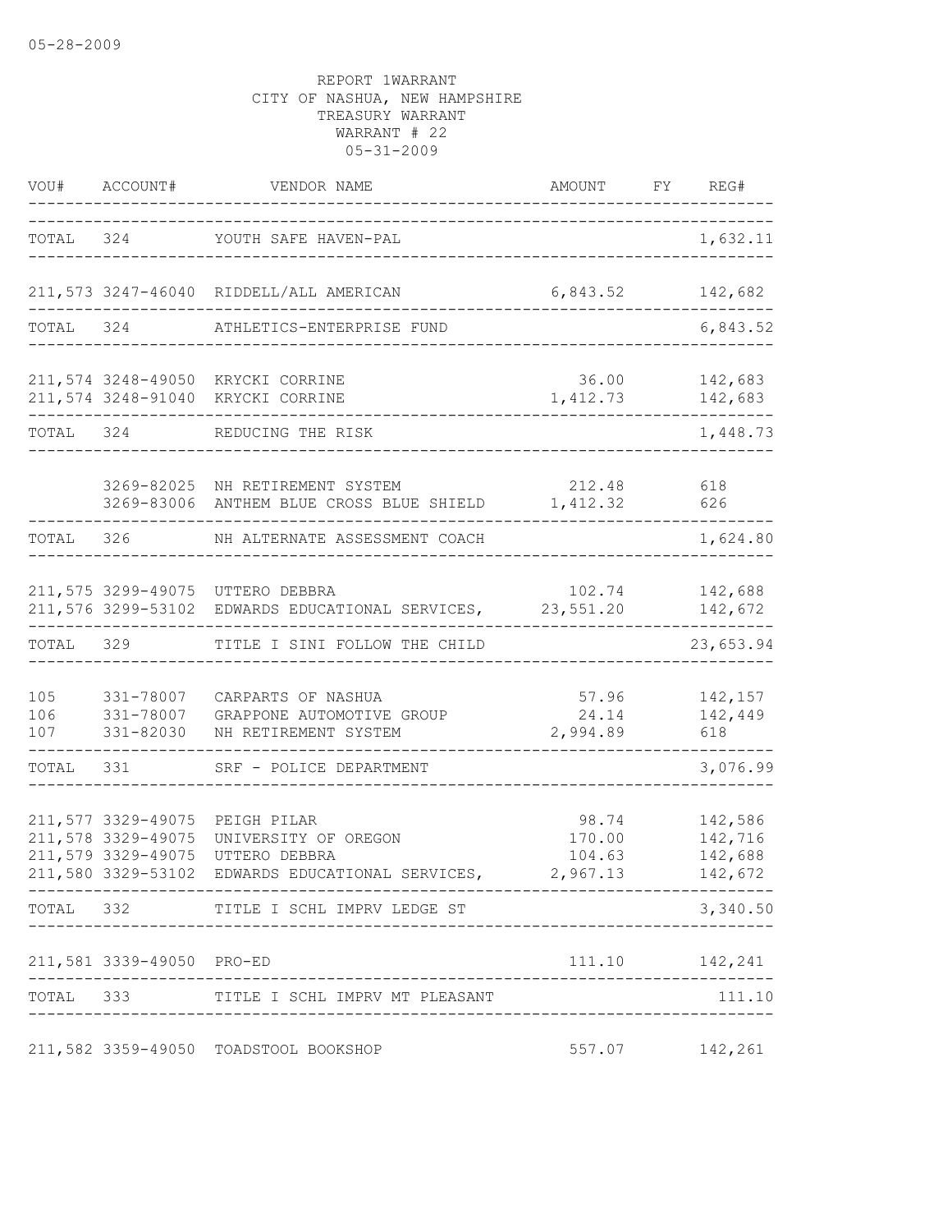05-28-2009

REPORT 1WARRANT
CITY OF NASHUA, NEW HAMPSHIRE
TREASURY WARRANT
WARRANT # 22
05-31-2009

| VOU# | ACCOUNT# | VENDOR NAME | AMOUNT | FY | REG# |
|---|---|---|---|---|---|
| TOTAL | 324 | YOUTH SAFE HAVEN-PAL | | | 1,632.11 |
| 211,573 | 3247-46040 | RIDDELL/ALL AMERICAN | 6,843.52 | | 142,682 |
| TOTAL | 324 | ATHLETICS-ENTERPRISE FUND | | | 6,843.52 |
| 211,574 | 3248-49050 | KRYCKI CORRINE | 36.00 | | 142,683 |
| 211,574 | 3248-91040 | KRYCKI CORRINE | 1,412.73 | | 142,683 |
| TOTAL | 324 | REDUCING THE RISK | | | 1,448.73 |
| | 3269-82025 | NH RETIREMENT SYSTEM | 212.48 | | 618 |
| | 3269-83006 | ANTHEM BLUE CROSS BLUE SHIELD | 1,412.32 | | 626 |
| TOTAL | 326 | NH ALTERNATE ASSESSMENT COACH | | | 1,624.80 |
| 211,575 | 3299-49075 | UTTERO DEBBRA | 102.74 | | 142,688 |
| 211,576 | 3299-53102 | EDWARDS EDUCATIONAL SERVICES, | 23,551.20 | | 142,672 |
| TOTAL | 329 | TITLE I SINI FOLLOW THE CHILD | | | 23,653.94 |
| 105 | 331-78007 | CARPARTS OF NASHUA | 57.96 | | 142,157 |
| 106 | 331-78007 | GRAPPONE AUTOMOTIVE GROUP | 24.14 | | 142,449 |
| 107 | 331-82030 | NH RETIREMENT SYSTEM | 2,994.89 | | 618 |
| TOTAL | 331 | SRF - POLICE DEPARTMENT | | | 3,076.99 |
| 211,577 | 3329-49075 | PEIGH PILAR | 98.74 | | 142,586 |
| 211,578 | 3329-49075 | UNIVERSITY OF OREGON | 170.00 | | 142,716 |
| 211,579 | 3329-49075 | UTTERO DEBBRA | 104.63 | | 142,688 |
| 211,580 | 3329-53102 | EDWARDS EDUCATIONAL SERVICES, | 2,967.13 | | 142,672 |
| TOTAL | 332 | TITLE I SCHL IMPRV LEDGE ST | | | 3,340.50 |
| 211,581 | 3339-49050 | PRO-ED | 111.10 | | 142,241 |
| TOTAL | 333 | TITLE I SCHL IMPRV MT PLEASANT | | | 111.10 |
| 211,582 | 3359-49050 | TOADSTOOL BOOKSHOP | 557.07 | | 142,261 |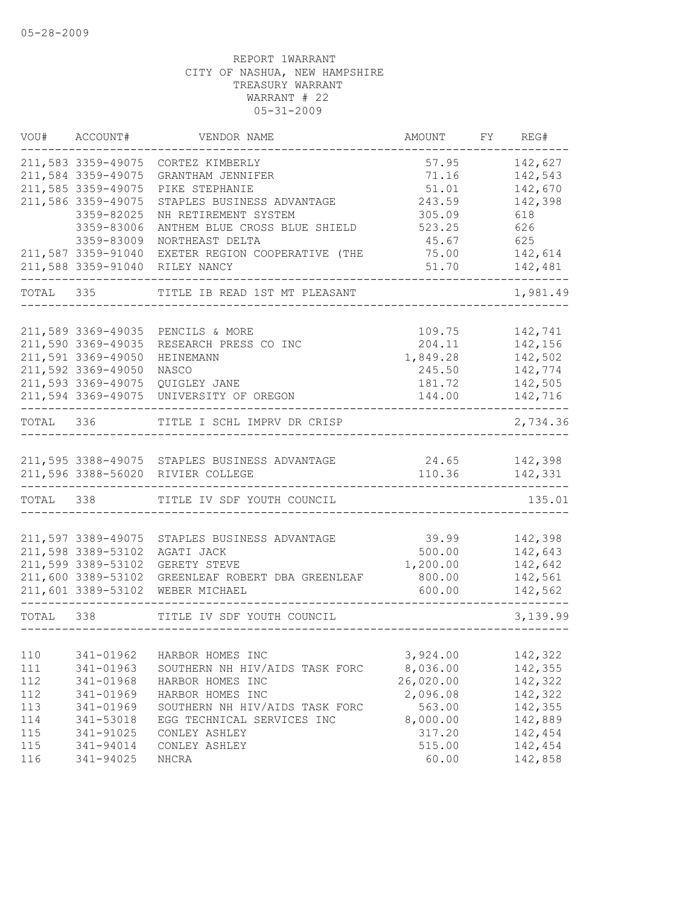05-28-2009

REPORT 1WARRANT
CITY OF NASHUA, NEW HAMPSHIRE
TREASURY WARRANT
WARRANT # 22
05-31-2009

| VOU# | ACCOUNT# | VENDOR NAME | AMOUNT | FY | REG# |
|---|---|---|---|---|---|
| 211,583 | 3359-49075 | CORTEZ KIMBERLY | 57.95 | | 142,627 |
| 211,584 | 3359-49075 | GRANTHAM JENNIFER | 71.16 | | 142,543 |
| 211,585 | 3359-49075 | PIKE STEPHANIE | 51.01 | | 142,670 |
| 211,586 | 3359-49075 | STAPLES BUSINESS ADVANTAGE | 243.59 | | 142,398 |
| | 3359-82025 | NH RETIREMENT SYSTEM | 305.09 | | 618 |
| | 3359-83006 | ANTHEM BLUE CROSS BLUE SHIELD | 523.25 | | 626 |
| | 3359-83009 | NORTHEAST DELTA | 45.67 | | 625 |
| 211,587 | 3359-91040 | EXETER REGION COOPERATIVE (THE | 75.00 | | 142,614 |
| 211,588 | 3359-91040 | RILEY NANCY | 51.70 | | 142,481 |
| TOTAL | 335 | TITLE IB READ 1ST MT PLEASANT | | | 1,981.49 |
| 211,589 | 3369-49035 | PENCILS & MORE | 109.75 | | 142,741 |
| 211,590 | 3369-49035 | RESEARCH PRESS CO INC | 204.11 | | 142,156 |
| 211,591 | 3369-49050 | HEINEMANN | 1,849.28 | | 142,502 |
| 211,592 | 3369-49050 | NASCO | 245.50 | | 142,774 |
| 211,593 | 3369-49075 | QUIGLEY JANE | 181.72 | | 142,505 |
| 211,594 | 3369-49075 | UNIVERSITY OF OREGON | 144.00 | | 142,716 |
| TOTAL | 336 | TITLE I SCHL IMPRV DR CRISP | | | 2,734.36 |
| 211,595 | 3388-49075 | STAPLES BUSINESS ADVANTAGE | 24.65 | | 142,398 |
| 211,596 | 3388-56020 | RIVIER COLLEGE | 110.36 | | 142,331 |
| TOTAL | 338 | TITLE IV SDF YOUTH COUNCIL | | | 135.01 |
| 211,597 | 3389-49075 | STAPLES BUSINESS ADVANTAGE | 39.99 | | 142,398 |
| 211,598 | 3389-53102 | AGATI JACK | 500.00 | | 142,643 |
| 211,599 | 3389-53102 | GERETY STEVE | 1,200.00 | | 142,642 |
| 211,600 | 3389-53102 | GREENLEAF ROBERT DBA GREENLEAF | 800.00 | | 142,561 |
| 211,601 | 3389-53102 | WEBER MICHAEL | 600.00 | | 142,562 |
| TOTAL | 338 | TITLE IV SDF YOUTH COUNCIL | | | 3,139.99 |
| 110 | 341-01962 | HARBOR HOMES INC | 3,924.00 | | 142,322 |
| 111 | 341-01963 | SOUTHERN NH HIV/AIDS TASK FORC | 8,036.00 | | 142,355 |
| 112 | 341-01968 | HARBOR HOMES INC | 26,020.00 | | 142,322 |
| 112 | 341-01969 | HARBOR HOMES INC | 2,096.08 | | 142,322 |
| 113 | 341-01969 | SOUTHERN NH HIV/AIDS TASK FORC | 563.00 | | 142,355 |
| 114 | 341-53018 | EGG TECHNICAL SERVICES INC | 8,000.00 | | 142,889 |
| 115 | 341-91025 | CONLEY ASHLEY | 317.20 | | 142,454 |
| 115 | 341-94014 | CONLEY ASHLEY | 515.00 | | 142,454 |
| 116 | 341-94025 | NHCRA | 60.00 | | 142,858 |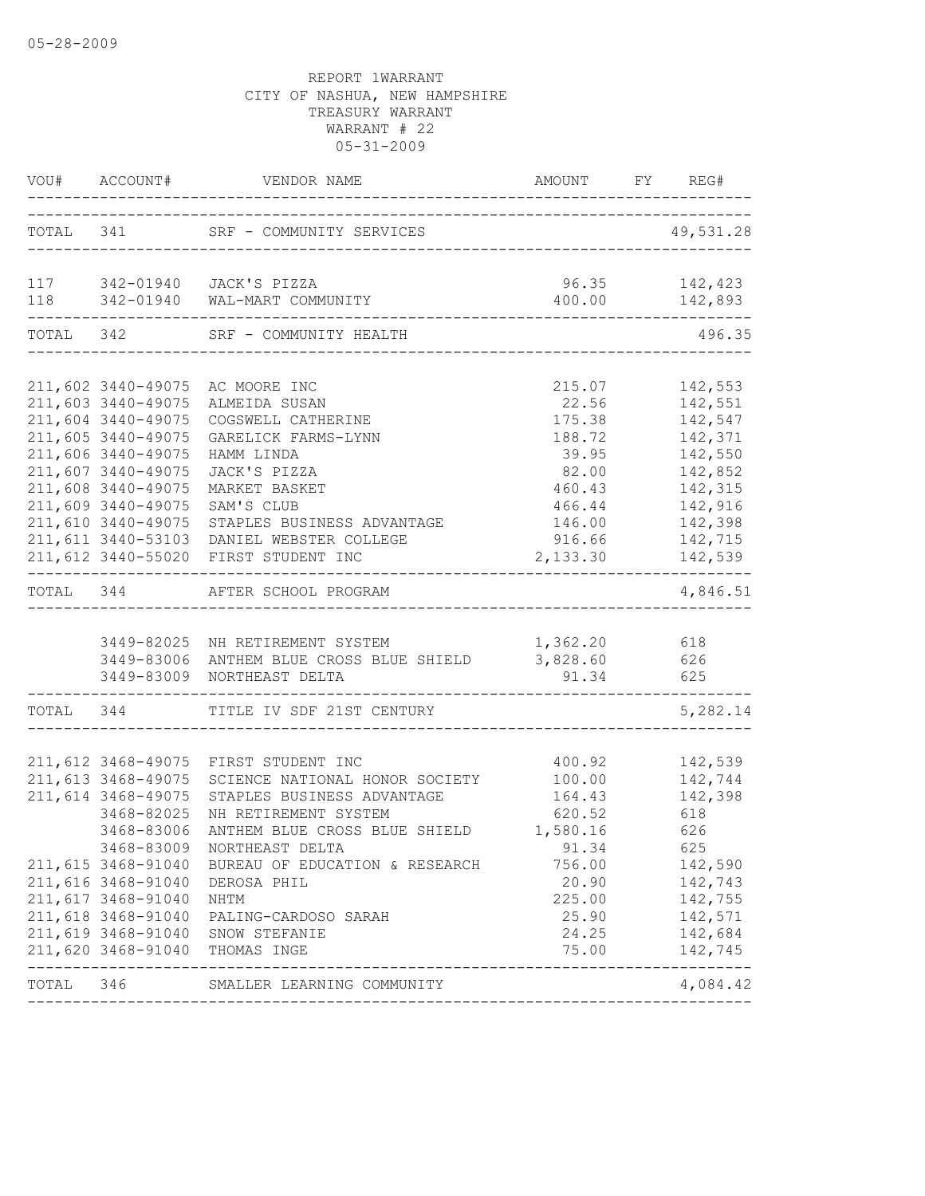05-28-2009

REPORT 1WARRANT
CITY OF NASHUA, NEW HAMPSHIRE
TREASURY WARRANT
WARRANT # 22
05-31-2009

| VOU# | ACCOUNT# | VENDOR NAME | AMOUNT | FY | REG# |
|---|---|---|---|---|---|
| TOTAL | 341 | SRF - COMMUNITY SERVICES | | | 49,531.28 |
| 117 | 342-01940 | JACK'S PIZZA | 96.35 | | 142,423 |
| 118 | 342-01940 | WAL-MART COMMUNITY | 400.00 | | 142,893 |
| TOTAL | 342 | SRF - COMMUNITY HEALTH | | | 496.35 |
| 211,602 | 3440-49075 | AC MOORE INC | 215.07 | | 142,553 |
| 211,603 | 3440-49075 | ALMEIDA SUSAN | 22.56 | | 142,551 |
| 211,604 | 3440-49075 | COGSWELL CATHERINE | 175.38 | | 142,547 |
| 211,605 | 3440-49075 | GARELICK FARMS-LYNN | 188.72 | | 142,371 |
| 211,606 | 3440-49075 | HAMM LINDA | 39.95 | | 142,550 |
| 211,607 | 3440-49075 | JACK'S PIZZA | 82.00 | | 142,852 |
| 211,608 | 3440-49075 | MARKET BASKET | 460.43 | | 142,315 |
| 211,609 | 3440-49075 | SAM'S CLUB | 466.44 | | 142,916 |
| 211,610 | 3440-49075 | STAPLES BUSINESS ADVANTAGE | 146.00 | | 142,398 |
| 211,611 | 3440-53103 | DANIEL WEBSTER COLLEGE | 916.66 | | 142,715 |
| 211,612 | 3440-55020 | FIRST STUDENT INC | 2,133.30 | | 142,539 |
| TOTAL | 344 | AFTER SCHOOL PROGRAM | | | 4,846.51 |
| | 3449-82025 | NH RETIREMENT SYSTEM | 1,362.20 | | 618 |
| | 3449-83006 | ANTHEM BLUE CROSS BLUE SHIELD | 3,828.60 | | 626 |
| | 3449-83009 | NORTHEAST DELTA | 91.34 | | 625 |
| TOTAL | 344 | TITLE IV SDF 21ST CENTURY | | | 5,282.14 |
| 211,612 | 3468-49075 | FIRST STUDENT INC | 400.92 | | 142,539 |
| 211,613 | 3468-49075 | SCIENCE NATIONAL HONOR SOCIETY | 100.00 | | 142,744 |
| 211,614 | 3468-49075 | STAPLES BUSINESS ADVANTAGE | 164.43 | | 142,398 |
| | 3468-82025 | NH RETIREMENT SYSTEM | 620.52 | | 618 |
| | 3468-83006 | ANTHEM BLUE CROSS BLUE SHIELD | 1,580.16 | | 626 |
| | 3468-83009 | NORTHEAST DELTA | 91.34 | | 625 |
| 211,615 | 3468-91040 | BUREAU OF EDUCATION & RESEARCH | 756.00 | | 142,590 |
| 211,616 | 3468-91040 | DEROSA PHIL | 20.90 | | 142,743 |
| 211,617 | 3468-91040 | NHTM | 225.00 | | 142,755 |
| 211,618 | 3468-91040 | PALING-CARDOSO SARAH | 25.90 | | 142,571 |
| 211,619 | 3468-91040 | SNOW STEFANIE | 24.25 | | 142,684 |
| 211,620 | 3468-91040 | THOMAS INGE | 75.00 | | 142,745 |
| TOTAL | 346 | SMALLER LEARNING COMMUNITY | | | 4,084.42 |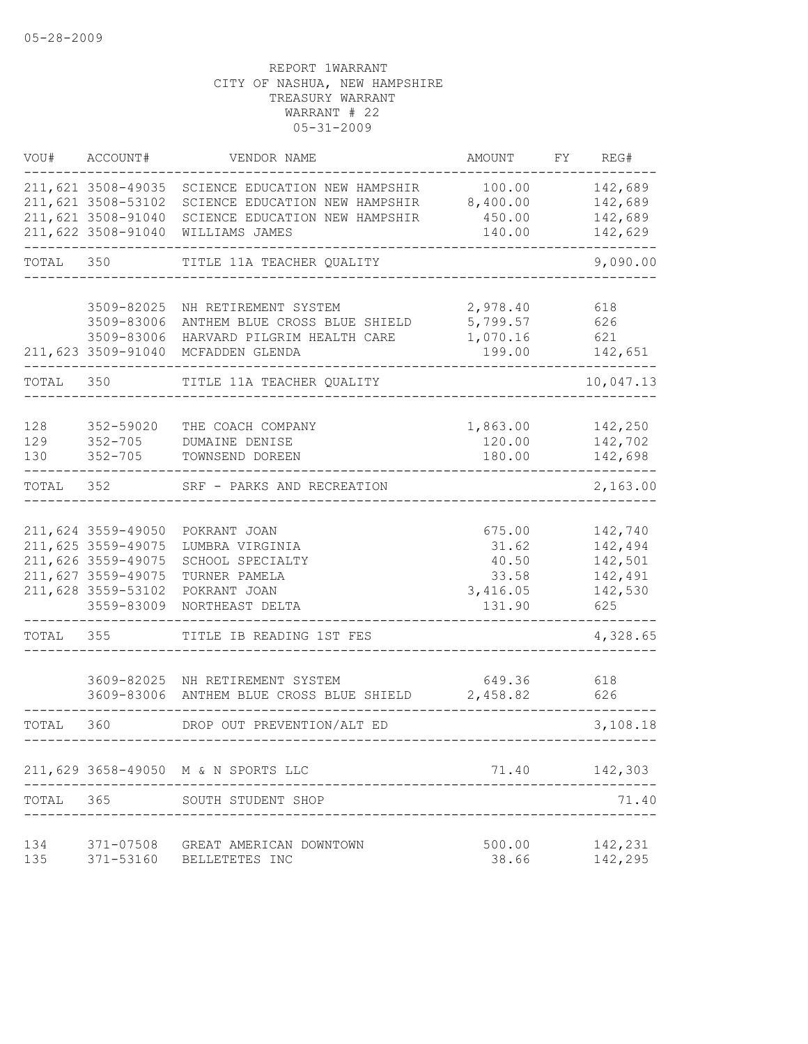05-28-2009

REPORT 1WARRANT
CITY OF NASHUA, NEW HAMPSHIRE
TREASURY WARRANT
WARRANT # 22
05-31-2009

| VOU# | ACCOUNT# | VENDOR NAME | AMOUNT | FY | REG# |
|---|---|---|---|---|---|
| 211,621 | 3508-49035 | SCIENCE EDUCATION NEW HAMPSHIR | 100.00 | | 142,689 |
| 211,621 | 3508-53102 | SCIENCE EDUCATION NEW HAMPSHIR | 8,400.00 | | 142,689 |
| 211,621 | 3508-91040 | SCIENCE EDUCATION NEW HAMPSHIR | 450.00 | | 142,689 |
| 211,622 | 3508-91040 | WILLIAMS JAMES | 140.00 | | 142,629 |
| TOTAL | 350 | TITLE 11A TEACHER QUALITY | | | 9,090.00 |
| | 3509-82025 | NH RETIREMENT SYSTEM | 2,978.40 | | 618 |
| | 3509-83006 | ANTHEM BLUE CROSS BLUE SHIELD | 5,799.57 | | 626 |
| | 3509-83006 | HARVARD PILGRIM HEALTH CARE | 1,070.16 | | 621 |
| 211,623 | 3509-91040 | MCFADDEN GLENDA | 199.00 | | 142,651 |
| TOTAL | 350 | TITLE 11A TEACHER QUALITY | | | 10,047.13 |
| 128 | 352-59020 | THE COACH COMPANY | 1,863.00 | | 142,250 |
| 129 | 352-705 | DUMAINE DENISE | 120.00 | | 142,702 |
| 130 | 352-705 | TOWNSEND DOREEN | 180.00 | | 142,698 |
| TOTAL | 352 | SRF - PARKS AND RECREATION | | | 2,163.00 |
| 211,624 | 3559-49050 | POKRANT JOAN | 675.00 | | 142,740 |
| 211,625 | 3559-49075 | LUMBRA VIRGINIA | 31.62 | | 142,494 |
| 211,626 | 3559-49075 | SCHOOL SPECIALTY | 40.50 | | 142,501 |
| 211,627 | 3559-49075 | TURNER PAMELA | 33.58 | | 142,491 |
| 211,628 | 3559-53102 | POKRANT JOAN | 3,416.05 | | 142,530 |
| | 3559-83009 | NORTHEAST DELTA | 131.90 | | 625 |
| TOTAL | 355 | TITLE IB READING 1ST FES | | | 4,328.65 |
| | 3609-82025 | NH RETIREMENT SYSTEM | 649.36 | | 618 |
| | 3609-83006 | ANTHEM BLUE CROSS BLUE SHIELD | 2,458.82 | | 626 |
| TOTAL | 360 | DROP OUT PREVENTION/ALT ED | | | 3,108.18 |
| 211,629 | 3658-49050 | M & N SPORTS LLC | 71.40 | | 142,303 |
| TOTAL | 365 | SOUTH STUDENT SHOP | | | 71.40 |
| 134 | 371-07508 | GREAT AMERICAN DOWNTOWN | 500.00 | | 142,231 |
| 135 | 371-53160 | BELLETETES INC | 38.66 | | 142,295 |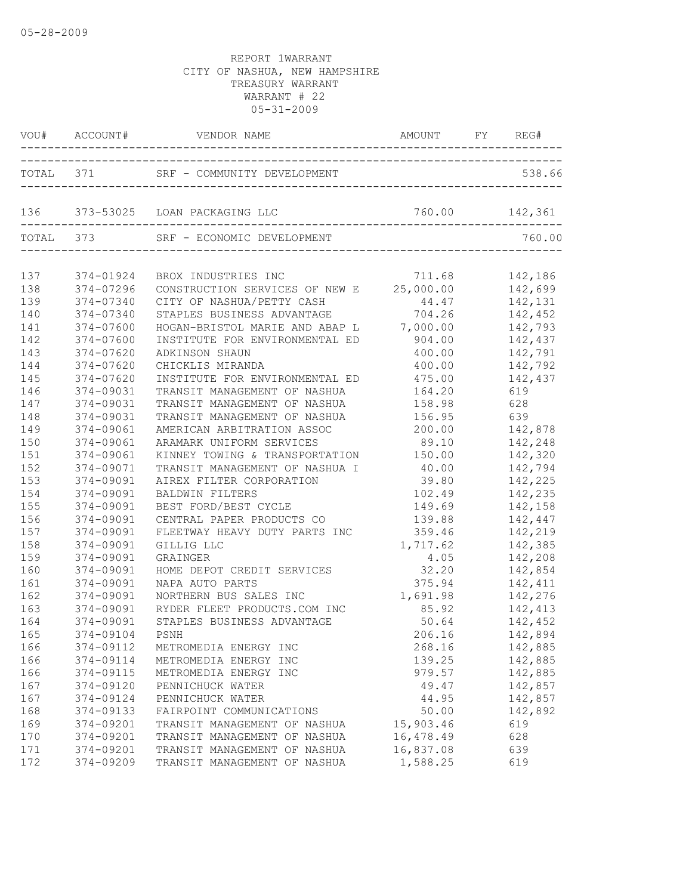05-28-2009

REPORT 1WARRANT
CITY OF NASHUA, NEW HAMPSHIRE
TREASURY WARRANT
WARRANT # 22
05-31-2009

| VOU# | ACCOUNT# | VENDOR NAME | AMOUNT | FY | REG# |
|---|---|---|---|---|---|
| TOTAL | 371 | SRF - COMMUNITY DEVELOPMENT | | | 538.66 |
| 136 | 373-53025 | LOAN PACKAGING LLC | 760.00 | | 142,361 |
| TOTAL | 373 | SRF - ECONOMIC DEVELOPMENT | | | 760.00 |
| 137 | 374-01924 | BROX INDUSTRIES INC | 711.68 | | 142,186 |
| 138 | 374-07296 | CONSTRUCTION SERVICES OF NEW E | 25,000.00 | | 142,699 |
| 139 | 374-07340 | CITY OF NASHUA/PETTY CASH | 44.47 | | 142,131 |
| 140 | 374-07340 | STAPLES BUSINESS ADVANTAGE | 704.26 | | 142,452 |
| 141 | 374-07600 | HOGAN-BRISTOL MARIE AND ABAP L | 7,000.00 | | 142,793 |
| 142 | 374-07600 | INSTITUTE FOR ENVIRONMENTAL ED | 904.00 | | 142,437 |
| 143 | 374-07620 | ADKINSON SHAUN | 400.00 | | 142,791 |
| 144 | 374-07620 | CHICKLIS MIRANDA | 400.00 | | 142,792 |
| 145 | 374-07620 | INSTITUTE FOR ENVIRONMENTAL ED | 475.00 | | 142,437 |
| 146 | 374-09031 | TRANSIT MANAGEMENT OF NASHUA | 164.20 | | 619 |
| 147 | 374-09031 | TRANSIT MANAGEMENT OF NASHUA | 158.98 | | 628 |
| 148 | 374-09031 | TRANSIT MANAGEMENT OF NASHUA | 156.95 | | 639 |
| 149 | 374-09061 | AMERICAN ARBITRATION ASSOC | 200.00 | | 142,878 |
| 150 | 374-09061 | ARAMARK UNIFORM SERVICES | 89.10 | | 142,248 |
| 151 | 374-09061 | KINNEY TOWING & TRANSPORTATION | 150.00 | | 142,320 |
| 152 | 374-09071 | TRANSIT MANAGEMENT OF NASHUA I | 40.00 | | 142,794 |
| 153 | 374-09091 | AIREX FILTER CORPORATION | 39.80 | | 142,225 |
| 154 | 374-09091 | BALDWIN FILTERS | 102.49 | | 142,235 |
| 155 | 374-09091 | BEST FORD/BEST CYCLE | 149.69 | | 142,158 |
| 156 | 374-09091 | CENTRAL PAPER PRODUCTS CO | 139.88 | | 142,447 |
| 157 | 374-09091 | FLEETWAY HEAVY DUTY PARTS INC | 359.46 | | 142,219 |
| 158 | 374-09091 | GILLIG LLC | 1,717.62 | | 142,385 |
| 159 | 374-09091 | GRAINGER | 4.05 | | 142,208 |
| 160 | 374-09091 | HOME DEPOT CREDIT SERVICES | 32.20 | | 142,854 |
| 161 | 374-09091 | NAPA AUTO PARTS | 375.94 | | 142,411 |
| 162 | 374-09091 | NORTHERN BUS SALES INC | 1,691.98 | | 142,276 |
| 163 | 374-09091 | RYDER FLEET PRODUCTS.COM INC | 85.92 | | 142,413 |
| 164 | 374-09091 | STAPLES BUSINESS ADVANTAGE | 50.64 | | 142,452 |
| 165 | 374-09104 | PSNH | 206.16 | | 142,894 |
| 166 | 374-09112 | METROMEDIA ENERGY INC | 268.16 | | 142,885 |
| 166 | 374-09114 | METROMEDIA ENERGY INC | 139.25 | | 142,885 |
| 166 | 374-09115 | METROMEDIA ENERGY INC | 979.57 | | 142,885 |
| 167 | 374-09120 | PENNICHUCK WATER | 49.47 | | 142,857 |
| 167 | 374-09124 | PENNICHUCK WATER | 44.95 | | 142,857 |
| 168 | 374-09133 | FAIRPOINT COMMUNICATIONS | 50.00 | | 142,892 |
| 169 | 374-09201 | TRANSIT MANAGEMENT OF NASHUA | 15,903.46 | | 619 |
| 170 | 374-09201 | TRANSIT MANAGEMENT OF NASHUA | 16,478.49 | | 628 |
| 171 | 374-09201 | TRANSIT MANAGEMENT OF NASHUA | 16,837.08 | | 639 |
| 172 | 374-09209 | TRANSIT MANAGEMENT OF NASHUA | 1,588.25 | | 619 |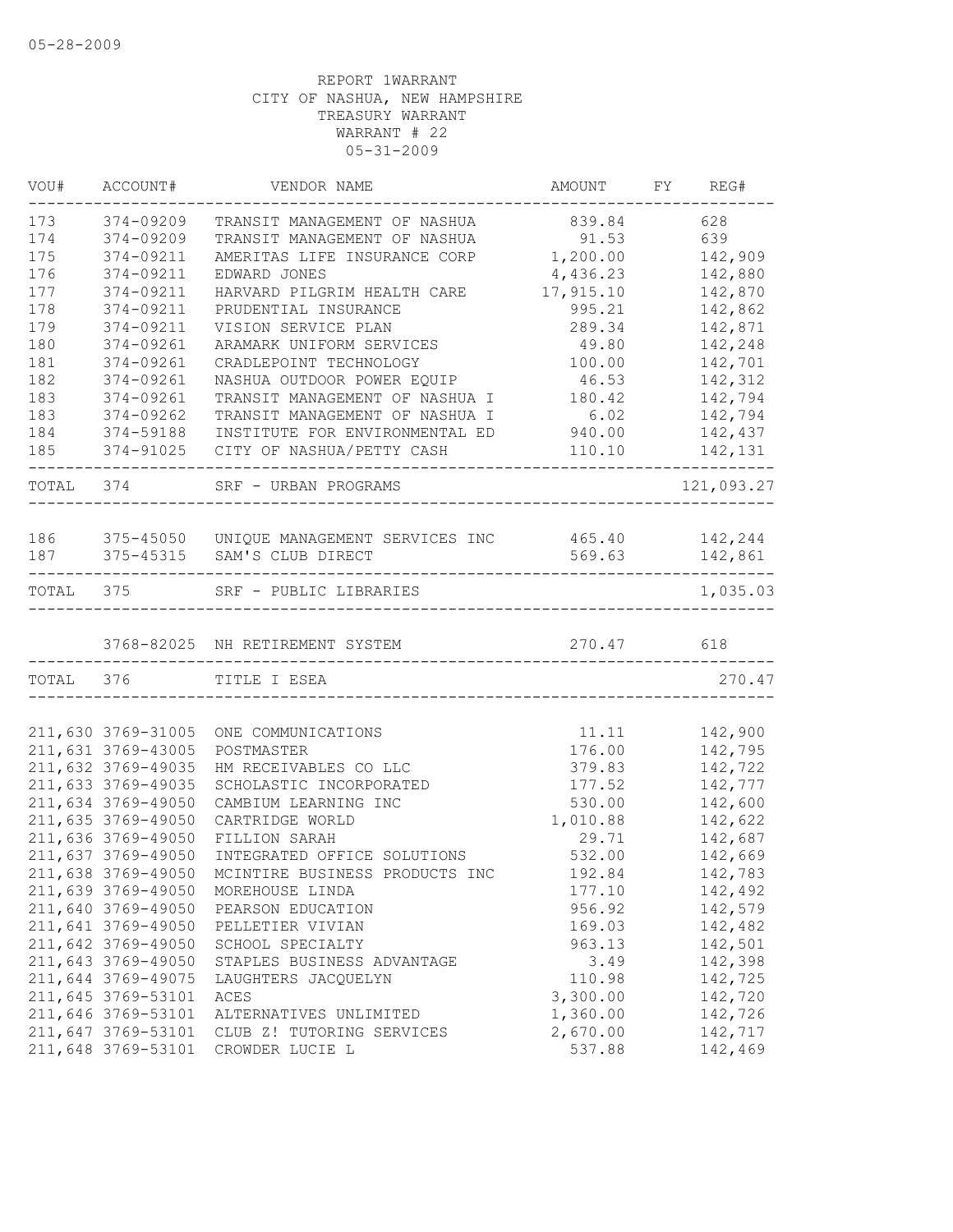05-28-2009

REPORT 1WARRANT
CITY OF NASHUA, NEW HAMPSHIRE
TREASURY WARRANT
WARRANT # 22
05-31-2009

| VOU# | ACCOUNT# | VENDOR NAME | AMOUNT | FY | REG# |
|---|---|---|---|---|---|
| 173 | 374-09209 | TRANSIT MANAGEMENT OF NASHUA | 839.84 | | 628 |
| 174 | 374-09209 | TRANSIT MANAGEMENT OF NASHUA | 91.53 | | 639 |
| 175 | 374-09211 | AMERITAS LIFE INSURANCE CORP | 1,200.00 | | 142,909 |
| 176 | 374-09211 | EDWARD JONES | 4,436.23 | | 142,880 |
| 177 | 374-09211 | HARVARD PILGRIM HEALTH CARE | 17,915.10 | | 142,870 |
| 178 | 374-09211 | PRUDENTIAL INSURANCE | 995.21 | | 142,862 |
| 179 | 374-09211 | VISION SERVICE PLAN | 289.34 | | 142,871 |
| 180 | 374-09261 | ARAMARK UNIFORM SERVICES | 49.80 | | 142,248 |
| 181 | 374-09261 | CRADLEPOINT TECHNOLOGY | 100.00 | | 142,701 |
| 182 | 374-09261 | NASHUA OUTDOOR POWER EQUIP | 46.53 | | 142,312 |
| 183 | 374-09261 | TRANSIT MANAGEMENT OF NASHUA I | 180.42 | | 142,794 |
| 183 | 374-09262 | TRANSIT MANAGEMENT OF NASHUA I | 6.02 | | 142,794 |
| 184 | 374-59188 | INSTITUTE FOR ENVIRONMENTAL ED | 940.00 | | 142,437 |
| 185 | 374-91025 | CITY OF NASHUA/PETTY CASH | 110.10 | | 142,131 |
| TOTAL | 374 | SRF - URBAN PROGRAMS | | | 121,093.27 |
| 186 | 375-45050 | UNIQUE MANAGEMENT SERVICES INC | 465.40 | | 142,244 |
| 187 | 375-45315 | SAM'S CLUB DIRECT | 569.63 | | 142,861 |
| TOTAL | 375 | SRF - PUBLIC LIBRARIES | | | 1,035.03 |
| | 3768-82025 | NH RETIREMENT SYSTEM | 270.47 | | 618 |
| TOTAL | 376 | TITLE I ESEA | | | 270.47 |
| 211,630 | 3769-31005 | ONE COMMUNICATIONS | 11.11 | | 142,900 |
| 211,631 | 3769-43005 | POSTMASTER | 176.00 | | 142,795 |
| 211,632 | 3769-49035 | HM RECEIVABLES CO LLC | 379.83 | | 142,722 |
| 211,633 | 3769-49035 | SCHOLASTIC INCORPORATED | 177.52 | | 142,777 |
| 211,634 | 3769-49050 | CAMBIUM LEARNING INC | 530.00 | | 142,600 |
| 211,635 | 3769-49050 | CARTRIDGE WORLD | 1,010.88 | | 142,622 |
| 211,636 | 3769-49050 | FILLION SARAH | 29.71 | | 142,687 |
| 211,637 | 3769-49050 | INTEGRATED OFFICE SOLUTIONS | 532.00 | | 142,669 |
| 211,638 | 3769-49050 | MCINTIRE BUSINESS PRODUCTS INC | 192.84 | | 142,783 |
| 211,639 | 3769-49050 | MOREHOUSE LINDA | 177.10 | | 142,492 |
| 211,640 | 3769-49050 | PEARSON EDUCATION | 956.92 | | 142,579 |
| 211,641 | 3769-49050 | PELLETIER VIVIAN | 169.03 | | 142,482 |
| 211,642 | 3769-49050 | SCHOOL SPECIALTY | 963.13 | | 142,501 |
| 211,643 | 3769-49050 | STAPLES BUSINESS ADVANTAGE | 3.49 | | 142,398 |
| 211,644 | 3769-49075 | LAUGHTERS JACQUELYN | 110.98 | | 142,725 |
| 211,645 | 3769-53101 | ACES | 3,300.00 | | 142,720 |
| 211,646 | 3769-53101 | ALTERNATIVES UNLIMITED | 1,360.00 | | 142,726 |
| 211,647 | 3769-53101 | CLUB Z! TUTORING SERVICES | 2,670.00 | | 142,717 |
| 211,648 | 3769-53101 | CROWDER LUCIE L | 537.88 | | 142,469 |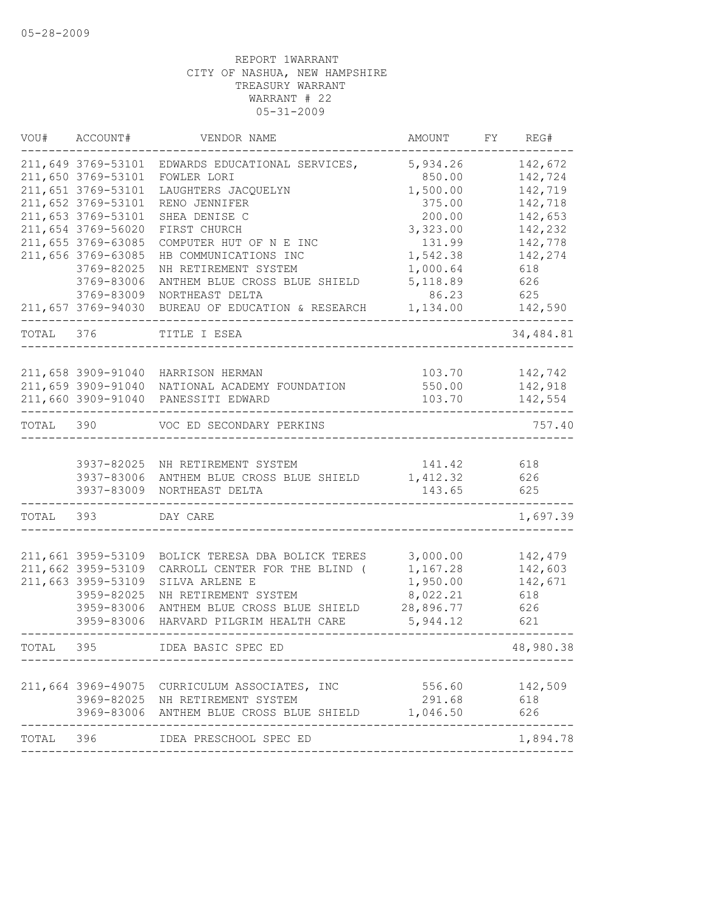05-28-2009

REPORT 1WARRANT
CITY OF NASHUA, NEW HAMPSHIRE
TREASURY WARRANT
WARRANT # 22
05-31-2009

| VOU# | ACCOUNT# | VENDOR NAME | AMOUNT | FY | REG# |
|---|---|---|---|---|---|
| 211,649 | 3769-53101 | EDWARDS EDUCATIONAL SERVICES, | 5,934.26 | | 142,672 |
| 211,650 | 3769-53101 | FOWLER LORI | 850.00 | | 142,724 |
| 211,651 | 3769-53101 | LAUGHTERS JACQUELYN | 1,500.00 | | 142,719 |
| 211,652 | 3769-53101 | RENO JENNIFER | 375.00 | | 142,718 |
| 211,653 | 3769-53101 | SHEA DENISE C | 200.00 | | 142,653 |
| 211,654 | 3769-56020 | FIRST CHURCH | 3,323.00 | | 142,232 |
| 211,655 | 3769-63085 | COMPUTER HUT OF N E INC | 131.99 | | 142,778 |
| 211,656 | 3769-63085 | HB COMMUNICATIONS INC | 1,542.38 | | 142,274 |
| | 3769-82025 | NH RETIREMENT SYSTEM | 1,000.64 | | 618 |
| | 3769-83006 | ANTHEM BLUE CROSS BLUE SHIELD | 5,118.89 | | 626 |
| | 3769-83009 | NORTHEAST DELTA | 86.23 | | 625 |
| 211,657 | 3769-94030 | BUREAU OF EDUCATION & RESEARCH | 1,134.00 | | 142,590 |
| TOTAL | 376 | TITLE I ESEA | | | 34,484.81 |
| 211,658 | 3909-91040 | HARRISON HERMAN | 103.70 | | 142,742 |
| 211,659 | 3909-91040 | NATIONAL ACADEMY FOUNDATION | 550.00 | | 142,918 |
| 211,660 | 3909-91040 | PANESSITI EDWARD | 103.70 | | 142,554 |
| TOTAL | 390 | VOC ED SECONDARY PERKINS | | | 757.40 |
| | 3937-82025 | NH RETIREMENT SYSTEM | 141.42 | | 618 |
| | 3937-83006 | ANTHEM BLUE CROSS BLUE SHIELD | 1,412.32 | | 626 |
| | 3937-83009 | NORTHEAST DELTA | 143.65 | | 625 |
| TOTAL | 393 | DAY CARE | | | 1,697.39 |
| 211,661 | 3959-53109 | BOLICK TERESA DBA BOLICK TERES | 3,000.00 | | 142,479 |
| 211,662 | 3959-53109 | CARROLL CENTER FOR THE BLIND ( | 1,167.28 | | 142,603 |
| 211,663 | 3959-53109 | SILVA ARLENE E | 1,950.00 | | 142,671 |
| | 3959-82025 | NH RETIREMENT SYSTEM | 8,022.21 | | 618 |
| | 3959-83006 | ANTHEM BLUE CROSS BLUE SHIELD | 28,896.77 | | 626 |
| | 3959-83006 | HARVARD PILGRIM HEALTH CARE | 5,944.12 | | 621 |
| TOTAL | 395 | IDEA BASIC SPEC ED | | | 48,980.38 |
| 211,664 | 3969-49075 | CURRICULUM ASSOCIATES, INC | 556.60 | | 142,509 |
| | 3969-82025 | NH RETIREMENT SYSTEM | 291.68 | | 618 |
| | 3969-83006 | ANTHEM BLUE CROSS BLUE SHIELD | 1,046.50 | | 626 |
| TOTAL | 396 | IDEA PRESCHOOL SPEC ED | | | 1,894.78 |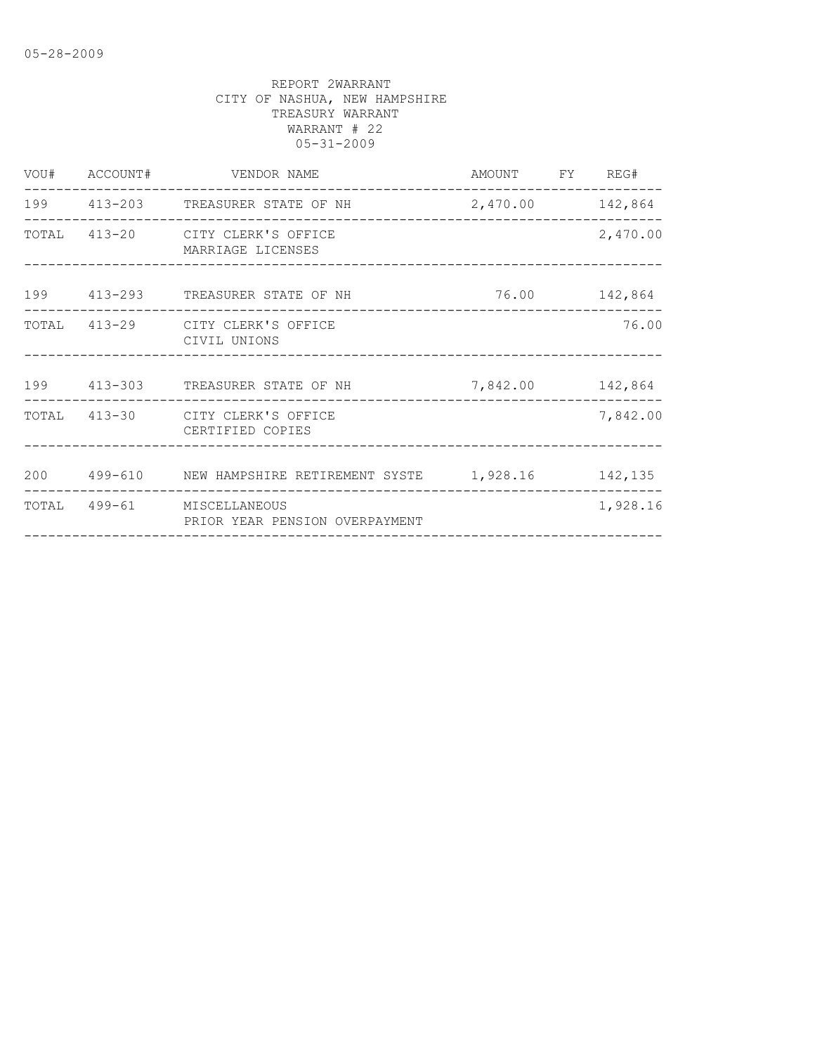05-28-2009

REPORT 2WARRANT
CITY OF NASHUA, NEW HAMPSHIRE
TREASURY WARRANT
WARRANT # 22
05-31-2009

| VOU# | ACCOUNT# | VENDOR NAME | AMOUNT | FY | REG# |
|---|---|---|---|---|---|
| 199 | 413-203 | TREASURER STATE OF NH | 2,470.00 | | 142,864 |
| TOTAL | 413-20 | CITY CLERK'S OFFICE<br>MARRIAGE LICENSES | | | 2,470.00 |
| 199 | 413-293 | TREASURER STATE OF NH | 76.00 | | 142,864 |
| TOTAL | 413-29 | CITY CLERK'S OFFICE<br>CIVIL UNIONS | | | 76.00 |
| 199 | 413-303 | TREASURER STATE OF NH | 7,842.00 | | 142,864 |
| TOTAL | 413-30 | CITY CLERK'S OFFICE<br>CERTIFIED COPIES | | | 7,842.00 |
| 200 | 499-610 | NEW HAMPSHIRE RETIREMENT SYSTE | 1,928.16 | | 142,135 |
| TOTAL | 499-61 | MISCELLANEOUS<br>PRIOR YEAR PENSION OVERPAYMENT | | | 1,928.16 |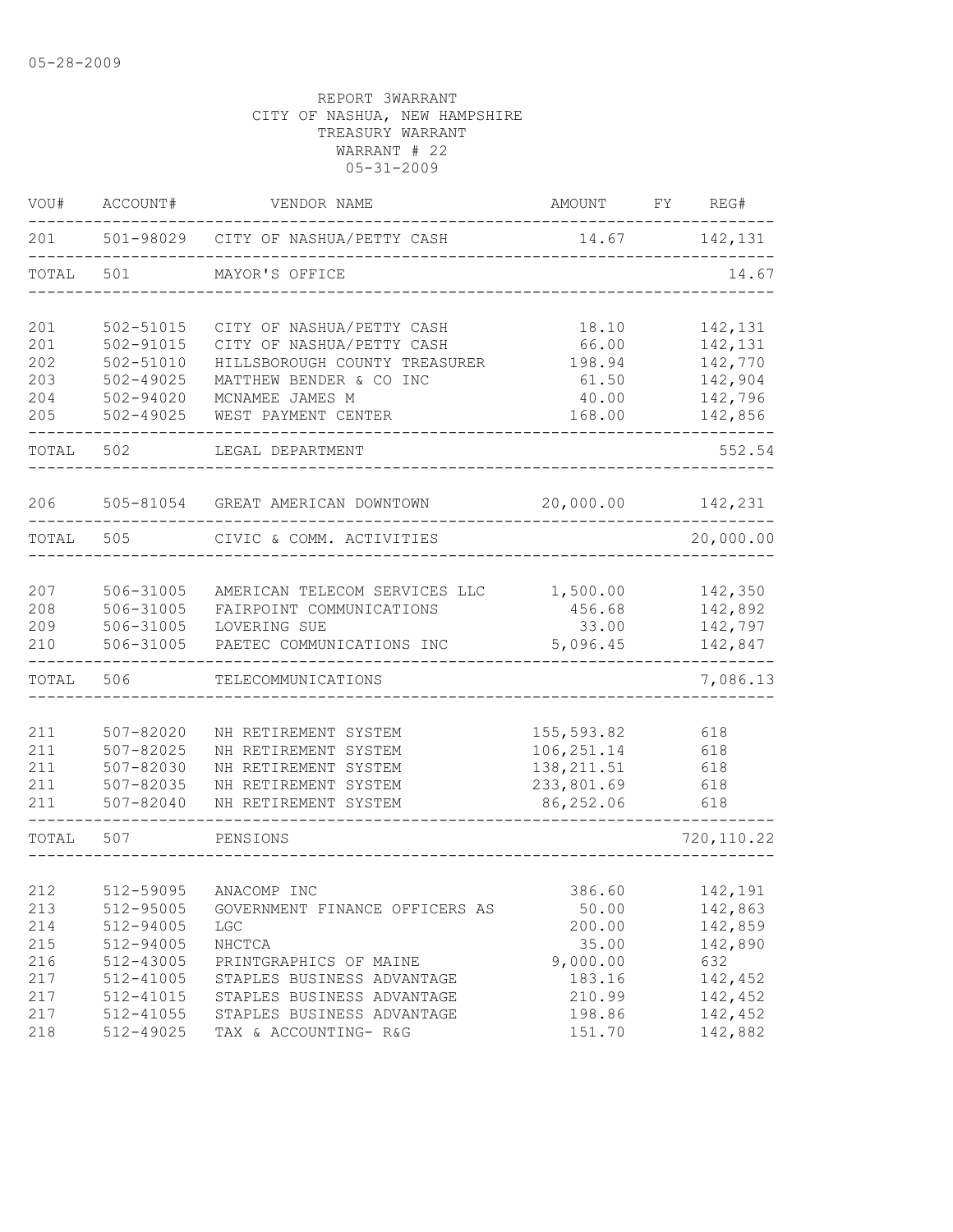05-28-2009

REPORT 3WARRANT
CITY OF NASHUA, NEW HAMPSHIRE
TREASURY WARRANT
WARRANT # 22
05-31-2009

| VOU# | ACCOUNT# | VENDOR NAME | AMOUNT | FY | REG# |
|---|---|---|---|---|---|
| 201 | 501-98029 | CITY OF NASHUA/PETTY CASH | 14.67 | | 142,131 |
| TOTAL | 501 | MAYOR'S OFFICE | | | 14.67 |
| 201 | 502-51015 | CITY OF NASHUA/PETTY CASH | 18.10 | | 142,131 |
| 201 | 502-91015 | CITY OF NASHUA/PETTY CASH | 66.00 | | 142,131 |
| 202 | 502-51010 | HILLSBOROUGH COUNTY TREASURER | 198.94 | | 142,770 |
| 203 | 502-49025 | MATTHEW BENDER & CO INC | 61.50 | | 142,904 |
| 204 | 502-94020 | MCNAMEE JAMES M | 40.00 | | 142,796 |
| 205 | 502-49025 | WEST PAYMENT CENTER | 168.00 | | 142,856 |
| TOTAL | 502 | LEGAL DEPARTMENT | | | 552.54 |
| 206 | 505-81054 | GREAT AMERICAN DOWNTOWN | 20,000.00 | | 142,231 |
| TOTAL | 505 | CIVIC & COMM. ACTIVITIES | | | 20,000.00 |
| 207 | 506-31005 | AMERICAN TELECOM SERVICES LLC | 1,500.00 | | 142,350 |
| 208 | 506-31005 | FAIRPOINT COMMUNICATIONS | 456.68 | | 142,892 |
| 209 | 506-31005 | LOVERING SUE | 33.00 | | 142,797 |
| 210 | 506-31005 | PAETEC COMMUNICATIONS INC | 5,096.45 | | 142,847 |
| TOTAL | 506 | TELECOMMUNICATIONS | | | 7,086.13 |
| 211 | 507-82020 | NH RETIREMENT SYSTEM | 155,593.82 | | 618 |
| 211 | 507-82025 | NH RETIREMENT SYSTEM | 106,251.14 | | 618 |
| 211 | 507-82030 | NH RETIREMENT SYSTEM | 138,211.51 | | 618 |
| 211 | 507-82035 | NH RETIREMENT SYSTEM | 233,801.69 | | 618 |
| 211 | 507-82040 | NH RETIREMENT SYSTEM | 86,252.06 | | 618 |
| TOTAL | 507 | PENSIONS | | | 720,110.22 |
| 212 | 512-59095 | ANACOMP INC | 386.60 | | 142,191 |
| 213 | 512-95005 | GOVERNMENT FINANCE OFFICERS AS | 50.00 | | 142,863 |
| 214 | 512-94005 | LGC | 200.00 | | 142,859 |
| 215 | 512-94005 | NHCTCA | 35.00 | | 142,890 |
| 216 | 512-43005 | PRINTGRAPHICS OF MAINE | 9,000.00 | | 632 |
| 217 | 512-41005 | STAPLES BUSINESS ADVANTAGE | 183.16 | | 142,452 |
| 217 | 512-41015 | STAPLES BUSINESS ADVANTAGE | 210.99 | | 142,452 |
| 217 | 512-41055 | STAPLES BUSINESS ADVANTAGE | 198.86 | | 142,452 |
| 218 | 512-49025 | TAX & ACCOUNTING- R&G | 151.70 | | 142,882 |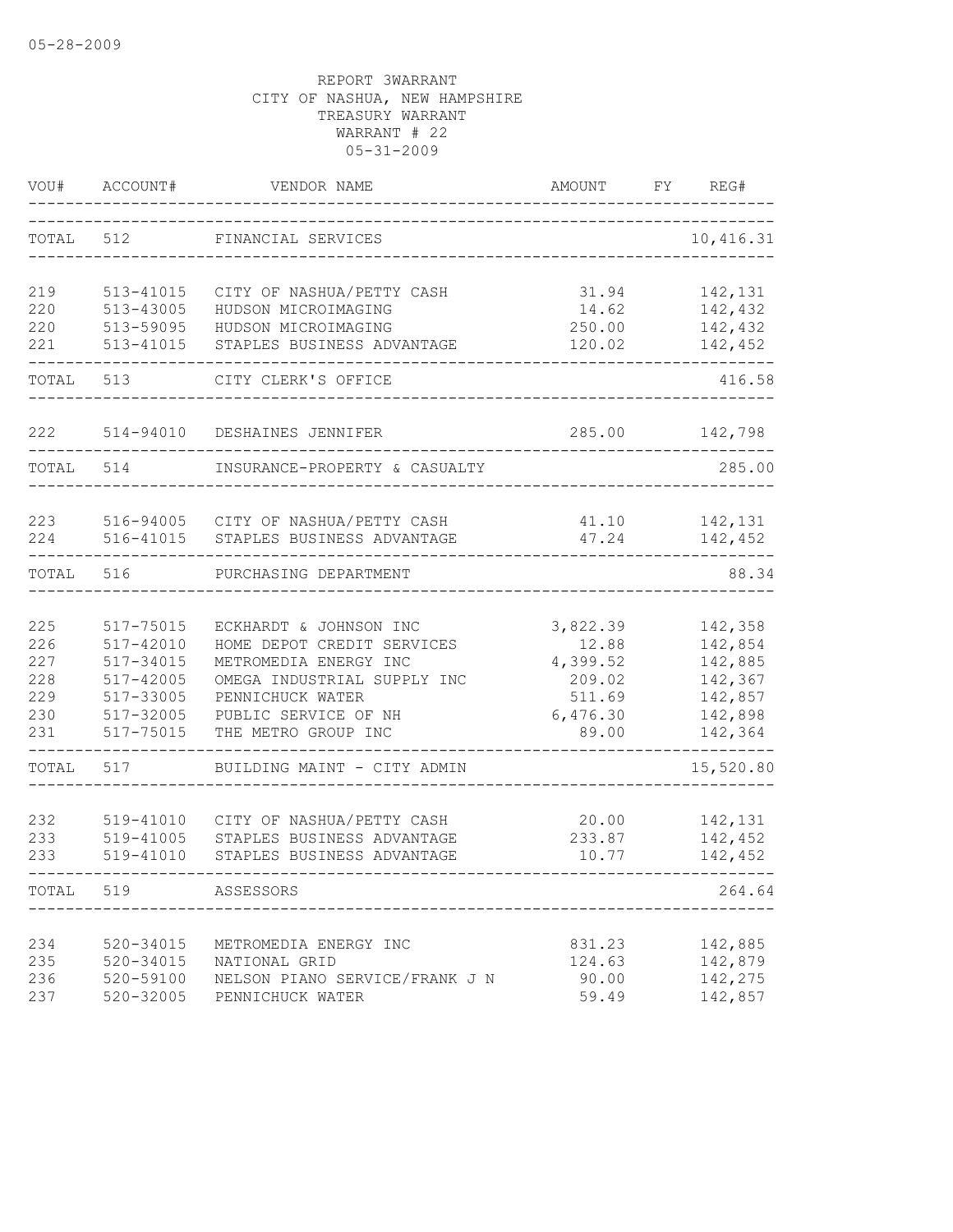05-28-2009

REPORT 3WARRANT
CITY OF NASHUA, NEW HAMPSHIRE
TREASURY WARRANT
WARRANT # 22
05-31-2009

| VOU# | ACCOUNT# | VENDOR NAME | AMOUNT | FY | REG# |
|---|---|---|---|---|---|
| TOTAL | 512 | FINANCIAL SERVICES | | | 10,416.31 |
| 219 | 513-41015 | CITY OF NASHUA/PETTY CASH | 31.94 | | 142,131 |
| 220 | 513-43005 | HUDSON MICROIMAGING | 14.62 | | 142,432 |
| 220 | 513-59095 | HUDSON MICROIMAGING | 250.00 | | 142,432 |
| 221 | 513-41015 | STAPLES BUSINESS ADVANTAGE | 120.02 | | 142,452 |
| TOTAL | 513 | CITY CLERK'S OFFICE | | | 416.58 |
| 222 | 514-94010 | DESHAINES JENNIFER | 285.00 | | 142,798 |
| TOTAL | 514 | INSURANCE-PROPERTY & CASUALTY | | | 285.00 |
| 223 | 516-94005 | CITY OF NASHUA/PETTY CASH | 41.10 | | 142,131 |
| 224 | 516-41015 | STAPLES BUSINESS ADVANTAGE | 47.24 | | 142,452 |
| TOTAL | 516 | PURCHASING DEPARTMENT | | | 88.34 |
| 225 | 517-75015 | ECKHARDT & JOHNSON INC | 3,822.39 | | 142,358 |
| 226 | 517-42010 | HOME DEPOT CREDIT SERVICES | 12.88 | | 142,854 |
| 227 | 517-34015 | METROMEDIA ENERGY INC | 4,399.52 | | 142,885 |
| 228 | 517-42005 | OMEGA INDUSTRIAL SUPPLY INC | 209.02 | | 142,367 |
| 229 | 517-33005 | PENNICHUCK WATER | 511.69 | | 142,857 |
| 230 | 517-32005 | PUBLIC SERVICE OF NH | 6,476.30 | | 142,898 |
| 231 | 517-75015 | THE METRO GROUP INC | 89.00 | | 142,364 |
| TOTAL | 517 | BUILDING MAINT - CITY ADMIN | | | 15,520.80 |
| 232 | 519-41010 | CITY OF NASHUA/PETTY CASH | 20.00 | | 142,131 |
| 233 | 519-41005 | STAPLES BUSINESS ADVANTAGE | 233.87 | | 142,452 |
| 233 | 519-41010 | STAPLES BUSINESS ADVANTAGE | 10.77 | | 142,452 |
| TOTAL | 519 | ASSESSORS | | | 264.64 |
| 234 | 520-34015 | METROMEDIA ENERGY INC | 831.23 | | 142,885 |
| 235 | 520-34015 | NATIONAL GRID | 124.63 | | 142,879 |
| 236 | 520-59100 | NELSON PIANO SERVICE/FRANK J N | 90.00 | | 142,275 |
| 237 | 520-32005 | PENNICHUCK WATER | 59.49 | | 142,857 |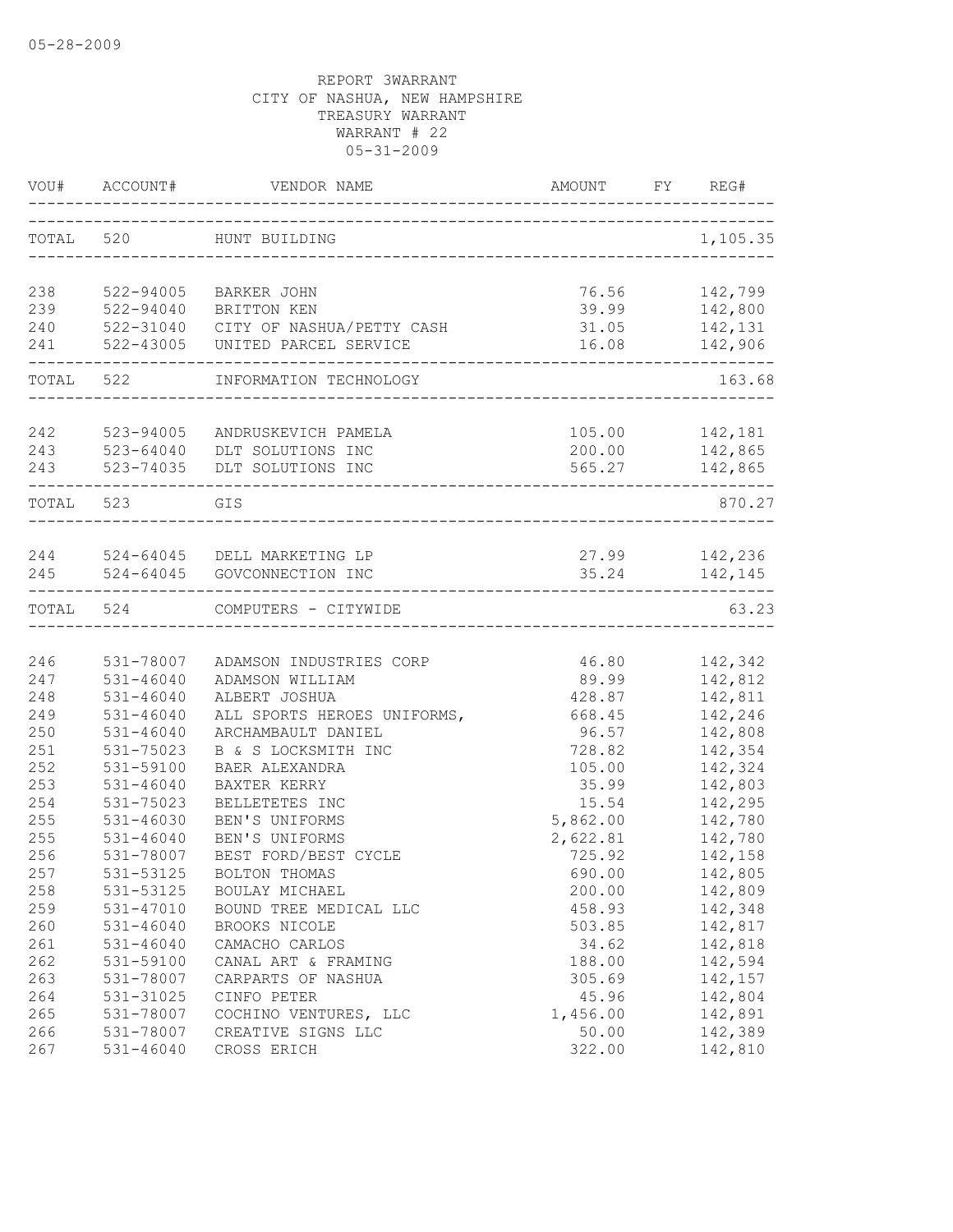05-28-2009

REPORT 3WARRANT
CITY OF NASHUA, NEW HAMPSHIRE
TREASURY WARRANT
WARRANT # 22
05-31-2009

| VOU# | ACCOUNT# | VENDOR NAME | AMOUNT | FY | REG# |
|---|---|---|---|---|---|
| TOTAL | 520 | HUNT BUILDING | | | 1,105.35 |
| 238 | 522-94005 | BARKER JOHN | 76.56 | | 142,799 |
| 239 | 522-94040 | BRITTON KEN | 39.99 | | 142,800 |
| 240 | 522-31040 | CITY OF NASHUA/PETTY CASH | 31.05 | | 142,131 |
| 241 | 522-43005 | UNITED PARCEL SERVICE | 16.08 | | 142,906 |
| TOTAL | 522 | INFORMATION TECHNOLOGY | | | 163.68 |
| 242 | 523-94005 | ANDRUSKEVICH PAMELA | 105.00 | | 142,181 |
| 243 | 523-64040 | DLT SOLUTIONS INC | 200.00 | | 142,865 |
| 243 | 523-74035 | DLT SOLUTIONS INC | 565.27 | | 142,865 |
| TOTAL | 523 | GIS | | | 870.27 |
| 244 | 524-64045 | DELL MARKETING LP | 27.99 | | 142,236 |
| 245 | 524-64045 | GOVCONNECTION INC | 35.24 | | 142,145 |
| TOTAL | 524 | COMPUTERS - CITYWIDE | | | 63.23 |
| 246 | 531-78007 | ADAMSON INDUSTRIES CORP | 46.80 | | 142,342 |
| 247 | 531-46040 | ADAMSON WILLIAM | 89.99 | | 142,812 |
| 248 | 531-46040 | ALBERT JOSHUA | 428.87 | | 142,811 |
| 249 | 531-46040 | ALL SPORTS HEROES UNIFORMS, | 668.45 | | 142,246 |
| 250 | 531-46040 | ARCHAMBAULT DANIEL | 96.57 | | 142,808 |
| 251 | 531-75023 | B & S LOCKSMITH INC | 728.82 | | 142,354 |
| 252 | 531-59100 | BAER ALEXANDRA | 105.00 | | 142,324 |
| 253 | 531-46040 | BAXTER KERRY | 35.99 | | 142,803 |
| 254 | 531-75023 | BELLETETES INC | 15.54 | | 142,295 |
| 255 | 531-46030 | BEN'S UNIFORMS | 5,862.00 | | 142,780 |
| 255 | 531-46040 | BEN'S UNIFORMS | 2,622.81 | | 142,780 |
| 256 | 531-78007 | BEST FORD/BEST CYCLE | 725.92 | | 142,158 |
| 257 | 531-53125 | BOLTON THOMAS | 690.00 | | 142,805 |
| 258 | 531-53125 | BOULAY MICHAEL | 200.00 | | 142,809 |
| 259 | 531-47010 | BOUND TREE MEDICAL LLC | 458.93 | | 142,348 |
| 260 | 531-46040 | BROOKS NICOLE | 503.85 | | 142,817 |
| 261 | 531-46040 | CAMACHO CARLOS | 34.62 | | 142,818 |
| 262 | 531-59100 | CANAL ART & FRAMING | 188.00 | | 142,594 |
| 263 | 531-78007 | CARPARTS OF NASHUA | 305.69 | | 142,157 |
| 264 | 531-31025 | CINFO PETER | 45.96 | | 142,804 |
| 265 | 531-78007 | COCHINO VENTURES, LLC | 1,456.00 | | 142,891 |
| 266 | 531-78007 | CREATIVE SIGNS LLC | 50.00 | | 142,389 |
| 267 | 531-46040 | CROSS ERICH | 322.00 | | 142,810 |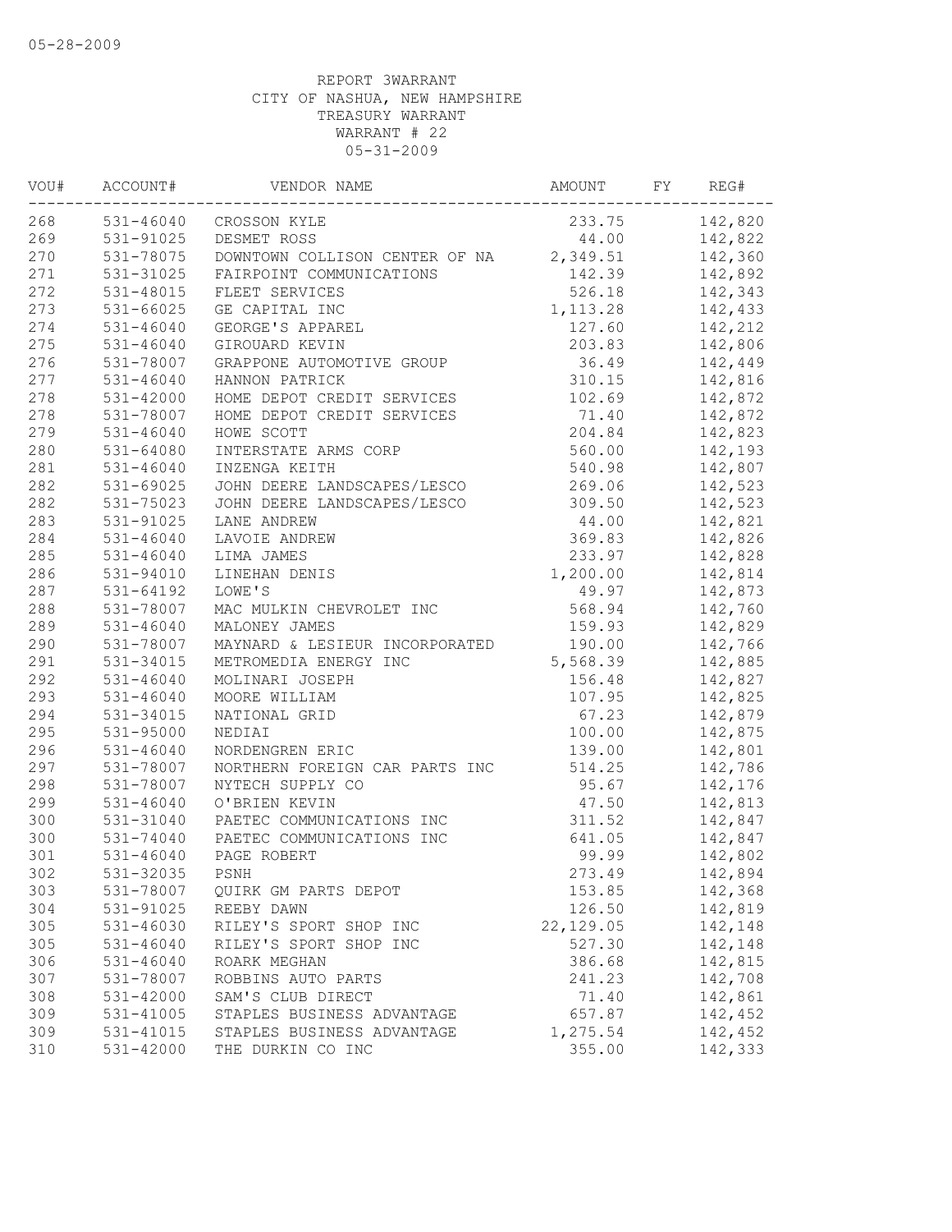05-28-2009

REPORT 3WARRANT
CITY OF NASHUA, NEW HAMPSHIRE
TREASURY WARRANT
WARRANT # 22
05-31-2009

| VOU# | ACCOUNT# | VENDOR NAME | AMOUNT | FY | REG# |
|---|---|---|---|---|---|
| 268 | 531-46040 | CROSSON KYLE | 233.75 | | 142,820 |
| 269 | 531-91025 | DESMET ROSS | 44.00 | | 142,822 |
| 270 | 531-78075 | DOWNTOWN COLLISON CENTER OF NA | 2,349.51 | | 142,360 |
| 271 | 531-31025 | FAIRPOINT COMMUNICATIONS | 142.39 | | 142,892 |
| 272 | 531-48015 | FLEET SERVICES | 526.18 | | 142,343 |
| 273 | 531-66025 | GE CAPITAL INC | 1,113.28 | | 142,433 |
| 274 | 531-46040 | GEORGE'S APPAREL | 127.60 | | 142,212 |
| 275 | 531-46040 | GIROUARD KEVIN | 203.83 | | 142,806 |
| 276 | 531-78007 | GRAPPONE AUTOMOTIVE GROUP | 36.49 | | 142,449 |
| 277 | 531-46040 | HANNON PATRICK | 310.15 | | 142,816 |
| 278 | 531-42000 | HOME DEPOT CREDIT SERVICES | 102.69 | | 142,872 |
| 278 | 531-78007 | HOME DEPOT CREDIT SERVICES | 71.40 | | 142,872 |
| 279 | 531-46040 | HOWE SCOTT | 204.84 | | 142,823 |
| 280 | 531-64080 | INTERSTATE ARMS CORP | 560.00 | | 142,193 |
| 281 | 531-46040 | INZENGA KEITH | 540.98 | | 142,807 |
| 282 | 531-69025 | JOHN DEERE LANDSCAPES/LESCO | 269.06 | | 142,523 |
| 282 | 531-75023 | JOHN DEERE LANDSCAPES/LESCO | 309.50 | | 142,523 |
| 283 | 531-91025 | LANE ANDREW | 44.00 | | 142,821 |
| 284 | 531-46040 | LAVOIE ANDREW | 369.83 | | 142,826 |
| 285 | 531-46040 | LIMA JAMES | 233.97 | | 142,828 |
| 286 | 531-94010 | LINEHAN DENIS | 1,200.00 | | 142,814 |
| 287 | 531-64192 | LOWE'S | 49.97 | | 142,873 |
| 288 | 531-78007 | MAC MULKIN CHEVROLET INC | 568.94 | | 142,760 |
| 289 | 531-46040 | MALONEY JAMES | 159.93 | | 142,829 |
| 290 | 531-78007 | MAYNARD & LESIEUR INCORPORATED | 190.00 | | 142,766 |
| 291 | 531-34015 | METROMEDIA ENERGY INC | 5,568.39 | | 142,885 |
| 292 | 531-46040 | MOLINARI JOSEPH | 156.48 | | 142,827 |
| 293 | 531-46040 | MOORE WILLIAM | 107.95 | | 142,825 |
| 294 | 531-34015 | NATIONAL GRID | 67.23 | | 142,879 |
| 295 | 531-95000 | NEDIAI | 100.00 | | 142,875 |
| 296 | 531-46040 | NORDENGREN ERIC | 139.00 | | 142,801 |
| 297 | 531-78007 | NORTHERN FOREIGN CAR PARTS INC | 514.25 | | 142,786 |
| 298 | 531-78007 | NYTECH SUPPLY CO | 95.67 | | 142,176 |
| 299 | 531-46040 | O'BRIEN KEVIN | 47.50 | | 142,813 |
| 300 | 531-31040 | PAETEC COMMUNICATIONS INC | 311.52 | | 142,847 |
| 300 | 531-74040 | PAETEC COMMUNICATIONS INC | 641.05 | | 142,847 |
| 301 | 531-46040 | PAGE ROBERT | 99.99 | | 142,802 |
| 302 | 531-32035 | PSNH | 273.49 | | 142,894 |
| 303 | 531-78007 | QUIRK GM PARTS DEPOT | 153.85 | | 142,368 |
| 304 | 531-91025 | REEBY DAWN | 126.50 | | 142,819 |
| 305 | 531-46030 | RILEY'S SPORT SHOP INC | 22,129.05 | | 142,148 |
| 305 | 531-46040 | RILEY'S SPORT SHOP INC | 527.30 | | 142,148 |
| 306 | 531-46040 | ROARK MEGHAN | 386.68 | | 142,815 |
| 307 | 531-78007 | ROBBINS AUTO PARTS | 241.23 | | 142,708 |
| 308 | 531-42000 | SAM'S CLUB DIRECT | 71.40 | | 142,861 |
| 309 | 531-41005 | STAPLES BUSINESS ADVANTAGE | 657.87 | | 142,452 |
| 309 | 531-41015 | STAPLES BUSINESS ADVANTAGE | 1,275.54 | | 142,452 |
| 310 | 531-42000 | THE DURKIN CO INC | 355.00 | | 142,333 |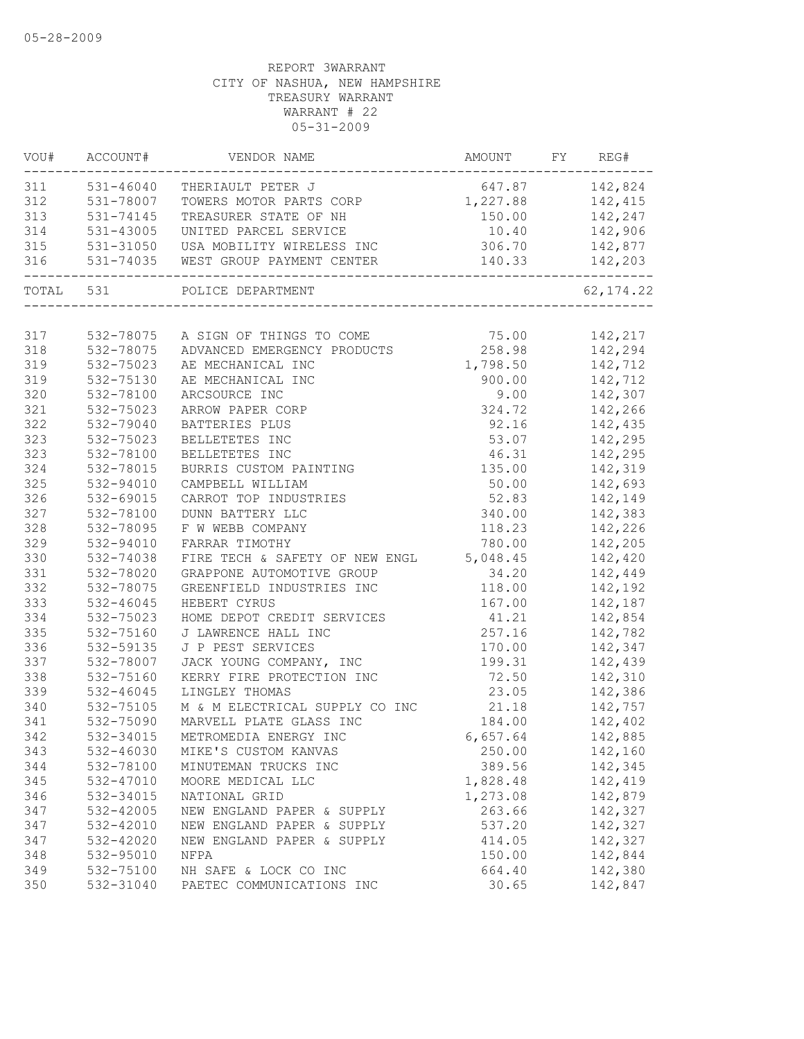05-28-2009

REPORT 3WARRANT
CITY OF NASHUA, NEW HAMPSHIRE
TREASURY WARRANT
WARRANT # 22
05-31-2009

| VOU# | ACCOUNT# | VENDOR NAME | AMOUNT | FY | REG# |
|---|---|---|---|---|---|
| 311 | 531-46040 | THERIAULT PETER J | 647.87 | | 142,824 |
| 312 | 531-78007 | TOWERS MOTOR PARTS CORP | 1,227.88 | | 142,415 |
| 313 | 531-74145 | TREASURER STATE OF NH | 150.00 | | 142,247 |
| 314 | 531-43005 | UNITED PARCEL SERVICE | 10.40 | | 142,906 |
| 315 | 531-31050 | USA MOBILITY WIRELESS INC | 306.70 | | 142,877 |
| 316 | 531-74035 | WEST GROUP PAYMENT CENTER | 140.33 | | 142,203 |
| TOTAL | 531 | POLICE DEPARTMENT | | | 62,174.22 |
| 317 | 532-78075 | A SIGN OF THINGS TO COME | 75.00 | | 142,217 |
| 318 | 532-78075 | ADVANCED EMERGENCY PRODUCTS | 258.98 | | 142,294 |
| 319 | 532-75023 | AE MECHANICAL INC | 1,798.50 | | 142,712 |
| 319 | 532-75130 | AE MECHANICAL INC | 900.00 | | 142,712 |
| 320 | 532-78100 | ARCSOURCE INC | 9.00 | | 142,307 |
| 321 | 532-75023 | ARROW PAPER CORP | 324.72 | | 142,266 |
| 322 | 532-79040 | BATTERIES PLUS | 92.16 | | 142,435 |
| 323 | 532-75023 | BELLETETES INC | 53.07 | | 142,295 |
| 323 | 532-78100 | BELLETETES INC | 46.31 | | 142,295 |
| 324 | 532-78015 | BURRIS CUSTOM PAINTING | 135.00 | | 142,319 |
| 325 | 532-94010 | CAMPBELL WILLIAM | 50.00 | | 142,693 |
| 326 | 532-69015 | CARROT TOP INDUSTRIES | 52.83 | | 142,149 |
| 327 | 532-78100 | DUNN BATTERY LLC | 340.00 | | 142,383 |
| 328 | 532-78095 | F W WEBB COMPANY | 118.23 | | 142,226 |
| 329 | 532-94010 | FARRAR TIMOTHY | 780.00 | | 142,205 |
| 330 | 532-74038 | FIRE TECH & SAFETY OF NEW ENGL | 5,048.45 | | 142,420 |
| 331 | 532-78020 | GRAPPONE AUTOMOTIVE GROUP | 34.20 | | 142,449 |
| 332 | 532-78075 | GREENFIELD INDUSTRIES INC | 118.00 | | 142,192 |
| 333 | 532-46045 | HEBERT CYRUS | 167.00 | | 142,187 |
| 334 | 532-75023 | HOME DEPOT CREDIT SERVICES | 41.21 | | 142,854 |
| 335 | 532-75160 | J LAWRENCE HALL INC | 257.16 | | 142,782 |
| 336 | 532-59135 | J P PEST SERVICES | 170.00 | | 142,347 |
| 337 | 532-78007 | JACK YOUNG COMPANY, INC | 199.31 | | 142,439 |
| 338 | 532-75160 | KERRY FIRE PROTECTION INC | 72.50 | | 142,310 |
| 339 | 532-46045 | LINGLEY THOMAS | 23.05 | | 142,386 |
| 340 | 532-75105 | M & M ELECTRICAL SUPPLY CO INC | 21.18 | | 142,757 |
| 341 | 532-75090 | MARVELL PLATE GLASS INC | 184.00 | | 142,402 |
| 342 | 532-34015 | METROMEDIA ENERGY INC | 6,657.64 | | 142,885 |
| 343 | 532-46030 | MIKE'S CUSTOM KANVAS | 250.00 | | 142,160 |
| 344 | 532-78100 | MINUTEMAN TRUCKS INC | 389.56 | | 142,345 |
| 345 | 532-47010 | MOORE MEDICAL LLC | 1,828.48 | | 142,419 |
| 346 | 532-34015 | NATIONAL GRID | 1,273.08 | | 142,879 |
| 347 | 532-42005 | NEW ENGLAND PAPER & SUPPLY | 263.66 | | 142,327 |
| 347 | 532-42010 | NEW ENGLAND PAPER & SUPPLY | 537.20 | | 142,327 |
| 347 | 532-42020 | NEW ENGLAND PAPER & SUPPLY | 414.05 | | 142,327 |
| 348 | 532-95010 | NFPA | 150.00 | | 142,844 |
| 349 | 532-75100 | NH SAFE & LOCK CO INC | 664.40 | | 142,380 |
| 350 | 532-31040 | PAETEC COMMUNICATIONS INC | 30.65 | | 142,847 |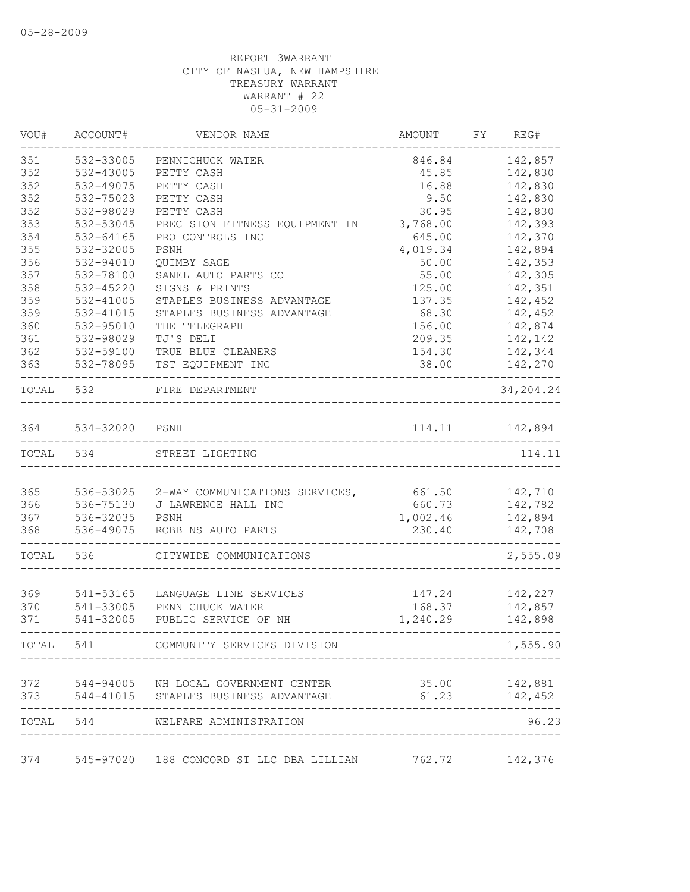05-28-2009

REPORT 3WARRANT
CITY OF NASHUA, NEW HAMPSHIRE
TREASURY WARRANT
WARRANT # 22
05-31-2009

| VOU# | ACCOUNT# | VENDOR NAME | AMOUNT | FY | REG# |
|---|---|---|---|---|---|
| 351 | 532-33005 | PENNICHUCK WATER | 846.84 | | 142,857 |
| 352 | 532-43005 | PETTY CASH | 45.85 | | 142,830 |
| 352 | 532-49075 | PETTY CASH | 16.88 | | 142,830 |
| 352 | 532-75023 | PETTY CASH | 9.50 | | 142,830 |
| 352 | 532-98029 | PETTY CASH | 30.95 | | 142,830 |
| 353 | 532-53045 | PRECISION FITNESS EQUIPMENT IN | 3,768.00 | | 142,393 |
| 354 | 532-64165 | PRO CONTROLS INC | 645.00 | | 142,370 |
| 355 | 532-32005 | PSNH | 4,019.34 | | 142,894 |
| 356 | 532-94010 | QUIMBY SAGE | 50.00 | | 142,353 |
| 357 | 532-78100 | SANEL AUTO PARTS CO | 55.00 | | 142,305 |
| 358 | 532-45220 | SIGNS & PRINTS | 125.00 | | 142,351 |
| 359 | 532-41005 | STAPLES BUSINESS ADVANTAGE | 137.35 | | 142,452 |
| 359 | 532-41015 | STAPLES BUSINESS ADVANTAGE | 68.30 | | 142,452 |
| 360 | 532-95010 | THE TELEGRAPH | 156.00 | | 142,874 |
| 361 | 532-98029 | TJ'S DELI | 209.35 | | 142,142 |
| 362 | 532-59100 | TRUE BLUE CLEANERS | 154.30 | | 142,344 |
| 363 | 532-78095 | TST EQUIPMENT INC | 38.00 | | 142,270 |
| TOTAL | 532 | FIRE DEPARTMENT | | | 34,204.24 |
| 364 | 534-32020 | PSNH | 114.11 | | 142,894 |
| TOTAL | 534 | STREET LIGHTING | | | 114.11 |
| 365 | 536-53025 | 2-WAY COMMUNICATIONS SERVICES, | 661.50 | | 142,710 |
| 366 | 536-75130 | J LAWRENCE HALL INC | 660.73 | | 142,782 |
| 367 | 536-32035 | PSNH | 1,002.46 | | 142,894 |
| 368 | 536-49075 | ROBBINS AUTO PARTS | 230.40 | | 142,708 |
| TOTAL | 536 | CITYWIDE COMMUNICATIONS | | | 2,555.09 |
| 369 | 541-53165 | LANGUAGE LINE SERVICES | 147.24 | | 142,227 |
| 370 | 541-33005 | PENNICHUCK WATER | 168.37 | | 142,857 |
| 371 | 541-32005 | PUBLIC SERVICE OF NH | 1,240.29 | | 142,898 |
| TOTAL | 541 | COMMUNITY SERVICES DIVISION | | | 1,555.90 |
| 372 | 544-94005 | NH LOCAL GOVERNMENT CENTER | 35.00 | | 142,881 |
| 373 | 544-41015 | STAPLES BUSINESS ADVANTAGE | 61.23 | | 142,452 |
| TOTAL | 544 | WELFARE ADMINISTRATION | | | 96.23 |
| 374 | 545-97020 | 188 CONCORD ST LLC DBA LILLIAN | 762.72 | | 142,376 |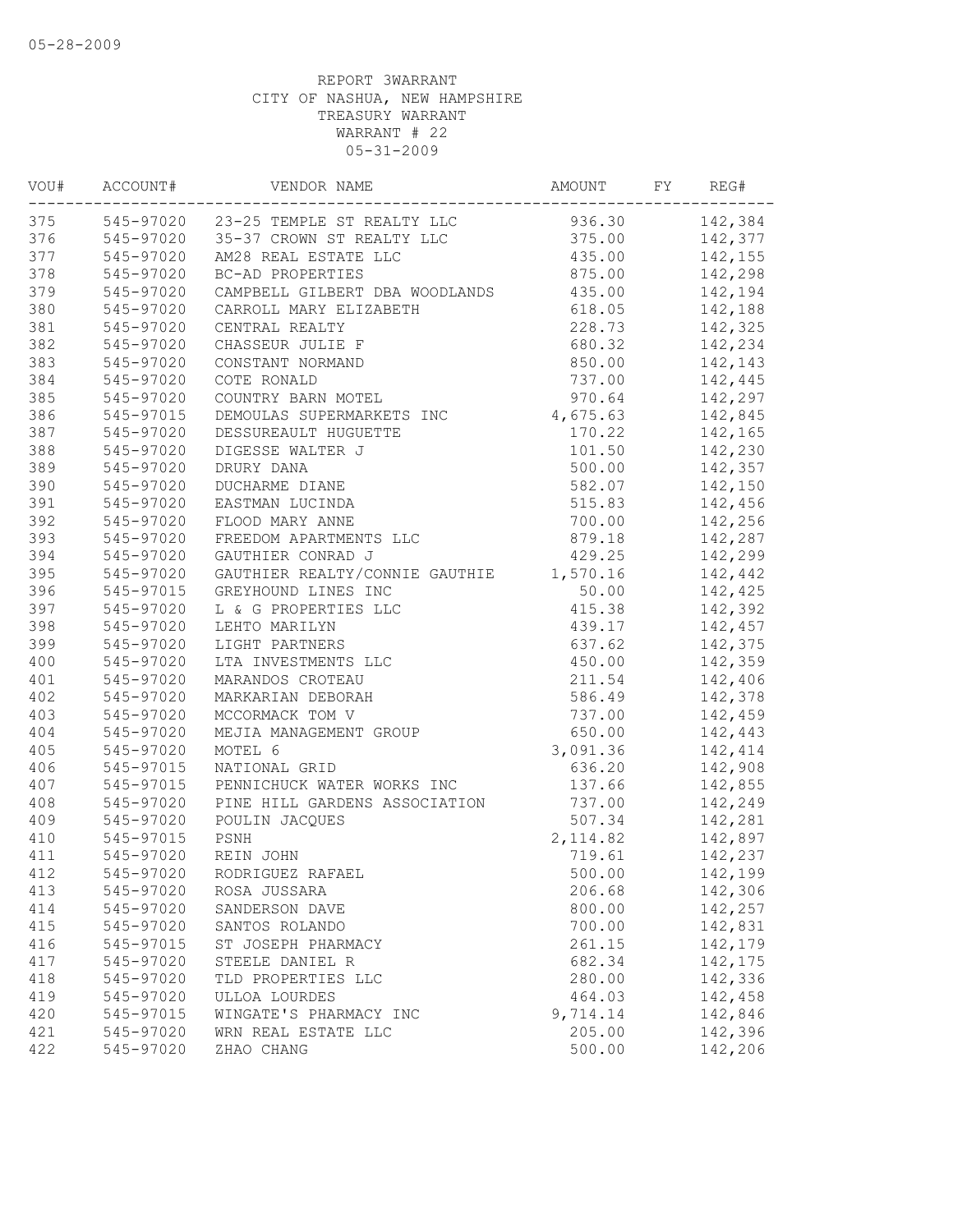05-28-2009

REPORT 3WARRANT
CITY OF NASHUA, NEW HAMPSHIRE
TREASURY WARRANT
WARRANT # 22
05-31-2009

| VOU# | ACCOUNT# | VENDOR NAME | AMOUNT | FY | REG# |
|---|---|---|---|---|---|
| 375 | 545-97020 | 23-25 TEMPLE ST REALTY LLC | 936.30 | | 142,384 |
| 376 | 545-97020 | 35-37 CROWN ST REALTY LLC | 375.00 | | 142,377 |
| 377 | 545-97020 | AM28 REAL ESTATE LLC | 435.00 | | 142,155 |
| 378 | 545-97020 | BC-AD PROPERTIES | 875.00 | | 142,298 |
| 379 | 545-97020 | CAMPBELL GILBERT DBA WOODLANDS | 435.00 | | 142,194 |
| 380 | 545-97020 | CARROLL MARY ELIZABETH | 618.05 | | 142,188 |
| 381 | 545-97020 | CENTRAL REALTY | 228.73 | | 142,325 |
| 382 | 545-97020 | CHASSEUR JULIE F | 680.32 | | 142,234 |
| 383 | 545-97020 | CONSTANT NORMAND | 850.00 | | 142,143 |
| 384 | 545-97020 | COTE RONALD | 737.00 | | 142,445 |
| 385 | 545-97020 | COUNTRY BARN MOTEL | 970.64 | | 142,297 |
| 386 | 545-97015 | DEMOULAS SUPERMARKETS INC | 4,675.63 | | 142,845 |
| 387 | 545-97020 | DESSUREAULT HUGUETTE | 170.22 | | 142,165 |
| 388 | 545-97020 | DIGESSE WALTER J | 101.50 | | 142,230 |
| 389 | 545-97020 | DRURY DANA | 500.00 | | 142,357 |
| 390 | 545-97020 | DUCHARME DIANE | 582.07 | | 142,150 |
| 391 | 545-97020 | EASTMAN LUCINDA | 515.83 | | 142,456 |
| 392 | 545-97020 | FLOOD MARY ANNE | 700.00 | | 142,256 |
| 393 | 545-97020 | FREEDOM APARTMENTS LLC | 879.18 | | 142,287 |
| 394 | 545-97020 | GAUTHIER CONRAD J | 429.25 | | 142,299 |
| 395 | 545-97020 | GAUTHIER REALTY/CONNIE GAUTHIE | 1,570.16 | | 142,442 |
| 396 | 545-97015 | GREYHOUND LINES INC | 50.00 | | 142,425 |
| 397 | 545-97020 | L & G PROPERTIES LLC | 415.38 | | 142,392 |
| 398 | 545-97020 | LEHTO MARILYN | 439.17 | | 142,457 |
| 399 | 545-97020 | LIGHT PARTNERS | 637.62 | | 142,375 |
| 400 | 545-97020 | LTA INVESTMENTS LLC | 450.00 | | 142,359 |
| 401 | 545-97020 | MARANDOS CROTEAU | 211.54 | | 142,406 |
| 402 | 545-97020 | MARKARIAN DEBORAH | 586.49 | | 142,378 |
| 403 | 545-97020 | MCCORMACK TOM V | 737.00 | | 142,459 |
| 404 | 545-97020 | MEJIA MANAGEMENT GROUP | 650.00 | | 142,443 |
| 405 | 545-97020 | MOTEL 6 | 3,091.36 | | 142,414 |
| 406 | 545-97015 | NATIONAL GRID | 636.20 | | 142,908 |
| 407 | 545-97015 | PENNICHUCK WATER WORKS INC | 137.66 | | 142,855 |
| 408 | 545-97020 | PINE HILL GARDENS ASSOCIATION | 737.00 | | 142,249 |
| 409 | 545-97020 | POULIN JACQUES | 507.34 | | 142,281 |
| 410 | 545-97015 | PSNH | 2,114.82 | | 142,897 |
| 411 | 545-97020 | REIN JOHN | 719.61 | | 142,237 |
| 412 | 545-97020 | RODRIGUEZ RAFAEL | 500.00 | | 142,199 |
| 413 | 545-97020 | ROSA JUSSARA | 206.68 | | 142,306 |
| 414 | 545-97020 | SANDERSON DAVE | 800.00 | | 142,257 |
| 415 | 545-97020 | SANTOS ROLANDO | 700.00 | | 142,831 |
| 416 | 545-97015 | ST JOSEPH PHARMACY | 261.15 | | 142,179 |
| 417 | 545-97020 | STEELE DANIEL R | 682.34 | | 142,175 |
| 418 | 545-97020 | TLD PROPERTIES LLC | 280.00 | | 142,336 |
| 419 | 545-97020 | ULLOA LOURDES | 464.03 | | 142,458 |
| 420 | 545-97015 | WINGATE'S PHARMACY INC | 9,714.14 | | 142,846 |
| 421 | 545-97020 | WRN REAL ESTATE LLC | 205.00 | | 142,396 |
| 422 | 545-97020 | ZHAO CHANG | 500.00 | | 142,206 |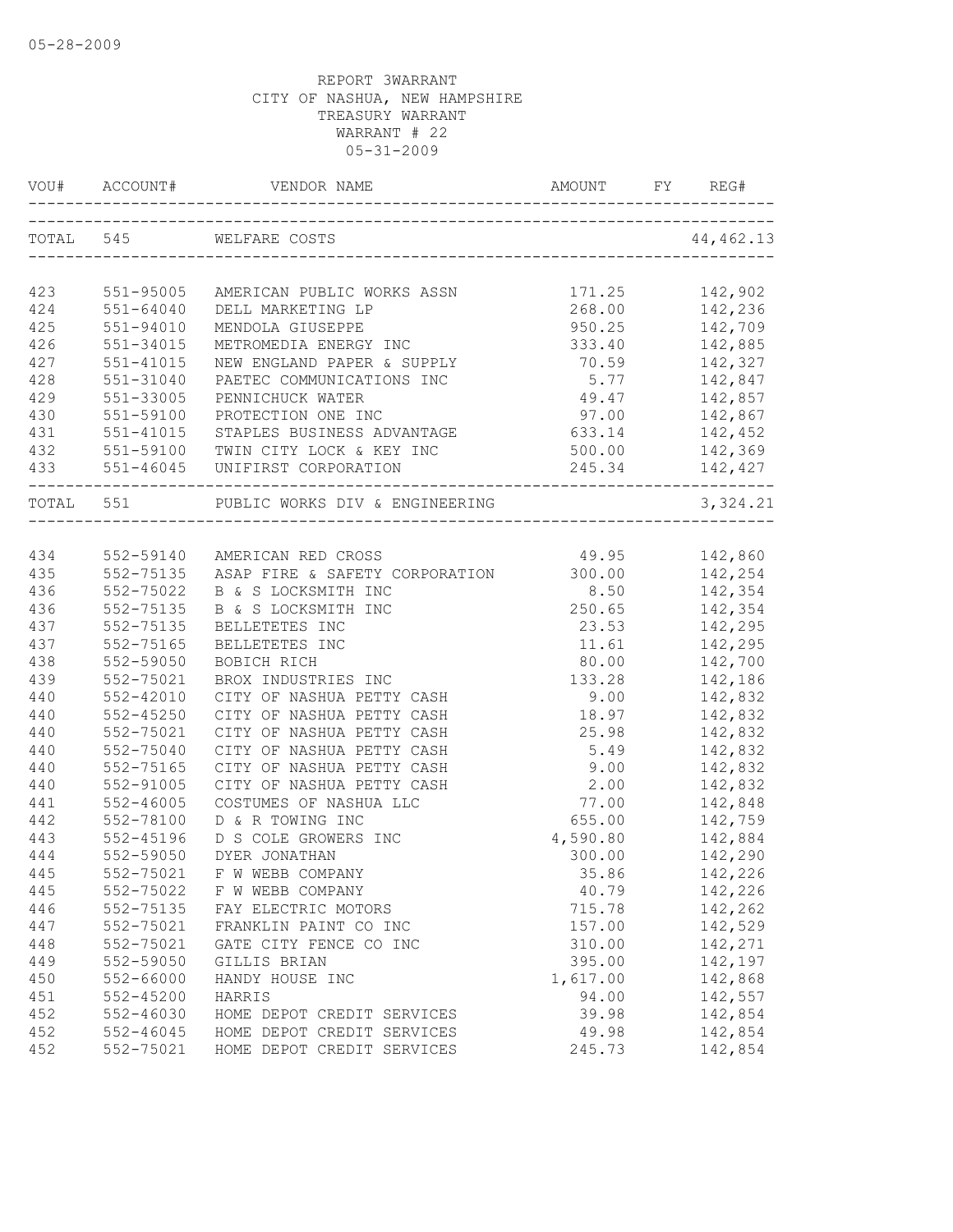05-28-2009

REPORT 3WARRANT
CITY OF NASHUA, NEW HAMPSHIRE
TREASURY WARRANT
WARRANT # 22
05-31-2009

| VOU# | ACCOUNT# | VENDOR NAME | AMOUNT | FY | REG# |
|---|---|---|---|---|---|
| TOTAL | 545 | WELFARE COSTS | | | 44,462.13 |
| 423 | 551-95005 | AMERICAN PUBLIC WORKS ASSN | 171.25 | | 142,902 |
| 424 | 551-64040 | DELL MARKETING LP | 268.00 | | 142,236 |
| 425 | 551-94010 | MENDOLA GIUSEPPE | 950.25 | | 142,709 |
| 426 | 551-34015 | METROMEDIA ENERGY INC | 333.40 | | 142,885 |
| 427 | 551-41015 | NEW ENGLAND PAPER & SUPPLY | 70.59 | | 142,327 |
| 428 | 551-31040 | PAETEC COMMUNICATIONS INC | 5.77 | | 142,847 |
| 429 | 551-33005 | PENNICHUCK WATER | 49.47 | | 142,857 |
| 430 | 551-59100 | PROTECTION ONE INC | 97.00 | | 142,867 |
| 431 | 551-41015 | STAPLES BUSINESS ADVANTAGE | 633.14 | | 142,452 |
| 432 | 551-59100 | TWIN CITY LOCK & KEY INC | 500.00 | | 142,369 |
| 433 | 551-46045 | UNIFIRST CORPORATION | 245.34 | | 142,427 |
| TOTAL | 551 | PUBLIC WORKS DIV & ENGINEERING | | | 3,324.21 |
| 434 | 552-59140 | AMERICAN RED CROSS | 49.95 | | 142,860 |
| 435 | 552-75135 | ASAP FIRE & SAFETY CORPORATION | 300.00 | | 142,254 |
| 436 | 552-75022 | B & S LOCKSMITH INC | 8.50 | | 142,354 |
| 436 | 552-75135 | B & S LOCKSMITH INC | 250.65 | | 142,354 |
| 437 | 552-75135 | BELLETETES INC | 23.53 | | 142,295 |
| 437 | 552-75165 | BELLETETES INC | 11.61 | | 142,295 |
| 438 | 552-59050 | BOBICH RICH | 80.00 | | 142,700 |
| 439 | 552-75021 | BROX INDUSTRIES INC | 133.28 | | 142,186 |
| 440 | 552-42010 | CITY OF NASHUA PETTY CASH | 9.00 | | 142,832 |
| 440 | 552-45250 | CITY OF NASHUA PETTY CASH | 18.97 | | 142,832 |
| 440 | 552-75021 | CITY OF NASHUA PETTY CASH | 25.98 | | 142,832 |
| 440 | 552-75040 | CITY OF NASHUA PETTY CASH | 5.49 | | 142,832 |
| 440 | 552-75165 | CITY OF NASHUA PETTY CASH | 9.00 | | 142,832 |
| 440 | 552-91005 | CITY OF NASHUA PETTY CASH | 2.00 | | 142,832 |
| 441 | 552-46005 | COSTUMES OF NASHUA LLC | 77.00 | | 142,848 |
| 442 | 552-78100 | D & R TOWING INC | 655.00 | | 142,759 |
| 443 | 552-45196 | D S COLE GROWERS INC | 4,590.80 | | 142,884 |
| 444 | 552-59050 | DYER JONATHAN | 300.00 | | 142,290 |
| 445 | 552-75021 | F W WEBB COMPANY | 35.86 | | 142,226 |
| 445 | 552-75022 | F W WEBB COMPANY | 40.79 | | 142,226 |
| 446 | 552-75135 | FAY ELECTRIC MOTORS | 715.78 | | 142,262 |
| 447 | 552-75021 | FRANKLIN PAINT CO INC | 157.00 | | 142,529 |
| 448 | 552-75021 | GATE CITY FENCE CO INC | 310.00 | | 142,271 |
| 449 | 552-59050 | GILLIS BRIAN | 395.00 | | 142,197 |
| 450 | 552-66000 | HANDY HOUSE INC | 1,617.00 | | 142,868 |
| 451 | 552-45200 | HARRIS | 94.00 | | 142,557 |
| 452 | 552-46030 | HOME DEPOT CREDIT SERVICES | 39.98 | | 142,854 |
| 452 | 552-46045 | HOME DEPOT CREDIT SERVICES | 49.98 | | 142,854 |
| 452 | 552-75021 | HOME DEPOT CREDIT SERVICES | 245.73 | | 142,854 |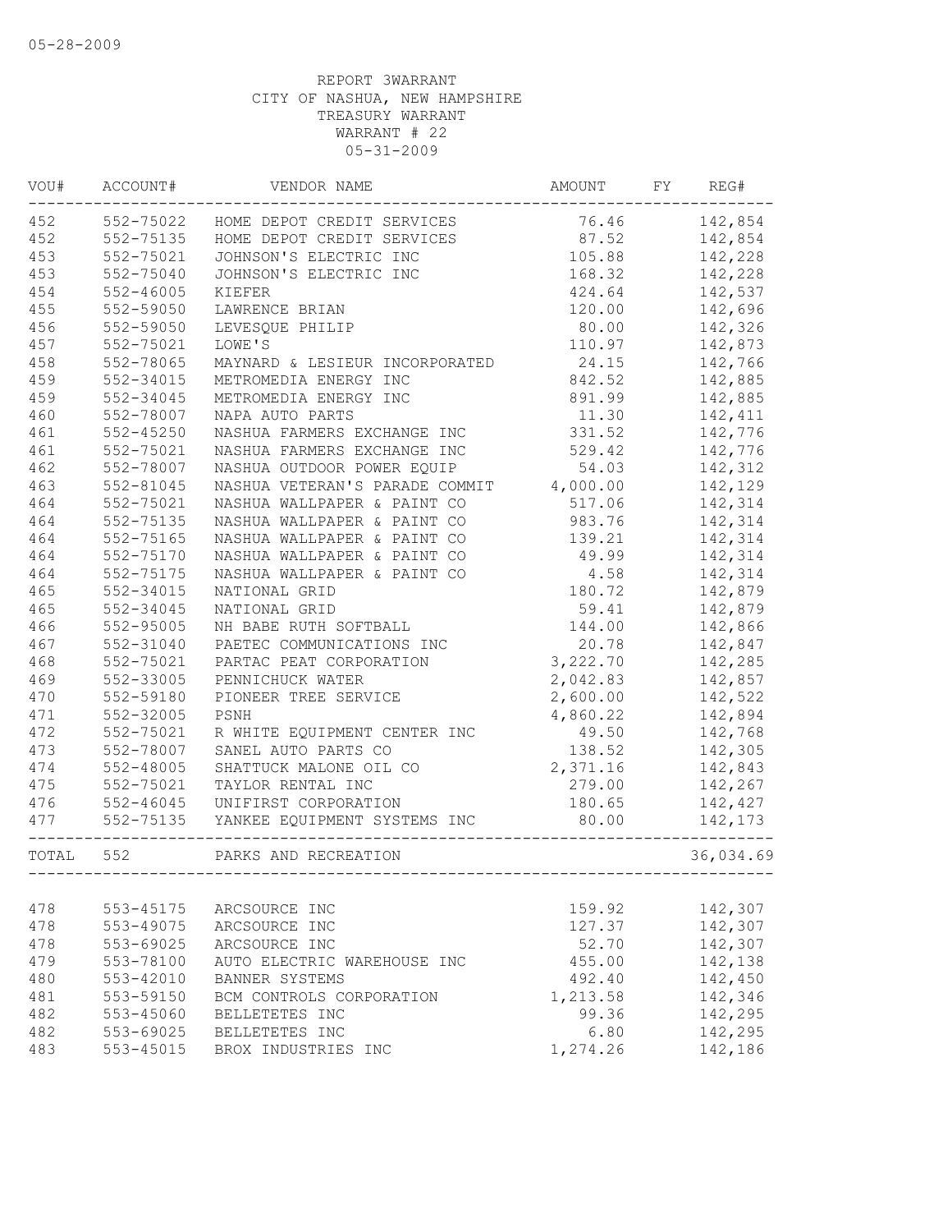05-28-2009

REPORT 3WARRANT
CITY OF NASHUA, NEW HAMPSHIRE
TREASURY WARRANT
WARRANT # 22
05-31-2009

| VOU# | ACCOUNT# | VENDOR NAME | AMOUNT | FY | REG# |
|---|---|---|---|---|---|
| 452 | 552-75022 | HOME DEPOT CREDIT SERVICES | 76.46 | | 142,854 |
| 452 | 552-75135 | HOME DEPOT CREDIT SERVICES | 87.52 | | 142,854 |
| 453 | 552-75021 | JOHNSON'S ELECTRIC INC | 105.88 | | 142,228 |
| 453 | 552-75040 | JOHNSON'S ELECTRIC INC | 168.32 | | 142,228 |
| 454 | 552-46005 | KIEFER | 424.64 | | 142,537 |
| 455 | 552-59050 | LAWRENCE BRIAN | 120.00 | | 142,696 |
| 456 | 552-59050 | LEVESQUE PHILIP | 80.00 | | 142,326 |
| 457 | 552-75021 | LOWE'S | 110.97 | | 142,873 |
| 458 | 552-78065 | MAYNARD & LESIEUR INCORPORATED | 24.15 | | 142,766 |
| 459 | 552-34015 | METROMEDIA ENERGY INC | 842.52 | | 142,885 |
| 459 | 552-34045 | METROMEDIA ENERGY INC | 891.99 | | 142,885 |
| 460 | 552-78007 | NAPA AUTO PARTS | 11.30 | | 142,411 |
| 461 | 552-45250 | NASHUA FARMERS EXCHANGE INC | 331.52 | | 142,776 |
| 461 | 552-75021 | NASHUA FARMERS EXCHANGE INC | 529.42 | | 142,776 |
| 462 | 552-78007 | NASHUA OUTDOOR POWER EQUIP | 54.03 | | 142,312 |
| 463 | 552-81045 | NASHUA VETERAN'S PARADE COMMIT | 4,000.00 | | 142,129 |
| 464 | 552-75021 | NASHUA WALLPAPER & PAINT CO | 517.06 | | 142,314 |
| 464 | 552-75135 | NASHUA WALLPAPER & PAINT CO | 983.76 | | 142,314 |
| 464 | 552-75165 | NASHUA WALLPAPER & PAINT CO | 139.21 | | 142,314 |
| 464 | 552-75170 | NASHUA WALLPAPER & PAINT CO | 49.99 | | 142,314 |
| 464 | 552-75175 | NASHUA WALLPAPER & PAINT CO | 4.58 | | 142,314 |
| 465 | 552-34015 | NATIONAL GRID | 180.72 | | 142,879 |
| 465 | 552-34045 | NATIONAL GRID | 59.41 | | 142,879 |
| 466 | 552-95005 | NH BABE RUTH SOFTBALL | 144.00 | | 142,866 |
| 467 | 552-31040 | PAETEC COMMUNICATIONS INC | 20.78 | | 142,847 |
| 468 | 552-75021 | PARTAC PEAT CORPORATION | 3,222.70 | | 142,285 |
| 469 | 552-33005 | PENNICHUCK WATER | 2,042.83 | | 142,857 |
| 470 | 552-59180 | PIONEER TREE SERVICE | 2,600.00 | | 142,522 |
| 471 | 552-32005 | PSNH | 4,860.22 | | 142,894 |
| 472 | 552-75021 | R WHITE EQUIPMENT CENTER INC | 49.50 | | 142,768 |
| 473 | 552-78007 | SANEL AUTO PARTS CO | 138.52 | | 142,305 |
| 474 | 552-48005 | SHATTUCK MALONE OIL CO | 2,371.16 | | 142,843 |
| 475 | 552-75021 | TAYLOR RENTAL INC | 279.00 | | 142,267 |
| 476 | 552-46045 | UNIFIRST CORPORATION | 180.65 | | 142,427 |
| 477 | 552-75135 | YANKEE EQUIPMENT SYSTEMS INC | 80.00 | | 142,173 |
| TOTAL | 552 | PARKS AND RECREATION | | | 36,034.69 |
| 478 | 553-45175 | ARCSOURCE INC | 159.92 | | 142,307 |
| 478 | 553-49075 | ARCSOURCE INC | 127.37 | | 142,307 |
| 478 | 553-69025 | ARCSOURCE INC | 52.70 | | 142,307 |
| 479 | 553-78100 | AUTO ELECTRIC WAREHOUSE INC | 455.00 | | 142,138 |
| 480 | 553-42010 | BANNER SYSTEMS | 492.40 | | 142,450 |
| 481 | 553-59150 | BCM CONTROLS CORPORATION | 1,213.58 | | 142,346 |
| 482 | 553-45060 | BELLETETES INC | 99.36 | | 142,295 |
| 482 | 553-69025 | BELLETETES INC | 6.80 | | 142,295 |
| 483 | 553-45015 | BROX INDUSTRIES INC | 1,274.26 | | 142,186 |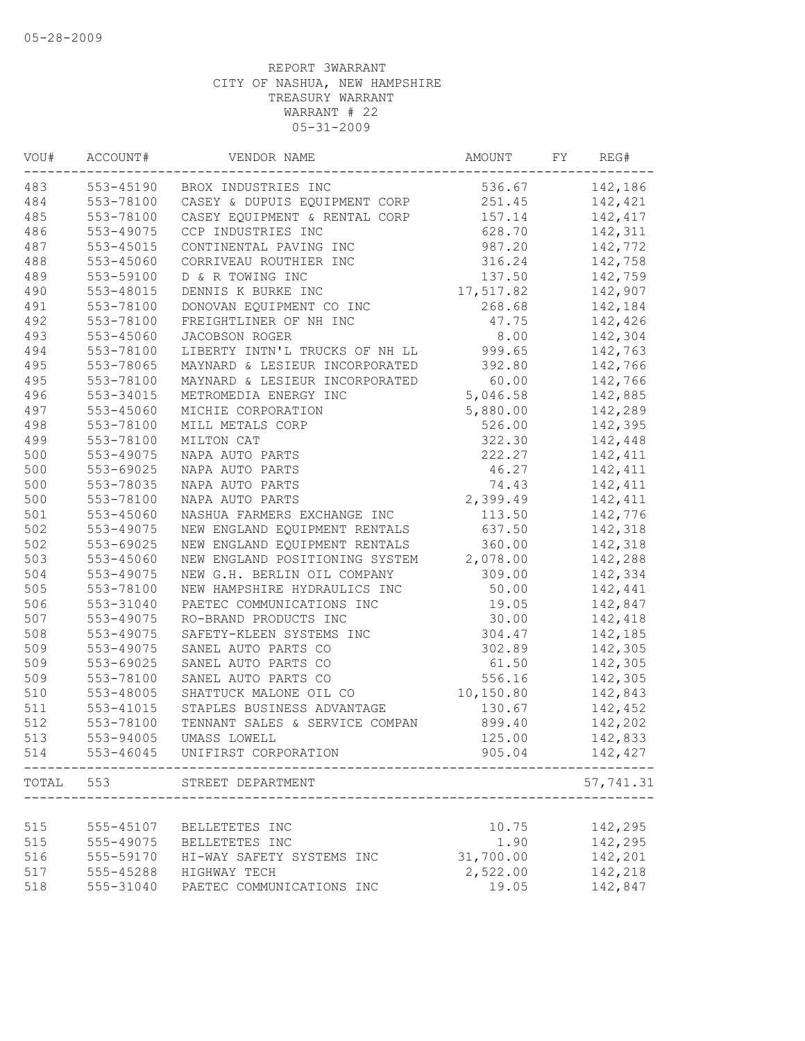05-28-2009

REPORT 3WARRANT
CITY OF NASHUA, NEW HAMPSHIRE
TREASURY WARRANT
WARRANT # 22
05-31-2009

| VOU# | ACCOUNT# | VENDOR NAME | AMOUNT | FY | REG# |
|---|---|---|---|---|---|
| 483 | 553-45190 | BROX INDUSTRIES INC | 536.67 | | 142,186 |
| 484 | 553-78100 | CASEY & DUPUIS EQUIPMENT CORP | 251.45 | | 142,421 |
| 485 | 553-78100 | CASEY EQUIPMENT & RENTAL CORP | 157.14 | | 142,417 |
| 486 | 553-49075 | CCP INDUSTRIES INC | 628.70 | | 142,311 |
| 487 | 553-45015 | CONTINENTAL PAVING INC | 987.20 | | 142,772 |
| 488 | 553-45060 | CORRIVEAU ROUTHIER INC | 316.24 | | 142,758 |
| 489 | 553-59100 | D & R TOWING INC | 137.50 | | 142,759 |
| 490 | 553-48015 | DENNIS K BURKE INC | 17,517.82 | | 142,907 |
| 491 | 553-78100 | DONOVAN EQUIPMENT CO INC | 268.68 | | 142,184 |
| 492 | 553-78100 | FREIGHTLINER OF NH INC | 47.75 | | 142,426 |
| 493 | 553-45060 | JACOBSON ROGER | 8.00 | | 142,304 |
| 494 | 553-78100 | LIBERTY INTN'L TRUCKS OF NH LL | 999.65 | | 142,763 |
| 495 | 553-78065 | MAYNARD & LESIEUR INCORPORATED | 392.80 | | 142,766 |
| 495 | 553-78100 | MAYNARD & LESIEUR INCORPORATED | 60.00 | | 142,766 |
| 496 | 553-34015 | METROMEDIA ENERGY INC | 5,046.58 | | 142,885 |
| 497 | 553-45060 | MICHIE CORPORATION | 5,880.00 | | 142,289 |
| 498 | 553-78100 | MILL METALS CORP | 526.00 | | 142,395 |
| 499 | 553-78100 | MILTON CAT | 322.30 | | 142,448 |
| 500 | 553-49075 | NAPA AUTO PARTS | 222.27 | | 142,411 |
| 500 | 553-69025 | NAPA AUTO PARTS | 46.27 | | 142,411 |
| 500 | 553-78035 | NAPA AUTO PARTS | 74.43 | | 142,411 |
| 500 | 553-78100 | NAPA AUTO PARTS | 2,399.49 | | 142,411 |
| 501 | 553-45060 | NASHUA FARMERS EXCHANGE INC | 113.50 | | 142,776 |
| 502 | 553-49075 | NEW ENGLAND EQUIPMENT RENTALS | 637.50 | | 142,318 |
| 502 | 553-69025 | NEW ENGLAND EQUIPMENT RENTALS | 360.00 | | 142,318 |
| 503 | 553-45060 | NEW ENGLAND POSITIONING SYSTEM | 2,078.00 | | 142,288 |
| 504 | 553-49075 | NEW G.H. BERLIN OIL COMPANY | 309.00 | | 142,334 |
| 505 | 553-78100 | NEW HAMPSHIRE HYDRAULICS INC | 50.00 | | 142,441 |
| 506 | 553-31040 | PAETEC COMMUNICATIONS INC | 19.05 | | 142,847 |
| 507 | 553-49075 | RO-BRAND PRODUCTS INC | 30.00 | | 142,418 |
| 508 | 553-49075 | SAFETY-KLEEN SYSTEMS INC | 304.47 | | 142,185 |
| 509 | 553-49075 | SANEL AUTO PARTS CO | 302.89 | | 142,305 |
| 509 | 553-69025 | SANEL AUTO PARTS CO | 61.50 | | 142,305 |
| 509 | 553-78100 | SANEL AUTO PARTS CO | 556.16 | | 142,305 |
| 510 | 553-48005 | SHATTUCK MALONE OIL CO | 10,150.80 | | 142,843 |
| 511 | 553-41015 | STAPLES BUSINESS ADVANTAGE | 130.67 | | 142,452 |
| 512 | 553-78100 | TENNANT SALES & SERVICE COMPAN | 899.40 | | 142,202 |
| 513 | 553-94005 | UMASS LOWELL | 125.00 | | 142,833 |
| 514 | 553-46045 | UNIFIRST CORPORATION | 905.04 | | 142,427 |
| TOTAL | 553 | STREET DEPARTMENT | | | 57,741.31 |
| 515 | 555-45107 | BELLETETES INC | 10.75 | | 142,295 |
| 515 | 555-49075 | BELLETETES INC | 1.90 | | 142,295 |
| 516 | 555-59170 | HI-WAY SAFETY SYSTEMS INC | 31,700.00 | | 142,201 |
| 517 | 555-45288 | HIGHWAY TECH | 2,522.00 | | 142,218 |
| 518 | 555-31040 | PAETEC COMMUNICATIONS INC | 19.05 | | 142,847 |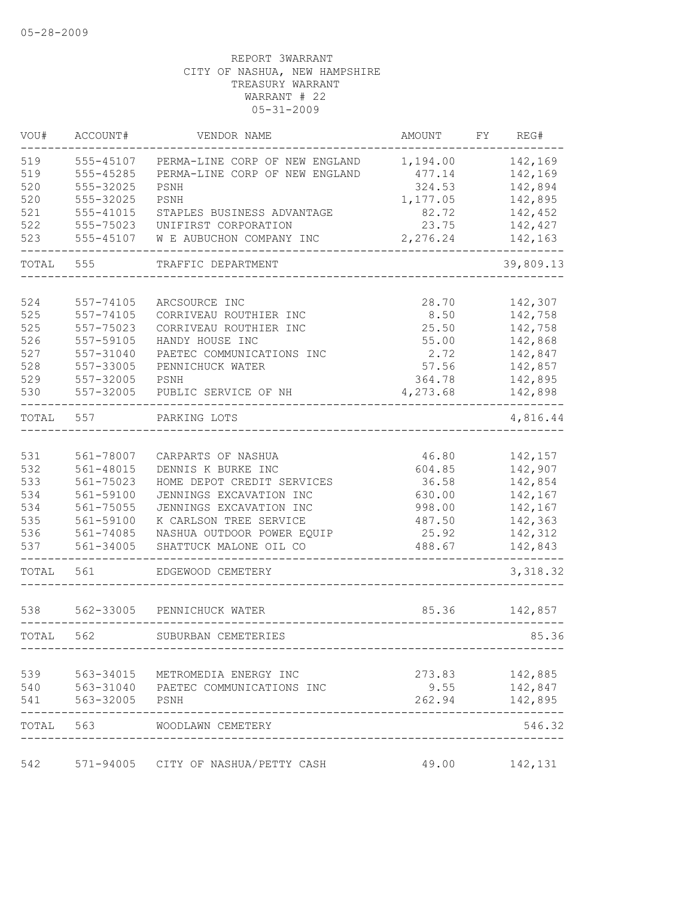05-28-2009

REPORT 3WARRANT
CITY OF NASHUA, NEW HAMPSHIRE
TREASURY WARRANT
WARRANT # 22
05-31-2009

| VOU# | ACCOUNT# | VENDOR NAME | AMOUNT | FY | REG# |
|---|---|---|---|---|---|
| 519 | 555-45107 | PERMA-LINE CORP OF NEW ENGLAND | 1,194.00 | | 142,169 |
| 519 | 555-45285 | PERMA-LINE CORP OF NEW ENGLAND | 477.14 | | 142,169 |
| 520 | 555-32025 | PSNH | 324.53 | | 142,894 |
| 520 | 555-32025 | PSNH | 1,177.05 | | 142,895 |
| 521 | 555-41015 | STAPLES BUSINESS ADVANTAGE | 82.72 | | 142,452 |
| 522 | 555-75023 | UNIFIRST CORPORATION | 23.75 | | 142,427 |
| 523 | 555-45107 | W E AUBUCHON COMPANY INC | 2,276.24 | | 142,163 |
| TOTAL | 555 | TRAFFIC DEPARTMENT | | | 39,809.13 |
| 524 | 557-74105 | ARCSOURCE INC | 28.70 | | 142,307 |
| 525 | 557-74105 | CORRIVEAU ROUTHIER INC | 8.50 | | 142,758 |
| 525 | 557-75023 | CORRIVEAU ROUTHIER INC | 25.50 | | 142,758 |
| 526 | 557-59105 | HANDY HOUSE INC | 55.00 | | 142,868 |
| 527 | 557-31040 | PAETEC COMMUNICATIONS INC | 2.72 | | 142,847 |
| 528 | 557-33005 | PENNICHUCK WATER | 57.56 | | 142,857 |
| 529 | 557-32005 | PSNH | 364.78 | | 142,895 |
| 530 | 557-32005 | PUBLIC SERVICE OF NH | 4,273.68 | | 142,898 |
| TOTAL | 557 | PARKING LOTS | | | 4,816.44 |
| 531 | 561-78007 | CARPARTS OF NASHUA | 46.80 | | 142,157 |
| 532 | 561-48015 | DENNIS K BURKE INC | 604.85 | | 142,907 |
| 533 | 561-75023 | HOME DEPOT CREDIT SERVICES | 36.58 | | 142,854 |
| 534 | 561-59100 | JENNINGS EXCAVATION INC | 630.00 | | 142,167 |
| 534 | 561-75055 | JENNINGS EXCAVATION INC | 998.00 | | 142,167 |
| 535 | 561-59100 | K CARLSON TREE SERVICE | 487.50 | | 142,363 |
| 536 | 561-74085 | NASHUA OUTDOOR POWER EQUIP | 25.92 | | 142,312 |
| 537 | 561-34005 | SHATTUCK MALONE OIL CO | 488.67 | | 142,843 |
| TOTAL | 561 | EDGEWOOD CEMETERY | | | 3,318.32 |
| 538 | 562-33005 | PENNICHUCK WATER | 85.36 | | 142,857 |
| TOTAL | 562 | SUBURBAN CEMETERIES | | | 85.36 |
| 539 | 563-34015 | METROMEDIA ENERGY INC | 273.83 | | 142,885 |
| 540 | 563-31040 | PAETEC COMMUNICATIONS INC | 9.55 | | 142,847 |
| 541 | 563-32005 | PSNH | 262.94 | | 142,895 |
| TOTAL | 563 | WOODLAWN CEMETERY | | | 546.32 |
| 542 | 571-94005 | CITY OF NASHUA/PETTY CASH | 49.00 | | 142,131 |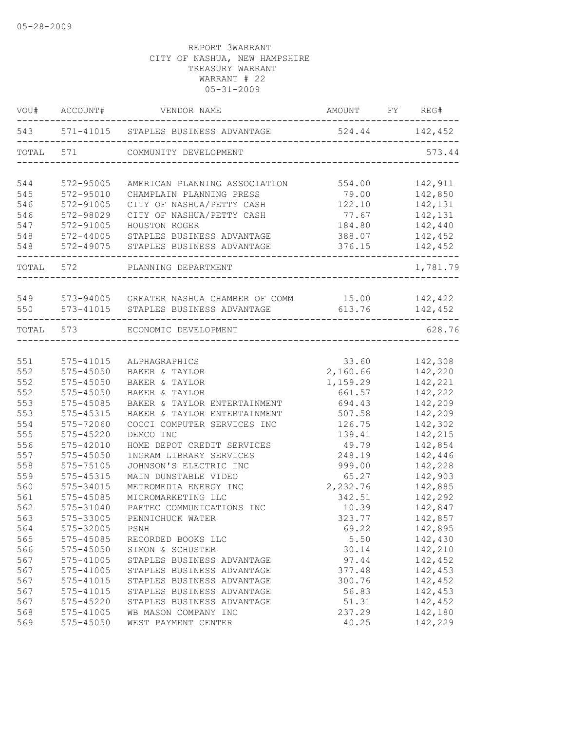05-28-2009

REPORT 3WARRANT
CITY OF NASHUA, NEW HAMPSHIRE
TREASURY WARRANT
WARRANT # 22
05-31-2009

| VOU# | ACCOUNT# | VENDOR NAME | AMOUNT | FY | REG# |
|---|---|---|---|---|---|
| 543 | 571-41015 | STAPLES BUSINESS ADVANTAGE | 524.44 | | 142,452 |
| TOTAL | 571 | COMMUNITY DEVELOPMENT | | | 573.44 |
| 544 | 572-95005 | AMERICAN PLANNING ASSOCIATION | 554.00 | | 142,911 |
| 545 | 572-95010 | CHAMPLAIN PLANNING PRESS | 79.00 | | 142,850 |
| 546 | 572-91005 | CITY OF NASHUA/PETTY CASH | 122.10 | | 142,131 |
| 546 | 572-98029 | CITY OF NASHUA/PETTY CASH | 77.67 | | 142,131 |
| 547 | 572-91005 | HOUSTON ROGER | 184.80 | | 142,440 |
| 548 | 572-44005 | STAPLES BUSINESS ADVANTAGE | 388.07 | | 142,452 |
| 548 | 572-49075 | STAPLES BUSINESS ADVANTAGE | 376.15 | | 142,452 |
| TOTAL | 572 | PLANNING DEPARTMENT | | | 1,781.79 |
| 549 | 573-94005 | GREATER NASHUA CHAMBER OF COMM | 15.00 | | 142,422 |
| 550 | 573-41015 | STAPLES BUSINESS ADVANTAGE | 613.76 | | 142,452 |
| TOTAL | 573 | ECONOMIC DEVELOPMENT | | | 628.76 |
| 551 | 575-41015 | ALPHAGRAPHICS | 33.60 | | 142,308 |
| 552 | 575-45050 | BAKER & TAYLOR | 2,160.66 | | 142,220 |
| 552 | 575-45050 | BAKER & TAYLOR | 1,159.29 | | 142,221 |
| 552 | 575-45050 | BAKER & TAYLOR | 661.57 | | 142,222 |
| 553 | 575-45085 | BAKER & TAYLOR ENTERTAINMENT | 694.43 | | 142,209 |
| 553 | 575-45315 | BAKER & TAYLOR ENTERTAINMENT | 507.58 | | 142,209 |
| 554 | 575-72060 | COCCI COMPUTER SERVICES INC | 126.75 | | 142,302 |
| 555 | 575-45220 | DEMCO INC | 139.41 | | 142,215 |
| 556 | 575-42010 | HOME DEPOT CREDIT SERVICES | 49.79 | | 142,854 |
| 557 | 575-45050 | INGRAM LIBRARY SERVICES | 248.19 | | 142,446 |
| 558 | 575-75105 | JOHNSON'S ELECTRIC INC | 999.00 | | 142,228 |
| 559 | 575-45315 | MAIN DUNSTABLE VIDEO | 65.27 | | 142,903 |
| 560 | 575-34015 | METROMEDIA ENERGY INC | 2,232.76 | | 142,885 |
| 561 | 575-45085 | MICROMARKETING LLC | 342.51 | | 142,292 |
| 562 | 575-31040 | PAETEC COMMUNICATIONS INC | 10.39 | | 142,847 |
| 563 | 575-33005 | PENNICHUCK WATER | 323.77 | | 142,857 |
| 564 | 575-32005 | PSNH | 69.22 | | 142,895 |
| 565 | 575-45085 | RECORDED BOOKS LLC | 5.50 | | 142,430 |
| 566 | 575-45050 | SIMON & SCHUSTER | 30.14 | | 142,210 |
| 567 | 575-41005 | STAPLES BUSINESS ADVANTAGE | 97.44 | | 142,452 |
| 567 | 575-41005 | STAPLES BUSINESS ADVANTAGE | 377.48 | | 142,453 |
| 567 | 575-41015 | STAPLES BUSINESS ADVANTAGE | 300.76 | | 142,452 |
| 567 | 575-41015 | STAPLES BUSINESS ADVANTAGE | 56.83 | | 142,453 |
| 567 | 575-45220 | STAPLES BUSINESS ADVANTAGE | 51.31 | | 142,452 |
| 568 | 575-41005 | WB MASON COMPANY INC | 237.29 | | 142,180 |
| 569 | 575-45050 | WEST PAYMENT CENTER | 40.25 | | 142,229 |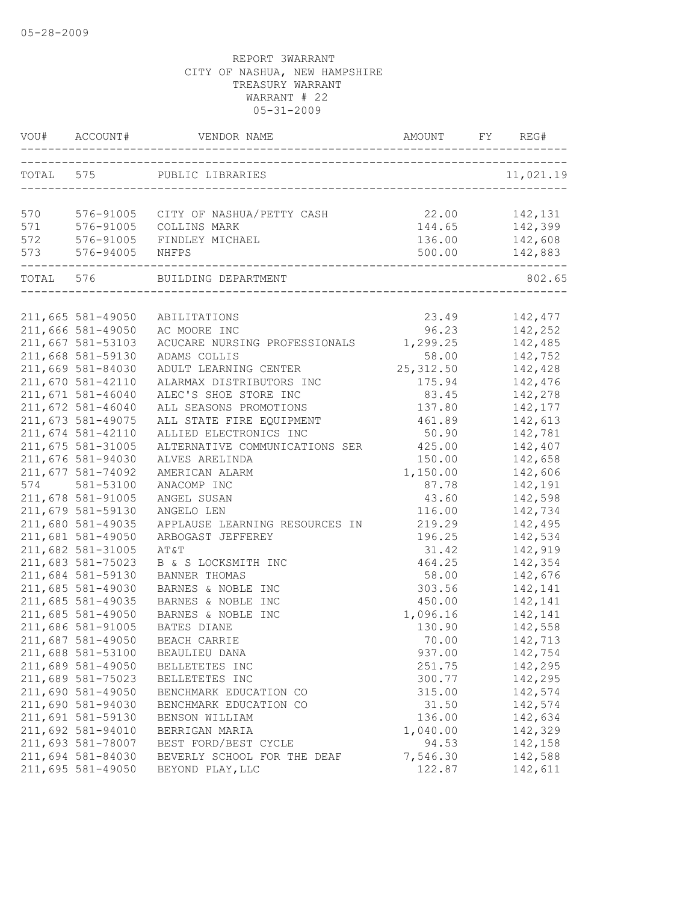05-28-2009

REPORT 3WARRANT
CITY OF NASHUA, NEW HAMPSHIRE
TREASURY WARRANT
WARRANT # 22
05-31-2009

| VOU# | ACCOUNT# | VENDOR NAME | AMOUNT | FY | REG# |
|---|---|---|---|---|---|
| TOTAL | 575 | PUBLIC LIBRARIES | | | 11,021.19 |
| 570 | 576-91005 | CITY OF NASHUA/PETTY CASH | 22.00 | | 142,131 |
| 571 | 576-91005 | COLLINS MARK | 144.65 | | 142,399 |
| 572 | 576-91005 | FINDLEY MICHAEL | 136.00 | | 142,608 |
| 573 | 576-94005 | NHFPS | 500.00 | | 142,883 |
| TOTAL | 576 | BUILDING DEPARTMENT | | | 802.65 |
| 211,665 | 581-49050 | ABILITATIONS | 23.49 | | 142,477 |
| 211,666 | 581-49050 | AC MOORE INC | 96.23 | | 142,252 |
| 211,667 | 581-53103 | ACUCARE NURSING PROFESSIONALS | 1,299.25 | | 142,485 |
| 211,668 | 581-59130 | ADAMS COLLIS | 58.00 | | 142,752 |
| 211,669 | 581-84030 | ADULT LEARNING CENTER | 25,312.50 | | 142,428 |
| 211,670 | 581-42110 | ALARMAX DISTRIBUTORS INC | 175.94 | | 142,476 |
| 211,671 | 581-46040 | ALEC'S SHOE STORE INC | 83.45 | | 142,278 |
| 211,672 | 581-46040 | ALL SEASONS PROMOTIONS | 137.80 | | 142,177 |
| 211,673 | 581-49075 | ALL STATE FIRE EQUIPMENT | 461.89 | | 142,613 |
| 211,674 | 581-42110 | ALLIED ELECTRONICS INC | 50.90 | | 142,781 |
| 211,675 | 581-31005 | ALTERNATIVE COMMUNICATIONS SER | 425.00 | | 142,407 |
| 211,676 | 581-94030 | ALVES ARELINDA | 150.00 | | 142,658 |
| 211,677 | 581-74092 | AMERICAN ALARM | 1,150.00 | | 142,606 |
| 574 | 581-53100 | ANACOMP INC | 87.78 | | 142,191 |
| 211,678 | 581-91005 | ANGEL SUSAN | 43.60 | | 142,598 |
| 211,679 | 581-59130 | ANGELO LEN | 116.00 | | 142,734 |
| 211,680 | 581-49035 | APPLAUSE LEARNING RESOURCES IN | 219.29 | | 142,495 |
| 211,681 | 581-49050 | ARBOGAST JEFFEREY | 196.25 | | 142,534 |
| 211,682 | 581-31005 | AT&T | 31.42 | | 142,919 |
| 211,683 | 581-75023 | B & S LOCKSMITH INC | 464.25 | | 142,354 |
| 211,684 | 581-59130 | BANNER THOMAS | 58.00 | | 142,676 |
| 211,685 | 581-49030 | BARNES & NOBLE INC | 303.56 | | 142,141 |
| 211,685 | 581-49035 | BARNES & NOBLE INC | 450.00 | | 142,141 |
| 211,685 | 581-49050 | BARNES & NOBLE INC | 1,096.16 | | 142,141 |
| 211,686 | 581-91005 | BATES DIANE | 130.90 | | 142,558 |
| 211,687 | 581-49050 | BEACH CARRIE | 70.00 | | 142,713 |
| 211,688 | 581-53100 | BEAULIEU DANA | 937.00 | | 142,754 |
| 211,689 | 581-49050 | BELLETETES INC | 251.75 | | 142,295 |
| 211,689 | 581-75023 | BELLETETES INC | 300.77 | | 142,295 |
| 211,690 | 581-49050 | BENCHMARK EDUCATION CO | 315.00 | | 142,574 |
| 211,690 | 581-94030 | BENCHMARK EDUCATION CO | 31.50 | | 142,574 |
| 211,691 | 581-59130 | BENSON WILLIAM | 136.00 | | 142,634 |
| 211,692 | 581-94010 | BERRIGAN MARIA | 1,040.00 | | 142,329 |
| 211,693 | 581-78007 | BEST FORD/BEST CYCLE | 94.53 | | 142,158 |
| 211,694 | 581-84030 | BEVERLY SCHOOL FOR THE DEAF | 7,546.30 | | 142,588 |
| 211,695 | 581-49050 | BEYOND PLAY,LLC | 122.87 | | 142,611 |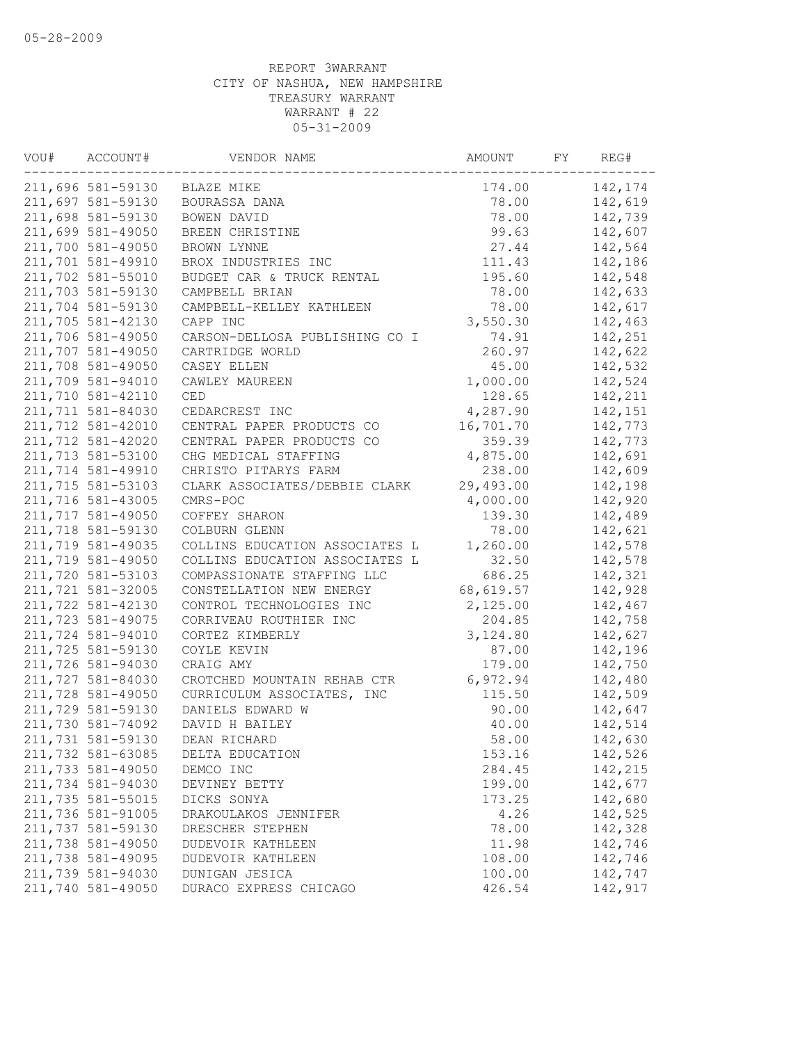05-28-2009

REPORT 3WARRANT
CITY OF NASHUA, NEW HAMPSHIRE
TREASURY WARRANT
WARRANT # 22
05-31-2009

| VOU# | ACCOUNT# | VENDOR NAME | AMOUNT | FY | REG# |
|---|---|---|---|---|---|
| 211,696 | 581-59130 | BLAZE MIKE | 174.00 | | 142,174 |
| 211,697 | 581-59130 | BOURASSA DANA | 78.00 | | 142,619 |
| 211,698 | 581-59130 | BOWEN DAVID | 78.00 | | 142,739 |
| 211,699 | 581-49050 | BREEN CHRISTINE | 99.63 | | 142,607 |
| 211,700 | 581-49050 | BROWN LYNNE | 27.44 | | 142,564 |
| 211,701 | 581-49910 | BROX INDUSTRIES INC | 111.43 | | 142,186 |
| 211,702 | 581-55010 | BUDGET CAR & TRUCK RENTAL | 195.60 | | 142,548 |
| 211,703 | 581-59130 | CAMPBELL BRIAN | 78.00 | | 142,633 |
| 211,704 | 581-59130 | CAMPBELL-KELLEY KATHLEEN | 78.00 | | 142,617 |
| 211,705 | 581-42130 | CAPP INC | 3,550.30 | | 142,463 |
| 211,706 | 581-49050 | CARSON-DELLOSA PUBLISHING CO I | 74.91 | | 142,251 |
| 211,707 | 581-49050 | CARTRIDGE WORLD | 260.97 | | 142,622 |
| 211,708 | 581-49050 | CASEY ELLEN | 45.00 | | 142,532 |
| 211,709 | 581-94010 | CAWLEY MAUREEN | 1,000.00 | | 142,524 |
| 211,710 | 581-42110 | CED | 128.65 | | 142,211 |
| 211,711 | 581-84030 | CEDARCREST INC | 4,287.90 | | 142,151 |
| 211,712 | 581-42010 | CENTRAL PAPER PRODUCTS CO | 16,701.70 | | 142,773 |
| 211,712 | 581-42020 | CENTRAL PAPER PRODUCTS CO | 359.39 | | 142,773 |
| 211,713 | 581-53100 | CHG MEDICAL STAFFING | 4,875.00 | | 142,691 |
| 211,714 | 581-49910 | CHRISTO PITARYS FARM | 238.00 | | 142,609 |
| 211,715 | 581-53103 | CLARK ASSOCIATES/DEBBIE CLARK | 29,493.00 | | 142,198 |
| 211,716 | 581-43005 | CMRS-POC | 4,000.00 | | 142,920 |
| 211,717 | 581-49050 | COFFEY SHARON | 139.30 | | 142,489 |
| 211,718 | 581-59130 | COLBURN GLENN | 78.00 | | 142,621 |
| 211,719 | 581-49035 | COLLINS EDUCATION ASSOCIATES L | 1,260.00 | | 142,578 |
| 211,719 | 581-49050 | COLLINS EDUCATION ASSOCIATES L | 32.50 | | 142,578 |
| 211,720 | 581-53103 | COMPASSIONATE STAFFING LLC | 686.25 | | 142,321 |
| 211,721 | 581-32005 | CONSTELLATION NEW ENERGY | 68,619.57 | | 142,928 |
| 211,722 | 581-42130 | CONTROL TECHNOLOGIES INC | 2,125.00 | | 142,467 |
| 211,723 | 581-49075 | CORRIVEAU ROUTHIER INC | 204.85 | | 142,758 |
| 211,724 | 581-94010 | CORTEZ KIMBERLY | 3,124.80 | | 142,627 |
| 211,725 | 581-59130 | COYLE KEVIN | 87.00 | | 142,196 |
| 211,726 | 581-94030 | CRAIG AMY | 179.00 | | 142,750 |
| 211,727 | 581-84030 | CROTCHED MOUNTAIN REHAB CTR | 6,972.94 | | 142,480 |
| 211,728 | 581-49050 | CURRICULUM ASSOCIATES, INC | 115.50 | | 142,509 |
| 211,729 | 581-59130 | DANIELS EDWARD W | 90.00 | | 142,647 |
| 211,730 | 581-74092 | DAVID H BAILEY | 40.00 | | 142,514 |
| 211,731 | 581-59130 | DEAN RICHARD | 58.00 | | 142,630 |
| 211,732 | 581-63085 | DELTA EDUCATION | 153.16 | | 142,526 |
| 211,733 | 581-49050 | DEMCO INC | 284.45 | | 142,215 |
| 211,734 | 581-94030 | DEVINEY BETTY | 199.00 | | 142,677 |
| 211,735 | 581-55015 | DICKS SONYA | 173.25 | | 142,680 |
| 211,736 | 581-91005 | DRAKOULAKOS JENNIFER | 4.26 | | 142,525 |
| 211,737 | 581-59130 | DRESCHER STEPHEN | 78.00 | | 142,328 |
| 211,738 | 581-49050 | DUDEVOIR KATHLEEN | 11.98 | | 142,746 |
| 211,738 | 581-49095 | DUDEVOIR KATHLEEN | 108.00 | | 142,746 |
| 211,739 | 581-94030 | DUNIGAN JESICA | 100.00 | | 142,747 |
| 211,740 | 581-49050 | DURACO EXPRESS CHICAGO | 426.54 | | 142,917 |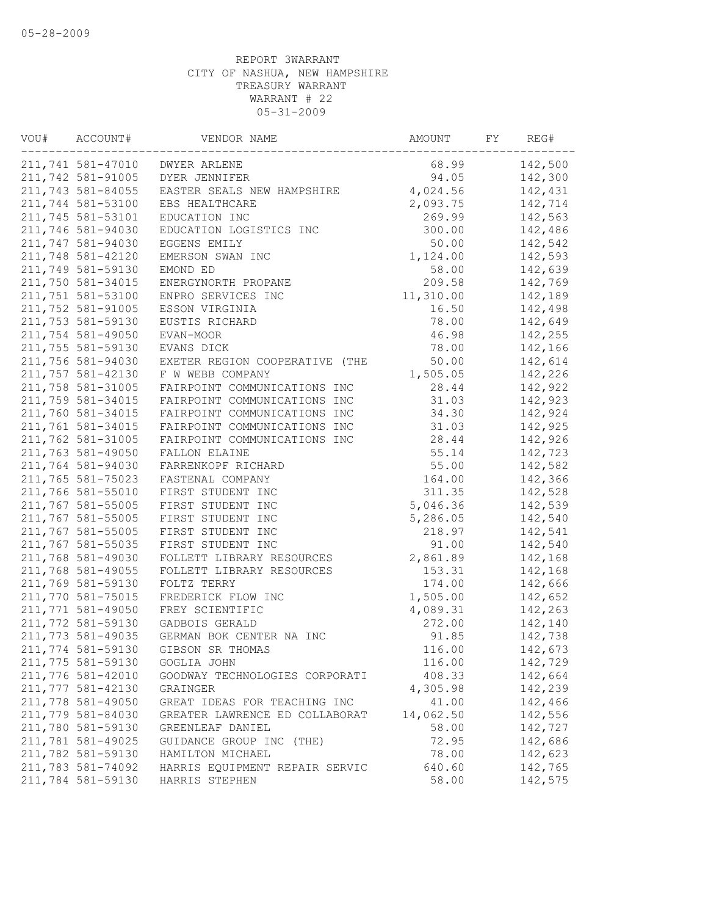05-28-2009

REPORT 3WARRANT
CITY OF NASHUA, NEW HAMPSHIRE
TREASURY WARRANT
WARRANT # 22
05-31-2009

| VOU# | ACCOUNT# | VENDOR NAME | AMOUNT | FY | REG# |
|---|---|---|---|---|---|
| 211,741 | 581-47010 | DWYER ARLENE | 68.99 | | 142,500 |
| 211,742 | 581-91005 | DYER JENNIFER | 94.05 | | 142,300 |
| 211,743 | 581-84055 | EASTER SEALS NEW HAMPSHIRE | 4,024.56 | | 142,431 |
| 211,744 | 581-53100 | EBS HEALTHCARE | 2,093.75 | | 142,714 |
| 211,745 | 581-53101 | EDUCATION INC | 269.99 | | 142,563 |
| 211,746 | 581-94030 | EDUCATION LOGISTICS INC | 300.00 | | 142,486 |
| 211,747 | 581-94030 | EGGENS EMILY | 50.00 | | 142,542 |
| 211,748 | 581-42120 | EMERSON SWAN INC | 1,124.00 | | 142,593 |
| 211,749 | 581-59130 | EMOND ED | 58.00 | | 142,639 |
| 211,750 | 581-34015 | ENERGYNORTH PROPANE | 209.58 | | 142,769 |
| 211,751 | 581-53100 | ENPRO SERVICES INC | 11,310.00 | | 142,189 |
| 211,752 | 581-91005 | ESSON VIRGINIA | 16.50 | | 142,498 |
| 211,753 | 581-59130 | EUSTIS RICHARD | 78.00 | | 142,649 |
| 211,754 | 581-49050 | EVAN-MOOR | 46.98 | | 142,255 |
| 211,755 | 581-59130 | EVANS DICK | 78.00 | | 142,166 |
| 211,756 | 581-94030 | EXETER REGION COOPERATIVE (THE | 50.00 | | 142,614 |
| 211,757 | 581-42130 | F W WEBB COMPANY | 1,505.05 | | 142,226 |
| 211,758 | 581-31005 | FAIRPOINT COMMUNICATIONS INC | 28.44 | | 142,922 |
| 211,759 | 581-34015 | FAIRPOINT COMMUNICATIONS INC | 31.03 | | 142,923 |
| 211,760 | 581-34015 | FAIRPOINT COMMUNICATIONS INC | 34.30 | | 142,924 |
| 211,761 | 581-34015 | FAIRPOINT COMMUNICATIONS INC | 31.03 | | 142,925 |
| 211,762 | 581-31005 | FAIRPOINT COMMUNICATIONS INC | 28.44 | | 142,926 |
| 211,763 | 581-49050 | FALLON ELAINE | 55.14 | | 142,723 |
| 211,764 | 581-94030 | FARRENKOPF RICHARD | 55.00 | | 142,582 |
| 211,765 | 581-75023 | FASTENAL COMPANY | 164.00 | | 142,366 |
| 211,766 | 581-55010 | FIRST STUDENT INC | 311.35 | | 142,528 |
| 211,767 | 581-55005 | FIRST STUDENT INC | 5,046.36 | | 142,539 |
| 211,767 | 581-55005 | FIRST STUDENT INC | 5,286.05 | | 142,540 |
| 211,767 | 581-55005 | FIRST STUDENT INC | 218.97 | | 142,541 |
| 211,767 | 581-55035 | FIRST STUDENT INC | 91.00 | | 142,540 |
| 211,768 | 581-49030 | FOLLETT LIBRARY RESOURCES | 2,861.89 | | 142,168 |
| 211,768 | 581-49055 | FOLLETT LIBRARY RESOURCES | 153.31 | | 142,168 |
| 211,769 | 581-59130 | FOLTZ TERRY | 174.00 | | 142,666 |
| 211,770 | 581-75015 | FREDERICK FLOW INC | 1,505.00 | | 142,652 |
| 211,771 | 581-49050 | FREY SCIENTIFIC | 4,089.31 | | 142,263 |
| 211,772 | 581-59130 | GADBOIS GERALD | 272.00 | | 142,140 |
| 211,773 | 581-49035 | GERMAN BOK CENTER NA INC | 91.85 | | 142,738 |
| 211,774 | 581-59130 | GIBSON SR THOMAS | 116.00 | | 142,673 |
| 211,775 | 581-59130 | GOGLIA JOHN | 116.00 | | 142,729 |
| 211,776 | 581-42010 | GOODWAY TECHNOLOGIES CORPORATI | 408.33 | | 142,664 |
| 211,777 | 581-42130 | GRAINGER | 4,305.98 | | 142,239 |
| 211,778 | 581-49050 | GREAT IDEAS FOR TEACHING INC | 41.00 | | 142,466 |
| 211,779 | 581-84030 | GREATER LAWRENCE ED COLLABORAT | 14,062.50 | | 142,556 |
| 211,780 | 581-59130 | GREENLEAF DANIEL | 58.00 | | 142,727 |
| 211,781 | 581-49025 | GUIDANCE GROUP INC (THE) | 72.95 | | 142,686 |
| 211,782 | 581-59130 | HAMILTON MICHAEL | 78.00 | | 142,623 |
| 211,783 | 581-74092 | HARRIS EQUIPMENT REPAIR SERVIC | 640.60 | | 142,765 |
| 211,784 | 581-59130 | HARRIS STEPHEN | 58.00 | | 142,575 |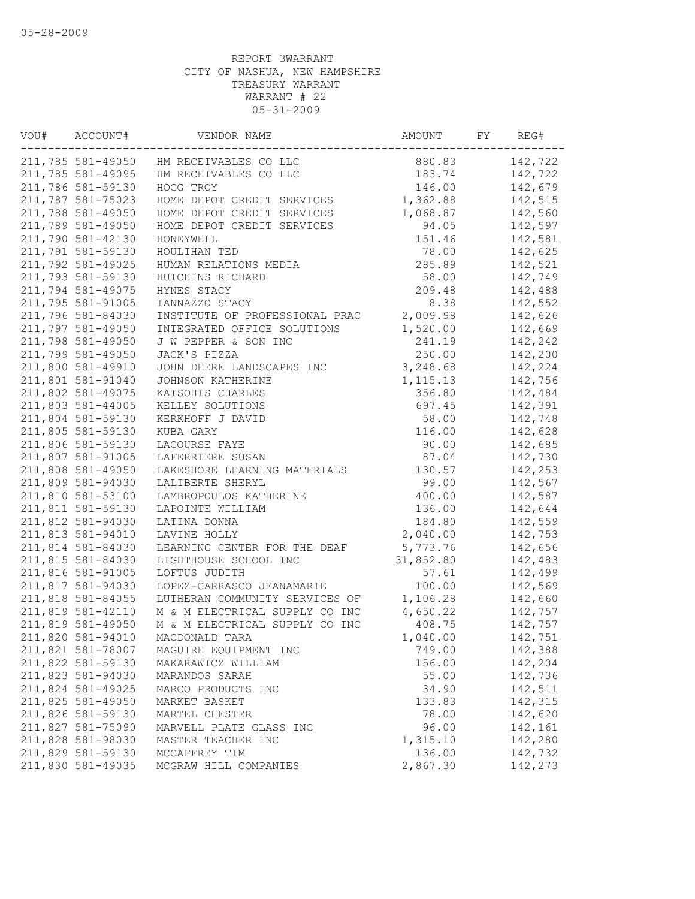05-28-2009

REPORT 3WARRANT
CITY OF NASHUA, NEW HAMPSHIRE
TREASURY WARRANT
WARRANT # 22
05-31-2009

| VOU# | ACCOUNT# | VENDOR NAME | AMOUNT | FY | REG# |
|---|---|---|---|---|---|
| 211,785 | 581-49050 | HM RECEIVABLES CO LLC | 880.83 | | 142,722 |
| 211,785 | 581-49095 | HM RECEIVABLES CO LLC | 183.74 | | 142,722 |
| 211,786 | 581-59130 | HOGG TROY | 146.00 | | 142,679 |
| 211,787 | 581-75023 | HOME DEPOT CREDIT SERVICES | 1,362.88 | | 142,515 |
| 211,788 | 581-49050 | HOME DEPOT CREDIT SERVICES | 1,068.87 | | 142,560 |
| 211,789 | 581-49050 | HOME DEPOT CREDIT SERVICES | 94.05 | | 142,597 |
| 211,790 | 581-42130 | HONEYWELL | 151.46 | | 142,581 |
| 211,791 | 581-59130 | HOULIHAN TED | 78.00 | | 142,625 |
| 211,792 | 581-49025 | HUMAN RELATIONS MEDIA | 285.89 | | 142,521 |
| 211,793 | 581-59130 | HUTCHINS RICHARD | 58.00 | | 142,749 |
| 211,794 | 581-49075 | HYNES STACY | 209.48 | | 142,488 |
| 211,795 | 581-91005 | IANNAZZO STACY | 8.38 | | 142,552 |
| 211,796 | 581-84030 | INSTITUTE OF PROFESSIONAL PRAC | 2,009.98 | | 142,626 |
| 211,797 | 581-49050 | INTEGRATED OFFICE SOLUTIONS | 1,520.00 | | 142,669 |
| 211,798 | 581-49050 | J W PEPPER & SON INC | 241.19 | | 142,242 |
| 211,799 | 581-49050 | JACK'S PIZZA | 250.00 | | 142,200 |
| 211,800 | 581-49910 | JOHN DEERE LANDSCAPES INC | 3,248.68 | | 142,224 |
| 211,801 | 581-91040 | JOHNSON KATHERINE | 1,115.13 | | 142,756 |
| 211,802 | 581-49075 | KATSOHIS CHARLES | 356.80 | | 142,484 |
| 211,803 | 581-44005 | KELLEY SOLUTIONS | 697.45 | | 142,391 |
| 211,804 | 581-59130 | KERKHOFF J DAVID | 58.00 | | 142,748 |
| 211,805 | 581-59130 | KUBA GARY | 116.00 | | 142,628 |
| 211,806 | 581-59130 | LACOURSE FAYE | 90.00 | | 142,685 |
| 211,807 | 581-91005 | LAFERRIERE SUSAN | 87.04 | | 142,730 |
| 211,808 | 581-49050 | LAKESHORE LEARNING MATERIALS | 130.57 | | 142,253 |
| 211,809 | 581-94030 | LALIBERTE SHERYL | 99.00 | | 142,567 |
| 211,810 | 581-53100 | LAMBROPOULOS KATHERINE | 400.00 | | 142,587 |
| 211,811 | 581-59130 | LAPOINTE WILLIAM | 136.00 | | 142,644 |
| 211,812 | 581-94030 | LATINA DONNA | 184.80 | | 142,559 |
| 211,813 | 581-94010 | LAVINE HOLLY | 2,040.00 | | 142,753 |
| 211,814 | 581-84030 | LEARNING CENTER FOR THE DEAF | 5,773.76 | | 142,656 |
| 211,815 | 581-84030 | LIGHTHOUSE SCHOOL INC | 31,852.80 | | 142,483 |
| 211,816 | 581-91005 | LOFTUS JUDITH | 57.61 | | 142,499 |
| 211,817 | 581-94030 | LOPEZ-CARRASCO JEANAMARIE | 100.00 | | 142,569 |
| 211,818 | 581-84055 | LUTHERAN COMMUNITY SERVICES OF | 1,106.28 | | 142,660 |
| 211,819 | 581-42110 | M & M ELECTRICAL SUPPLY CO INC | 4,650.22 | | 142,757 |
| 211,819 | 581-49050 | M & M ELECTRICAL SUPPLY CO INC | 408.75 | | 142,757 |
| 211,820 | 581-94010 | MACDONALD TARA | 1,040.00 | | 142,751 |
| 211,821 | 581-78007 | MAGUIRE EQUIPMENT INC | 749.00 | | 142,388 |
| 211,822 | 581-59130 | MAKARAWICZ WILLIAM | 156.00 | | 142,204 |
| 211,823 | 581-94030 | MARANDOS SARAH | 55.00 | | 142,736 |
| 211,824 | 581-49025 | MARCO PRODUCTS INC | 34.90 | | 142,511 |
| 211,825 | 581-49050 | MARKET BASKET | 133.83 | | 142,315 |
| 211,826 | 581-59130 | MARTEL CHESTER | 78.00 | | 142,620 |
| 211,827 | 581-75090 | MARVELL PLATE GLASS INC | 96.00 | | 142,161 |
| 211,828 | 581-98030 | MASTER TEACHER INC | 1,315.10 | | 142,280 |
| 211,829 | 581-59130 | MCCAFFREY TIM | 136.00 | | 142,732 |
| 211,830 | 581-49035 | MCGRAW HILL COMPANIES | 2,867.30 | | 142,273 |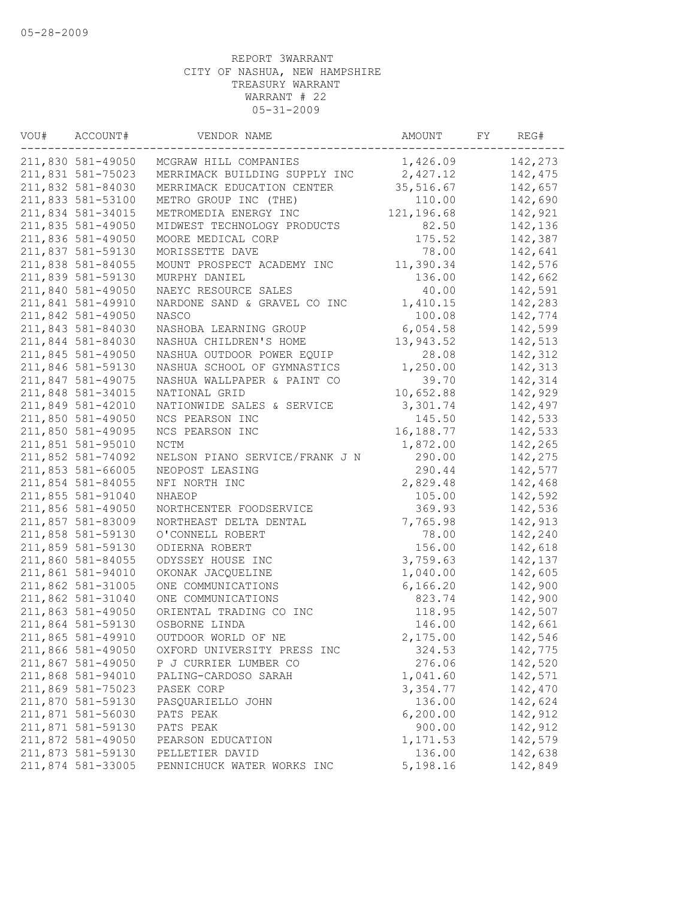05-28-2009

REPORT 3WARRANT
CITY OF NASHUA, NEW HAMPSHIRE
TREASURY WARRANT
WARRANT # 22
05-31-2009

| VOU# | ACCOUNT# | VENDOR NAME | AMOUNT | FY | REG# |
|---|---|---|---|---|---|
| 211,830 | 581-49050 | MCGRAW HILL COMPANIES | 1,426.09 | | 142,273 |
| 211,831 | 581-75023 | MERRIMACK BUILDING SUPPLY INC | 2,427.12 | | 142,475 |
| 211,832 | 581-84030 | MERRIMACK EDUCATION CENTER | 35,516.67 | | 142,657 |
| 211,833 | 581-53100 | METRO GROUP INC (THE) | 110.00 | | 142,690 |
| 211,834 | 581-34015 | METROMEDIA ENERGY INC | 121,196.68 | | 142,921 |
| 211,835 | 581-49050 | MIDWEST TECHNOLOGY PRODUCTS | 82.50 | | 142,136 |
| 211,836 | 581-49050 | MOORE MEDICAL CORP | 175.52 | | 142,387 |
| 211,837 | 581-59130 | MORISSETTE DAVE | 78.00 | | 142,641 |
| 211,838 | 581-84055 | MOUNT PROSPECT ACADEMY INC | 11,390.34 | | 142,576 |
| 211,839 | 581-59130 | MURPHY DANIEL | 136.00 | | 142,662 |
| 211,840 | 581-49050 | NAEYC RESOURCE SALES | 40.00 | | 142,591 |
| 211,841 | 581-49910 | NARDONE SAND & GRAVEL CO INC | 1,410.15 | | 142,283 |
| 211,842 | 581-49050 | NASCO | 100.08 | | 142,774 |
| 211,843 | 581-84030 | NASHOBA LEARNING GROUP | 6,054.58 | | 142,599 |
| 211,844 | 581-84030 | NASHUA CHILDREN'S HOME | 13,943.52 | | 142,513 |
| 211,845 | 581-49050 | NASHUA OUTDOOR POWER EQUIP | 28.08 | | 142,312 |
| 211,846 | 581-59130 | NASHUA SCHOOL OF GYMNASTICS | 1,250.00 | | 142,313 |
| 211,847 | 581-49075 | NASHUA WALLPAPER & PAINT CO | 39.70 | | 142,314 |
| 211,848 | 581-34015 | NATIONAL GRID | 10,652.88 | | 142,929 |
| 211,849 | 581-42010 | NATIONWIDE SALES & SERVICE | 3,301.74 | | 142,497 |
| 211,850 | 581-49050 | NCS PEARSON INC | 145.50 | | 142,533 |
| 211,850 | 581-49095 | NCS PEARSON INC | 16,188.77 | | 142,533 |
| 211,851 | 581-95010 | NCTM | 1,872.00 | | 142,265 |
| 211,852 | 581-74092 | NELSON PIANO SERVICE/FRANK J N | 290.00 | | 142,275 |
| 211,853 | 581-66005 | NEOPOST LEASING | 290.44 | | 142,577 |
| 211,854 | 581-84055 | NFI NORTH INC | 2,829.48 | | 142,468 |
| 211,855 | 581-91040 | NHAEOP | 105.00 | | 142,592 |
| 211,856 | 581-49050 | NORTHCENTER FOODSERVICE | 369.93 | | 142,536 |
| 211,857 | 581-83009 | NORTHEAST DELTA DENTAL | 7,765.98 | | 142,913 |
| 211,858 | 581-59130 | O'CONNELL ROBERT | 78.00 | | 142,240 |
| 211,859 | 581-59130 | ODIERNA ROBERT | 156.00 | | 142,618 |
| 211,860 | 581-84055 | ODYSSEY HOUSE INC | 3,759.63 | | 142,137 |
| 211,861 | 581-94010 | OKONAK JACQUELINE | 1,040.00 | | 142,605 |
| 211,862 | 581-31005 | ONE COMMUNICATIONS | 6,166.20 | | 142,900 |
| 211,862 | 581-31040 | ONE COMMUNICATIONS | 823.74 | | 142,900 |
| 211,863 | 581-49050 | ORIENTAL TRADING CO INC | 118.95 | | 142,507 |
| 211,864 | 581-59130 | OSBORNE LINDA | 146.00 | | 142,661 |
| 211,865 | 581-49910 | OUTDOOR WORLD OF NE | 2,175.00 | | 142,546 |
| 211,866 | 581-49050 | OXFORD UNIVERSITY PRESS INC | 324.53 | | 142,775 |
| 211,867 | 581-49050 | P J CURRIER LUMBER CO | 276.06 | | 142,520 |
| 211,868 | 581-94010 | PALING-CARDOSO SARAH | 1,041.60 | | 142,571 |
| 211,869 | 581-75023 | PASEK CORP | 3,354.77 | | 142,470 |
| 211,870 | 581-59130 | PASQUARIELLO JOHN | 136.00 | | 142,624 |
| 211,871 | 581-56030 | PATS PEAK | 6,200.00 | | 142,912 |
| 211,871 | 581-59130 | PATS PEAK | 900.00 | | 142,912 |
| 211,872 | 581-49050 | PEARSON EDUCATION | 1,171.53 | | 142,579 |
| 211,873 | 581-59130 | PELLETIER DAVID | 136.00 | | 142,638 |
| 211,874 | 581-33005 | PENNICHUCK WATER WORKS INC | 5,198.16 | | 142,849 |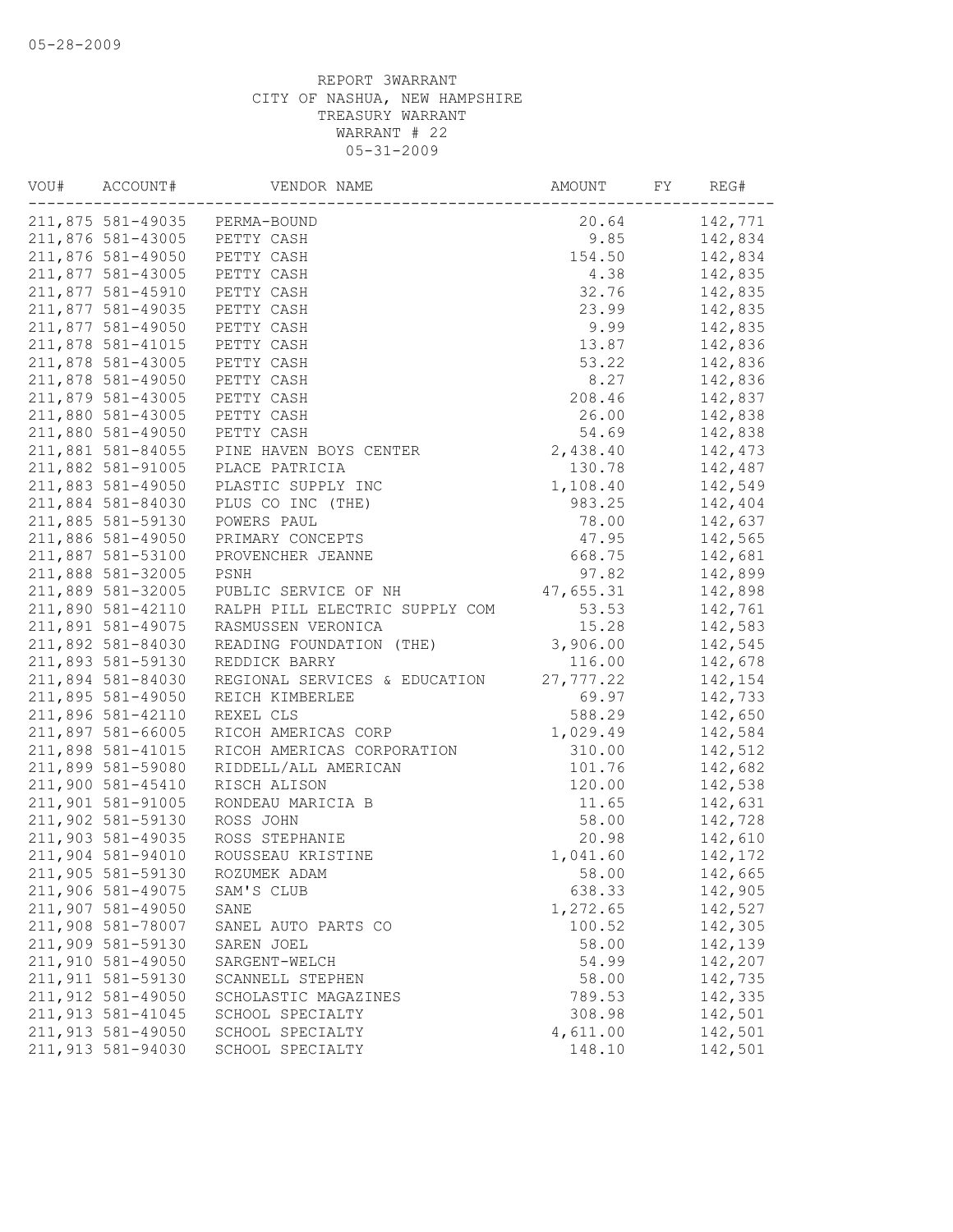05-28-2009

REPORT 3WARRANT
CITY OF NASHUA, NEW HAMPSHIRE
TREASURY WARRANT
WARRANT # 22
05-31-2009

| VOU# | ACCOUNT# | VENDOR NAME | AMOUNT | FY | REG# |
|---|---|---|---|---|---|
| 211,875 | 581-49035 | PERMA-BOUND | 20.64 | | 142,771 |
| 211,876 | 581-43005 | PETTY CASH | 9.85 | | 142,834 |
| 211,876 | 581-49050 | PETTY CASH | 154.50 | | 142,834 |
| 211,877 | 581-43005 | PETTY CASH | 4.38 | | 142,835 |
| 211,877 | 581-45910 | PETTY CASH | 32.76 | | 142,835 |
| 211,877 | 581-49035 | PETTY CASH | 23.99 | | 142,835 |
| 211,877 | 581-49050 | PETTY CASH | 9.99 | | 142,835 |
| 211,878 | 581-41015 | PETTY CASH | 13.87 | | 142,836 |
| 211,878 | 581-43005 | PETTY CASH | 53.22 | | 142,836 |
| 211,878 | 581-49050 | PETTY CASH | 8.27 | | 142,836 |
| 211,879 | 581-43005 | PETTY CASH | 208.46 | | 142,837 |
| 211,880 | 581-43005 | PETTY CASH | 26.00 | | 142,838 |
| 211,880 | 581-49050 | PETTY CASH | 54.69 | | 142,838 |
| 211,881 | 581-84055 | PINE HAVEN BOYS CENTER | 2,438.40 | | 142,473 |
| 211,882 | 581-91005 | PLACE PATRICIA | 130.78 | | 142,487 |
| 211,883 | 581-49050 | PLASTIC SUPPLY INC | 1,108.40 | | 142,549 |
| 211,884 | 581-84030 | PLUS CO INC (THE) | 983.25 | | 142,404 |
| 211,885 | 581-59130 | POWERS PAUL | 78.00 | | 142,637 |
| 211,886 | 581-49050 | PRIMARY CONCEPTS | 47.95 | | 142,565 |
| 211,887 | 581-53100 | PROVENCHER JEANNE | 668.75 | | 142,681 |
| 211,888 | 581-32005 | PSNH | 97.82 | | 142,899 |
| 211,889 | 581-32005 | PUBLIC SERVICE OF NH | 47,655.31 | | 142,898 |
| 211,890 | 581-42110 | RALPH PILL ELECTRIC SUPPLY COM | 53.53 | | 142,761 |
| 211,891 | 581-49075 | RASMUSSEN VERONICA | 15.28 | | 142,583 |
| 211,892 | 581-84030 | READING FOUNDATION (THE) | 3,906.00 | | 142,545 |
| 211,893 | 581-59130 | REDDICK BARRY | 116.00 | | 142,678 |
| 211,894 | 581-84030 | REGIONAL SERVICES & EDUCATION | 27,777.22 | | 142,154 |
| 211,895 | 581-49050 | REICH KIMBERLEE | 69.97 | | 142,733 |
| 211,896 | 581-42110 | REXEL CLS | 588.29 | | 142,650 |
| 211,897 | 581-66005 | RICOH AMERICAS CORP | 1,029.49 | | 142,584 |
| 211,898 | 581-41015 | RICOH AMERICAS CORPORATION | 310.00 | | 142,512 |
| 211,899 | 581-59080 | RIDDELL/ALL AMERICAN | 101.76 | | 142,682 |
| 211,900 | 581-45410 | RISCH ALISON | 120.00 | | 142,538 |
| 211,901 | 581-91005 | RONDEAU MARICIA B | 11.65 | | 142,631 |
| 211,902 | 581-59130 | ROSS JOHN | 58.00 | | 142,728 |
| 211,903 | 581-49035 | ROSS STEPHANIE | 20.98 | | 142,610 |
| 211,904 | 581-94010 | ROUSSEAU KRISTINE | 1,041.60 | | 142,172 |
| 211,905 | 581-59130 | ROZUMEK ADAM | 58.00 | | 142,665 |
| 211,906 | 581-49075 | SAM'S CLUB | 638.33 | | 142,905 |
| 211,907 | 581-49050 | SANE | 1,272.65 | | 142,527 |
| 211,908 | 581-78007 | SANEL AUTO PARTS CO | 100.52 | | 142,305 |
| 211,909 | 581-59130 | SAREN JOEL | 58.00 | | 142,139 |
| 211,910 | 581-49050 | SARGENT-WELCH | 54.99 | | 142,207 |
| 211,911 | 581-59130 | SCANNELL STEPHEN | 58.00 | | 142,735 |
| 211,912 | 581-49050 | SCHOLASTIC MAGAZINES | 789.53 | | 142,335 |
| 211,913 | 581-41045 | SCHOOL SPECIALTY | 308.98 | | 142,501 |
| 211,913 | 581-49050 | SCHOOL SPECIALTY | 4,611.00 | | 142,501 |
| 211,913 | 581-94030 | SCHOOL SPECIALTY | 148.10 | | 142,501 |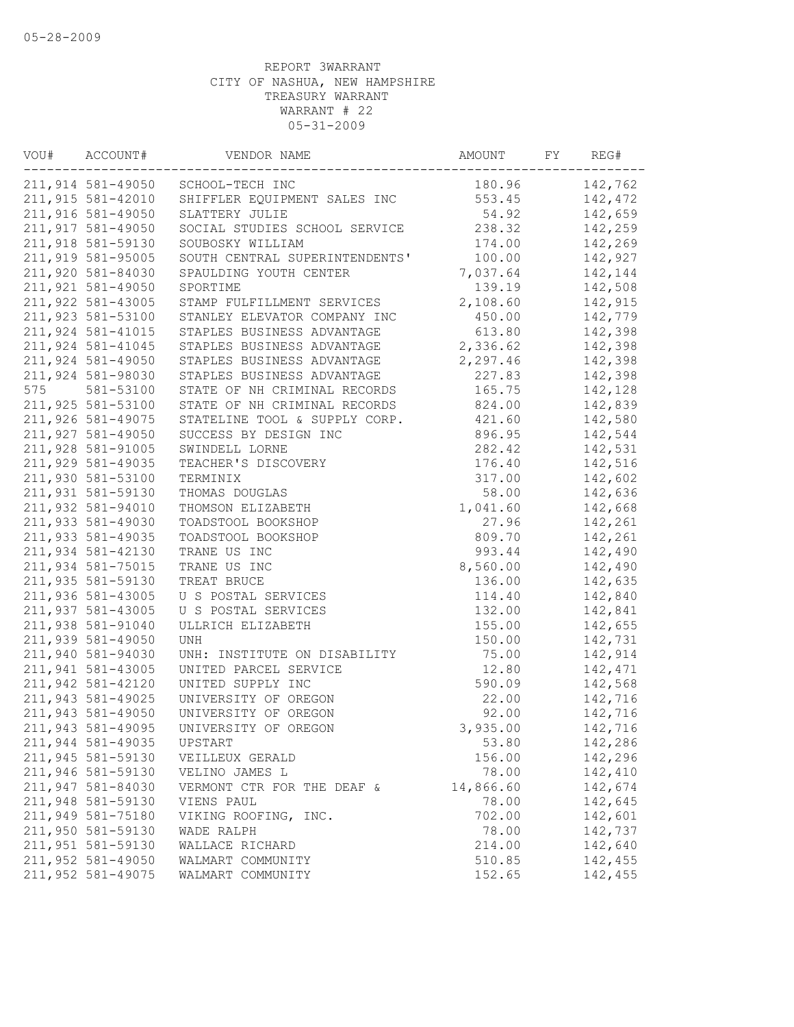05-28-2009

REPORT 3WARRANT
CITY OF NASHUA, NEW HAMPSHIRE
TREASURY WARRANT
WARRANT # 22
05-31-2009

| VOU# | ACCOUNT# | VENDOR NAME | AMOUNT | FY | REG# |
|---|---|---|---|---|---|
| 211,914 | 581-49050 | SCHOOL-TECH INC | 180.96 | | 142,762 |
| 211,915 | 581-42010 | SHIFFLER EQUIPMENT SALES INC | 553.45 | | 142,472 |
| 211,916 | 581-49050 | SLATTERY JULIE | 54.92 | | 142,659 |
| 211,917 | 581-49050 | SOCIAL STUDIES SCHOOL SERVICE | 238.32 | | 142,259 |
| 211,918 | 581-59130 | SOUBOSKY WILLIAM | 174.00 | | 142,269 |
| 211,919 | 581-95005 | SOUTH CENTRAL SUPERINTENDENTS' | 100.00 | | 142,927 |
| 211,920 | 581-84030 | SPAULDING YOUTH CENTER | 7,037.64 | | 142,144 |
| 211,921 | 581-49050 | SPORTIME | 139.19 | | 142,508 |
| 211,922 | 581-43005 | STAMP FULFILLMENT SERVICES | 2,108.60 | | 142,915 |
| 211,923 | 581-53100 | STANLEY ELEVATOR COMPANY INC | 450.00 | | 142,779 |
| 211,924 | 581-41015 | STAPLES BUSINESS ADVANTAGE | 613.80 | | 142,398 |
| 211,924 | 581-41045 | STAPLES BUSINESS ADVANTAGE | 2,336.62 | | 142,398 |
| 211,924 | 581-49050 | STAPLES BUSINESS ADVANTAGE | 2,297.46 | | 142,398 |
| 211,924 | 581-98030 | STAPLES BUSINESS ADVANTAGE | 227.83 | | 142,398 |
| 575 | 581-53100 | STATE OF NH CRIMINAL RECORDS | 165.75 | | 142,128 |
| 211,925 | 581-53100 | STATE OF NH CRIMINAL RECORDS | 824.00 | | 142,839 |
| 211,926 | 581-49075 | STATELINE TOOL & SUPPLY CORP. | 421.60 | | 142,580 |
| 211,927 | 581-49050 | SUCCESS BY DESIGN INC | 896.95 | | 142,544 |
| 211,928 | 581-91005 | SWINDELL LORNE | 282.42 | | 142,531 |
| 211,929 | 581-49035 | TEACHER'S DISCOVERY | 176.40 | | 142,516 |
| 211,930 | 581-53100 | TERMINIX | 317.00 | | 142,602 |
| 211,931 | 581-59130 | THOMAS DOUGLAS | 58.00 | | 142,636 |
| 211,932 | 581-94010 | THOMSON ELIZABETH | 1,041.60 | | 142,668 |
| 211,933 | 581-49030 | TOADSTOOL BOOKSHOP | 27.96 | | 142,261 |
| 211,933 | 581-49035 | TOADSTOOL BOOKSHOP | 809.70 | | 142,261 |
| 211,934 | 581-42130 | TRANE US INC | 993.44 | | 142,490 |
| 211,934 | 581-75015 | TRANE US INC | 8,560.00 | | 142,490 |
| 211,935 | 581-59130 | TREAT BRUCE | 136.00 | | 142,635 |
| 211,936 | 581-43005 | U S POSTAL SERVICES | 114.40 | | 142,840 |
| 211,937 | 581-43005 | U S POSTAL SERVICES | 132.00 | | 142,841 |
| 211,938 | 581-91040 | ULLRICH ELIZABETH | 155.00 | | 142,655 |
| 211,939 | 581-49050 | UNH | 150.00 | | 142,731 |
| 211,940 | 581-94030 | UNH: INSTITUTE ON DISABILITY | 75.00 | | 142,914 |
| 211,941 | 581-43005 | UNITED PARCEL SERVICE | 12.80 | | 142,471 |
| 211,942 | 581-42120 | UNITED SUPPLY INC | 590.09 | | 142,568 |
| 211,943 | 581-49025 | UNIVERSITY OF OREGON | 22.00 | | 142,716 |
| 211,943 | 581-49050 | UNIVERSITY OF OREGON | 92.00 | | 142,716 |
| 211,943 | 581-49095 | UNIVERSITY OF OREGON | 3,935.00 | | 142,716 |
| 211,944 | 581-49035 | UPSTART | 53.80 | | 142,286 |
| 211,945 | 581-59130 | VEILLEUX GERALD | 156.00 | | 142,296 |
| 211,946 | 581-59130 | VELINO JAMES L | 78.00 | | 142,410 |
| 211,947 | 581-84030 | VERMONT CTR FOR THE DEAF & | 14,866.60 | | 142,674 |
| 211,948 | 581-59130 | VIENS PAUL | 78.00 | | 142,645 |
| 211,949 | 581-75180 | VIKING ROOFING, INC. | 702.00 | | 142,601 |
| 211,950 | 581-59130 | WADE RALPH | 78.00 | | 142,737 |
| 211,951 | 581-59130 | WALLACE RICHARD | 214.00 | | 142,640 |
| 211,952 | 581-49050 | WALMART COMMUNITY | 510.85 | | 142,455 |
| 211,952 | 581-49075 | WALMART COMMUNITY | 152.65 | | 142,455 |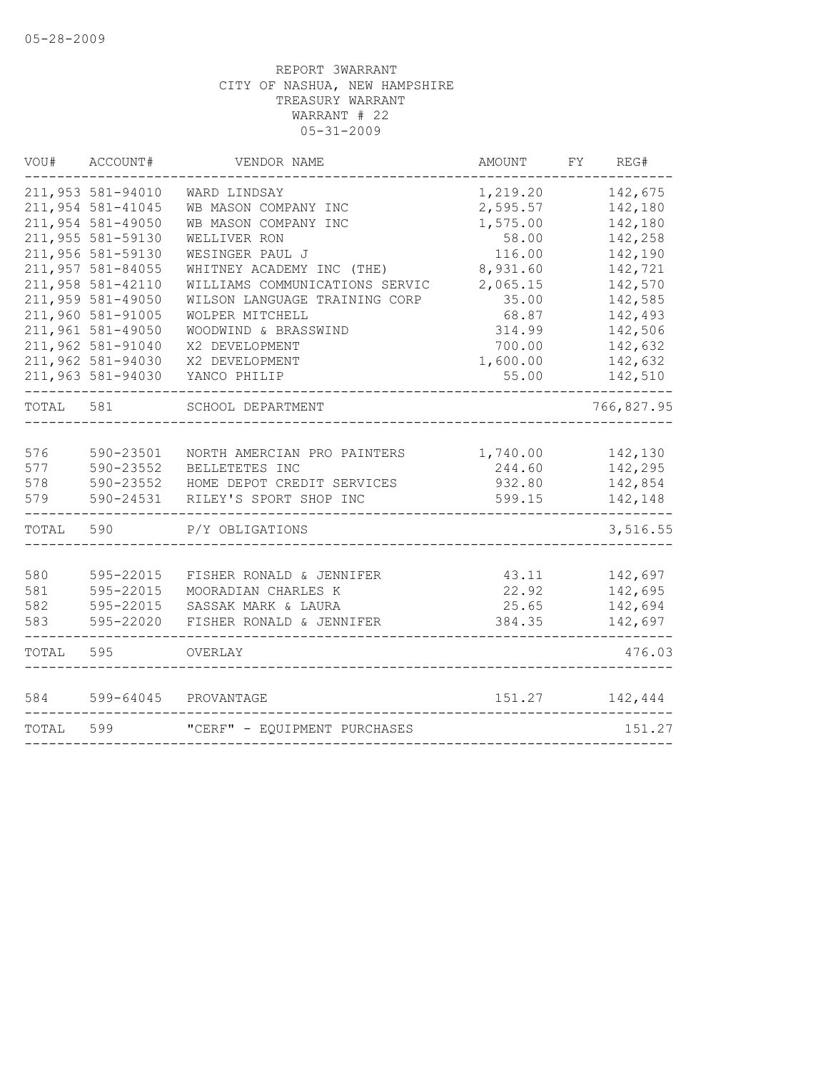05-28-2009

REPORT 3WARRANT
CITY OF NASHUA, NEW HAMPSHIRE
TREASURY WARRANT
WARRANT # 22
05-31-2009

| VOU# | ACCOUNT# | VENDOR NAME | AMOUNT | FY | REG# |
|---|---|---|---|---|---|
| 211,953 | 581-94010 | WARD LINDSAY | 1,219.20 | | 142,675 |
| 211,954 | 581-41045 | WB MASON COMPANY INC | 2,595.57 | | 142,180 |
| 211,954 | 581-49050 | WB MASON COMPANY INC | 1,575.00 | | 142,180 |
| 211,955 | 581-59130 | WELLIVER RON | 58.00 | | 142,258 |
| 211,956 | 581-59130 | WESINGER PAUL J | 116.00 | | 142,190 |
| 211,957 | 581-84055 | WHITNEY ACADEMY INC (THE) | 8,931.60 | | 142,721 |
| 211,958 | 581-42110 | WILLIAMS COMMUNICATIONS SERVIC | 2,065.15 | | 142,570 |
| 211,959 | 581-49050 | WILSON LANGUAGE TRAINING CORP | 35.00 | | 142,585 |
| 211,960 | 581-91005 | WOLPER MITCHELL | 68.87 | | 142,493 |
| 211,961 | 581-49050 | WOODWIND & BRASSWIND | 314.99 | | 142,506 |
| 211,962 | 581-91040 | X2 DEVELOPMENT | 700.00 | | 142,632 |
| 211,962 | 581-94030 | X2 DEVELOPMENT | 1,600.00 | | 142,632 |
| 211,963 | 581-94030 | YANCO PHILIP | 55.00 | | 142,510 |
| TOTAL | 581 | SCHOOL DEPARTMENT | | | 766,827.95 |
| 576 | 590-23501 | NORTH AMERCIAN PRO PAINTERS | 1,740.00 | | 142,130 |
| 577 | 590-23552 | BELLETETES INC | 244.60 | | 142,295 |
| 578 | 590-23552 | HOME DEPOT CREDIT SERVICES | 932.80 | | 142,854 |
| 579 | 590-24531 | RILEY'S SPORT SHOP INC | 599.15 | | 142,148 |
| TOTAL | 590 | P/Y OBLIGATIONS | | | 3,516.55 |
| 580 | 595-22015 | FISHER RONALD & JENNIFER | 43.11 | | 142,697 |
| 581 | 595-22015 | MOORADIAN CHARLES K | 22.92 | | 142,695 |
| 582 | 595-22015 | SASSAK MARK & LAURA | 25.65 | | 142,694 |
| 583 | 595-22020 | FISHER RONALD & JENNIFER | 384.35 | | 142,697 |
| TOTAL | 595 | OVERLAY | | | 476.03 |
| 584 | 599-64045 | PROVANTAGE | 151.27 | | 142,444 |
| TOTAL | 599 | "CERF" - EQUIPMENT PURCHASES | | | 151.27 |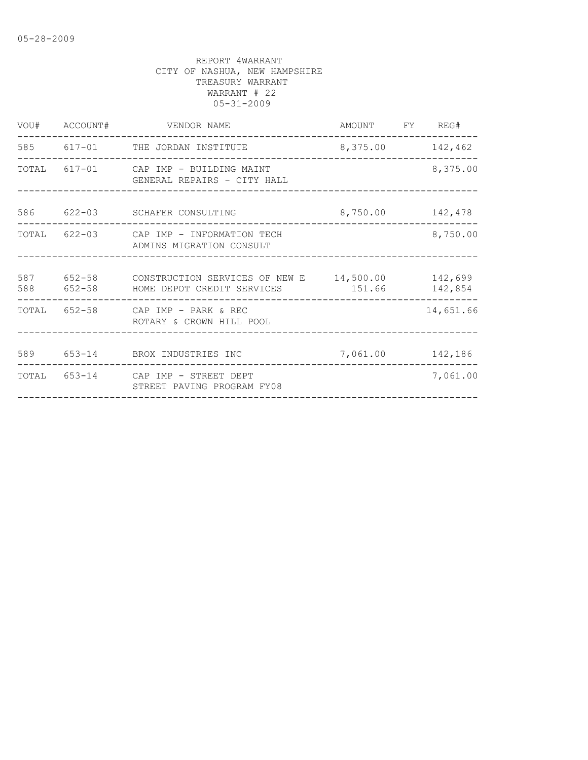05-28-2009

REPORT 4WARRANT
CITY OF NASHUA, NEW HAMPSHIRE
TREASURY WARRANT
WARRANT # 22
05-31-2009

| VOU# | ACCOUNT# | VENDOR NAME | AMOUNT | FY | REG# |
|---|---|---|---|---|---|
| 585 | 617-01 | THE JORDAN INSTITUTE | 8,375.00 | | 142,462 |
| TOTAL | 617-01 | CAP IMP - BUILDING MAINT<br>GENERAL REPAIRS - CITY HALL | | | 8,375.00 |
| 586 | 622-03 | SCHAFER CONSULTING | 8,750.00 | | 142,478 |
| TOTAL | 622-03 | CAP IMP - INFORMATION TECH<br>ADMINS MIGRATION CONSULT | | | 8,750.00 |
| 587 | 652-58 | CONSTRUCTION SERVICES OF NEW E | 14,500.00 | | 142,699 |
| 588 | 652-58 | HOME DEPOT CREDIT SERVICES | 151.66 | | 142,854 |
| TOTAL | 652-58 | CAP IMP - PARK & REC<br>ROTARY & CROWN HILL POOL | | | 14,651.66 |
| 589 | 653-14 | BROX INDUSTRIES INC | 7,061.00 | | 142,186 |
| TOTAL | 653-14 | CAP IMP - STREET DEPT<br>STREET PAVING PROGRAM FY08 | | | 7,061.00 |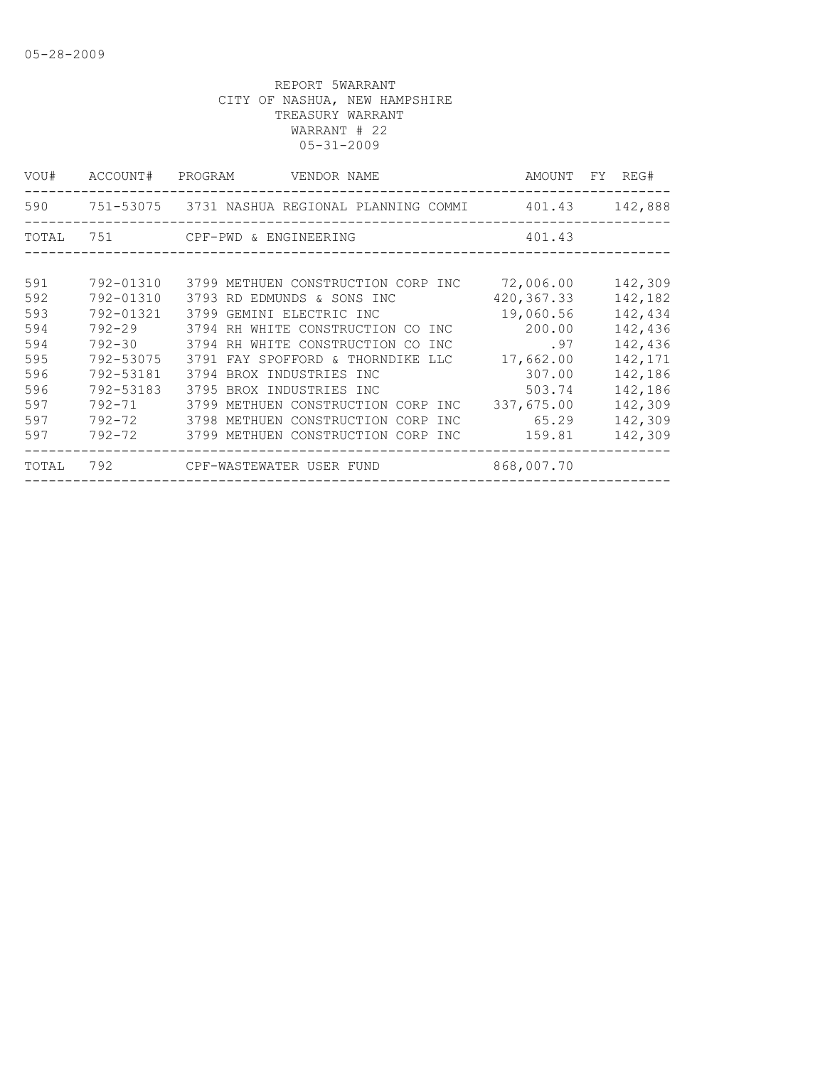05-28-2009

REPORT 5WARRANT
CITY OF NASHUA, NEW HAMPSHIRE
TREASURY WARRANT
WARRANT # 22
05-31-2009

| VOU# | ACCOUNT# | PROGRAM | VENDOR NAME | AMOUNT | FY | REG# |
|---|---|---|---|---|---|---|
| 590 | 751-53075 | 3731 | NASHUA REGIONAL PLANNING COMMI | 401.43 | | 142,888 |
| TOTAL | 751 | | CPF-PWD & ENGINEERING | 401.43 | | |
| 591 | 792-01310 | 3799 | METHUEN CONSTRUCTION CORP INC | 72,006.00 | | 142,309 |
| 592 | 792-01310 | 3793 | RD EDMUNDS & SONS INC | 420,367.33 | | 142,182 |
| 593 | 792-01321 | 3799 | GEMINI ELECTRIC INC | 19,060.56 | | 142,434 |
| 594 | 792-29 | 3794 | RH WHITE CONSTRUCTION CO INC | 200.00 | | 142,436 |
| 594 | 792-30 | 3794 | RH WHITE CONSTRUCTION CO INC | .97 | | 142,436 |
| 595 | 792-53075 | 3791 | FAY SPOFFORD & THORNDIKE LLC | 17,662.00 | | 142,171 |
| 596 | 792-53181 | 3794 | BROX INDUSTRIES INC | 307.00 | | 142,186 |
| 596 | 792-53183 | 3795 | BROX INDUSTRIES INC | 503.74 | | 142,186 |
| 597 | 792-71 | 3799 | METHUEN CONSTRUCTION CORP INC | 337,675.00 | | 142,309 |
| 597 | 792-72 | 3798 | METHUEN CONSTRUCTION CORP INC | 65.29 | | 142,309 |
| 597 | 792-72 | 3799 | METHUEN CONSTRUCTION CORP INC | 159.81 | | 142,309 |
| TOTAL | 792 | | CPF-WASTEWATER USER FUND | 868,007.70 | | |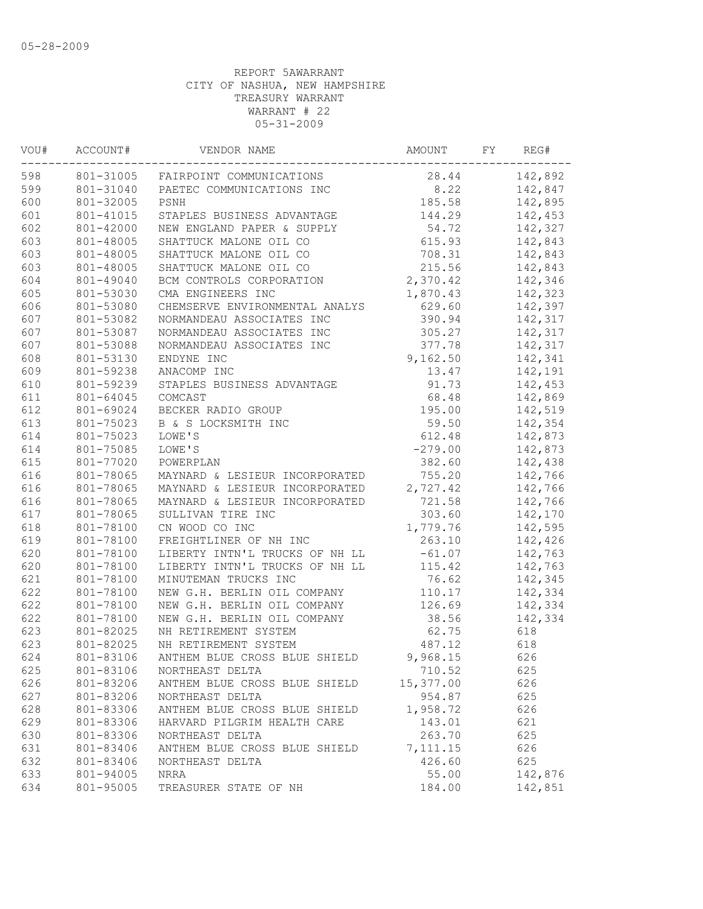05-28-2009

REPORT 5AWARRANT
CITY OF NASHUA, NEW HAMPSHIRE
TREASURY WARRANT
WARRANT # 22
05-31-2009

| VOU# | ACCOUNT# | VENDOR NAME | AMOUNT | FY | REG# |
|---|---|---|---|---|---|
| 598 | 801-31005 | FAIRPOINT COMMUNICATIONS | 28.44 | | 142,892 |
| 599 | 801-31040 | PAETEC COMMUNICATIONS INC | 8.22 | | 142,847 |
| 600 | 801-32005 | PSNH | 185.58 | | 142,895 |
| 601 | 801-41015 | STAPLES BUSINESS ADVANTAGE | 144.29 | | 142,453 |
| 602 | 801-42000 | NEW ENGLAND PAPER & SUPPLY | 54.72 | | 142,327 |
| 603 | 801-48005 | SHATTUCK MALONE OIL CO | 615.93 | | 142,843 |
| 603 | 801-48005 | SHATTUCK MALONE OIL CO | 708.31 | | 142,843 |
| 603 | 801-48005 | SHATTUCK MALONE OIL CO | 215.56 | | 142,843 |
| 604 | 801-49040 | BCM CONTROLS CORPORATION | 2,370.42 | | 142,346 |
| 605 | 801-53030 | CMA ENGINEERS INC | 1,870.43 | | 142,323 |
| 606 | 801-53080 | CHEMSERVE ENVIRONMENTAL ANALYS | 629.60 | | 142,397 |
| 607 | 801-53082 | NORMANDEAU ASSOCIATES INC | 390.94 | | 142,317 |
| 607 | 801-53087 | NORMANDEAU ASSOCIATES INC | 305.27 | | 142,317 |
| 607 | 801-53088 | NORMANDEAU ASSOCIATES INC | 377.78 | | 142,317 |
| 608 | 801-53130 | ENDYNE INC | 9,162.50 | | 142,341 |
| 609 | 801-59238 | ANACOMP INC | 13.47 | | 142,191 |
| 610 | 801-59239 | STAPLES BUSINESS ADVANTAGE | 91.73 | | 142,453 |
| 611 | 801-64045 | COMCAST | 68.48 | | 142,869 |
| 612 | 801-69024 | BECKER RADIO GROUP | 195.00 | | 142,519 |
| 613 | 801-75023 | B & S LOCKSMITH INC | 59.50 | | 142,354 |
| 614 | 801-75023 | LOWE'S | 612.48 | | 142,873 |
| 614 | 801-75085 | LOWE'S | -279.00 | | 142,873 |
| 615 | 801-77020 | POWERPLAN | 382.60 | | 142,438 |
| 616 | 801-78065 | MAYNARD & LESIEUR INCORPORATED | 755.20 | | 142,766 |
| 616 | 801-78065 | MAYNARD & LESIEUR INCORPORATED | 2,727.42 | | 142,766 |
| 616 | 801-78065 | MAYNARD & LESIEUR INCORPORATED | 721.58 | | 142,766 |
| 617 | 801-78065 | SULLIVAN TIRE INC | 303.60 | | 142,170 |
| 618 | 801-78100 | CN WOOD CO INC | 1,779.76 | | 142,595 |
| 619 | 801-78100 | FREIGHTLINER OF NH INC | 263.10 | | 142,426 |
| 620 | 801-78100 | LIBERTY INTN'L TRUCKS OF NH LL | -61.07 | | 142,763 |
| 620 | 801-78100 | LIBERTY INTN'L TRUCKS OF NH LL | 115.42 | | 142,763 |
| 621 | 801-78100 | MINUTEMAN TRUCKS INC | 76.62 | | 142,345 |
| 622 | 801-78100 | NEW G.H. BERLIN OIL COMPANY | 110.17 | | 142,334 |
| 622 | 801-78100 | NEW G.H. BERLIN OIL COMPANY | 126.69 | | 142,334 |
| 622 | 801-78100 | NEW G.H. BERLIN OIL COMPANY | 38.56 | | 142,334 |
| 623 | 801-82025 | NH RETIREMENT SYSTEM | 62.75 | | 618 |
| 623 | 801-82025 | NH RETIREMENT SYSTEM | 487.12 | | 618 |
| 624 | 801-83106 | ANTHEM BLUE CROSS BLUE SHIELD | 9,968.15 | | 626 |
| 625 | 801-83106 | NORTHEAST DELTA | 710.52 | | 625 |
| 626 | 801-83206 | ANTHEM BLUE CROSS BLUE SHIELD | 15,377.00 | | 626 |
| 627 | 801-83206 | NORTHEAST DELTA | 954.87 | | 625 |
| 628 | 801-83306 | ANTHEM BLUE CROSS BLUE SHIELD | 1,958.72 | | 626 |
| 629 | 801-83306 | HARVARD PILGRIM HEALTH CARE | 143.01 | | 621 |
| 630 | 801-83306 | NORTHEAST DELTA | 263.70 | | 625 |
| 631 | 801-83406 | ANTHEM BLUE CROSS BLUE SHIELD | 7,111.15 | | 626 |
| 632 | 801-83406 | NORTHEAST DELTA | 426.60 | | 625 |
| 633 | 801-94005 | NRRA | 55.00 | | 142,876 |
| 634 | 801-95005 | TREASURER STATE OF NH | 184.00 | | 142,851 |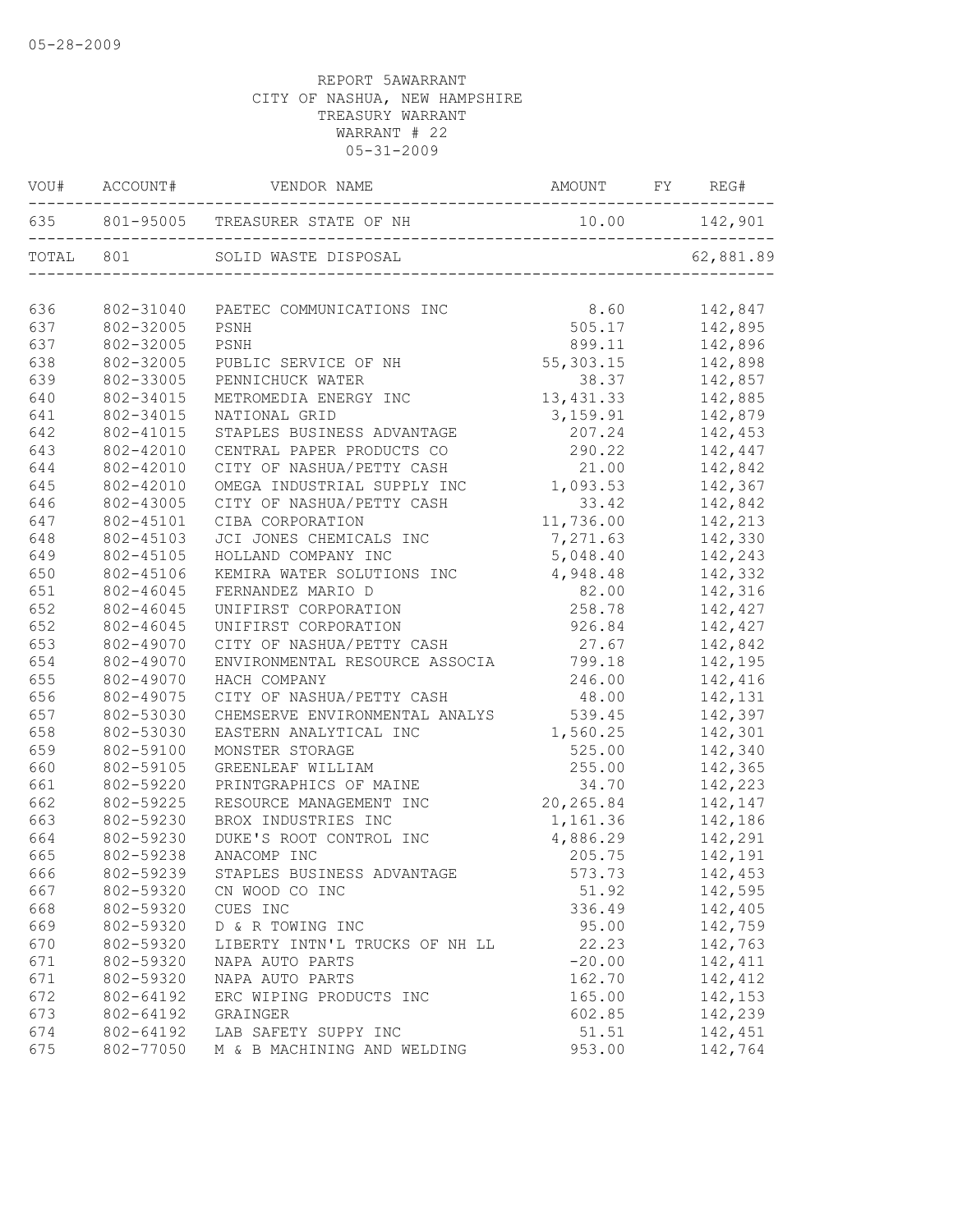05-28-2009

REPORT 5AWARRANT
CITY OF NASHUA, NEW HAMPSHIRE
TREASURY WARRANT
WARRANT # 22
05-31-2009

| VOU# | ACCOUNT# | VENDOR NAME | AMOUNT | FY | REG# |
|---|---|---|---|---|---|
| 635 | 801-95005 | TREASURER STATE OF NH | 10.00 | | 142,901 |
| TOTAL | 801 | SOLID WASTE DISPOSAL | | | 62,881.89 |
| 636 | 802-31040 | PAETEC COMMUNICATIONS INC | 8.60 | | 142,847 |
| 637 | 802-32005 | PSNH | 505.17 | | 142,895 |
| 637 | 802-32005 | PSNH | 899.11 | | 142,896 |
| 638 | 802-32005 | PUBLIC SERVICE OF NH | 55,303.15 | | 142,898 |
| 639 | 802-33005 | PENNICHUCK WATER | 38.37 | | 142,857 |
| 640 | 802-34015 | METROMEDIA ENERGY INC | 13,431.33 | | 142,885 |
| 641 | 802-34015 | NATIONAL GRID | 3,159.91 | | 142,879 |
| 642 | 802-41015 | STAPLES BUSINESS ADVANTAGE | 207.24 | | 142,453 |
| 643 | 802-42010 | CENTRAL PAPER PRODUCTS CO | 290.22 | | 142,447 |
| 644 | 802-42010 | CITY OF NASHUA/PETTY CASH | 21.00 | | 142,842 |
| 645 | 802-42010 | OMEGA INDUSTRIAL SUPPLY INC | 1,093.53 | | 142,367 |
| 646 | 802-43005 | CITY OF NASHUA/PETTY CASH | 33.42 | | 142,842 |
| 647 | 802-45101 | CIBA CORPORATION | 11,736.00 | | 142,213 |
| 648 | 802-45103 | JCI JONES CHEMICALS INC | 7,271.63 | | 142,330 |
| 649 | 802-45105 | HOLLAND COMPANY INC | 5,048.40 | | 142,243 |
| 650 | 802-45106 | KEMIRA WATER SOLUTIONS INC | 4,948.48 | | 142,332 |
| 651 | 802-46045 | FERNANDEZ MARIO D | 82.00 | | 142,316 |
| 652 | 802-46045 | UNIFIRST CORPORATION | 258.78 | | 142,427 |
| 652 | 802-46045 | UNIFIRST CORPORATION | 926.84 | | 142,427 |
| 653 | 802-49070 | CITY OF NASHUA/PETTY CASH | 27.67 | | 142,842 |
| 654 | 802-49070 | ENVIRONMENTAL RESOURCE ASSOCIA | 799.18 | | 142,195 |
| 655 | 802-49070 | HACH COMPANY | 246.00 | | 142,416 |
| 656 | 802-49075 | CITY OF NASHUA/PETTY CASH | 48.00 | | 142,131 |
| 657 | 802-53030 | CHEMSERVE ENVIRONMENTAL ANALYS | 539.45 | | 142,397 |
| 658 | 802-53030 | EASTERN ANALYTICAL INC | 1,560.25 | | 142,301 |
| 659 | 802-59100 | MONSTER STORAGE | 525.00 | | 142,340 |
| 660 | 802-59105 | GREENLEAF WILLIAM | 255.00 | | 142,365 |
| 661 | 802-59220 | PRINTGRAPHICS OF MAINE | 34.70 | | 142,223 |
| 662 | 802-59225 | RESOURCE MANAGEMENT INC | 20,265.84 | | 142,147 |
| 663 | 802-59230 | BROX INDUSTRIES INC | 1,161.36 | | 142,186 |
| 664 | 802-59230 | DUKE'S ROOT CONTROL INC | 4,886.29 | | 142,291 |
| 665 | 802-59238 | ANACOMP INC | 205.75 | | 142,191 |
| 666 | 802-59239 | STAPLES BUSINESS ADVANTAGE | 573.73 | | 142,453 |
| 667 | 802-59320 | CN WOOD CO INC | 51.92 | | 142,595 |
| 668 | 802-59320 | CUES INC | 336.49 | | 142,405 |
| 669 | 802-59320 | D & R TOWING INC | 95.00 | | 142,759 |
| 670 | 802-59320 | LIBERTY INTN'L TRUCKS OF NH LL | 22.23 | | 142,763 |
| 671 | 802-59320 | NAPA AUTO PARTS | -20.00 | | 142,411 |
| 671 | 802-59320 | NAPA AUTO PARTS | 162.70 | | 142,412 |
| 672 | 802-64192 | ERC WIPING PRODUCTS INC | 165.00 | | 142,153 |
| 673 | 802-64192 | GRAINGER | 602.85 | | 142,239 |
| 674 | 802-64192 | LAB SAFETY SUPPY INC | 51.51 | | 142,451 |
| 675 | 802-77050 | M & B MACHINING AND WELDING | 953.00 | | 142,764 |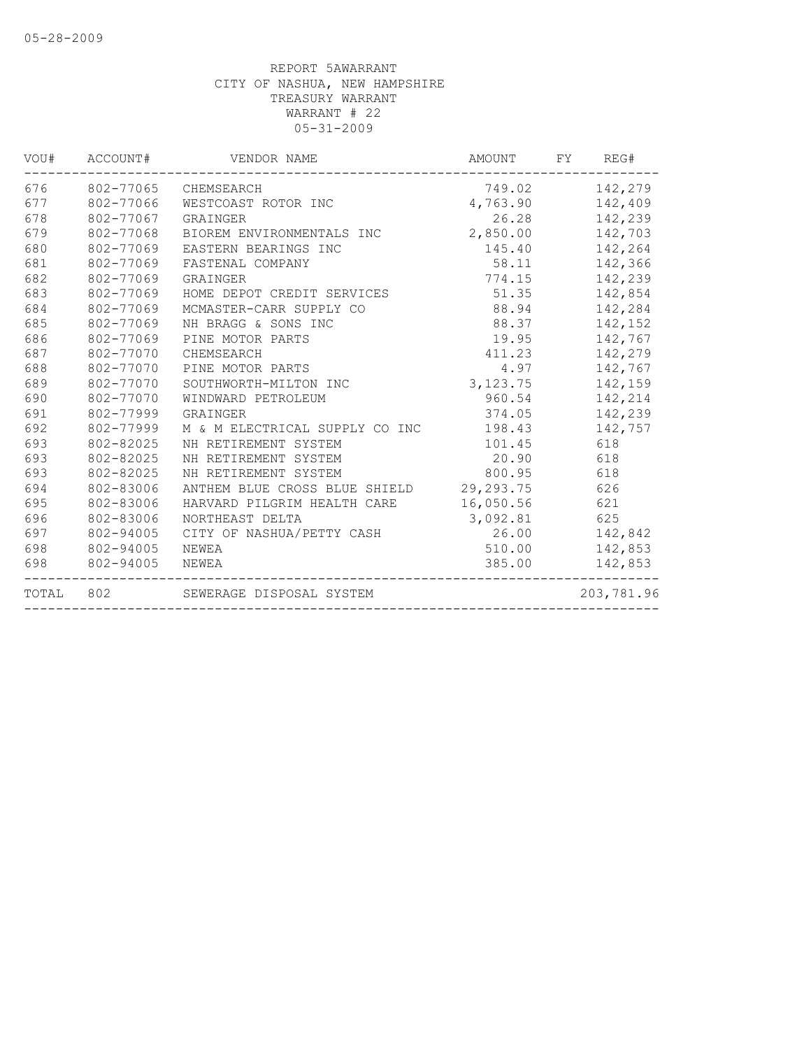05-28-2009

REPORT 5AWARRANT
CITY OF NASHUA, NEW HAMPSHIRE
TREASURY WARRANT
WARRANT # 22
05-31-2009

| VOU# | ACCOUNT# | VENDOR NAME | AMOUNT | FY | REG# |
|---|---|---|---|---|---|
| 676 | 802-77065 | CHEMSEARCH | 749.02 | | 142,279 |
| 677 | 802-77066 | WESTCOAST ROTOR INC | 4,763.90 | | 142,409 |
| 678 | 802-77067 | GRAINGER | 26.28 | | 142,239 |
| 679 | 802-77068 | BIOREM ENVIRONMENTALS INC | 2,850.00 | | 142,703 |
| 680 | 802-77069 | EASTERN BEARINGS INC | 145.40 | | 142,264 |
| 681 | 802-77069 | FASTENAL COMPANY | 58.11 | | 142,366 |
| 682 | 802-77069 | GRAINGER | 774.15 | | 142,239 |
| 683 | 802-77069 | HOME DEPOT CREDIT SERVICES | 51.35 | | 142,854 |
| 684 | 802-77069 | MCMASTER-CARR SUPPLY CO | 88.94 | | 142,284 |
| 685 | 802-77069 | NH BRAGG & SONS INC | 88.37 | | 142,152 |
| 686 | 802-77069 | PINE MOTOR PARTS | 19.95 | | 142,767 |
| 687 | 802-77070 | CHEMSEARCH | 411.23 | | 142,279 |
| 688 | 802-77070 | PINE MOTOR PARTS | 4.97 | | 142,767 |
| 689 | 802-77070 | SOUTHWORTH-MILTON INC | 3,123.75 | | 142,159 |
| 690 | 802-77070 | WINDWARD PETROLEUM | 960.54 | | 142,214 |
| 691 | 802-77999 | GRAINGER | 374.05 | | 142,239 |
| 692 | 802-77999 | M & M ELECTRICAL SUPPLY CO INC | 198.43 | | 142,757 |
| 693 | 802-82025 | NH RETIREMENT SYSTEM | 101.45 | | 618 |
| 693 | 802-82025 | NH RETIREMENT SYSTEM | 20.90 | | 618 |
| 693 | 802-82025 | NH RETIREMENT SYSTEM | 800.95 | | 618 |
| 694 | 802-83006 | ANTHEM BLUE CROSS BLUE SHIELD | 29,293.75 | | 626 |
| 695 | 802-83006 | HARVARD PILGRIM HEALTH CARE | 16,050.56 | | 621 |
| 696 | 802-83006 | NORTHEAST DELTA | 3,092.81 | | 625 |
| 697 | 802-94005 | CITY OF NASHUA/PETTY CASH | 26.00 | | 142,842 |
| 698 | 802-94005 | NEWEA | 510.00 | | 142,853 |
| 698 | 802-94005 | NEWEA | 385.00 | | 142,853 |
| TOTAL | 802 | SEWERAGE DISPOSAL SYSTEM | | | 203,781.96 |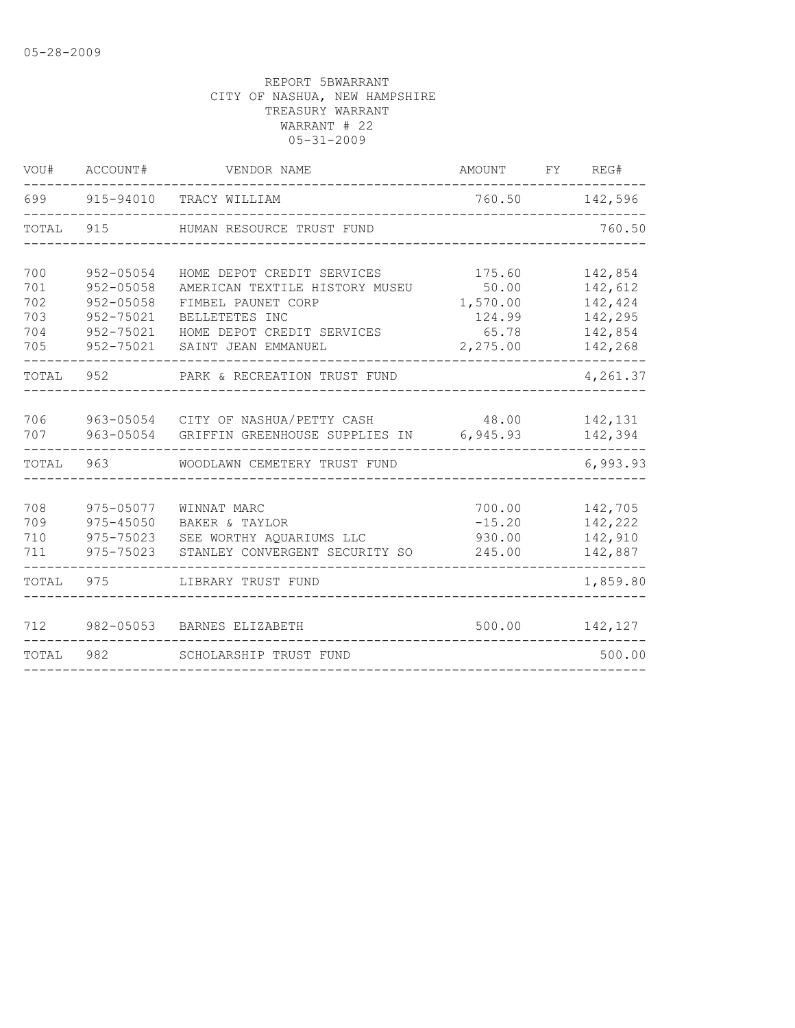05-28-2009

REPORT 5BWARRANT
CITY OF NASHUA, NEW HAMPSHIRE
TREASURY WARRANT
WARRANT # 22
05-31-2009

| VOU# | ACCOUNT# | VENDOR NAME | AMOUNT | FY | REG# |
|---|---|---|---|---|---|
| 699 | 915-94010 | TRACY WILLIAM | 760.50 | | 142,596 |
| TOTAL | 915 | HUMAN RESOURCE TRUST FUND | | | 760.50 |
| 700 | 952-05054 | HOME DEPOT CREDIT SERVICES | 175.60 | | 142,854 |
| 701 | 952-05058 | AMERICAN TEXTILE HISTORY MUSEU | 50.00 | | 142,612 |
| 702 | 952-05058 | FIMBEL PAUNET CORP | 1,570.00 | | 142,424 |
| 703 | 952-75021 | BELLETETES INC | 124.99 | | 142,295 |
| 704 | 952-75021 | HOME DEPOT CREDIT SERVICES | 65.78 | | 142,854 |
| 705 | 952-75021 | SAINT JEAN EMMANUEL | 2,275.00 | | 142,268 |
| TOTAL | 952 | PARK & RECREATION TRUST FUND | | | 4,261.37 |
| 706 | 963-05054 | CITY OF NASHUA/PETTY CASH | 48.00 | | 142,131 |
| 707 | 963-05054 | GRIFFIN GREENHOUSE SUPPLIES IN | 6,945.93 | | 142,394 |
| TOTAL | 963 | WOODLAWN CEMETERY TRUST FUND | | | 6,993.93 |
| 708 | 975-05077 | WINNAT MARC | 700.00 | | 142,705 |
| 709 | 975-45050 | BAKER & TAYLOR | -15.20 | | 142,222 |
| 710 | 975-75023 | SEE WORTHY AQUARIUMS LLC | 930.00 | | 142,910 |
| 711 | 975-75023 | STANLEY CONVERGENT SECURITY SO | 245.00 | | 142,887 |
| TOTAL | 975 | LIBRARY TRUST FUND | | | 1,859.80 |
| 712 | 982-05053 | BARNES ELIZABETH | 500.00 | | 142,127 |
| TOTAL | 982 | SCHOLARSHIP TRUST FUND | | | 500.00 |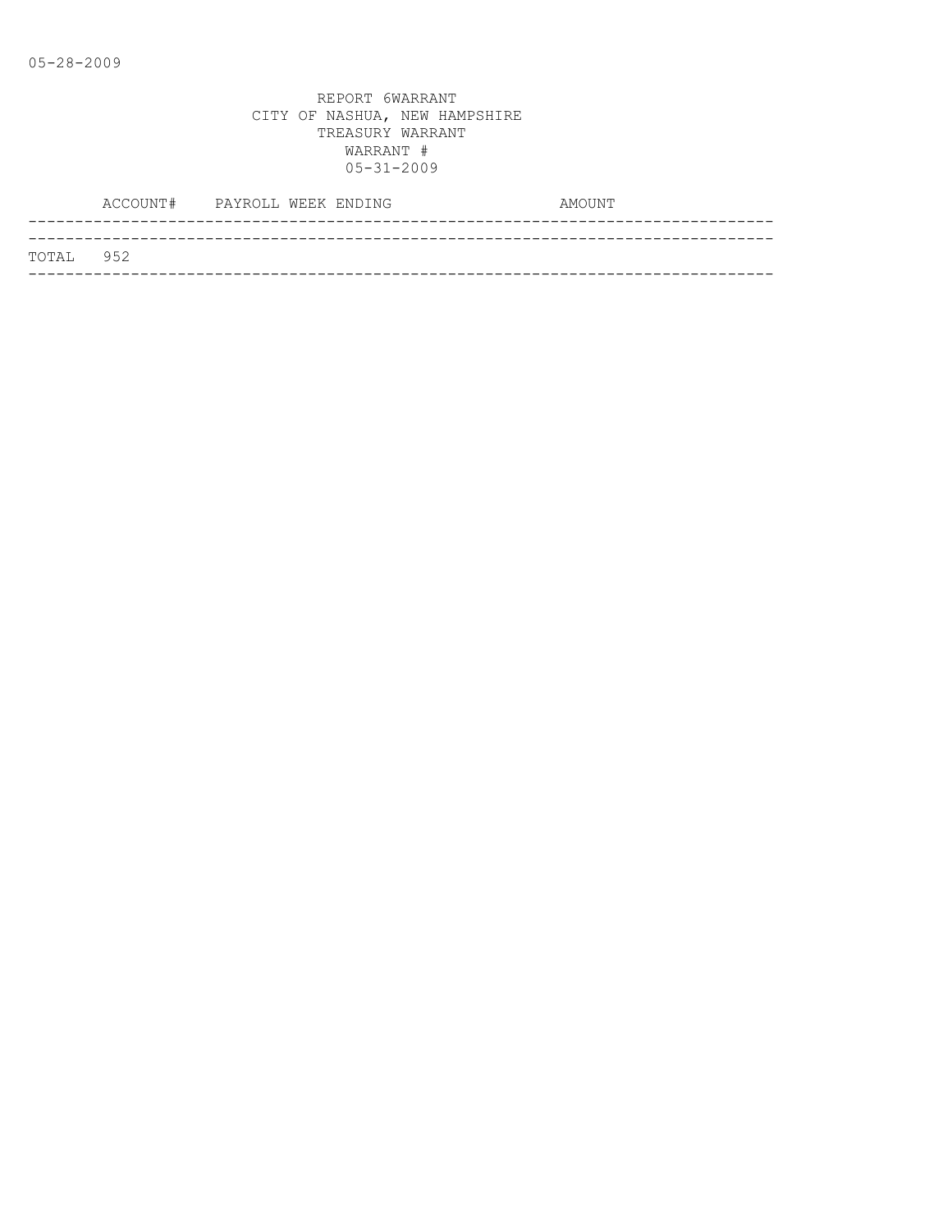05-28-2009

REPORT 6WARRANT
CITY OF NASHUA, NEW HAMPSHIRE
TREASURY WARRANT
WARRANT #
05-31-2009

| ACCOUNT# | PAYROLL WEEK ENDING | AMOUNT |
|---|---|---|
| TOTAL 952 | | |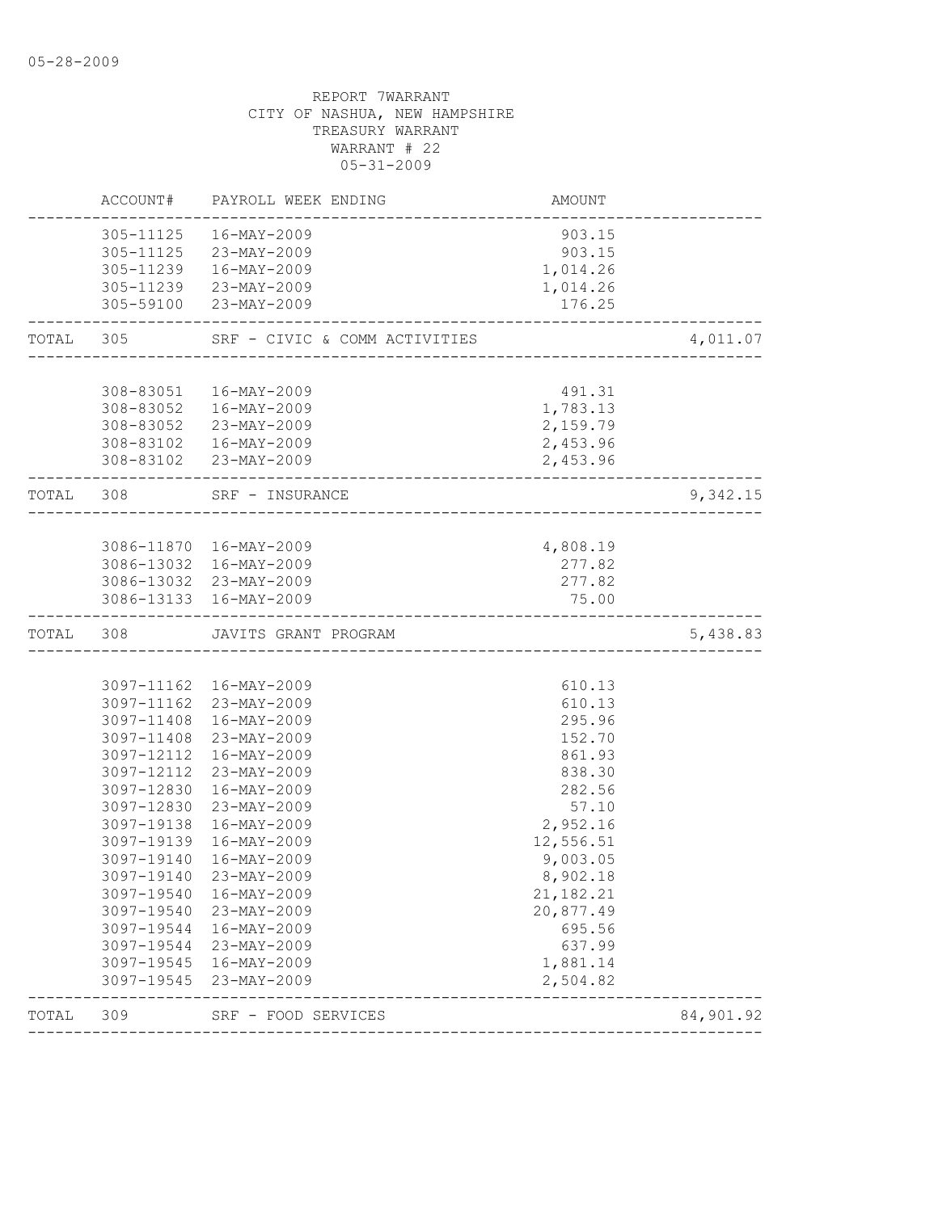REPORT 7WARRANT
CITY OF NASHUA, NEW HAMPSHIRE
TREASURY WARRANT
WARRANT # 22
05-31-2009

| | ACCOUNT# | PAYROLL WEEK ENDING | AMOUNT | |
|---|---|---|---|---|
| | 305-11125 | 16-MAY-2009 | 903.15 | |
| | 305-11125 | 23-MAY-2009 | 903.15 | |
| | 305-11239 | 16-MAY-2009 | 1,014.26 | |
| | 305-11239 | 23-MAY-2009 | 1,014.26 | |
| | 305-59100 | 23-MAY-2009 | 176.25 | |
| TOTAL | 305 | SRF - CIVIC & COMM ACTIVITIES | | 4,011.07 |
| | 308-83051 | 16-MAY-2009 | 491.31 | |
| | 308-83052 | 16-MAY-2009 | 1,783.13 | |
| | 308-83052 | 23-MAY-2009 | 2,159.79 | |
| | 308-83102 | 16-MAY-2009 | 2,453.96 | |
| | 308-83102 | 23-MAY-2009 | 2,453.96 | |
| TOTAL | 308 | SRF - INSURANCE | | 9,342.15 |
| | 3086-11870 | 16-MAY-2009 | 4,808.19 | |
| | 3086-13032 | 16-MAY-2009 | 277.82 | |
| | 3086-13032 | 23-MAY-2009 | 277.82 | |
| | 3086-13133 | 16-MAY-2009 | 75.00 | |
| TOTAL | 308 | JAVITS GRANT PROGRAM | | 5,438.83 |
| | 3097-11162 | 16-MAY-2009 | 610.13 | |
| | 3097-11162 | 23-MAY-2009 | 610.13 | |
| | 3097-11408 | 16-MAY-2009 | 295.96 | |
| | 3097-11408 | 23-MAY-2009 | 152.70 | |
| | 3097-12112 | 16-MAY-2009 | 861.93 | |
| | 3097-12112 | 23-MAY-2009 | 838.30 | |
| | 3097-12830 | 16-MAY-2009 | 282.56 | |
| | 3097-12830 | 23-MAY-2009 | 57.10 | |
| | 3097-19138 | 16-MAY-2009 | 2,952.16 | |
| | 3097-19139 | 16-MAY-2009 | 12,556.51 | |
| | 3097-19140 | 16-MAY-2009 | 9,003.05 | |
| | 3097-19140 | 23-MAY-2009 | 8,902.18 | |
| | 3097-19540 | 16-MAY-2009 | 21,182.21 | |
| | 3097-19540 | 23-MAY-2009 | 20,877.49 | |
| | 3097-19544 | 16-MAY-2009 | 695.56 | |
| | 3097-19544 | 23-MAY-2009 | 637.99 | |
| | 3097-19545 | 16-MAY-2009 | 1,881.14 | |
| | 3097-19545 | 23-MAY-2009 | 2,504.82 | |
| TOTAL | 309 | SRF - FOOD SERVICES | | 84,901.92 |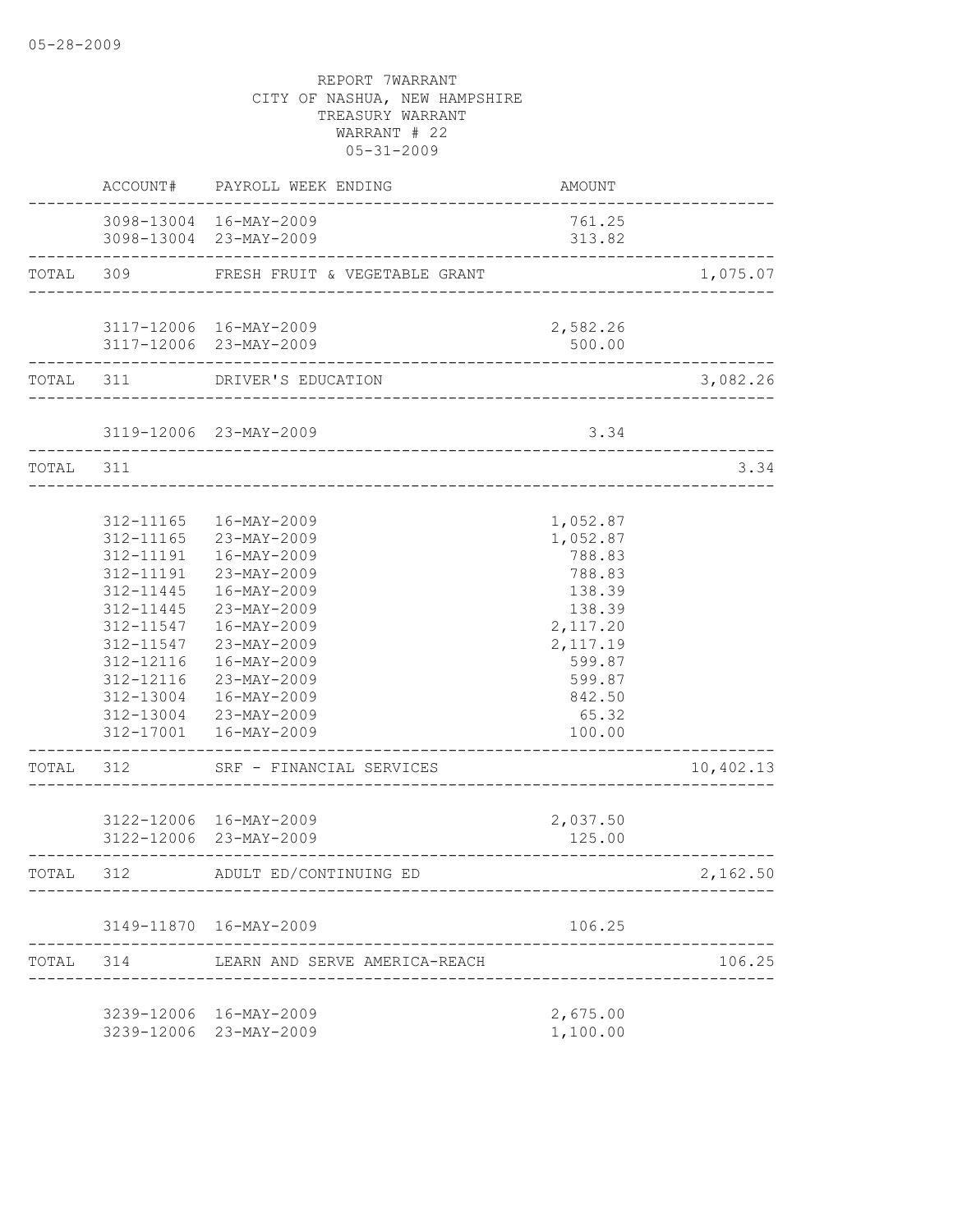05-28-2009

REPORT 7WARRANT
CITY OF NASHUA, NEW HAMPSHIRE
TREASURY WARRANT
WARRANT # 22
05-31-2009

| | ACCOUNT# | PAYROLL WEEK ENDING | AMOUNT | |
|---|---|---|---|---|
| | 3098-13004 | 16-MAY-2009 | 761.25 | |
| | 3098-13004 | 23-MAY-2009 | 313.82 | |
| TOTAL | 309 | FRESH FRUIT & VEGETABLE GRANT | | 1,075.07 |
| | 3117-12006 | 16-MAY-2009 | 2,582.26 | |
| | 3117-12006 | 23-MAY-2009 | 500.00 | |
| TOTAL | 311 | DRIVER'S EDUCATION | | 3,082.26 |
| | 3119-12006 | 23-MAY-2009 | 3.34 | |
| TOTAL | 311 | | | 3.34 |
| | 312-11165 | 16-MAY-2009 | 1,052.87 | |
| | 312-11165 | 23-MAY-2009 | 1,052.87 | |
| | 312-11191 | 16-MAY-2009 | 788.83 | |
| | 312-11191 | 23-MAY-2009 | 788.83 | |
| | 312-11445 | 16-MAY-2009 | 138.39 | |
| | 312-11445 | 23-MAY-2009 | 138.39 | |
| | 312-11547 | 16-MAY-2009 | 2,117.20 | |
| | 312-11547 | 23-MAY-2009 | 2,117.19 | |
| | 312-12116 | 16-MAY-2009 | 599.87 | |
| | 312-12116 | 23-MAY-2009 | 599.87 | |
| | 312-13004 | 16-MAY-2009 | 842.50 | |
| | 312-13004 | 23-MAY-2009 | 65.32 | |
| | 312-17001 | 16-MAY-2009 | 100.00 | |
| TOTAL | 312 | SRF - FINANCIAL SERVICES | | 10,402.13 |
| | 3122-12006 | 16-MAY-2009 | 2,037.50 | |
| | 3122-12006 | 23-MAY-2009 | 125.00 | |
| TOTAL | 312 | ADULT ED/CONTINUING ED | | 2,162.50 |
| | 3149-11870 | 16-MAY-2009 | 106.25 | |
| TOTAL | 314 | LEARN AND SERVE AMERICA-REACH | | 106.25 |
| | 3239-12006 | 16-MAY-2009 | 2,675.00 | |
| | 3239-12006 | 23-MAY-2009 | 1,100.00 | |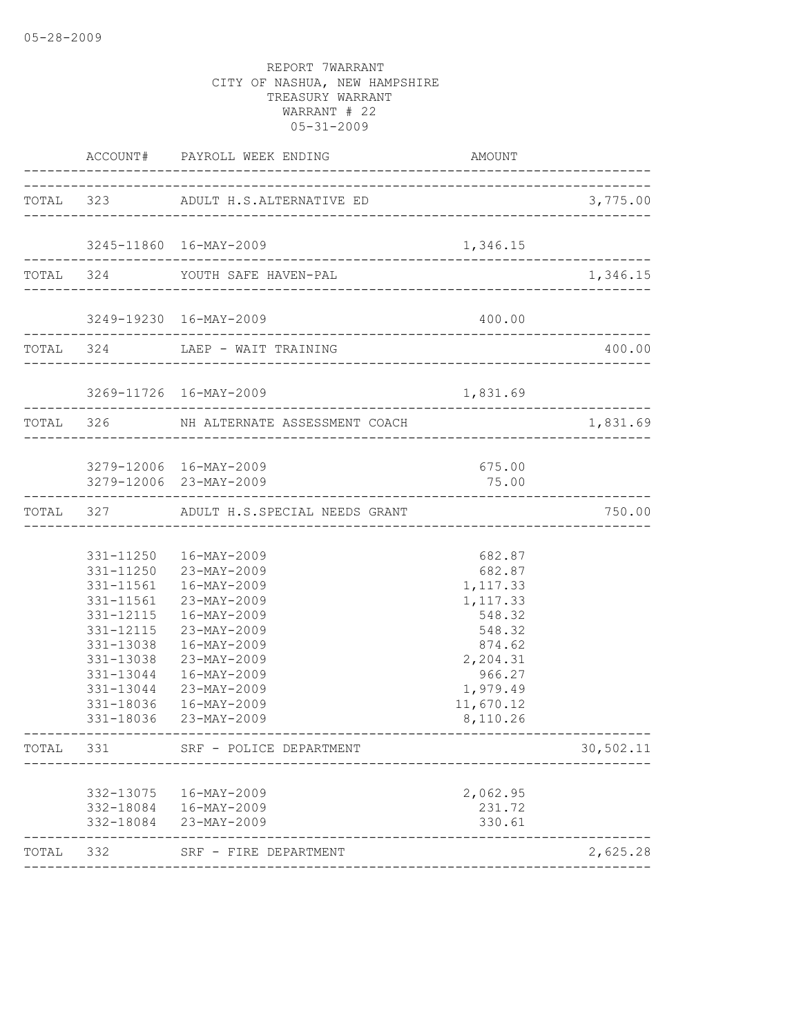05-28-2009

REPORT 7WARRANT
CITY OF NASHUA, NEW HAMPSHIRE
TREASURY WARRANT
WARRANT # 22
05-31-2009

| | ACCOUNT# | PAYROLL WEEK ENDING | AMOUNT | |
|---|---|---|---|---|
| TOTAL | 323 | ADULT H.S.ALTERNATIVE ED | | 3,775.00 |
| | 3245-11860 | 16-MAY-2009 | 1,346.15 | |
| TOTAL | 324 | YOUTH SAFE HAVEN-PAL | | 1,346.15 |
| | 3249-19230 | 16-MAY-2009 | 400.00 | |
| TOTAL | 324 | LAEP - WAIT TRAINING | | 400.00 |
| | 3269-11726 | 16-MAY-2009 | 1,831.69 | |
| TOTAL | 326 | NH ALTERNATE ASSESSMENT COACH | | 1,831.69 |
| | 3279-12006 | 16-MAY-2009 | 675.00 | |
| | 3279-12006 | 23-MAY-2009 | 75.00 | |
| TOTAL | 327 | ADULT H.S.SPECIAL NEEDS GRANT | | 750.00 |
| | 331-11250 | 16-MAY-2009 | 682.87 | |
| | 331-11250 | 23-MAY-2009 | 682.87 | |
| | 331-11561 | 16-MAY-2009 | 1,117.33 | |
| | 331-11561 | 23-MAY-2009 | 1,117.33 | |
| | 331-12115 | 16-MAY-2009 | 548.32 | |
| | 331-12115 | 23-MAY-2009 | 548.32 | |
| | 331-13038 | 16-MAY-2009 | 874.62 | |
| | 331-13038 | 23-MAY-2009 | 2,204.31 | |
| | 331-13044 | 16-MAY-2009 | 966.27 | |
| | 331-13044 | 23-MAY-2009 | 1,979.49 | |
| | 331-18036 | 16-MAY-2009 | 11,670.12 | |
| | 331-18036 | 23-MAY-2009 | 8,110.26 | |
| TOTAL | 331 | SRF - POLICE DEPARTMENT | | 30,502.11 |
| | 332-13075 | 16-MAY-2009 | 2,062.95 | |
| | 332-18084 | 16-MAY-2009 | 231.72 | |
| | 332-18084 | 23-MAY-2009 | 330.61 | |
| TOTAL | 332 | SRF - FIRE DEPARTMENT | | 2,625.28 |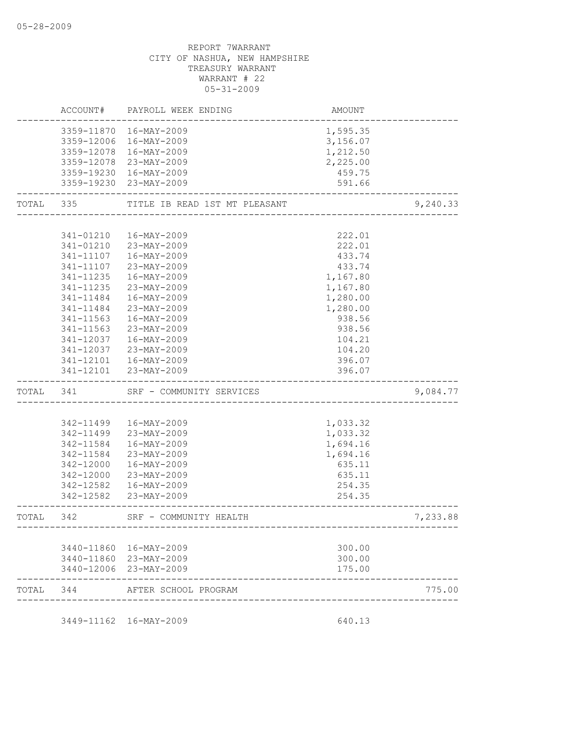REPORT 7WARRANT
CITY OF NASHUA, NEW HAMPSHIRE
TREASURY WARRANT
WARRANT # 22
05-31-2009

| | ACCOUNT# | PAYROLL WEEK ENDING | AMOUNT | |
|---|---|---|---|---|
| | 3359-11870 | 16-MAY-2009 | 1,595.35 | |
| | 3359-12006 | 16-MAY-2009 | 3,156.07 | |
| | 3359-12078 | 16-MAY-2009 | 1,212.50 | |
| | 3359-12078 | 23-MAY-2009 | 2,225.00 | |
| | 3359-19230 | 16-MAY-2009 | 459.75 | |
| | 3359-19230 | 23-MAY-2009 | 591.66 | |
| TOTAL | 335 | TITLE IB READ 1ST MT PLEASANT | | 9,240.33 |
| | 341-01210 | 16-MAY-2009 | 222.01 | |
| | 341-01210 | 23-MAY-2009 | 222.01 | |
| | 341-11107 | 16-MAY-2009 | 433.74 | |
| | 341-11107 | 23-MAY-2009 | 433.74 | |
| | 341-11235 | 16-MAY-2009 | 1,167.80 | |
| | 341-11235 | 23-MAY-2009 | 1,167.80 | |
| | 341-11484 | 16-MAY-2009 | 1,280.00 | |
| | 341-11484 | 23-MAY-2009 | 1,280.00 | |
| | 341-11563 | 16-MAY-2009 | 938.56 | |
| | 341-11563 | 23-MAY-2009 | 938.56 | |
| | 341-12037 | 16-MAY-2009 | 104.21 | |
| | 341-12037 | 23-MAY-2009 | 104.20 | |
| | 341-12101 | 16-MAY-2009 | 396.07 | |
| | 341-12101 | 23-MAY-2009 | 396.07 | |
| TOTAL | 341 | SRF - COMMUNITY SERVICES | | 9,084.77 |
| | 342-11499 | 16-MAY-2009 | 1,033.32 | |
| | 342-11499 | 23-MAY-2009 | 1,033.32 | |
| | 342-11584 | 16-MAY-2009 | 1,694.16 | |
| | 342-11584 | 23-MAY-2009 | 1,694.16 | |
| | 342-12000 | 16-MAY-2009 | 635.11 | |
| | 342-12000 | 23-MAY-2009 | 635.11 | |
| | 342-12582 | 16-MAY-2009 | 254.35 | |
| | 342-12582 | 23-MAY-2009 | 254.35 | |
| TOTAL | 342 | SRF - COMMUNITY HEALTH | | 7,233.88 |
| | 3440-11860 | 16-MAY-2009 | 300.00 | |
| | 3440-11860 | 23-MAY-2009 | 300.00 | |
| | 3440-12006 | 23-MAY-2009 | 175.00 | |
| TOTAL | 344 | AFTER SCHOOL PROGRAM | | 775.00 |
| | 3449-11162 | 16-MAY-2009 | 640.13 | |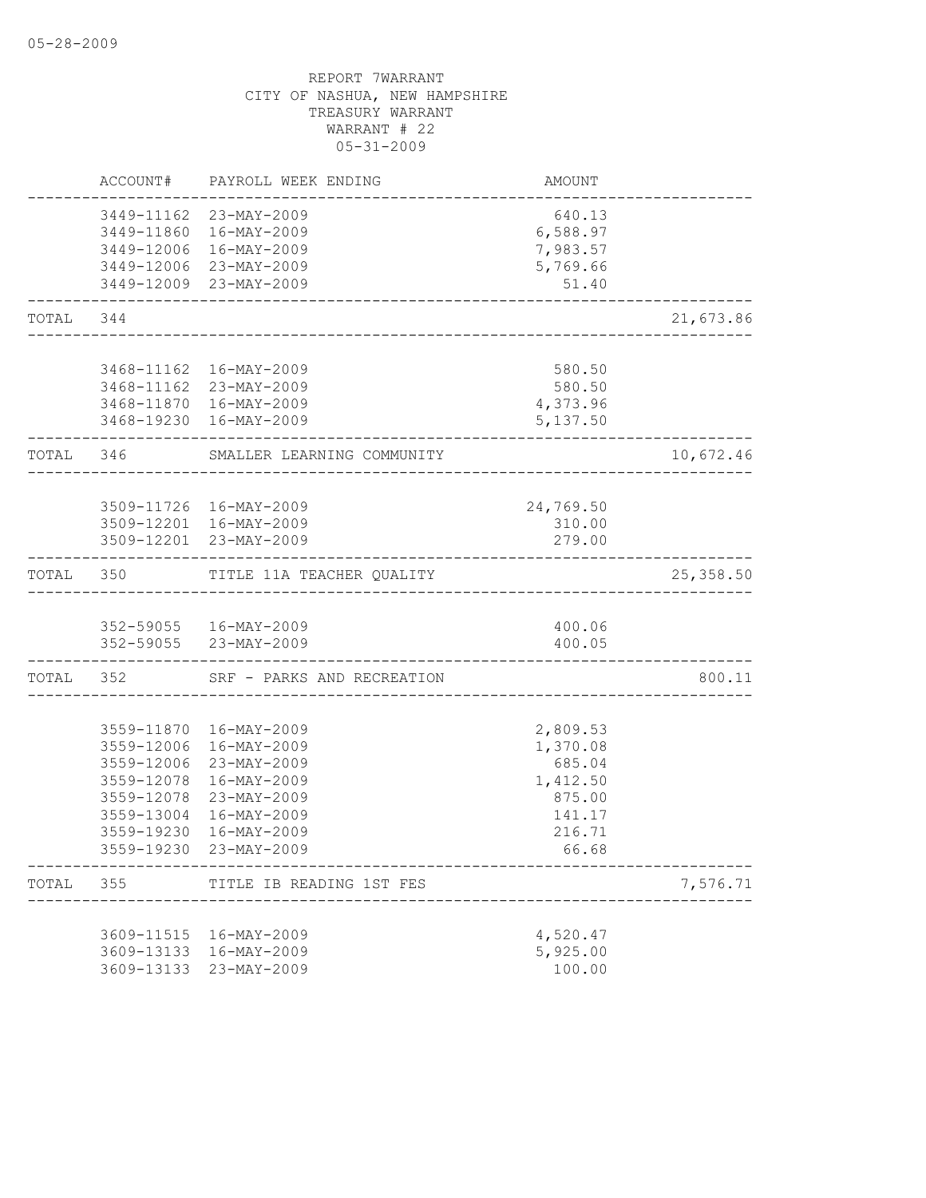REPORT 7WARRANT
CITY OF NASHUA, NEW HAMPSHIRE
TREASURY WARRANT
WARRANT # 22
05-31-2009

| | ACCOUNT# | PAYROLL WEEK ENDING | AMOUNT | |
|---|---|---|---|---|
| | 3449-11162 | 23-MAY-2009 | 640.13 | |
| | 3449-11860 | 16-MAY-2009 | 6,588.97 | |
| | 3449-12006 | 16-MAY-2009 | 7,983.57 | |
| | 3449-12006 | 23-MAY-2009 | 5,769.66 | |
| | 3449-12009 | 23-MAY-2009 | 51.40 | |
| TOTAL | 344 | | | 21,673.86 |
| | 3468-11162 | 16-MAY-2009 | 580.50 | |
| | 3468-11162 | 23-MAY-2009 | 580.50 | |
| | 3468-11870 | 16-MAY-2009 | 4,373.96 | |
| | 3468-19230 | 16-MAY-2009 | 5,137.50 | |
| TOTAL | 346 | SMALLER LEARNING COMMUNITY | | 10,672.46 |
| | 3509-11726 | 16-MAY-2009 | 24,769.50 | |
| | 3509-12201 | 16-MAY-2009 | 310.00 | |
| | 3509-12201 | 23-MAY-2009 | 279.00 | |
| TOTAL | 350 | TITLE 11A TEACHER QUALITY | | 25,358.50 |
| | 352-59055 | 16-MAY-2009 | 400.06 | |
| | 352-59055 | 23-MAY-2009 | 400.05 | |
| TOTAL | 352 | SRF - PARKS AND RECREATION | | 800.11 |
| | 3559-11870 | 16-MAY-2009 | 2,809.53 | |
| | 3559-12006 | 16-MAY-2009 | 1,370.08 | |
| | 3559-12006 | 23-MAY-2009 | 685.04 | |
| | 3559-12078 | 16-MAY-2009 | 1,412.50 | |
| | 3559-12078 | 23-MAY-2009 | 875.00 | |
| | 3559-13004 | 16-MAY-2009 | 141.17 | |
| | 3559-19230 | 16-MAY-2009 | 216.71 | |
| | 3559-19230 | 23-MAY-2009 | 66.68 | |
| TOTAL | 355 | TITLE IB READING 1ST FES | | 7,576.71 |
| | 3609-11515 | 16-MAY-2009 | 4,520.47 | |
| | 3609-13133 | 16-MAY-2009 | 5,925.00 | |
| | 3609-13133 | 23-MAY-2009 | 100.00 | |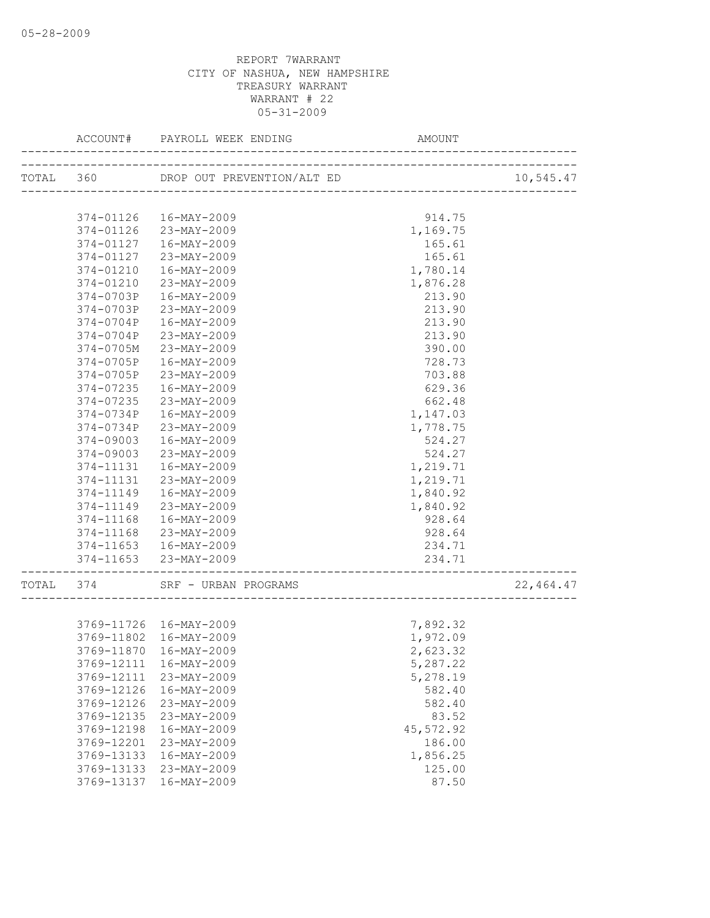REPORT 7WARRANT
CITY OF NASHUA, NEW HAMPSHIRE
TREASURY WARRANT
WARRANT # 22
05-31-2009

| | ACCOUNT# | PAYROLL WEEK ENDING | AMOUNT | |
|---|---|---|---|---|
| TOTAL | 360 | DROP OUT PREVENTION/ALT ED | | 10,545.47 |
| | 374-01126 | 16-MAY-2009 | 914.75 | |
| | 374-01126 | 23-MAY-2009 | 1,169.75 | |
| | 374-01127 | 16-MAY-2009 | 165.61 | |
| | 374-01127 | 23-MAY-2009 | 165.61 | |
| | 374-01210 | 16-MAY-2009 | 1,780.14 | |
| | 374-01210 | 23-MAY-2009 | 1,876.28 | |
| | 374-0703P | 16-MAY-2009 | 213.90 | |
| | 374-0703P | 23-MAY-2009 | 213.90 | |
| | 374-0704P | 16-MAY-2009 | 213.90 | |
| | 374-0704P | 23-MAY-2009 | 213.90 | |
| | 374-0705M | 23-MAY-2009 | 390.00 | |
| | 374-0705P | 16-MAY-2009 | 728.73 | |
| | 374-0705P | 23-MAY-2009 | 703.88 | |
| | 374-07235 | 16-MAY-2009 | 629.36 | |
| | 374-07235 | 23-MAY-2009 | 662.48 | |
| | 374-0734P | 16-MAY-2009 | 1,147.03 | |
| | 374-0734P | 23-MAY-2009 | 1,778.75 | |
| | 374-09003 | 16-MAY-2009 | 524.27 | |
| | 374-09003 | 23-MAY-2009 | 524.27 | |
| | 374-11131 | 16-MAY-2009 | 1,219.71 | |
| | 374-11131 | 23-MAY-2009 | 1,219.71 | |
| | 374-11149 | 16-MAY-2009 | 1,840.92 | |
| | 374-11149 | 23-MAY-2009 | 1,840.92 | |
| | 374-11168 | 16-MAY-2009 | 928.64 | |
| | 374-11168 | 23-MAY-2009 | 928.64 | |
| | 374-11653 | 16-MAY-2009 | 234.71 | |
| | 374-11653 | 23-MAY-2009 | 234.71 | |
| TOTAL | 374 | SRF - URBAN PROGRAMS | | 22,464.47 |
| | 3769-11726 | 16-MAY-2009 | 7,892.32 | |
| | 3769-11802 | 16-MAY-2009 | 1,972.09 | |
| | 3769-11870 | 16-MAY-2009 | 2,623.32 | |
| | 3769-12111 | 16-MAY-2009 | 5,287.22 | |
| | 3769-12111 | 23-MAY-2009 | 5,278.19 | |
| | 3769-12126 | 16-MAY-2009 | 582.40 | |
| | 3769-12126 | 23-MAY-2009 | 582.40 | |
| | 3769-12135 | 23-MAY-2009 | 83.52 | |
| | 3769-12198 | 16-MAY-2009 | 45,572.92 | |
| | 3769-12201 | 23-MAY-2009 | 186.00 | |
| | 3769-13133 | 16-MAY-2009 | 1,856.25 | |
| | 3769-13133 | 23-MAY-2009 | 125.00 | |
| | 3769-13137 | 16-MAY-2009 | 87.50 | |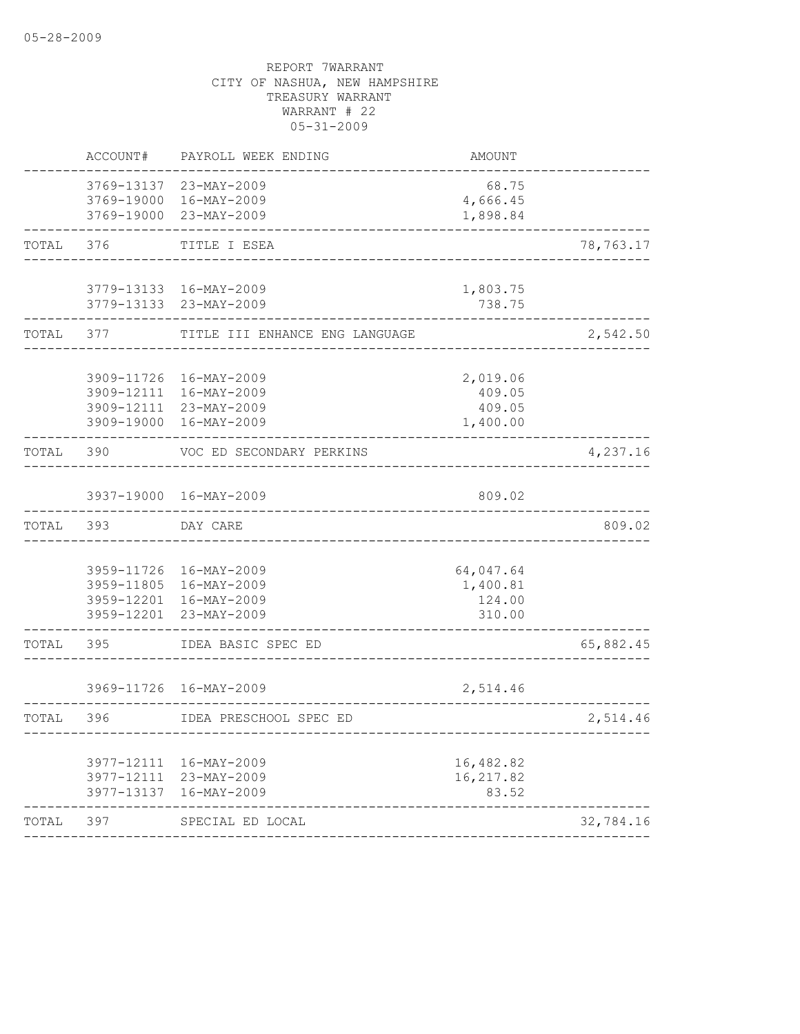05-28-2009

REPORT 7WARRANT
CITY OF NASHUA, NEW HAMPSHIRE
TREASURY WARRANT
WARRANT # 22
05-31-2009

| | ACCOUNT# | PAYROLL WEEK ENDING | AMOUNT | |
|---|---|---|---|---|
| | 3769-13137 | 23-MAY-2009 | 68.75 | |
| | 3769-19000 | 16-MAY-2009 | 4,666.45 | |
| | 3769-19000 | 23-MAY-2009 | 1,898.84 | |
| TOTAL | 376 | TITLE I ESEA | | 78,763.17 |
| | 3779-13133 | 16-MAY-2009 | 1,803.75 | |
| | 3779-13133 | 23-MAY-2009 | 738.75 | |
| TOTAL | 377 | TITLE III ENHANCE ENG LANGUAGE | | 2,542.50 |
| | 3909-11726 | 16-MAY-2009 | 2,019.06 | |
| | 3909-12111 | 16-MAY-2009 | 409.05 | |
| | 3909-12111 | 23-MAY-2009 | 409.05 | |
| | 3909-19000 | 16-MAY-2009 | 1,400.00 | |
| TOTAL | 390 | VOC ED SECONDARY PERKINS | | 4,237.16 |
| | 3937-19000 | 16-MAY-2009 | 809.02 | |
| TOTAL | 393 | DAY CARE | | 809.02 |
| | 3959-11726 | 16-MAY-2009 | 64,047.64 | |
| | 3959-11805 | 16-MAY-2009 | 1,400.81 | |
| | 3959-12201 | 16-MAY-2009 | 124.00 | |
| | 3959-12201 | 23-MAY-2009 | 310.00 | |
| TOTAL | 395 | IDEA BASIC SPEC ED | | 65,882.45 |
| | 3969-11726 | 16-MAY-2009 | 2,514.46 | |
| TOTAL | 396 | IDEA PRESCHOOL SPEC ED | | 2,514.46 |
| | 3977-12111 | 16-MAY-2009 | 16,482.82 | |
| | 3977-12111 | 23-MAY-2009 | 16,217.82 | |
| | 3977-13137 | 16-MAY-2009 | 83.52 | |
| TOTAL | 397 | SPECIAL ED LOCAL | | 32,784.16 |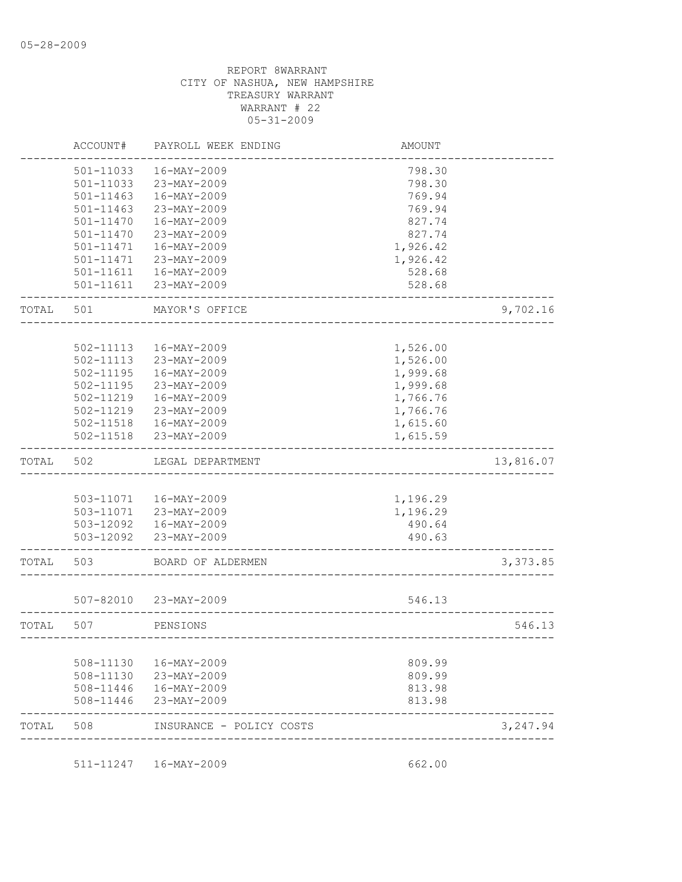05-28-2009

REPORT 8WARRANT
CITY OF NASHUA, NEW HAMPSHIRE
TREASURY WARRANT
WARRANT # 22
05-31-2009

| | ACCOUNT# | PAYROLL WEEK ENDING | AMOUNT | |
|---|---|---|---|---|
| | 501-11033 | 16-MAY-2009 | 798.30 | |
| | 501-11033 | 23-MAY-2009 | 798.30 | |
| | 501-11463 | 16-MAY-2009 | 769.94 | |
| | 501-11463 | 23-MAY-2009 | 769.94 | |
| | 501-11470 | 16-MAY-2009 | 827.74 | |
| | 501-11470 | 23-MAY-2009 | 827.74 | |
| | 501-11471 | 16-MAY-2009 | 1,926.42 | |
| | 501-11471 | 23-MAY-2009 | 1,926.42 | |
| | 501-11611 | 16-MAY-2009 | 528.68 | |
| | 501-11611 | 23-MAY-2009 | 528.68 | |
| TOTAL | 501 | MAYOR'S OFFICE | | 9,702.16 |
| | 502-11113 | 16-MAY-2009 | 1,526.00 | |
| | 502-11113 | 23-MAY-2009 | 1,526.00 | |
| | 502-11195 | 16-MAY-2009 | 1,999.68 | |
| | 502-11195 | 23-MAY-2009 | 1,999.68 | |
| | 502-11219 | 16-MAY-2009 | 1,766.76 | |
| | 502-11219 | 23-MAY-2009 | 1,766.76 | |
| | 502-11518 | 16-MAY-2009 | 1,615.60 | |
| | 502-11518 | 23-MAY-2009 | 1,615.59 | |
| TOTAL | 502 | LEGAL DEPARTMENT | | 13,816.07 |
| | 503-11071 | 16-MAY-2009 | 1,196.29 | |
| | 503-11071 | 23-MAY-2009 | 1,196.29 | |
| | 503-12092 | 16-MAY-2009 | 490.64 | |
| | 503-12092 | 23-MAY-2009 | 490.63 | |
| TOTAL | 503 | BOARD OF ALDERMEN | | 3,373.85 |
| | 507-82010 | 23-MAY-2009 | 546.13 | |
| TOTAL | 507 | PENSIONS | | 546.13 |
| | 508-11130 | 16-MAY-2009 | 809.99 | |
| | 508-11130 | 23-MAY-2009 | 809.99 | |
| | 508-11446 | 16-MAY-2009 | 813.98 | |
| | 508-11446 | 23-MAY-2009 | 813.98 | |
| TOTAL | 508 | INSURANCE - POLICY COSTS | | 3,247.94 |
| | 511-11247 | 16-MAY-2009 | 662.00 | |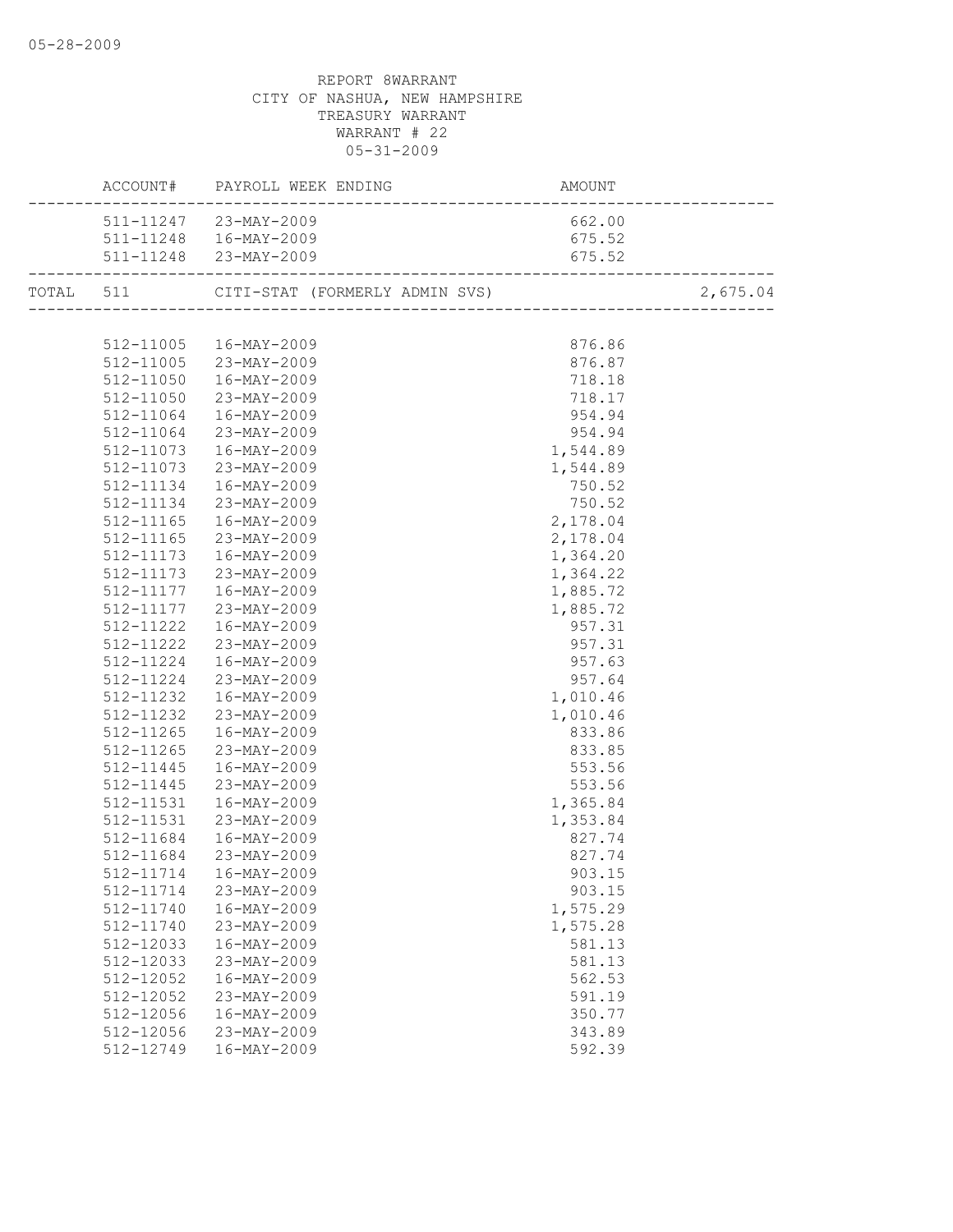REPORT 8WARRANT
CITY OF NASHUA, NEW HAMPSHIRE
TREASURY WARRANT
WARRANT # 22
05-31-2009

| ACCOUNT# | PAYROLL WEEK ENDING | AMOUNT | |
|---|---|---|---|
| 511-11247 | 23-MAY-2009 | 662.00 | |
| 511-11248 | 16-MAY-2009 | 675.52 | |
| 511-11248 | 23-MAY-2009 | 675.52 | |
| TOTAL 511 | CITI-STAT (FORMERLY ADMIN SVS) | | 2,675.04 |
| 512-11005 | 16-MAY-2009 | 876.86 | |
| 512-11005 | 23-MAY-2009 | 876.87 | |
| 512-11050 | 16-MAY-2009 | 718.18 | |
| 512-11050 | 23-MAY-2009 | 718.17 | |
| 512-11064 | 16-MAY-2009 | 954.94 | |
| 512-11064 | 23-MAY-2009 | 954.94 | |
| 512-11073 | 16-MAY-2009 | 1,544.89 | |
| 512-11073 | 23-MAY-2009 | 1,544.89 | |
| 512-11134 | 16-MAY-2009 | 750.52 | |
| 512-11134 | 23-MAY-2009 | 750.52 | |
| 512-11165 | 16-MAY-2009 | 2,178.04 | |
| 512-11165 | 23-MAY-2009 | 2,178.04 | |
| 512-11173 | 16-MAY-2009 | 1,364.20 | |
| 512-11173 | 23-MAY-2009 | 1,364.22 | |
| 512-11177 | 16-MAY-2009 | 1,885.72 | |
| 512-11177 | 23-MAY-2009 | 1,885.72 | |
| 512-11222 | 16-MAY-2009 | 957.31 | |
| 512-11222 | 23-MAY-2009 | 957.31 | |
| 512-11224 | 16-MAY-2009 | 957.63 | |
| 512-11224 | 23-MAY-2009 | 957.64 | |
| 512-11232 | 16-MAY-2009 | 1,010.46 | |
| 512-11232 | 23-MAY-2009 | 1,010.46 | |
| 512-11265 | 16-MAY-2009 | 833.86 | |
| 512-11265 | 23-MAY-2009 | 833.85 | |
| 512-11445 | 16-MAY-2009 | 553.56 | |
| 512-11445 | 23-MAY-2009 | 553.56 | |
| 512-11531 | 16-MAY-2009 | 1,365.84 | |
| 512-11531 | 23-MAY-2009 | 1,353.84 | |
| 512-11684 | 16-MAY-2009 | 827.74 | |
| 512-11684 | 23-MAY-2009 | 827.74 | |
| 512-11714 | 16-MAY-2009 | 903.15 | |
| 512-11714 | 23-MAY-2009 | 903.15 | |
| 512-11740 | 16-MAY-2009 | 1,575.29 | |
| 512-11740 | 23-MAY-2009 | 1,575.28 | |
| 512-12033 | 16-MAY-2009 | 581.13 | |
| 512-12033 | 23-MAY-2009 | 581.13 | |
| 512-12052 | 16-MAY-2009 | 562.53 | |
| 512-12052 | 23-MAY-2009 | 591.19 | |
| 512-12056 | 16-MAY-2009 | 350.77 | |
| 512-12056 | 23-MAY-2009 | 343.89 | |
| 512-12749 | 16-MAY-2009 | 592.39 | |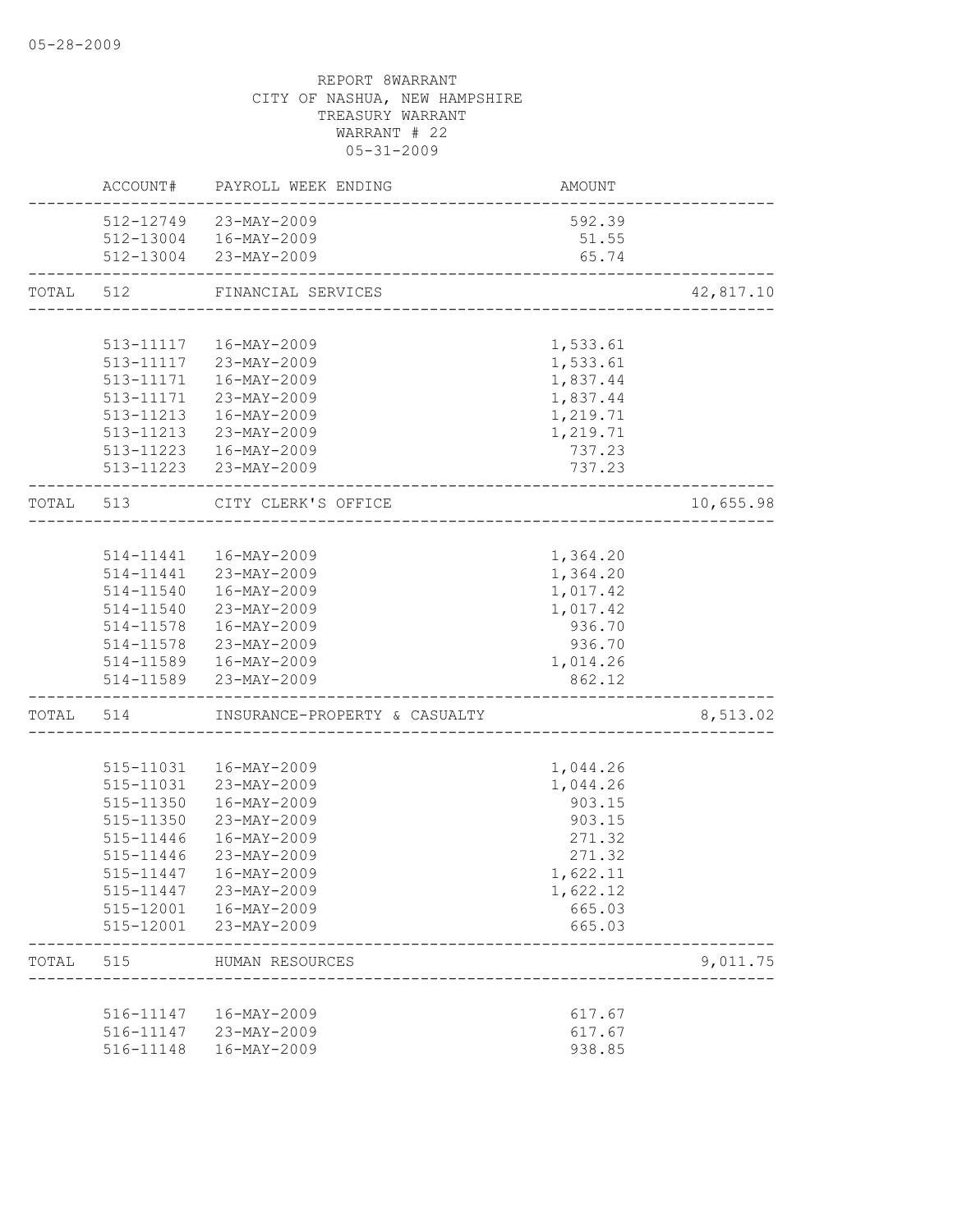05-28-2009

REPORT 8WARRANT
CITY OF NASHUA, NEW HAMPSHIRE
TREASURY WARRANT
WARRANT # 22
05-31-2009

| | ACCOUNT# | PAYROLL WEEK ENDING | AMOUNT | |
|---|---|---|---|---|
| | 512-12749 | 23-MAY-2009 | 592.39 | |
| | 512-13004 | 16-MAY-2009 | 51.55 | |
| | 512-13004 | 23-MAY-2009 | 65.74 | |
| TOTAL | 512 | FINANCIAL SERVICES | | 42,817.10 |
| | 513-11117 | 16-MAY-2009 | 1,533.61 | |
| | 513-11117 | 23-MAY-2009 | 1,533.61 | |
| | 513-11171 | 16-MAY-2009 | 1,837.44 | |
| | 513-11171 | 23-MAY-2009 | 1,837.44 | |
| | 513-11213 | 16-MAY-2009 | 1,219.71 | |
| | 513-11213 | 23-MAY-2009 | 1,219.71 | |
| | 513-11223 | 16-MAY-2009 | 737.23 | |
| | 513-11223 | 23-MAY-2009 | 737.23 | |
| TOTAL | 513 | CITY CLERK'S OFFICE | | 10,655.98 |
| | 514-11441 | 16-MAY-2009 | 1,364.20 | |
| | 514-11441 | 23-MAY-2009 | 1,364.20 | |
| | 514-11540 | 16-MAY-2009 | 1,017.42 | |
| | 514-11540 | 23-MAY-2009 | 1,017.42 | |
| | 514-11578 | 16-MAY-2009 | 936.70 | |
| | 514-11578 | 23-MAY-2009 | 936.70 | |
| | 514-11589 | 16-MAY-2009 | 1,014.26 | |
| | 514-11589 | 23-MAY-2009 | 862.12 | |
| TOTAL | 514 | INSURANCE-PROPERTY & CASUALTY | | 8,513.02 |
| | 515-11031 | 16-MAY-2009 | 1,044.26 | |
| | 515-11031 | 23-MAY-2009 | 1,044.26 | |
| | 515-11350 | 16-MAY-2009 | 903.15 | |
| | 515-11350 | 23-MAY-2009 | 903.15 | |
| | 515-11446 | 16-MAY-2009 | 271.32 | |
| | 515-11446 | 23-MAY-2009 | 271.32 | |
| | 515-11447 | 16-MAY-2009 | 1,622.11 | |
| | 515-11447 | 23-MAY-2009 | 1,622.12 | |
| | 515-12001 | 16-MAY-2009 | 665.03 | |
| | 515-12001 | 23-MAY-2009 | 665.03 | |
| TOTAL | 515 | HUMAN RESOURCES | | 9,011.75 |
| | 516-11147 | 16-MAY-2009 | 617.67 | |
| | 516-11147 | 23-MAY-2009 | 617.67 | |
| | 516-11148 | 16-MAY-2009 | 938.85 | |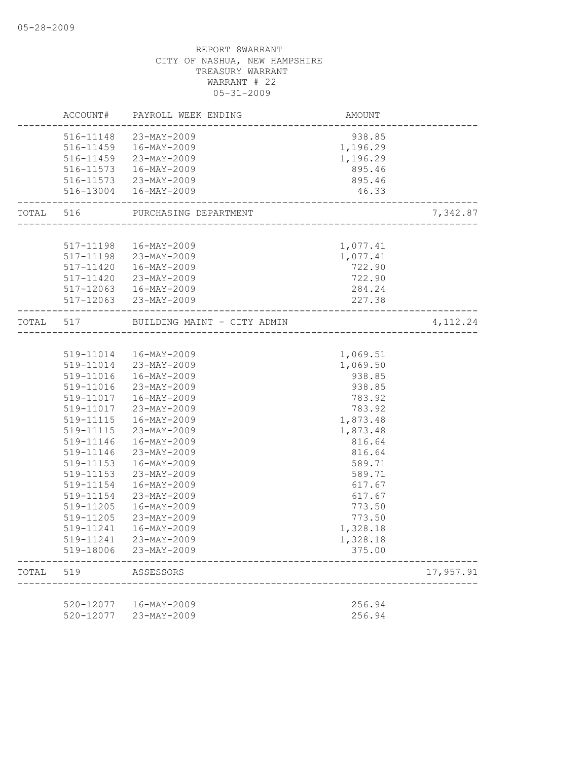REPORT 8WARRANT
CITY OF NASHUA, NEW HAMPSHIRE
TREASURY WARRANT
WARRANT # 22
05-31-2009

| | ACCOUNT# | PAYROLL WEEK ENDING | AMOUNT | |
|---|---|---|---|---|
| | 516-11148 | 23-MAY-2009 | 938.85 | |
| | 516-11459 | 16-MAY-2009 | 1,196.29 | |
| | 516-11459 | 23-MAY-2009 | 1,196.29 | |
| | 516-11573 | 16-MAY-2009 | 895.46 | |
| | 516-11573 | 23-MAY-2009 | 895.46 | |
| | 516-13004 | 16-MAY-2009 | 46.33 | |
| TOTAL | 516 | PURCHASING DEPARTMENT | | 7,342.87 |
| | 517-11198 | 16-MAY-2009 | 1,077.41 | |
| | 517-11198 | 23-MAY-2009 | 1,077.41 | |
| | 517-11420 | 16-MAY-2009 | 722.90 | |
| | 517-11420 | 23-MAY-2009 | 722.90 | |
| | 517-12063 | 16-MAY-2009 | 284.24 | |
| | 517-12063 | 23-MAY-2009 | 227.38 | |
| TOTAL | 517 | BUILDING MAINT - CITY ADMIN | | 4,112.24 |
| | 519-11014 | 16-MAY-2009 | 1,069.51 | |
| | 519-11014 | 23-MAY-2009 | 1,069.50 | |
| | 519-11016 | 16-MAY-2009 | 938.85 | |
| | 519-11016 | 23-MAY-2009 | 938.85 | |
| | 519-11017 | 16-MAY-2009 | 783.92 | |
| | 519-11017 | 23-MAY-2009 | 783.92 | |
| | 519-11115 | 16-MAY-2009 | 1,873.48 | |
| | 519-11115 | 23-MAY-2009 | 1,873.48 | |
| | 519-11146 | 16-MAY-2009 | 816.64 | |
| | 519-11146 | 23-MAY-2009 | 816.64 | |
| | 519-11153 | 16-MAY-2009 | 589.71 | |
| | 519-11153 | 23-MAY-2009 | 589.71 | |
| | 519-11154 | 16-MAY-2009 | 617.67 | |
| | 519-11154 | 23-MAY-2009 | 617.67 | |
| | 519-11205 | 16-MAY-2009 | 773.50 | |
| | 519-11205 | 23-MAY-2009 | 773.50 | |
| | 519-11241 | 16-MAY-2009 | 1,328.18 | |
| | 519-11241 | 23-MAY-2009 | 1,328.18 | |
| | 519-18006 | 23-MAY-2009 | 375.00 | |
| TOTAL | 519 | ASSESSORS | | 17,957.91 |
| | 520-12077 | 16-MAY-2009 | 256.94 | |
| | 520-12077 | 23-MAY-2009 | 256.94 | |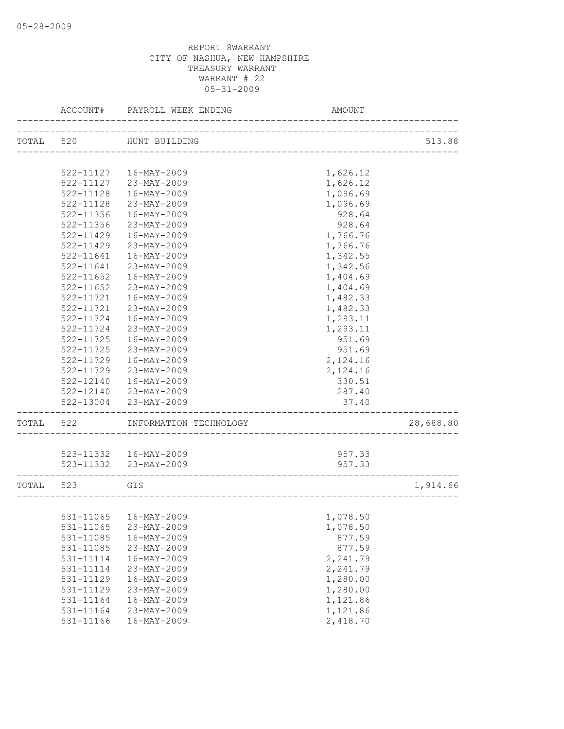REPORT 8WARRANT
CITY OF NASHUA, NEW HAMPSHIRE
TREASURY WARRANT
WARRANT # 22
05-31-2009

| | ACCOUNT# | PAYROLL WEEK ENDING | AMOUNT | |
|---|---|---|---|---|
| TOTAL | 520 | HUNT BUILDING | | 513.88 |
| | 522-11127 | 16-MAY-2009 | 1,626.12 | |
| | 522-11127 | 23-MAY-2009 | 1,626.12 | |
| | 522-11128 | 16-MAY-2009 | 1,096.69 | |
| | 522-11128 | 23-MAY-2009 | 1,096.69 | |
| | 522-11356 | 16-MAY-2009 | 928.64 | |
| | 522-11356 | 23-MAY-2009 | 928.64 | |
| | 522-11429 | 16-MAY-2009 | 1,766.76 | |
| | 522-11429 | 23-MAY-2009 | 1,766.76 | |
| | 522-11641 | 16-MAY-2009 | 1,342.55 | |
| | 522-11641 | 23-MAY-2009 | 1,342.56 | |
| | 522-11652 | 16-MAY-2009 | 1,404.69 | |
| | 522-11652 | 23-MAY-2009 | 1,404.69 | |
| | 522-11721 | 16-MAY-2009 | 1,482.33 | |
| | 522-11721 | 23-MAY-2009 | 1,482.33 | |
| | 522-11724 | 16-MAY-2009 | 1,293.11 | |
| | 522-11724 | 23-MAY-2009 | 1,293.11 | |
| | 522-11725 | 16-MAY-2009 | 951.69 | |
| | 522-11725 | 23-MAY-2009 | 951.69 | |
| | 522-11729 | 16-MAY-2009 | 2,124.16 | |
| | 522-11729 | 23-MAY-2009 | 2,124.16 | |
| | 522-12140 | 16-MAY-2009 | 330.51 | |
| | 522-12140 | 23-MAY-2009 | 287.40 | |
| | 522-13004 | 23-MAY-2009 | 37.40 | |
| TOTAL | 522 | INFORMATION TECHNOLOGY | | 28,688.80 |
| | 523-11332 | 16-MAY-2009 | 957.33 | |
| | 523-11332 | 23-MAY-2009 | 957.33 | |
| TOTAL | 523 | GIS | | 1,914.66 |
| | 531-11065 | 16-MAY-2009 | 1,078.50 | |
| | 531-11065 | 23-MAY-2009 | 1,078.50 | |
| | 531-11085 | 16-MAY-2009 | 877.59 | |
| | 531-11085 | 23-MAY-2009 | 877.59 | |
| | 531-11114 | 16-MAY-2009 | 2,241.79 | |
| | 531-11114 | 23-MAY-2009 | 2,241.79 | |
| | 531-11129 | 16-MAY-2009 | 1,280.00 | |
| | 531-11129 | 23-MAY-2009 | 1,280.00 | |
| | 531-11164 | 16-MAY-2009 | 1,121.86 | |
| | 531-11164 | 23-MAY-2009 | 1,121.86 | |
| | 531-11166 | 16-MAY-2009 | 2,418.70 | |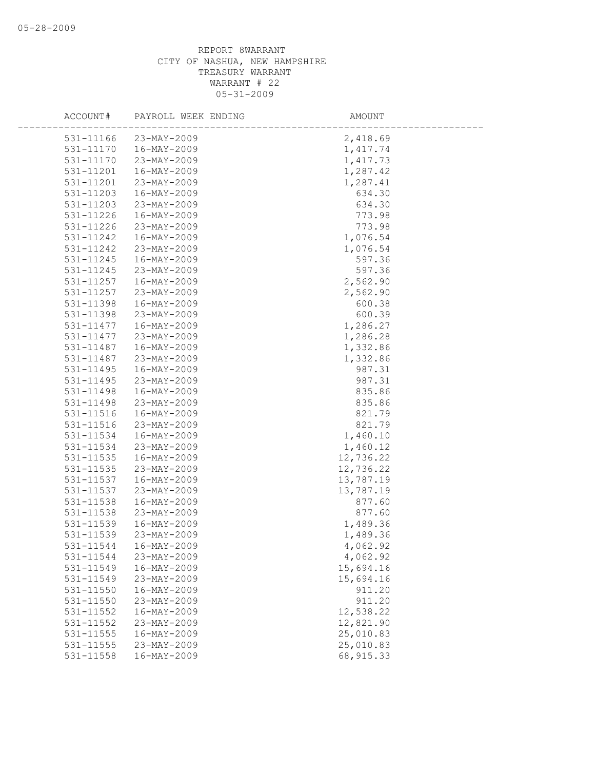REPORT 8WARRANT
CITY OF NASHUA, NEW HAMPSHIRE
TREASURY WARRANT
WARRANT # 22
05-31-2009

| ACCOUNT# | PAYROLL WEEK ENDING | AMOUNT |
|---|---|---|
| 531-11166 | 23-MAY-2009 | 2,418.69 |
| 531-11170 | 16-MAY-2009 | 1,417.74 |
| 531-11170 | 23-MAY-2009 | 1,417.73 |
| 531-11201 | 16-MAY-2009 | 1,287.42 |
| 531-11201 | 23-MAY-2009 | 1,287.41 |
| 531-11203 | 16-MAY-2009 | 634.30 |
| 531-11203 | 23-MAY-2009 | 634.30 |
| 531-11226 | 16-MAY-2009 | 773.98 |
| 531-11226 | 23-MAY-2009 | 773.98 |
| 531-11242 | 16-MAY-2009 | 1,076.54 |
| 531-11242 | 23-MAY-2009 | 1,076.54 |
| 531-11245 | 16-MAY-2009 | 597.36 |
| 531-11245 | 23-MAY-2009 | 597.36 |
| 531-11257 | 16-MAY-2009 | 2,562.90 |
| 531-11257 | 23-MAY-2009 | 2,562.90 |
| 531-11398 | 16-MAY-2009 | 600.38 |
| 531-11398 | 23-MAY-2009 | 600.39 |
| 531-11477 | 16-MAY-2009 | 1,286.27 |
| 531-11477 | 23-MAY-2009 | 1,286.28 |
| 531-11487 | 16-MAY-2009 | 1,332.86 |
| 531-11487 | 23-MAY-2009 | 1,332.86 |
| 531-11495 | 16-MAY-2009 | 987.31 |
| 531-11495 | 23-MAY-2009 | 987.31 |
| 531-11498 | 16-MAY-2009 | 835.86 |
| 531-11498 | 23-MAY-2009 | 835.86 |
| 531-11516 | 16-MAY-2009 | 821.79 |
| 531-11516 | 23-MAY-2009 | 821.79 |
| 531-11534 | 16-MAY-2009 | 1,460.10 |
| 531-11534 | 23-MAY-2009 | 1,460.12 |
| 531-11535 | 16-MAY-2009 | 12,736.22 |
| 531-11535 | 23-MAY-2009 | 12,736.22 |
| 531-11537 | 16-MAY-2009 | 13,787.19 |
| 531-11537 | 23-MAY-2009 | 13,787.19 |
| 531-11538 | 16-MAY-2009 | 877.60 |
| 531-11538 | 23-MAY-2009 | 877.60 |
| 531-11539 | 16-MAY-2009 | 1,489.36 |
| 531-11539 | 23-MAY-2009 | 1,489.36 |
| 531-11544 | 16-MAY-2009 | 4,062.92 |
| 531-11544 | 23-MAY-2009 | 4,062.92 |
| 531-11549 | 16-MAY-2009 | 15,694.16 |
| 531-11549 | 23-MAY-2009 | 15,694.16 |
| 531-11550 | 16-MAY-2009 | 911.20 |
| 531-11550 | 23-MAY-2009 | 911.20 |
| 531-11552 | 16-MAY-2009 | 12,538.22 |
| 531-11552 | 23-MAY-2009 | 12,821.90 |
| 531-11555 | 16-MAY-2009 | 25,010.83 |
| 531-11555 | 23-MAY-2009 | 25,010.83 |
| 531-11558 | 16-MAY-2009 | 68,915.33 |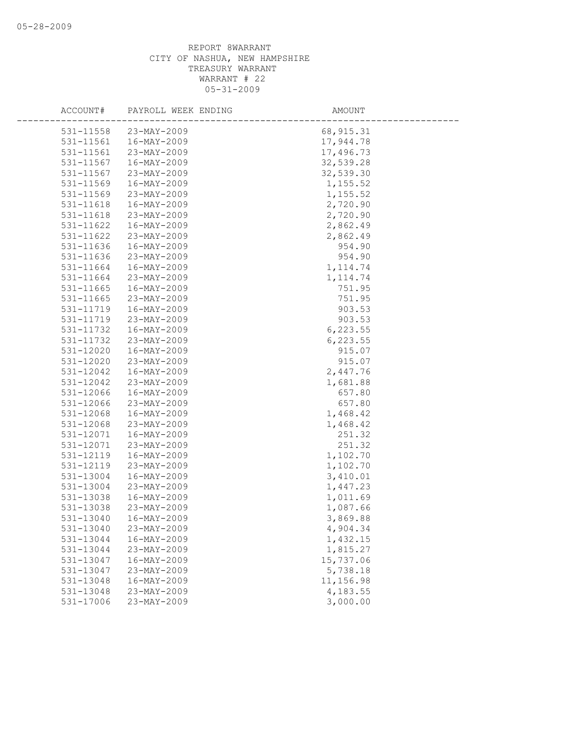REPORT 8WARRANT
CITY OF NASHUA, NEW HAMPSHIRE
TREASURY WARRANT
WARRANT # 22
05-31-2009

| ACCOUNT# | PAYROLL WEEK ENDING | AMOUNT |
|---|---|---|
| 531-11558 | 23-MAY-2009 | 68,915.31 |
| 531-11561 | 16-MAY-2009 | 17,944.78 |
| 531-11561 | 23-MAY-2009 | 17,496.73 |
| 531-11567 | 16-MAY-2009 | 32,539.28 |
| 531-11567 | 23-MAY-2009 | 32,539.30 |
| 531-11569 | 16-MAY-2009 | 1,155.52 |
| 531-11569 | 23-MAY-2009 | 1,155.52 |
| 531-11618 | 16-MAY-2009 | 2,720.90 |
| 531-11618 | 23-MAY-2009 | 2,720.90 |
| 531-11622 | 16-MAY-2009 | 2,862.49 |
| 531-11622 | 23-MAY-2009 | 2,862.49 |
| 531-11636 | 16-MAY-2009 | 954.90 |
| 531-11636 | 23-MAY-2009 | 954.90 |
| 531-11664 | 16-MAY-2009 | 1,114.74 |
| 531-11664 | 23-MAY-2009 | 1,114.74 |
| 531-11665 | 16-MAY-2009 | 751.95 |
| 531-11665 | 23-MAY-2009 | 751.95 |
| 531-11719 | 16-MAY-2009 | 903.53 |
| 531-11719 | 23-MAY-2009 | 903.53 |
| 531-11732 | 16-MAY-2009 | 6,223.55 |
| 531-11732 | 23-MAY-2009 | 6,223.55 |
| 531-12020 | 16-MAY-2009 | 915.07 |
| 531-12020 | 23-MAY-2009 | 915.07 |
| 531-12042 | 16-MAY-2009 | 2,447.76 |
| 531-12042 | 23-MAY-2009 | 1,681.88 |
| 531-12066 | 16-MAY-2009 | 657.80 |
| 531-12066 | 23-MAY-2009 | 657.80 |
| 531-12068 | 16-MAY-2009 | 1,468.42 |
| 531-12068 | 23-MAY-2009 | 1,468.42 |
| 531-12071 | 16-MAY-2009 | 251.32 |
| 531-12071 | 23-MAY-2009 | 251.32 |
| 531-12119 | 16-MAY-2009 | 1,102.70 |
| 531-12119 | 23-MAY-2009 | 1,102.70 |
| 531-13004 | 16-MAY-2009 | 3,410.01 |
| 531-13004 | 23-MAY-2009 | 1,447.23 |
| 531-13038 | 16-MAY-2009 | 1,011.69 |
| 531-13038 | 23-MAY-2009 | 1,087.66 |
| 531-13040 | 16-MAY-2009 | 3,869.88 |
| 531-13040 | 23-MAY-2009 | 4,904.34 |
| 531-13044 | 16-MAY-2009 | 1,432.15 |
| 531-13044 | 23-MAY-2009 | 1,815.27 |
| 531-13047 | 16-MAY-2009 | 15,737.06 |
| 531-13047 | 23-MAY-2009 | 5,738.18 |
| 531-13048 | 16-MAY-2009 | 11,156.98 |
| 531-13048 | 23-MAY-2009 | 4,183.55 |
| 531-17006 | 23-MAY-2009 | 3,000.00 |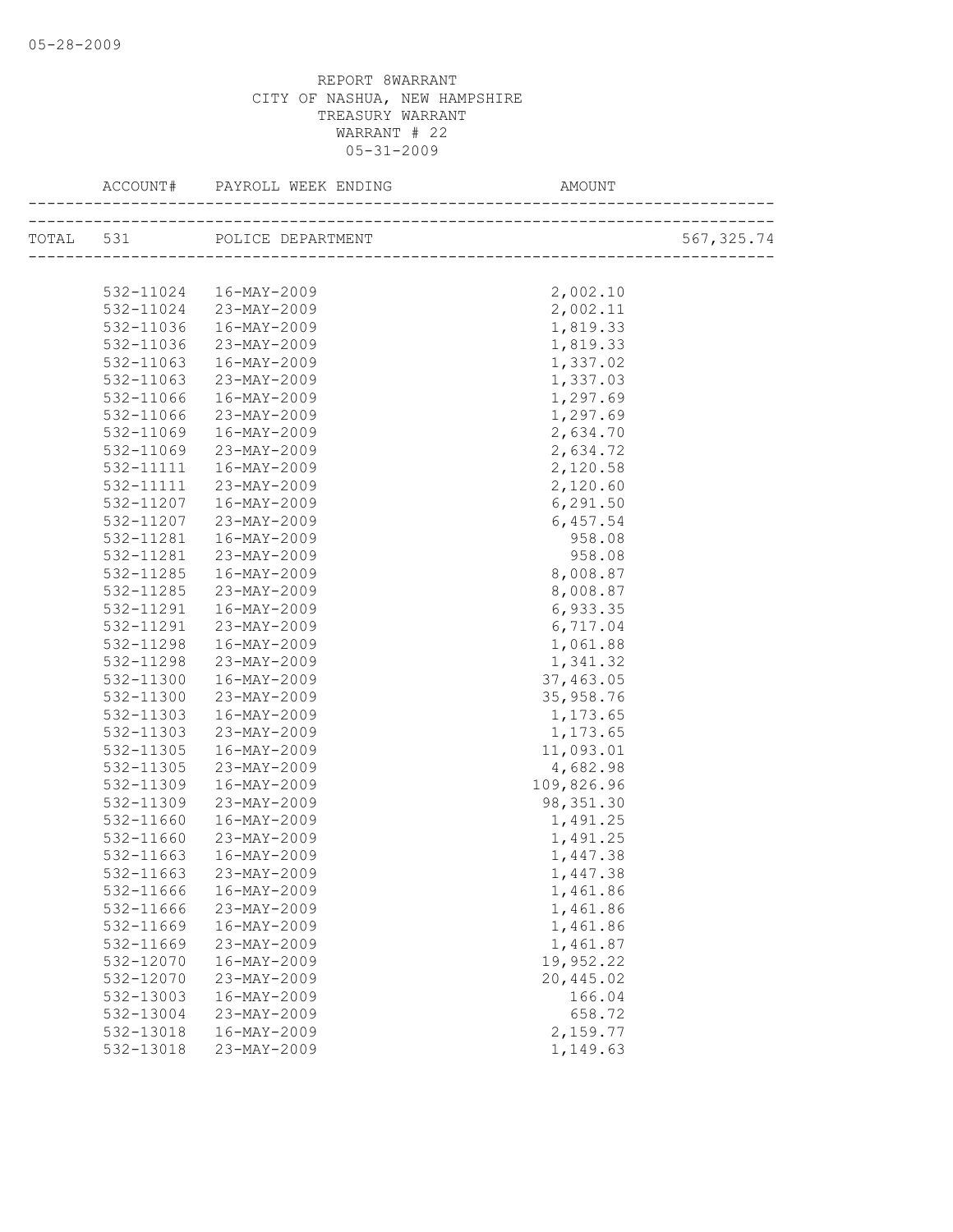05-28-2009

REPORT 8WARRANT
CITY OF NASHUA, NEW HAMPSHIRE
TREASURY WARRANT
WARRANT # 22
05-31-2009

| ACCOUNT# | PAYROLL WEEK ENDING | AMOUNT | |
|---|---|---|---|
| TOTAL 531 | POLICE DEPARTMENT | | 567,325.74 |
| 532-11024 | 16-MAY-2009 | 2,002.10 | |
| 532-11024 | 23-MAY-2009 | 2,002.11 | |
| 532-11036 | 16-MAY-2009 | 1,819.33 | |
| 532-11036 | 23-MAY-2009 | 1,819.33 | |
| 532-11063 | 16-MAY-2009 | 1,337.02 | |
| 532-11063 | 23-MAY-2009 | 1,337.03 | |
| 532-11066 | 16-MAY-2009 | 1,297.69 | |
| 532-11066 | 23-MAY-2009 | 1,297.69 | |
| 532-11069 | 16-MAY-2009 | 2,634.70 | |
| 532-11069 | 23-MAY-2009 | 2,634.72 | |
| 532-11111 | 16-MAY-2009 | 2,120.58 | |
| 532-11111 | 23-MAY-2009 | 2,120.60 | |
| 532-11207 | 16-MAY-2009 | 6,291.50 | |
| 532-11207 | 23-MAY-2009 | 6,457.54 | |
| 532-11281 | 16-MAY-2009 | 958.08 | |
| 532-11281 | 23-MAY-2009 | 958.08 | |
| 532-11285 | 16-MAY-2009 | 8,008.87 | |
| 532-11285 | 23-MAY-2009 | 8,008.87 | |
| 532-11291 | 16-MAY-2009 | 6,933.35 | |
| 532-11291 | 23-MAY-2009 | 6,717.04 | |
| 532-11298 | 16-MAY-2009 | 1,061.88 | |
| 532-11298 | 23-MAY-2009 | 1,341.32 | |
| 532-11300 | 16-MAY-2009 | 37,463.05 | |
| 532-11300 | 23-MAY-2009 | 35,958.76 | |
| 532-11303 | 16-MAY-2009 | 1,173.65 | |
| 532-11303 | 23-MAY-2009 | 1,173.65 | |
| 532-11305 | 16-MAY-2009 | 11,093.01 | |
| 532-11305 | 23-MAY-2009 | 4,682.98 | |
| 532-11309 | 16-MAY-2009 | 109,826.96 | |
| 532-11309 | 23-MAY-2009 | 98,351.30 | |
| 532-11660 | 16-MAY-2009 | 1,491.25 | |
| 532-11660 | 23-MAY-2009 | 1,491.25 | |
| 532-11663 | 16-MAY-2009 | 1,447.38 | |
| 532-11663 | 23-MAY-2009 | 1,447.38 | |
| 532-11666 | 16-MAY-2009 | 1,461.86 | |
| 532-11666 | 23-MAY-2009 | 1,461.86 | |
| 532-11669 | 16-MAY-2009 | 1,461.86 | |
| 532-11669 | 23-MAY-2009 | 1,461.87 | |
| 532-12070 | 16-MAY-2009 | 19,952.22 | |
| 532-12070 | 23-MAY-2009 | 20,445.02 | |
| 532-13003 | 16-MAY-2009 | 166.04 | |
| 532-13004 | 23-MAY-2009 | 658.72 | |
| 532-13018 | 16-MAY-2009 | 2,159.77 | |
| 532-13018 | 23-MAY-2009 | 1,149.63 | |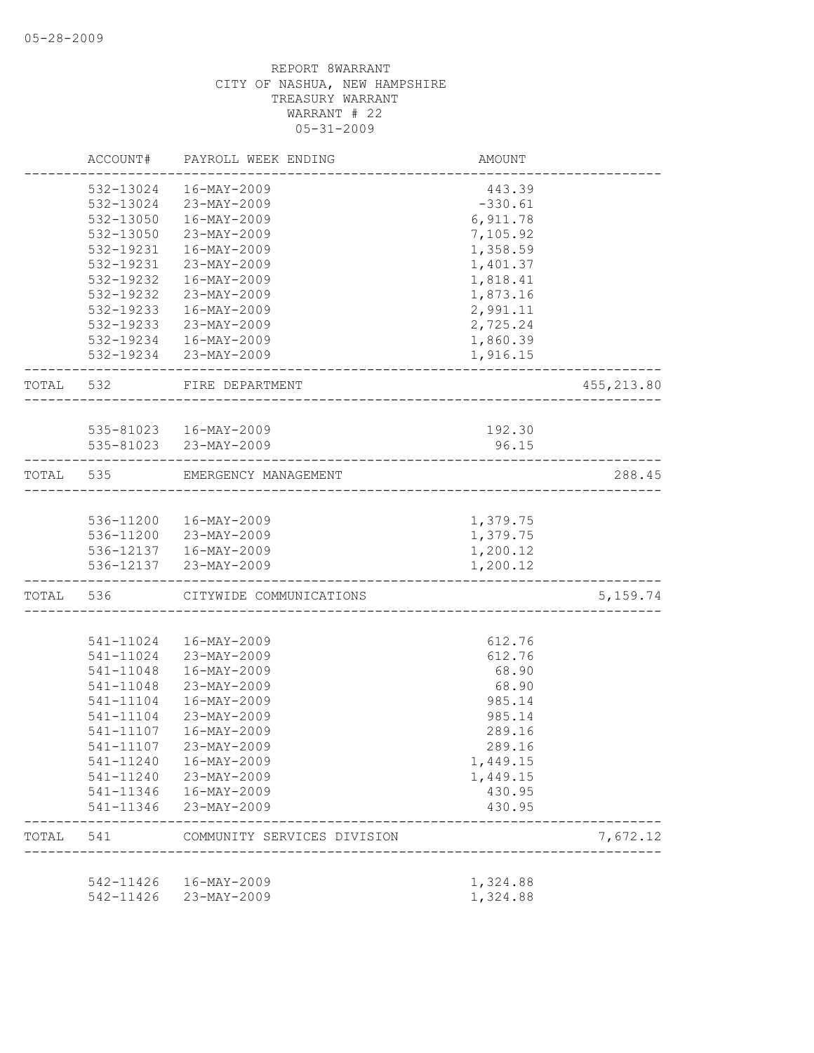05-28-2009

REPORT 8WARRANT
CITY OF NASHUA, NEW HAMPSHIRE
TREASURY WARRANT
WARRANT # 22
05-31-2009

| | ACCOUNT# | PAYROLL WEEK ENDING | AMOUNT | |
|---|---|---|---|---|
| | 532-13024 | 16-MAY-2009 | 443.39 | |
| | 532-13024 | 23-MAY-2009 | -330.61 | |
| | 532-13050 | 16-MAY-2009 | 6,911.78 | |
| | 532-13050 | 23-MAY-2009 | 7,105.92 | |
| | 532-19231 | 16-MAY-2009 | 1,358.59 | |
| | 532-19231 | 23-MAY-2009 | 1,401.37 | |
| | 532-19232 | 16-MAY-2009 | 1,818.41 | |
| | 532-19232 | 23-MAY-2009 | 1,873.16 | |
| | 532-19233 | 16-MAY-2009 | 2,991.11 | |
| | 532-19233 | 23-MAY-2009 | 2,725.24 | |
| | 532-19234 | 16-MAY-2009 | 1,860.39 | |
| | 532-19234 | 23-MAY-2009 | 1,916.15 | |
| TOTAL | 532 | FIRE DEPARTMENT | | 455,213.80 |
| | 535-81023 | 16-MAY-2009 | 192.30 | |
| | 535-81023 | 23-MAY-2009 | 96.15 | |
| TOTAL | 535 | EMERGENCY MANAGEMENT | | 288.45 |
| | 536-11200 | 16-MAY-2009 | 1,379.75 | |
| | 536-11200 | 23-MAY-2009 | 1,379.75 | |
| | 536-12137 | 16-MAY-2009 | 1,200.12 | |
| | 536-12137 | 23-MAY-2009 | 1,200.12 | |
| TOTAL | 536 | CITYWIDE COMMUNICATIONS | | 5,159.74 |
| | 541-11024 | 16-MAY-2009 | 612.76 | |
| | 541-11024 | 23-MAY-2009 | 612.76 | |
| | 541-11048 | 16-MAY-2009 | 68.90 | |
| | 541-11048 | 23-MAY-2009 | 68.90 | |
| | 541-11104 | 16-MAY-2009 | 985.14 | |
| | 541-11104 | 23-MAY-2009 | 985.14 | |
| | 541-11107 | 16-MAY-2009 | 289.16 | |
| | 541-11107 | 23-MAY-2009 | 289.16 | |
| | 541-11240 | 16-MAY-2009 | 1,449.15 | |
| | 541-11240 | 23-MAY-2009 | 1,449.15 | |
| | 541-11346 | 16-MAY-2009 | 430.95 | |
| | 541-11346 | 23-MAY-2009 | 430.95 | |
| TOTAL | 541 | COMMUNITY SERVICES DIVISION | | 7,672.12 |
| | 542-11426 | 16-MAY-2009 | 1,324.88 | |
| | 542-11426 | 23-MAY-2009 | 1,324.88 | |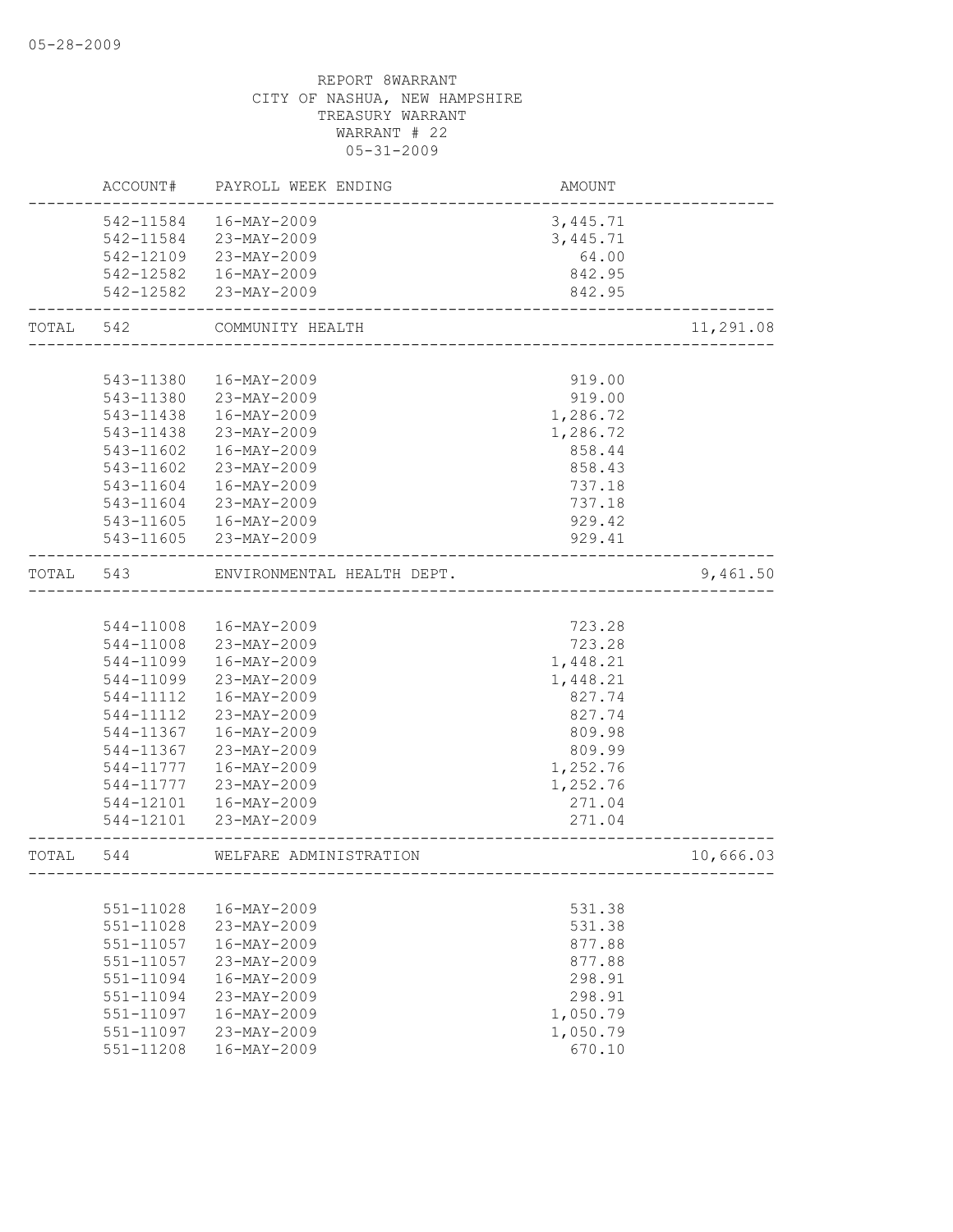REPORT 8WARRANT
CITY OF NASHUA, NEW HAMPSHIRE
TREASURY WARRANT
WARRANT # 22
05-31-2009

| | ACCOUNT# | PAYROLL WEEK ENDING | AMOUNT | |
|---|---|---|---|---|
| | 542-11584 | 16-MAY-2009 | 3,445.71 | |
| | 542-11584 | 23-MAY-2009 | 3,445.71 | |
| | 542-12109 | 23-MAY-2009 | 64.00 | |
| | 542-12582 | 16-MAY-2009 | 842.95 | |
| | 542-12582 | 23-MAY-2009 | 842.95 | |
| TOTAL | 542 | COMMUNITY HEALTH | | 11,291.08 |
| | 543-11380 | 16-MAY-2009 | 919.00 | |
| | 543-11380 | 23-MAY-2009 | 919.00 | |
| | 543-11438 | 16-MAY-2009 | 1,286.72 | |
| | 543-11438 | 23-MAY-2009 | 1,286.72 | |
| | 543-11602 | 16-MAY-2009 | 858.44 | |
| | 543-11602 | 23-MAY-2009 | 858.43 | |
| | 543-11604 | 16-MAY-2009 | 737.18 | |
| | 543-11604 | 23-MAY-2009 | 737.18 | |
| | 543-11605 | 16-MAY-2009 | 929.42 | |
| | 543-11605 | 23-MAY-2009 | 929.41 | |
| TOTAL | 543 | ENVIRONMENTAL HEALTH DEPT. | | 9,461.50 |
| | 544-11008 | 16-MAY-2009 | 723.28 | |
| | 544-11008 | 23-MAY-2009 | 723.28 | |
| | 544-11099 | 16-MAY-2009 | 1,448.21 | |
| | 544-11099 | 23-MAY-2009 | 1,448.21 | |
| | 544-11112 | 16-MAY-2009 | 827.74 | |
| | 544-11112 | 23-MAY-2009 | 827.74 | |
| | 544-11367 | 16-MAY-2009 | 809.98 | |
| | 544-11367 | 23-MAY-2009 | 809.99 | |
| | 544-11777 | 16-MAY-2009 | 1,252.76 | |
| | 544-11777 | 23-MAY-2009 | 1,252.76 | |
| | 544-12101 | 16-MAY-2009 | 271.04 | |
| | 544-12101 | 23-MAY-2009 | 271.04 | |
| TOTAL | 544 | WELFARE ADMINISTRATION | | 10,666.03 |
| | 551-11028 | 16-MAY-2009 | 531.38 | |
| | 551-11028 | 23-MAY-2009 | 531.38 | |
| | 551-11057 | 16-MAY-2009 | 877.88 | |
| | 551-11057 | 23-MAY-2009 | 877.88 | |
| | 551-11094 | 16-MAY-2009 | 298.91 | |
| | 551-11094 | 23-MAY-2009 | 298.91 | |
| | 551-11097 | 16-MAY-2009 | 1,050.79 | |
| | 551-11097 | 23-MAY-2009 | 1,050.79 | |
| | 551-11208 | 16-MAY-2009 | 670.10 | |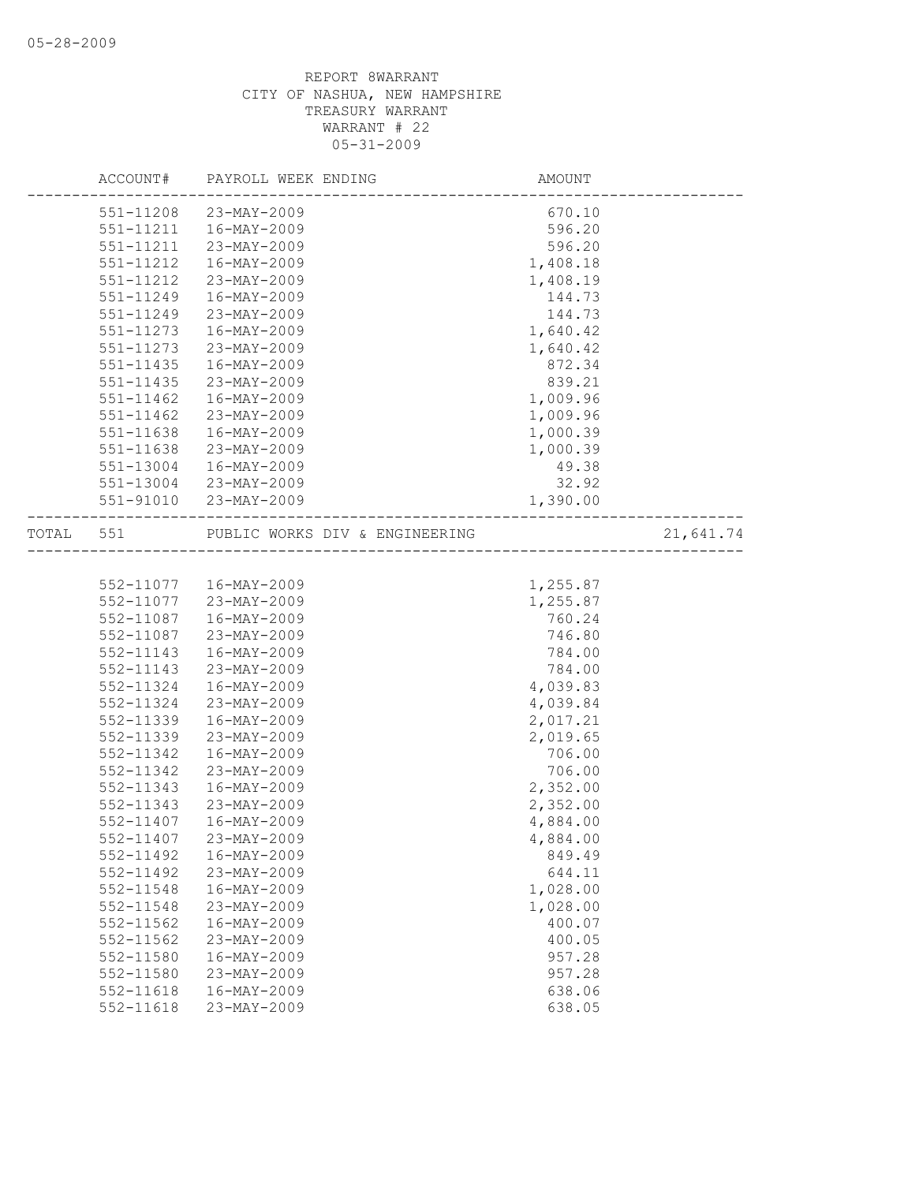REPORT 8WARRANT
CITY OF NASHUA, NEW HAMPSHIRE
TREASURY WARRANT
WARRANT # 22
05-31-2009

| ACCOUNT# | PAYROLL WEEK ENDING | AMOUNT | |
|---|---|---|---|
| 551-11208 | 23-MAY-2009 | 670.10 | |
| 551-11211 | 16-MAY-2009 | 596.20 | |
| 551-11211 | 23-MAY-2009 | 596.20 | |
| 551-11212 | 16-MAY-2009 | 1,408.18 | |
| 551-11212 | 23-MAY-2009 | 1,408.19 | |
| 551-11249 | 16-MAY-2009 | 144.73 | |
| 551-11249 | 23-MAY-2009 | 144.73 | |
| 551-11273 | 16-MAY-2009 | 1,640.42 | |
| 551-11273 | 23-MAY-2009 | 1,640.42 | |
| 551-11435 | 16-MAY-2009 | 872.34 | |
| 551-11435 | 23-MAY-2009 | 839.21 | |
| 551-11462 | 16-MAY-2009 | 1,009.96 | |
| 551-11462 | 23-MAY-2009 | 1,009.96 | |
| 551-11638 | 16-MAY-2009 | 1,000.39 | |
| 551-11638 | 23-MAY-2009 | 1,000.39 | |
| 551-13004 | 16-MAY-2009 | 49.38 | |
| 551-13004 | 23-MAY-2009 | 32.92 | |
| 551-91010 | 23-MAY-2009 | 1,390.00 | |
| TOTAL 551 | PUBLIC WORKS DIV & ENGINEERING | | 21,641.74 |
| 552-11077 | 16-MAY-2009 | 1,255.87 | |
| 552-11077 | 23-MAY-2009 | 1,255.87 | |
| 552-11087 | 16-MAY-2009 | 760.24 | |
| 552-11087 | 23-MAY-2009 | 746.80 | |
| 552-11143 | 16-MAY-2009 | 784.00 | |
| 552-11143 | 23-MAY-2009 | 784.00 | |
| 552-11324 | 16-MAY-2009 | 4,039.83 | |
| 552-11324 | 23-MAY-2009 | 4,039.84 | |
| 552-11339 | 16-MAY-2009 | 2,017.21 | |
| 552-11339 | 23-MAY-2009 | 2,019.65 | |
| 552-11342 | 16-MAY-2009 | 706.00 | |
| 552-11342 | 23-MAY-2009 | 706.00 | |
| 552-11343 | 16-MAY-2009 | 2,352.00 | |
| 552-11343 | 23-MAY-2009 | 2,352.00 | |
| 552-11407 | 16-MAY-2009 | 4,884.00 | |
| 552-11407 | 23-MAY-2009 | 4,884.00 | |
| 552-11492 | 16-MAY-2009 | 849.49 | |
| 552-11492 | 23-MAY-2009 | 644.11 | |
| 552-11548 | 16-MAY-2009 | 1,028.00 | |
| 552-11548 | 23-MAY-2009 | 1,028.00 | |
| 552-11562 | 16-MAY-2009 | 400.07 | |
| 552-11562 | 23-MAY-2009 | 400.05 | |
| 552-11580 | 16-MAY-2009 | 957.28 | |
| 552-11580 | 23-MAY-2009 | 957.28 | |
| 552-11618 | 16-MAY-2009 | 638.06 | |
| 552-11618 | 23-MAY-2009 | 638.05 | |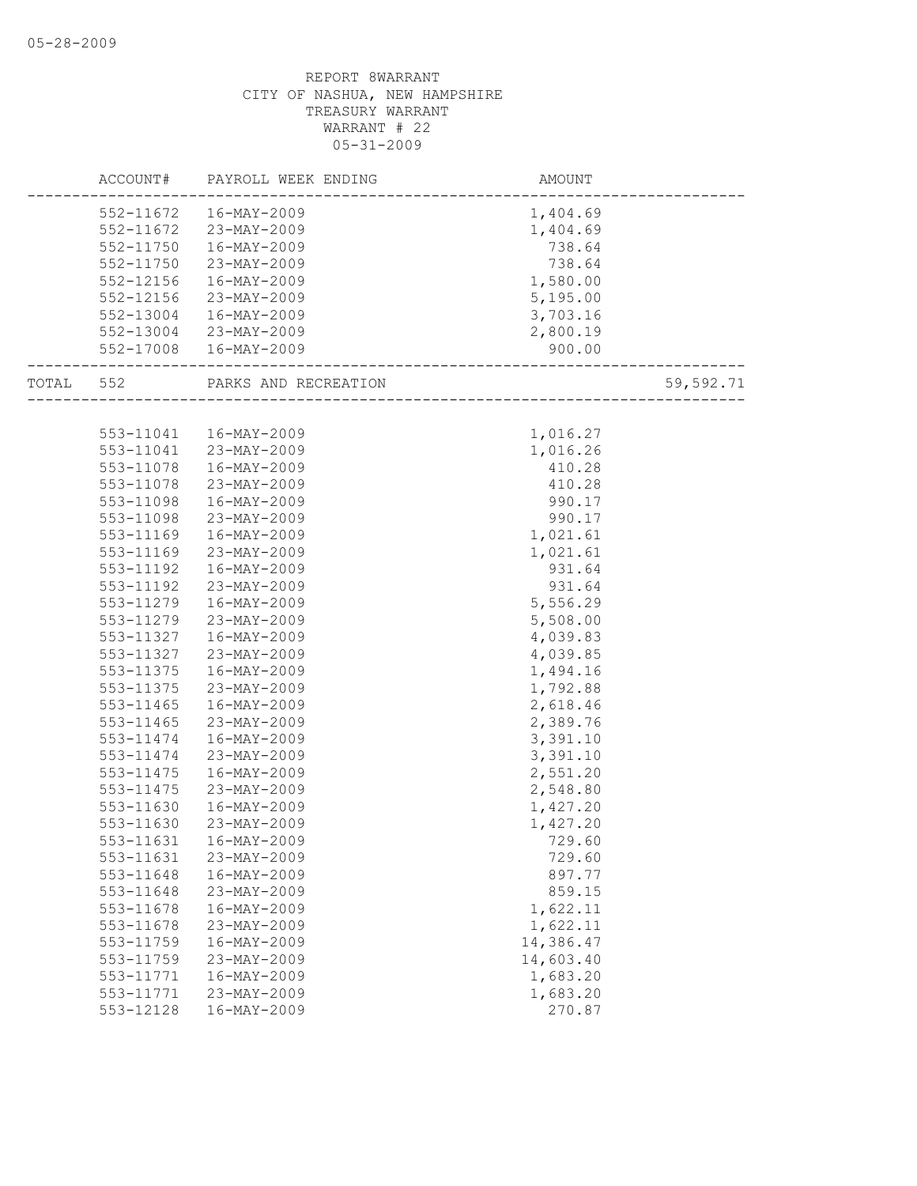REPORT 8WARRANT
CITY OF NASHUA, NEW HAMPSHIRE
TREASURY WARRANT
WARRANT # 22
05-31-2009

| ACCOUNT# | PAYROLL WEEK ENDING | AMOUNT | |
|---|---|---|---|
| 552-11672 | 16-MAY-2009 | 1,404.69 | |
| 552-11672 | 23-MAY-2009 | 1,404.69 | |
| 552-11750 | 16-MAY-2009 | 738.64 | |
| 552-11750 | 23-MAY-2009 | 738.64 | |
| 552-12156 | 16-MAY-2009 | 1,580.00 | |
| 552-12156 | 23-MAY-2009 | 5,195.00 | |
| 552-13004 | 16-MAY-2009 | 3,703.16 | |
| 552-13004 | 23-MAY-2009 | 2,800.19 | |
| 552-17008 | 16-MAY-2009 | 900.00 | |
| TOTAL 552 | PARKS AND RECREATION | | 59,592.71 |
| 553-11041 | 16-MAY-2009 | 1,016.27 | |
| 553-11041 | 23-MAY-2009 | 1,016.26 | |
| 553-11078 | 16-MAY-2009 | 410.28 | |
| 553-11078 | 23-MAY-2009 | 410.28 | |
| 553-11098 | 16-MAY-2009 | 990.17 | |
| 553-11098 | 23-MAY-2009 | 990.17 | |
| 553-11169 | 16-MAY-2009 | 1,021.61 | |
| 553-11169 | 23-MAY-2009 | 1,021.61 | |
| 553-11192 | 16-MAY-2009 | 931.64 | |
| 553-11192 | 23-MAY-2009 | 931.64 | |
| 553-11279 | 16-MAY-2009 | 5,556.29 | |
| 553-11279 | 23-MAY-2009 | 5,508.00 | |
| 553-11327 | 16-MAY-2009 | 4,039.83 | |
| 553-11327 | 23-MAY-2009 | 4,039.85 | |
| 553-11375 | 16-MAY-2009 | 1,494.16 | |
| 553-11375 | 23-MAY-2009 | 1,792.88 | |
| 553-11465 | 16-MAY-2009 | 2,618.46 | |
| 553-11465 | 23-MAY-2009 | 2,389.76 | |
| 553-11474 | 16-MAY-2009 | 3,391.10 | |
| 553-11474 | 23-MAY-2009 | 3,391.10 | |
| 553-11475 | 16-MAY-2009 | 2,551.20 | |
| 553-11475 | 23-MAY-2009 | 2,548.80 | |
| 553-11630 | 16-MAY-2009 | 1,427.20 | |
| 553-11630 | 23-MAY-2009 | 1,427.20 | |
| 553-11631 | 16-MAY-2009 | 729.60 | |
| 553-11631 | 23-MAY-2009 | 729.60 | |
| 553-11648 | 16-MAY-2009 | 897.77 | |
| 553-11648 | 23-MAY-2009 | 859.15 | |
| 553-11678 | 16-MAY-2009 | 1,622.11 | |
| 553-11678 | 23-MAY-2009 | 1,622.11 | |
| 553-11759 | 16-MAY-2009 | 14,386.47 | |
| 553-11759 | 23-MAY-2009 | 14,603.40 | |
| 553-11771 | 16-MAY-2009 | 1,683.20 | |
| 553-11771 | 23-MAY-2009 | 1,683.20 | |
| 553-12128 | 16-MAY-2009 | 270.87 | |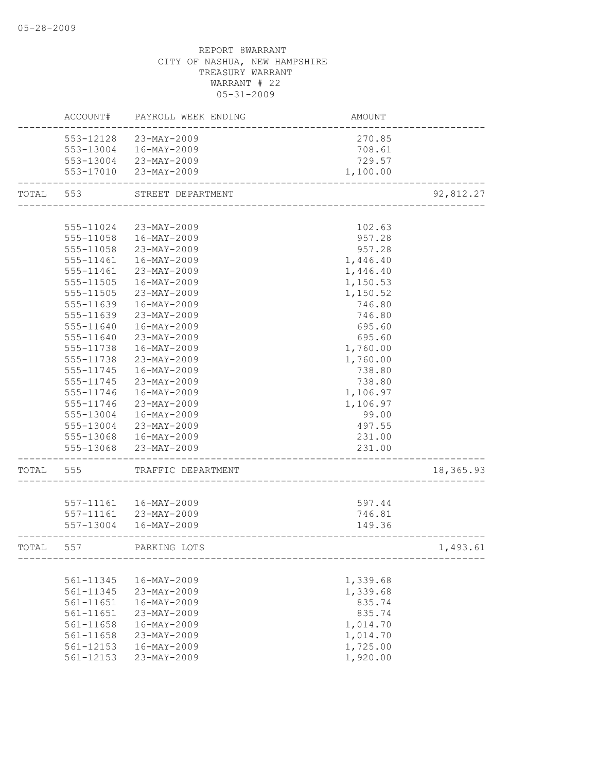REPORT 8WARRANT
CITY OF NASHUA, NEW HAMPSHIRE
TREASURY WARRANT
WARRANT # 22
05-31-2009

| | ACCOUNT# | PAYROLL WEEK ENDING | AMOUNT | |
|---|---|---|---|---|
| | 553-12128 | 23-MAY-2009 | 270.85 | |
| | 553-13004 | 16-MAY-2009 | 708.61 | |
| | 553-13004 | 23-MAY-2009 | 729.57 | |
| | 553-17010 | 23-MAY-2009 | 1,100.00 | |
| TOTAL | 553 | STREET DEPARTMENT | | 92,812.27 |
| | 555-11024 | 23-MAY-2009 | 102.63 | |
| | 555-11058 | 16-MAY-2009 | 957.28 | |
| | 555-11058 | 23-MAY-2009 | 957.28 | |
| | 555-11461 | 16-MAY-2009 | 1,446.40 | |
| | 555-11461 | 23-MAY-2009 | 1,446.40 | |
| | 555-11505 | 16-MAY-2009 | 1,150.53 | |
| | 555-11505 | 23-MAY-2009 | 1,150.52 | |
| | 555-11639 | 16-MAY-2009 | 746.80 | |
| | 555-11639 | 23-MAY-2009 | 746.80 | |
| | 555-11640 | 16-MAY-2009 | 695.60 | |
| | 555-11640 | 23-MAY-2009 | 695.60 | |
| | 555-11738 | 16-MAY-2009 | 1,760.00 | |
| | 555-11738 | 23-MAY-2009 | 1,760.00 | |
| | 555-11745 | 16-MAY-2009 | 738.80 | |
| | 555-11745 | 23-MAY-2009 | 738.80 | |
| | 555-11746 | 16-MAY-2009 | 1,106.97 | |
| | 555-11746 | 23-MAY-2009 | 1,106.97 | |
| | 555-13004 | 16-MAY-2009 | 99.00 | |
| | 555-13004 | 23-MAY-2009 | 497.55 | |
| | 555-13068 | 16-MAY-2009 | 231.00 | |
| | 555-13068 | 23-MAY-2009 | 231.00 | |
| TOTAL | 555 | TRAFFIC DEPARTMENT | | 18,365.93 |
| | 557-11161 | 16-MAY-2009 | 597.44 | |
| | 557-11161 | 23-MAY-2009 | 746.81 | |
| | 557-13004 | 16-MAY-2009 | 149.36 | |
| TOTAL | 557 | PARKING LOTS | | 1,493.61 |
| | 561-11345 | 16-MAY-2009 | 1,339.68 | |
| | 561-11345 | 23-MAY-2009 | 1,339.68 | |
| | 561-11651 | 16-MAY-2009 | 835.74 | |
| | 561-11651 | 23-MAY-2009 | 835.74 | |
| | 561-11658 | 16-MAY-2009 | 1,014.70 | |
| | 561-11658 | 23-MAY-2009 | 1,014.70 | |
| | 561-12153 | 16-MAY-2009 | 1,725.00 | |
| | 561-12153 | 23-MAY-2009 | 1,920.00 | |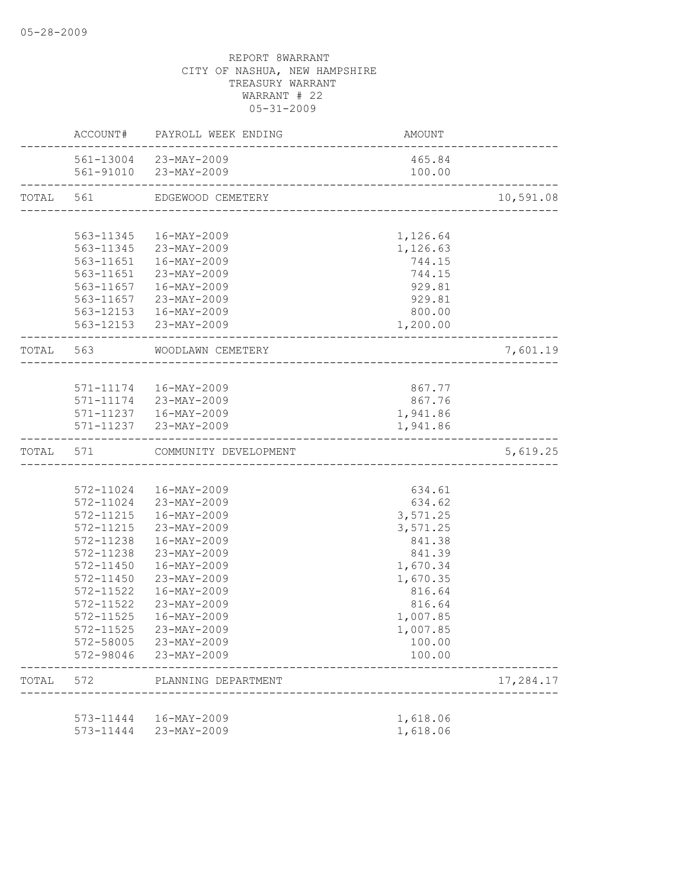05-28-2009

REPORT 8WARRANT
CITY OF NASHUA, NEW HAMPSHIRE
TREASURY WARRANT
WARRANT # 22
05-31-2009

| | ACCOUNT# | PAYROLL WEEK ENDING | AMOUNT | |
|---|---|---|---|---|
| | 561-13004 | 23-MAY-2009 | 465.84 | |
| | 561-91010 | 23-MAY-2009 | 100.00 | |
| TOTAL | 561 | EDGEWOOD CEMETERY | | 10,591.08 |
| | 563-11345 | 16-MAY-2009 | 1,126.64 | |
| | 563-11345 | 23-MAY-2009 | 1,126.63 | |
| | 563-11651 | 16-MAY-2009 | 744.15 | |
| | 563-11651 | 23-MAY-2009 | 744.15 | |
| | 563-11657 | 16-MAY-2009 | 929.81 | |
| | 563-11657 | 23-MAY-2009 | 929.81 | |
| | 563-12153 | 16-MAY-2009 | 800.00 | |
| | 563-12153 | 23-MAY-2009 | 1,200.00 | |
| TOTAL | 563 | WOODLAWN CEMETERY | | 7,601.19 |
| | 571-11174 | 16-MAY-2009 | 867.77 | |
| | 571-11174 | 23-MAY-2009 | 867.76 | |
| | 571-11237 | 16-MAY-2009 | 1,941.86 | |
| | 571-11237 | 23-MAY-2009 | 1,941.86 | |
| TOTAL | 571 | COMMUNITY DEVELOPMENT | | 5,619.25 |
| | 572-11024 | 16-MAY-2009 | 634.61 | |
| | 572-11024 | 23-MAY-2009 | 634.62 | |
| | 572-11215 | 16-MAY-2009 | 3,571.25 | |
| | 572-11215 | 23-MAY-2009 | 3,571.25 | |
| | 572-11238 | 16-MAY-2009 | 841.38 | |
| | 572-11238 | 23-MAY-2009 | 841.39 | |
| | 572-11450 | 16-MAY-2009 | 1,670.34 | |
| | 572-11450 | 23-MAY-2009 | 1,670.35 | |
| | 572-11522 | 16-MAY-2009 | 816.64 | |
| | 572-11522 | 23-MAY-2009 | 816.64 | |
| | 572-11525 | 16-MAY-2009 | 1,007.85 | |
| | 572-11525 | 23-MAY-2009 | 1,007.85 | |
| | 572-58005 | 23-MAY-2009 | 100.00 | |
| | 572-98046 | 23-MAY-2009 | 100.00 | |
| TOTAL | 572 | PLANNING DEPARTMENT | | 17,284.17 |
| | 573-11444 | 16-MAY-2009 | 1,618.06 | |
| | 573-11444 | 23-MAY-2009 | 1,618.06 | |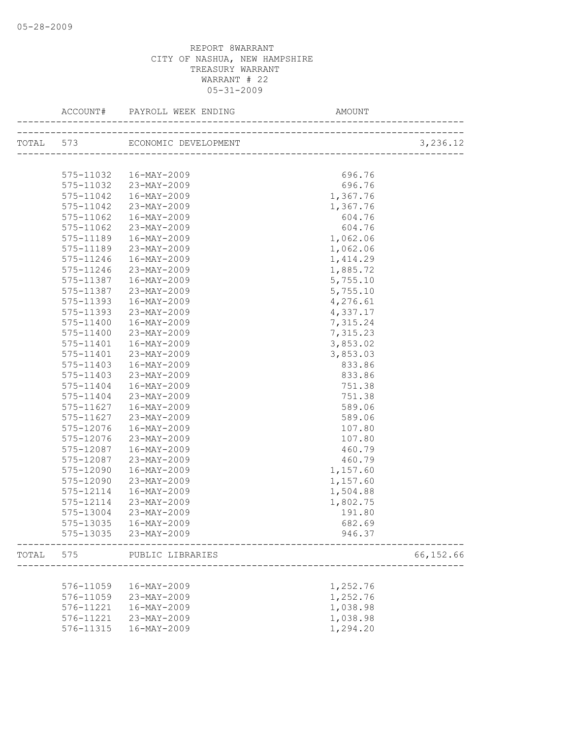05-28-2009

REPORT 8WARRANT
CITY OF NASHUA, NEW HAMPSHIRE
TREASURY WARRANT
WARRANT # 22
05-31-2009

| | ACCOUNT# | PAYROLL WEEK ENDING | AMOUNT | |
|---|---|---|---|---|
| TOTAL | 573 | ECONOMIC DEVELOPMENT | | 3,236.12 |
| | 575-11032 | 16-MAY-2009 | 696.76 | |
| | 575-11032 | 23-MAY-2009 | 696.76 | |
| | 575-11042 | 16-MAY-2009 | 1,367.76 | |
| | 575-11042 | 23-MAY-2009 | 1,367.76 | |
| | 575-11062 | 16-MAY-2009 | 604.76 | |
| | 575-11062 | 23-MAY-2009 | 604.76 | |
| | 575-11189 | 16-MAY-2009 | 1,062.06 | |
| | 575-11189 | 23-MAY-2009 | 1,062.06 | |
| | 575-11246 | 16-MAY-2009 | 1,414.29 | |
| | 575-11246 | 23-MAY-2009 | 1,885.72 | |
| | 575-11387 | 16-MAY-2009 | 5,755.10 | |
| | 575-11387 | 23-MAY-2009 | 5,755.10 | |
| | 575-11393 | 16-MAY-2009 | 4,276.61 | |
| | 575-11393 | 23-MAY-2009 | 4,337.17 | |
| | 575-11400 | 16-MAY-2009 | 7,315.24 | |
| | 575-11400 | 23-MAY-2009 | 7,315.23 | |
| | 575-11401 | 16-MAY-2009 | 3,853.02 | |
| | 575-11401 | 23-MAY-2009 | 3,853.03 | |
| | 575-11403 | 16-MAY-2009 | 833.86 | |
| | 575-11403 | 23-MAY-2009 | 833.86 | |
| | 575-11404 | 16-MAY-2009 | 751.38 | |
| | 575-11404 | 23-MAY-2009 | 751.38 | |
| | 575-11627 | 16-MAY-2009 | 589.06 | |
| | 575-11627 | 23-MAY-2009 | 589.06 | |
| | 575-12076 | 16-MAY-2009 | 107.80 | |
| | 575-12076 | 23-MAY-2009 | 107.80 | |
| | 575-12087 | 16-MAY-2009 | 460.79 | |
| | 575-12087 | 23-MAY-2009 | 460.79 | |
| | 575-12090 | 16-MAY-2009 | 1,157.60 | |
| | 575-12090 | 23-MAY-2009 | 1,157.60 | |
| | 575-12114 | 16-MAY-2009 | 1,504.88 | |
| | 575-12114 | 23-MAY-2009 | 1,802.75 | |
| | 575-13004 | 23-MAY-2009 | 191.80 | |
| | 575-13035 | 16-MAY-2009 | 682.69 | |
| | 575-13035 | 23-MAY-2009 | 946.37 | |
| TOTAL | 575 | PUBLIC LIBRARIES | | 66,152.66 |
| | 576-11059 | 16-MAY-2009 | 1,252.76 | |
| | 576-11059 | 23-MAY-2009 | 1,252.76 | |
| | 576-11221 | 16-MAY-2009 | 1,038.98 | |
| | 576-11221 | 23-MAY-2009 | 1,038.98 | |
| | 576-11315 | 16-MAY-2009 | 1,294.20 | |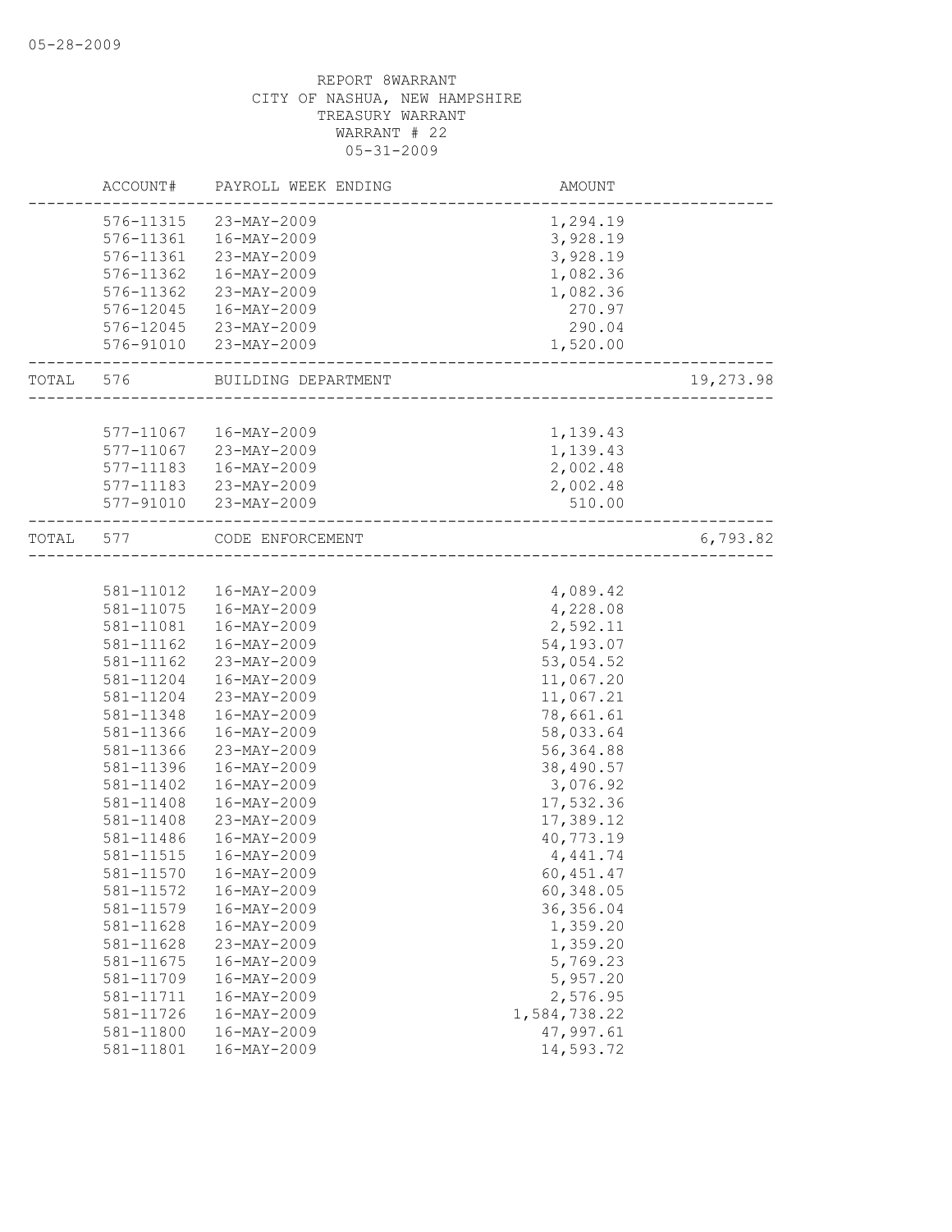REPORT 8WARRANT
CITY OF NASHUA, NEW HAMPSHIRE
TREASURY WARRANT
WARRANT # 22
05-31-2009

| | ACCOUNT# | PAYROLL WEEK ENDING | AMOUNT | |
|---|---|---|---|---|
| | 576-11315 | 23-MAY-2009 | 1,294.19 | |
| | 576-11361 | 16-MAY-2009 | 3,928.19 | |
| | 576-11361 | 23-MAY-2009 | 3,928.19 | |
| | 576-11362 | 16-MAY-2009 | 1,082.36 | |
| | 576-11362 | 23-MAY-2009 | 1,082.36 | |
| | 576-12045 | 16-MAY-2009 | 270.97 | |
| | 576-12045 | 23-MAY-2009 | 290.04 | |
| | 576-91010 | 23-MAY-2009 | 1,520.00 | |
| TOTAL | 576 | BUILDING DEPARTMENT | | 19,273.98 |
| | 577-11067 | 16-MAY-2009 | 1,139.43 | |
| | 577-11067 | 23-MAY-2009 | 1,139.43 | |
| | 577-11183 | 16-MAY-2009 | 2,002.48 | |
| | 577-11183 | 23-MAY-2009 | 2,002.48 | |
| | 577-91010 | 23-MAY-2009 | 510.00 | |
| TOTAL | 577 | CODE ENFORCEMENT | | 6,793.82 |
| | 581-11012 | 16-MAY-2009 | 4,089.42 | |
| | 581-11075 | 16-MAY-2009 | 4,228.08 | |
| | 581-11081 | 16-MAY-2009 | 2,592.11 | |
| | 581-11162 | 16-MAY-2009 | 54,193.07 | |
| | 581-11162 | 23-MAY-2009 | 53,054.52 | |
| | 581-11204 | 16-MAY-2009 | 11,067.20 | |
| | 581-11204 | 23-MAY-2009 | 11,067.21 | |
| | 581-11348 | 16-MAY-2009 | 78,661.61 | |
| | 581-11366 | 16-MAY-2009 | 58,033.64 | |
| | 581-11366 | 23-MAY-2009 | 56,364.88 | |
| | 581-11396 | 16-MAY-2009 | 38,490.57 | |
| | 581-11402 | 16-MAY-2009 | 3,076.92 | |
| | 581-11408 | 16-MAY-2009 | 17,532.36 | |
| | 581-11408 | 23-MAY-2009 | 17,389.12 | |
| | 581-11486 | 16-MAY-2009 | 40,773.19 | |
| | 581-11515 | 16-MAY-2009 | 4,441.74 | |
| | 581-11570 | 16-MAY-2009 | 60,451.47 | |
| | 581-11572 | 16-MAY-2009 | 60,348.05 | |
| | 581-11579 | 16-MAY-2009 | 36,356.04 | |
| | 581-11628 | 16-MAY-2009 | 1,359.20 | |
| | 581-11628 | 23-MAY-2009 | 1,359.20 | |
| | 581-11675 | 16-MAY-2009 | 5,769.23 | |
| | 581-11709 | 16-MAY-2009 | 5,957.20 | |
| | 581-11711 | 16-MAY-2009 | 2,576.95 | |
| | 581-11726 | 16-MAY-2009 | 1,584,738.22 | |
| | 581-11800 | 16-MAY-2009 | 47,997.61 | |
| | 581-11801 | 16-MAY-2009 | 14,593.72 | |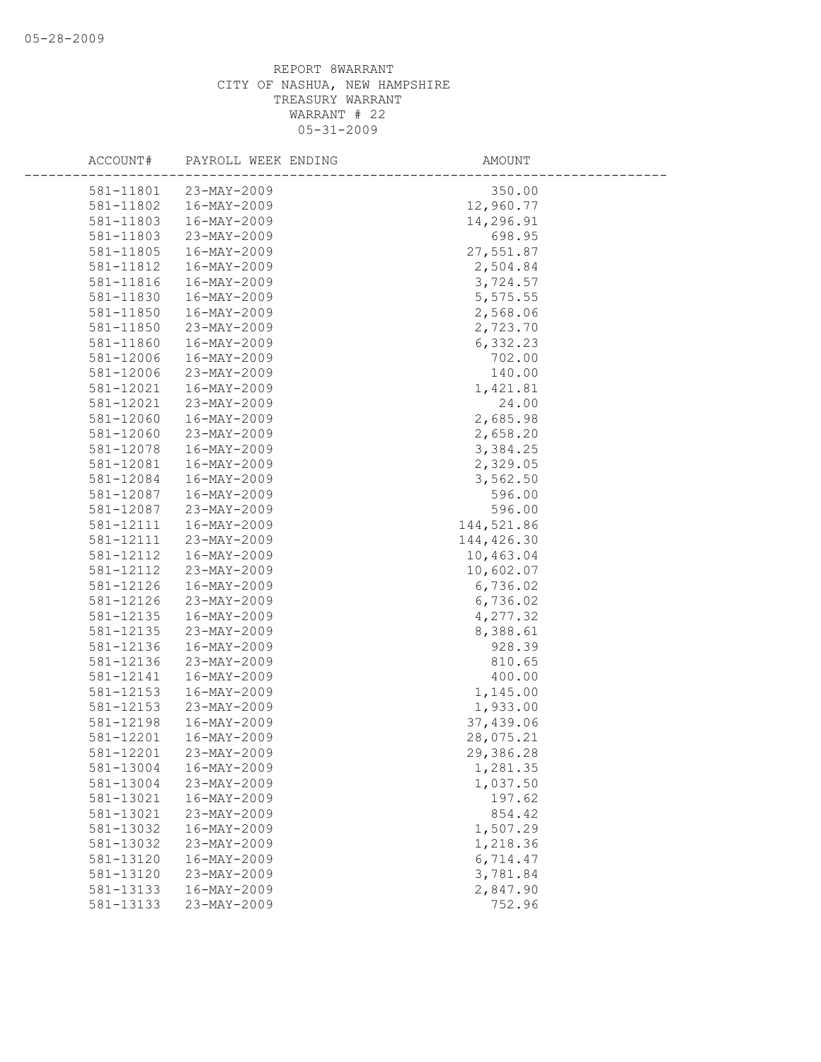REPORT 8WARRANT
CITY OF NASHUA, NEW HAMPSHIRE
TREASURY WARRANT
WARRANT # 22
05-31-2009

| ACCOUNT# | PAYROLL WEEK ENDING | AMOUNT |
|---|---|---|
| 581-11801 | 23-MAY-2009 | 350.00 |
| 581-11802 | 16-MAY-2009 | 12,960.77 |
| 581-11803 | 16-MAY-2009 | 14,296.91 |
| 581-11803 | 23-MAY-2009 | 698.95 |
| 581-11805 | 16-MAY-2009 | 27,551.87 |
| 581-11812 | 16-MAY-2009 | 2,504.84 |
| 581-11816 | 16-MAY-2009 | 3,724.57 |
| 581-11830 | 16-MAY-2009 | 5,575.55 |
| 581-11850 | 16-MAY-2009 | 2,568.06 |
| 581-11850 | 23-MAY-2009 | 2,723.70 |
| 581-11860 | 16-MAY-2009 | 6,332.23 |
| 581-12006 | 16-MAY-2009 | 702.00 |
| 581-12006 | 23-MAY-2009 | 140.00 |
| 581-12021 | 16-MAY-2009 | 1,421.81 |
| 581-12021 | 23-MAY-2009 | 24.00 |
| 581-12060 | 16-MAY-2009 | 2,685.98 |
| 581-12060 | 23-MAY-2009 | 2,658.20 |
| 581-12078 | 16-MAY-2009 | 3,384.25 |
| 581-12081 | 16-MAY-2009 | 2,329.05 |
| 581-12084 | 16-MAY-2009 | 3,562.50 |
| 581-12087 | 16-MAY-2009 | 596.00 |
| 581-12087 | 23-MAY-2009 | 596.00 |
| 581-12111 | 16-MAY-2009 | 144,521.86 |
| 581-12111 | 23-MAY-2009 | 144,426.30 |
| 581-12112 | 16-MAY-2009 | 10,463.04 |
| 581-12112 | 23-MAY-2009 | 10,602.07 |
| 581-12126 | 16-MAY-2009 | 6,736.02 |
| 581-12126 | 23-MAY-2009 | 6,736.02 |
| 581-12135 | 16-MAY-2009 | 4,277.32 |
| 581-12135 | 23-MAY-2009 | 8,388.61 |
| 581-12136 | 16-MAY-2009 | 928.39 |
| 581-12136 | 23-MAY-2009 | 810.65 |
| 581-12141 | 16-MAY-2009 | 400.00 |
| 581-12153 | 16-MAY-2009 | 1,145.00 |
| 581-12153 | 23-MAY-2009 | 1,933.00 |
| 581-12198 | 16-MAY-2009 | 37,439.06 |
| 581-12201 | 16-MAY-2009 | 28,075.21 |
| 581-12201 | 23-MAY-2009 | 29,386.28 |
| 581-13004 | 16-MAY-2009 | 1,281.35 |
| 581-13004 | 23-MAY-2009 | 1,037.50 |
| 581-13021 | 16-MAY-2009 | 197.62 |
| 581-13021 | 23-MAY-2009 | 854.42 |
| 581-13032 | 16-MAY-2009 | 1,507.29 |
| 581-13032 | 23-MAY-2009 | 1,218.36 |
| 581-13120 | 16-MAY-2009 | 6,714.47 |
| 581-13120 | 23-MAY-2009 | 3,781.84 |
| 581-13133 | 16-MAY-2009 | 2,847.90 |
| 581-13133 | 23-MAY-2009 | 752.96 |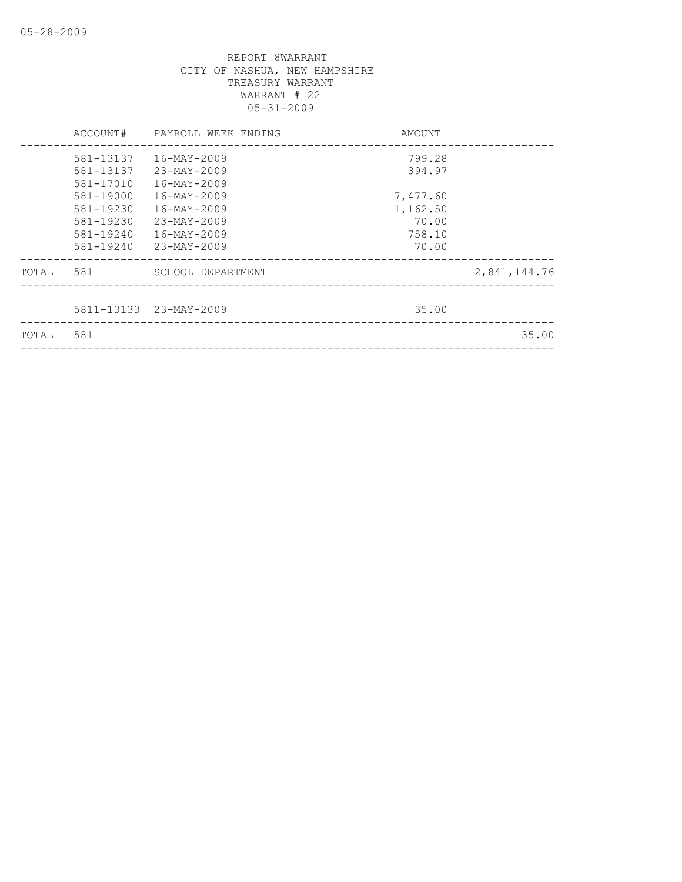REPORT 8WARRANT
CITY OF NASHUA, NEW HAMPSHIRE
TREASURY WARRANT
WARRANT # 22
05-31-2009

| | ACCOUNT# | PAYROLL WEEK ENDING | AMOUNT | |
|---|---|---|---|---|
| | 581-13137 | 16-MAY-2009 | 799.28 | |
| | 581-13137 | 23-MAY-2009 | 394.97 | |
| | 581-17010 | 16-MAY-2009 | | |
| | 581-19000 | 16-MAY-2009 | 7,477.60 | |
| | 581-19230 | 16-MAY-2009 | 1,162.50 | |
| | 581-19230 | 23-MAY-2009 | 70.00 | |
| | 581-19240 | 16-MAY-2009 | 758.10 | |
| | 581-19240 | 23-MAY-2009 | 70.00 | |
| TOTAL | 581 | SCHOOL DEPARTMENT | | 2,841,144.76 |
| | 5811-13133 | 23-MAY-2009 | 35.00 | |
| TOTAL | 581 | | | 35.00 |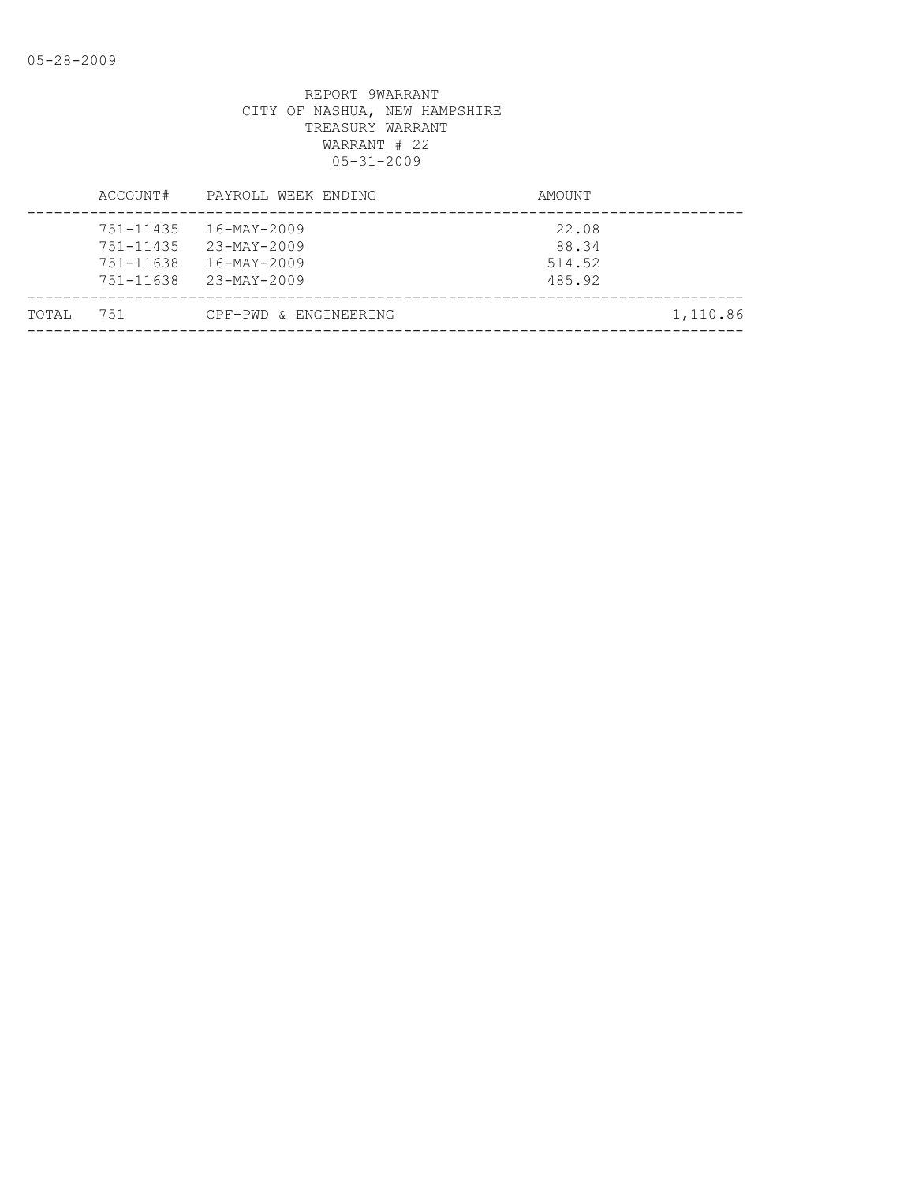REPORT 9WARRANT
CITY OF NASHUA, NEW HAMPSHIRE
TREASURY WARRANT
WARRANT # 22
05-31-2009

| | ACCOUNT# | PAYROLL WEEK ENDING | AMOUNT | |
|---|---|---|---|---|
| | 751-11435 | 16-MAY-2009 | 22.08 | |
| | 751-11435 | 23-MAY-2009 | 88.34 | |
| | 751-11638 | 16-MAY-2009 | 514.52 | |
| | 751-11638 | 23-MAY-2009 | 485.92 | |
| TOTAL | 751 | CPF-PWD & ENGINEERING | | 1,110.86 |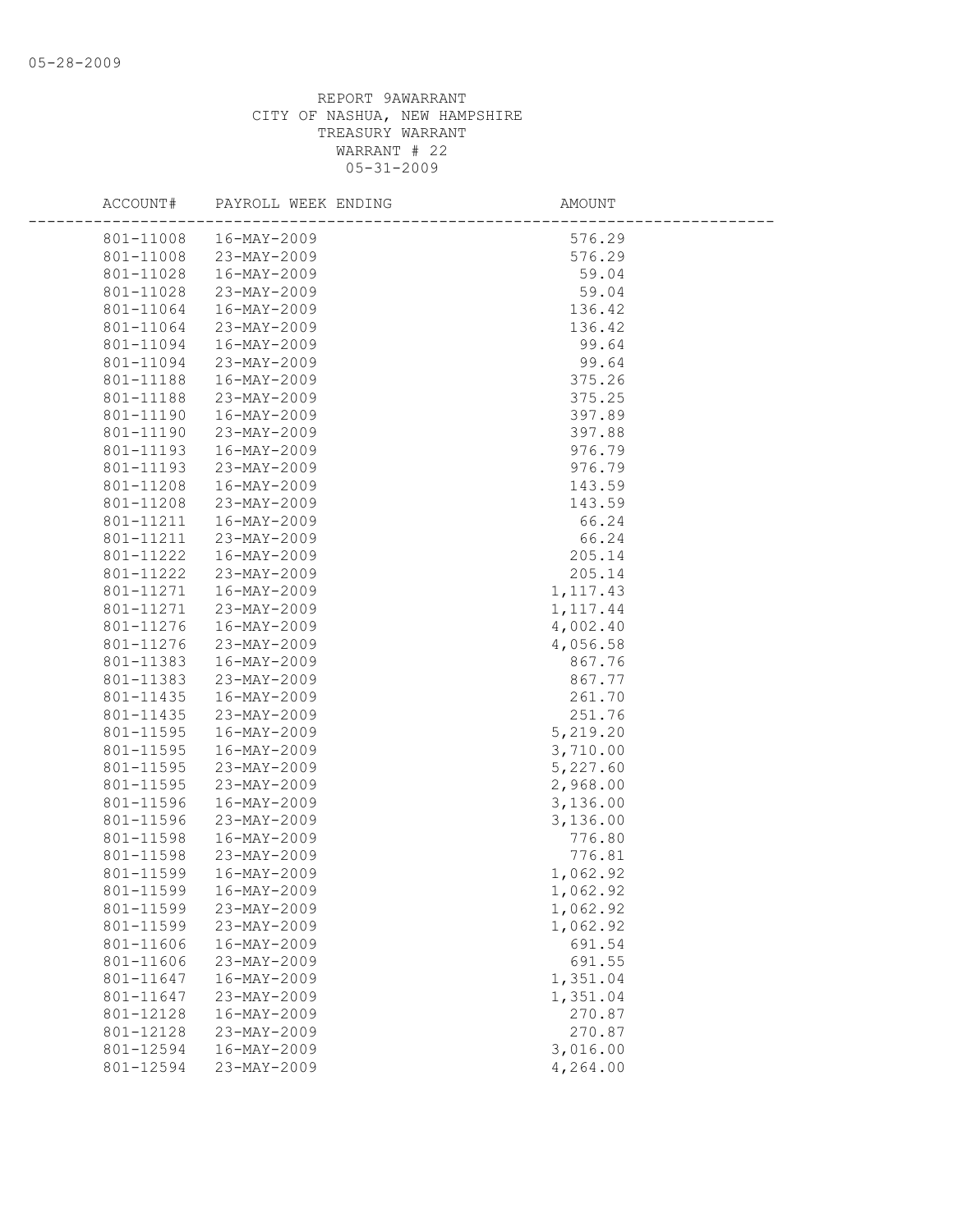REPORT 9AWARRANT
CITY OF NASHUA, NEW HAMPSHIRE
TREASURY WARRANT
WARRANT # 22
05-31-2009

| ACCOUNT# | PAYROLL WEEK ENDING | AMOUNT |
|---|---|---|
| 801-11008 | 16-MAY-2009 | 576.29 |
| 801-11008 | 23-MAY-2009 | 576.29 |
| 801-11028 | 16-MAY-2009 | 59.04 |
| 801-11028 | 23-MAY-2009 | 59.04 |
| 801-11064 | 16-MAY-2009 | 136.42 |
| 801-11064 | 23-MAY-2009 | 136.42 |
| 801-11094 | 16-MAY-2009 | 99.64 |
| 801-11094 | 23-MAY-2009 | 99.64 |
| 801-11188 | 16-MAY-2009 | 375.26 |
| 801-11188 | 23-MAY-2009 | 375.25 |
| 801-11190 | 16-MAY-2009 | 397.89 |
| 801-11190 | 23-MAY-2009 | 397.88 |
| 801-11193 | 16-MAY-2009 | 976.79 |
| 801-11193 | 23-MAY-2009 | 976.79 |
| 801-11208 | 16-MAY-2009 | 143.59 |
| 801-11208 | 23-MAY-2009 | 143.59 |
| 801-11211 | 16-MAY-2009 | 66.24 |
| 801-11211 | 23-MAY-2009 | 66.24 |
| 801-11222 | 16-MAY-2009 | 205.14 |
| 801-11222 | 23-MAY-2009 | 205.14 |
| 801-11271 | 16-MAY-2009 | 1,117.43 |
| 801-11271 | 23-MAY-2009 | 1,117.44 |
| 801-11276 | 16-MAY-2009 | 4,002.40 |
| 801-11276 | 23-MAY-2009 | 4,056.58 |
| 801-11383 | 16-MAY-2009 | 867.76 |
| 801-11383 | 23-MAY-2009 | 867.77 |
| 801-11435 | 16-MAY-2009 | 261.70 |
| 801-11435 | 23-MAY-2009 | 251.76 |
| 801-11595 | 16-MAY-2009 | 5,219.20 |
| 801-11595 | 16-MAY-2009 | 3,710.00 |
| 801-11595 | 23-MAY-2009 | 5,227.60 |
| 801-11595 | 23-MAY-2009 | 2,968.00 |
| 801-11596 | 16-MAY-2009 | 3,136.00 |
| 801-11596 | 23-MAY-2009 | 3,136.00 |
| 801-11598 | 16-MAY-2009 | 776.80 |
| 801-11598 | 23-MAY-2009 | 776.81 |
| 801-11599 | 16-MAY-2009 | 1,062.92 |
| 801-11599 | 16-MAY-2009 | 1,062.92 |
| 801-11599 | 23-MAY-2009 | 1,062.92 |
| 801-11599 | 23-MAY-2009 | 1,062.92 |
| 801-11606 | 16-MAY-2009 | 691.54 |
| 801-11606 | 23-MAY-2009 | 691.55 |
| 801-11647 | 16-MAY-2009 | 1,351.04 |
| 801-11647 | 23-MAY-2009 | 1,351.04 |
| 801-12128 | 16-MAY-2009 | 270.87 |
| 801-12128 | 23-MAY-2009 | 270.87 |
| 801-12594 | 16-MAY-2009 | 3,016.00 |
| 801-12594 | 23-MAY-2009 | 4,264.00 |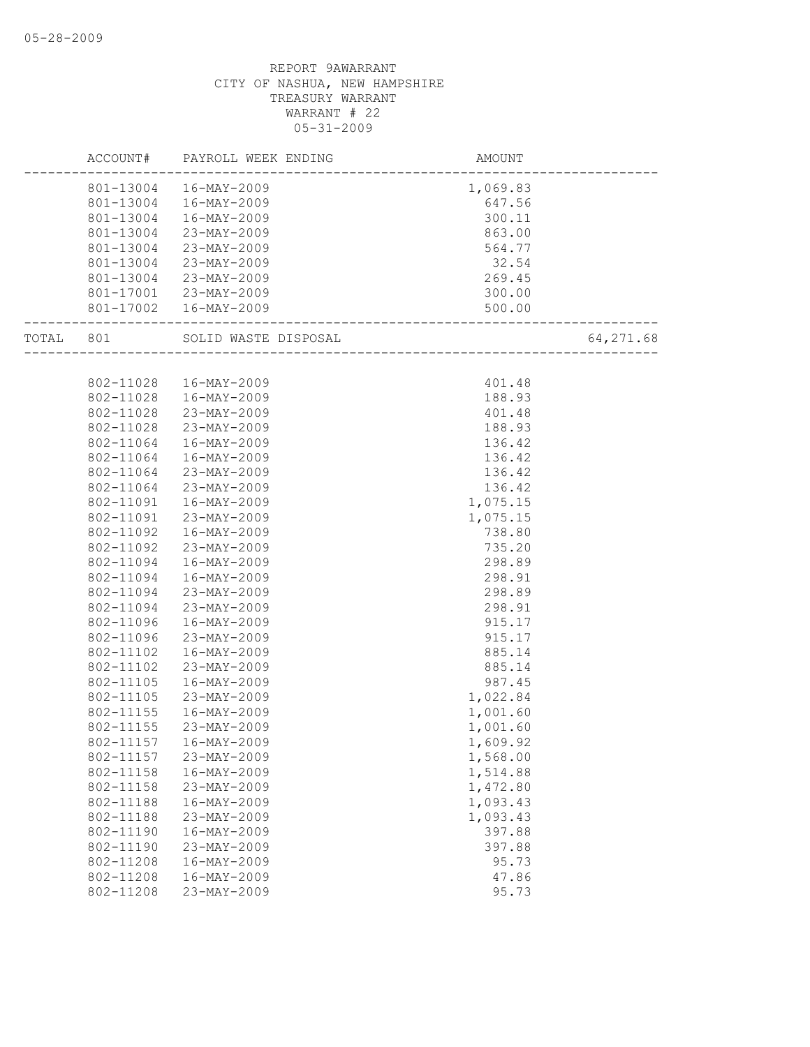05-28-2009

REPORT 9AWARRANT
CITY OF NASHUA, NEW HAMPSHIRE
TREASURY WARRANT
WARRANT # 22
05-31-2009

| ACCOUNT# | PAYROLL WEEK ENDING | AMOUNT | |
|---|---|---|---|
| 801-13004 | 16-MAY-2009 | 1,069.83 | |
| 801-13004 | 16-MAY-2009 | 647.56 | |
| 801-13004 | 16-MAY-2009 | 300.11 | |
| 801-13004 | 23-MAY-2009 | 863.00 | |
| 801-13004 | 23-MAY-2009 | 564.77 | |
| 801-13004 | 23-MAY-2009 | 32.54 | |
| 801-13004 | 23-MAY-2009 | 269.45 | |
| 801-17001 | 23-MAY-2009 | 300.00 | |
| 801-17002 | 16-MAY-2009 | 500.00 | |
| TOTAL 801 | SOLID WASTE DISPOSAL | | 64,271.68 |
| 802-11028 | 16-MAY-2009 | 401.48 | |
| 802-11028 | 16-MAY-2009 | 188.93 | |
| 802-11028 | 23-MAY-2009 | 401.48 | |
| 802-11028 | 23-MAY-2009 | 188.93 | |
| 802-11064 | 16-MAY-2009 | 136.42 | |
| 802-11064 | 16-MAY-2009 | 136.42 | |
| 802-11064 | 23-MAY-2009 | 136.42 | |
| 802-11064 | 23-MAY-2009 | 136.42 | |
| 802-11091 | 16-MAY-2009 | 1,075.15 | |
| 802-11091 | 23-MAY-2009 | 1,075.15 | |
| 802-11092 | 16-MAY-2009 | 738.80 | |
| 802-11092 | 23-MAY-2009 | 735.20 | |
| 802-11094 | 16-MAY-2009 | 298.89 | |
| 802-11094 | 16-MAY-2009 | 298.91 | |
| 802-11094 | 23-MAY-2009 | 298.89 | |
| 802-11094 | 23-MAY-2009 | 298.91 | |
| 802-11096 | 16-MAY-2009 | 915.17 | |
| 802-11096 | 23-MAY-2009 | 915.17 | |
| 802-11102 | 16-MAY-2009 | 885.14 | |
| 802-11102 | 23-MAY-2009 | 885.14 | |
| 802-11105 | 16-MAY-2009 | 987.45 | |
| 802-11105 | 23-MAY-2009 | 1,022.84 | |
| 802-11155 | 16-MAY-2009 | 1,001.60 | |
| 802-11155 | 23-MAY-2009 | 1,001.60 | |
| 802-11157 | 16-MAY-2009 | 1,609.92 | |
| 802-11157 | 23-MAY-2009 | 1,568.00 | |
| 802-11158 | 16-MAY-2009 | 1,514.88 | |
| 802-11158 | 23-MAY-2009 | 1,472.80 | |
| 802-11188 | 16-MAY-2009 | 1,093.43 | |
| 802-11188 | 23-MAY-2009 | 1,093.43 | |
| 802-11190 | 16-MAY-2009 | 397.88 | |
| 802-11190 | 23-MAY-2009 | 397.88 | |
| 802-11208 | 16-MAY-2009 | 95.73 | |
| 802-11208 | 16-MAY-2009 | 47.86 | |
| 802-11208 | 23-MAY-2009 | 95.73 | |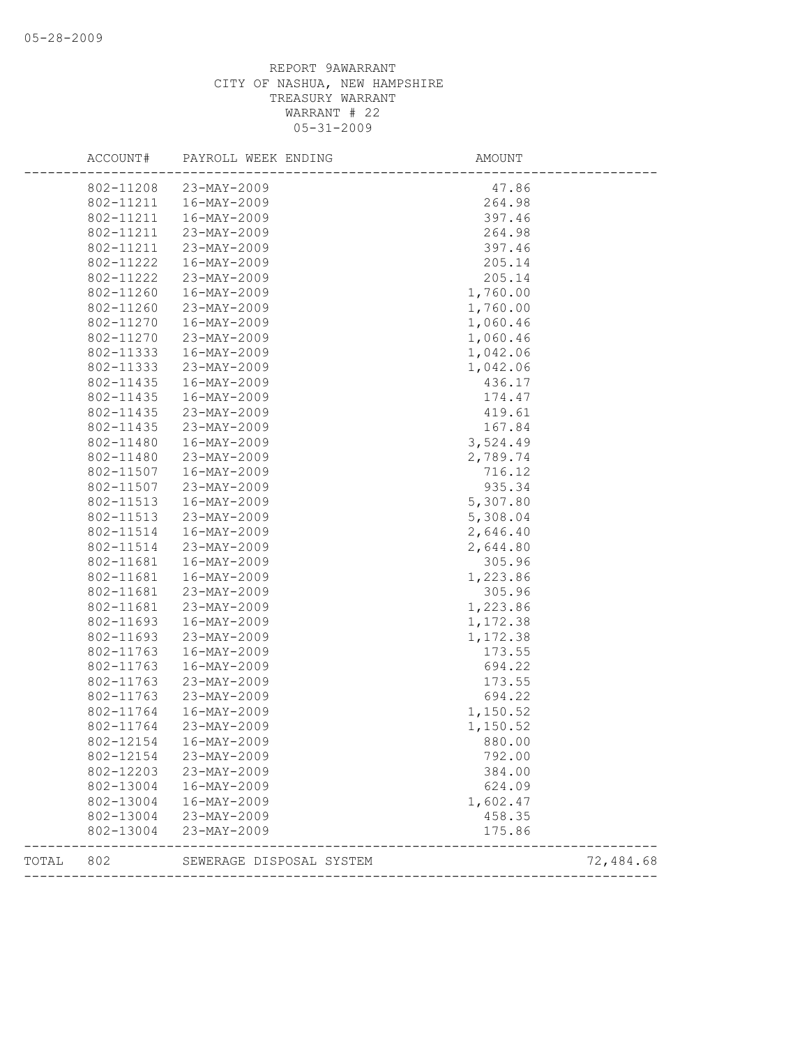REPORT 9AWARRANT
CITY OF NASHUA, NEW HAMPSHIRE
TREASURY WARRANT
WARRANT # 22
05-31-2009

| | ACCOUNT# | PAYROLL WEEK ENDING | AMOUNT | |
|---|---|---|---|---|
| | 802-11208 | 23-MAY-2009 | 47.86 | |
| | 802-11211 | 16-MAY-2009 | 264.98 | |
| | 802-11211 | 16-MAY-2009 | 397.46 | |
| | 802-11211 | 23-MAY-2009 | 264.98 | |
| | 802-11211 | 23-MAY-2009 | 397.46 | |
| | 802-11222 | 16-MAY-2009 | 205.14 | |
| | 802-11222 | 23-MAY-2009 | 205.14 | |
| | 802-11260 | 16-MAY-2009 | 1,760.00 | |
| | 802-11260 | 23-MAY-2009 | 1,760.00 | |
| | 802-11270 | 16-MAY-2009 | 1,060.46 | |
| | 802-11270 | 23-MAY-2009 | 1,060.46 | |
| | 802-11333 | 16-MAY-2009 | 1,042.06 | |
| | 802-11333 | 23-MAY-2009 | 1,042.06 | |
| | 802-11435 | 16-MAY-2009 | 436.17 | |
| | 802-11435 | 16-MAY-2009 | 174.47 | |
| | 802-11435 | 23-MAY-2009 | 419.61 | |
| | 802-11435 | 23-MAY-2009 | 167.84 | |
| | 802-11480 | 16-MAY-2009 | 3,524.49 | |
| | 802-11480 | 23-MAY-2009 | 2,789.74 | |
| | 802-11507 | 16-MAY-2009 | 716.12 | |
| | 802-11507 | 23-MAY-2009 | 935.34 | |
| | 802-11513 | 16-MAY-2009 | 5,307.80 | |
| | 802-11513 | 23-MAY-2009 | 5,308.04 | |
| | 802-11514 | 16-MAY-2009 | 2,646.40 | |
| | 802-11514 | 23-MAY-2009 | 2,644.80 | |
| | 802-11681 | 16-MAY-2009 | 305.96 | |
| | 802-11681 | 16-MAY-2009 | 1,223.86 | |
| | 802-11681 | 23-MAY-2009 | 305.96 | |
| | 802-11681 | 23-MAY-2009 | 1,223.86 | |
| | 802-11693 | 16-MAY-2009 | 1,172.38 | |
| | 802-11693 | 23-MAY-2009 | 1,172.38 | |
| | 802-11763 | 16-MAY-2009 | 173.55 | |
| | 802-11763 | 16-MAY-2009 | 694.22 | |
| | 802-11763 | 23-MAY-2009 | 173.55 | |
| | 802-11763 | 23-MAY-2009 | 694.22 | |
| | 802-11764 | 16-MAY-2009 | 1,150.52 | |
| | 802-11764 | 23-MAY-2009 | 1,150.52 | |
| | 802-12154 | 16-MAY-2009 | 880.00 | |
| | 802-12154 | 23-MAY-2009 | 792.00 | |
| | 802-12203 | 23-MAY-2009 | 384.00 | |
| | 802-13004 | 16-MAY-2009 | 624.09 | |
| | 802-13004 | 16-MAY-2009 | 1,602.47 | |
| | 802-13004 | 23-MAY-2009 | 458.35 | |
| | 802-13004 | 23-MAY-2009 | 175.86 | |
| TOTAL | 802 | SEWERAGE DISPOSAL SYSTEM | | 72,484.68 |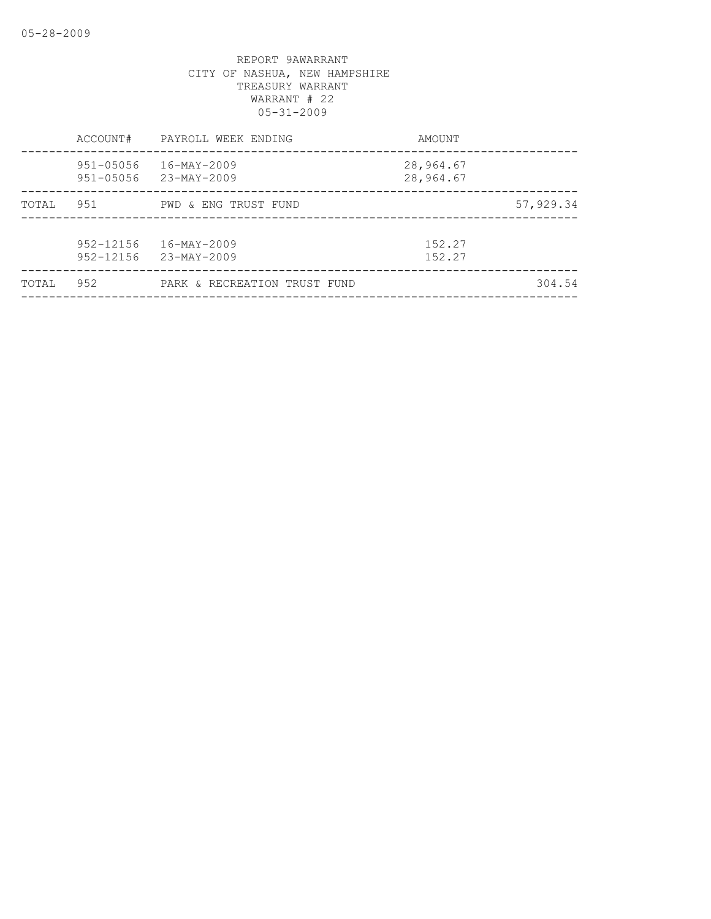REPORT 9AWARRANT
CITY OF NASHUA, NEW HAMPSHIRE
TREASURY WARRANT
WARRANT # 22
05-31-2009

| | ACCOUNT# | PAYROLL WEEK ENDING | AMOUNT | |
|---|---|---|---|---|
| | 951-05056 | 16-MAY-2009 | 28,964.67 | |
| | 951-05056 | 23-MAY-2009 | 28,964.67 | |
| TOTAL | 951 | PWD & ENG TRUST FUND | | 57,929.34 |
| | 952-12156 | 16-MAY-2009 | 152.27 | |
| | 952-12156 | 23-MAY-2009 | 152.27 | |
| TOTAL | 952 | PARK & RECREATION TRUST FUND | | 304.54 |